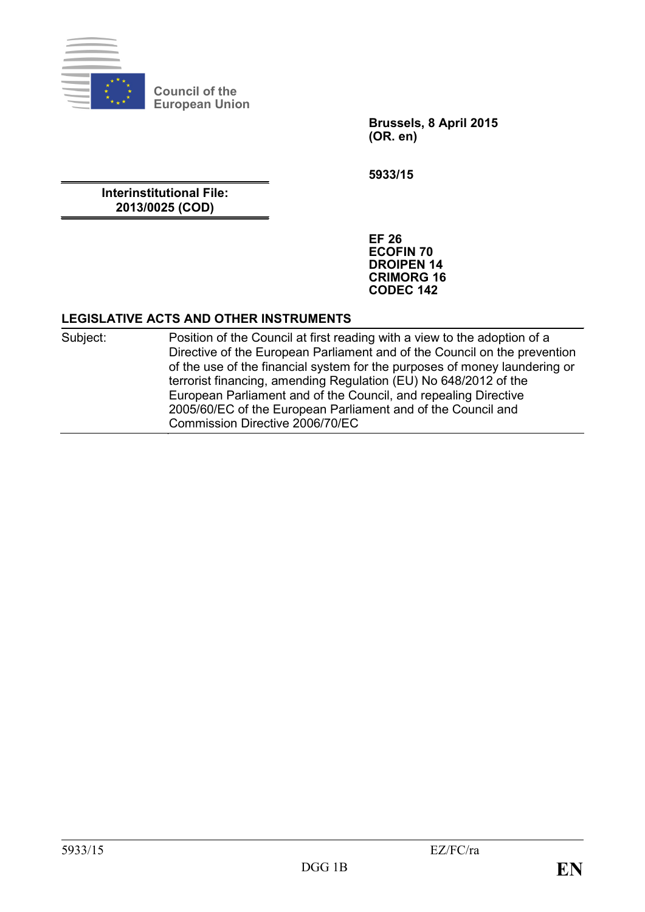Council of the European Union

**Brussels, 8 April 2015**
**(OR. en)**

**5933/15**

**Interinstitutional File:**
**2013/0025 (COD)**

**EF 26**
**ECOFIN 70**
**DROIPEN 14**
**CRIMORG 16**
**CODEC 142**

**LEGISLATIVE ACTS AND OTHER INSTRUMENTS**

| | |
|---|---|
| Subject: | Position of the Council at first reading with a view to the adoption of a Directive of the European Parliament and of the Council on the prevention of the use of the financial system for the purposes of money laundering or terrorist financing, amending Regulation (EU) No 648/2012 of the European Parliament and of the Council, and repealing Directive 2005/60/EC of the European Parliament and of the Council and Commission Directive 2006/70/EC |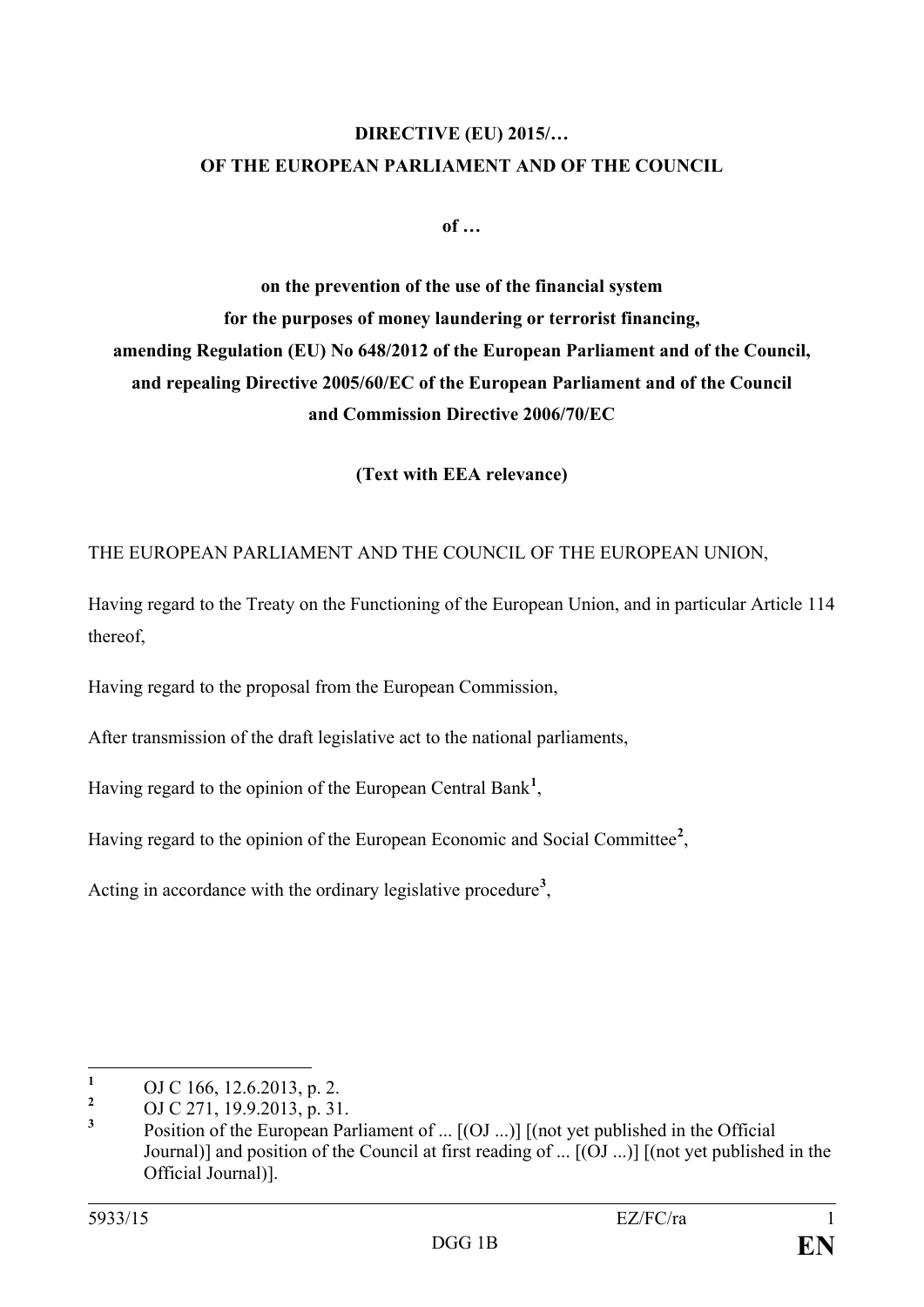**DIRECTIVE (EU) 2015/…**
**OF THE EUROPEAN PARLIAMENT AND OF THE COUNCIL**

**of …**

**on the prevention of the use of the financial system for the purposes of money laundering or terrorist financing, amending Regulation (EU) No 648/2012 of the European Parliament and of the Council, and repealing Directive 2005/60/EC of the European Parliament and of the Council and Commission Directive 2006/70/EC**

**(Text with EEA relevance)**

THE EUROPEAN PARLIAMENT AND THE COUNCIL OF THE EUROPEAN UNION,

Having regard to the Treaty on the Functioning of the European Union, and in particular Article 114 thereof,

Having regard to the proposal from the European Commission,

After transmission of the draft legislative act to the national parliaments,

Having regard to the opinion of the European Central Bank[1],

Having regard to the opinion of the European Economic and Social Committee[2],

Acting in accordance with the ordinary legislative procedure[3],

---

[1] OJ C 166, 12.6.2013, p. 2.

[2] OJ C 271, 19.9.2013, p. 31.

[3] Position of the European Parliament of ... [(OJ ...)] [(not yet published in the Official Journal)] and position of the Council at first reading of ... [(OJ ...)] [(not yet published in the Official Journal)].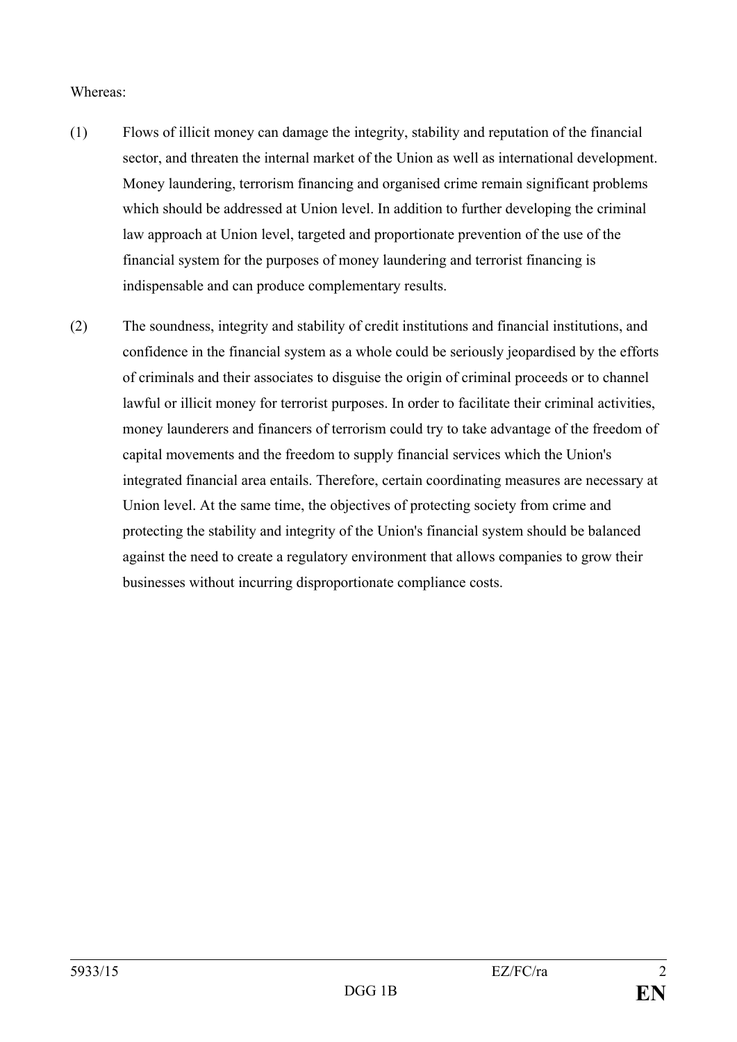Whereas:

(1) Flows of illicit money can damage the integrity, stability and reputation of the financial sector, and threaten the internal market of the Union as well as international development. Money laundering, terrorism financing and organised crime remain significant problems which should be addressed at Union level. In addition to further developing the criminal law approach at Union level, targeted and proportionate prevention of the use of the financial system for the purposes of money laundering and terrorist financing is indispensable and can produce complementary results.

(2) The soundness, integrity and stability of credit institutions and financial institutions, and confidence in the financial system as a whole could be seriously jeopardised by the efforts of criminals and their associates to disguise the origin of criminal proceeds or to channel lawful or illicit money for terrorist purposes. In order to facilitate their criminal activities, money launderers and financers of terrorism could try to take advantage of the freedom of capital movements and the freedom to supply financial services which the Union's integrated financial area entails. Therefore, certain coordinating measures are necessary at Union level. At the same time, the objectives of protecting society from crime and protecting the stability and integrity of the Union's financial system should be balanced against the need to create a regulatory environment that allows companies to grow their businesses without incurring disproportionate compliance costs.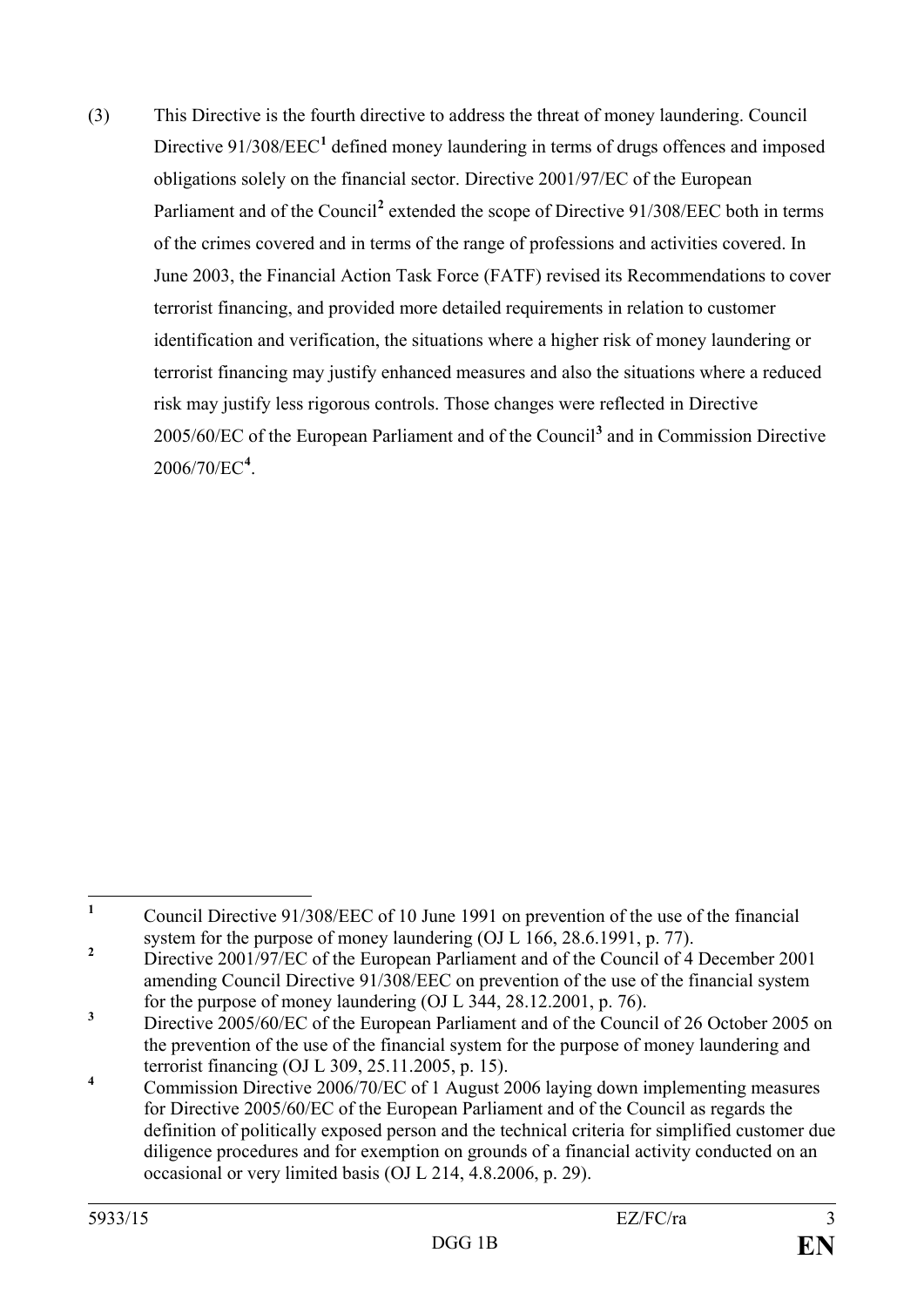(3) This Directive is the fourth directive to address the threat of money laundering. Council Directive 91/308/EEC[1] defined money laundering in terms of drugs offences and imposed obligations solely on the financial sector. Directive 2001/97/EC of the European Parliament and of the Council[2] extended the scope of Directive 91/308/EEC both in terms of the crimes covered and in terms of the range of professions and activities covered. In June 2003, the Financial Action Task Force (FATF) revised its Recommendations to cover terrorist financing, and provided more detailed requirements in relation to customer identification and verification, the situations where a higher risk of money laundering or terrorist financing may justify enhanced measures and also the situations where a reduced risk may justify less rigorous controls. Those changes were reflected in Directive 2005/60/EC of the European Parliament and of the Council[3] and in Commission Directive 2006/70/EC[4].

---

[1] Council Directive 91/308/EEC of 10 June 1991 on prevention of the use of the financial system for the purpose of money laundering (OJ L 166, 28.6.1991, p. 77).

[2] Directive 2001/97/EC of the European Parliament and of the Council of 4 December 2001 amending Council Directive 91/308/EEC on prevention of the use of the financial system for the purpose of money laundering (OJ L 344, 28.12.2001, p. 76).

[3] Directive 2005/60/EC of the European Parliament and of the Council of 26 October 2005 on the prevention of the use of the financial system for the purpose of money laundering and terrorist financing (OJ L 309, 25.11.2005, p. 15).

[4] Commission Directive 2006/70/EC of 1 August 2006 laying down implementing measures for Directive 2005/60/EC of the European Parliament and of the Council as regards the definition of politically exposed person and the technical criteria for simplified customer due diligence procedures and for exemption on grounds of a financial activity conducted on an occasional or very limited basis (OJ L 214, 4.8.2006, p. 29).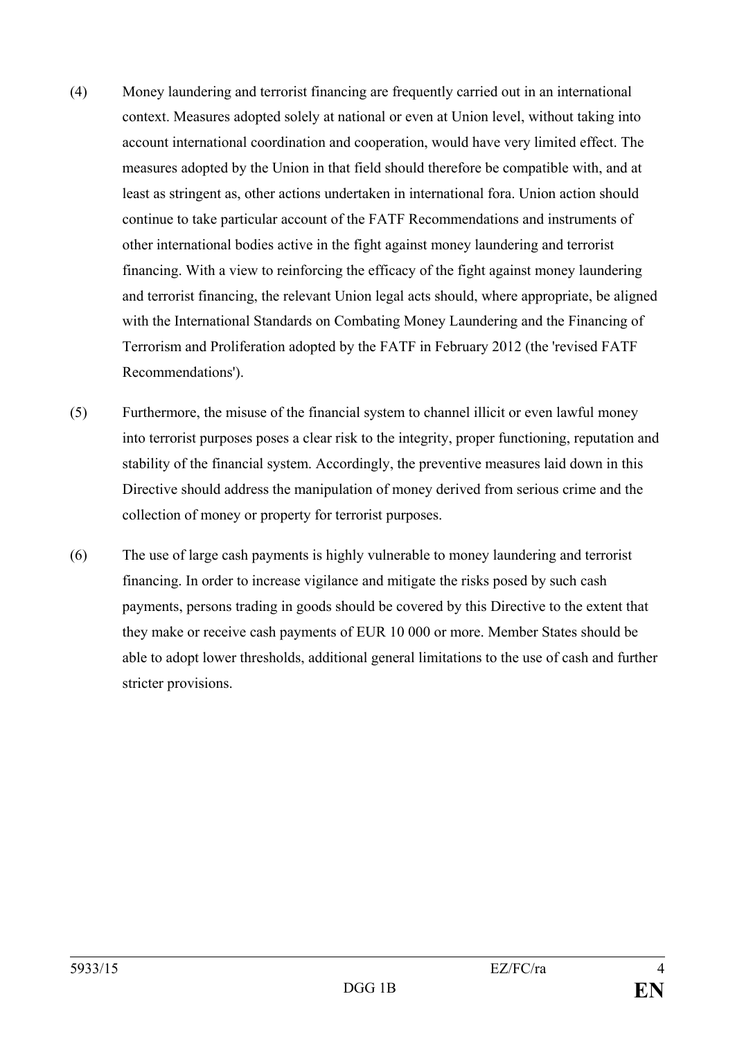(4) Money laundering and terrorist financing are frequently carried out in an international context. Measures adopted solely at national or even at Union level, without taking into account international coordination and cooperation, would have very limited effect. The measures adopted by the Union in that field should therefore be compatible with, and at least as stringent as, other actions undertaken in international fora. Union action should continue to take particular account of the FATF Recommendations and instruments of other international bodies active in the fight against money laundering and terrorist financing. With a view to reinforcing the efficacy of the fight against money laundering and terrorist financing, the relevant Union legal acts should, where appropriate, be aligned with the International Standards on Combating Money Laundering and the Financing of Terrorism and Proliferation adopted by the FATF in February 2012 (the 'revised FATF Recommendations').

(5) Furthermore, the misuse of the financial system to channel illicit or even lawful money into terrorist purposes poses a clear risk to the integrity, proper functioning, reputation and stability of the financial system. Accordingly, the preventive measures laid down in this Directive should address the manipulation of money derived from serious crime and the collection of money or property for terrorist purposes.

(6) The use of large cash payments is highly vulnerable to money laundering and terrorist financing. In order to increase vigilance and mitigate the risks posed by such cash payments, persons trading in goods should be covered by this Directive to the extent that they make or receive cash payments of EUR 10 000 or more. Member States should be able to adopt lower thresholds, additional general limitations to the use of cash and further stricter provisions.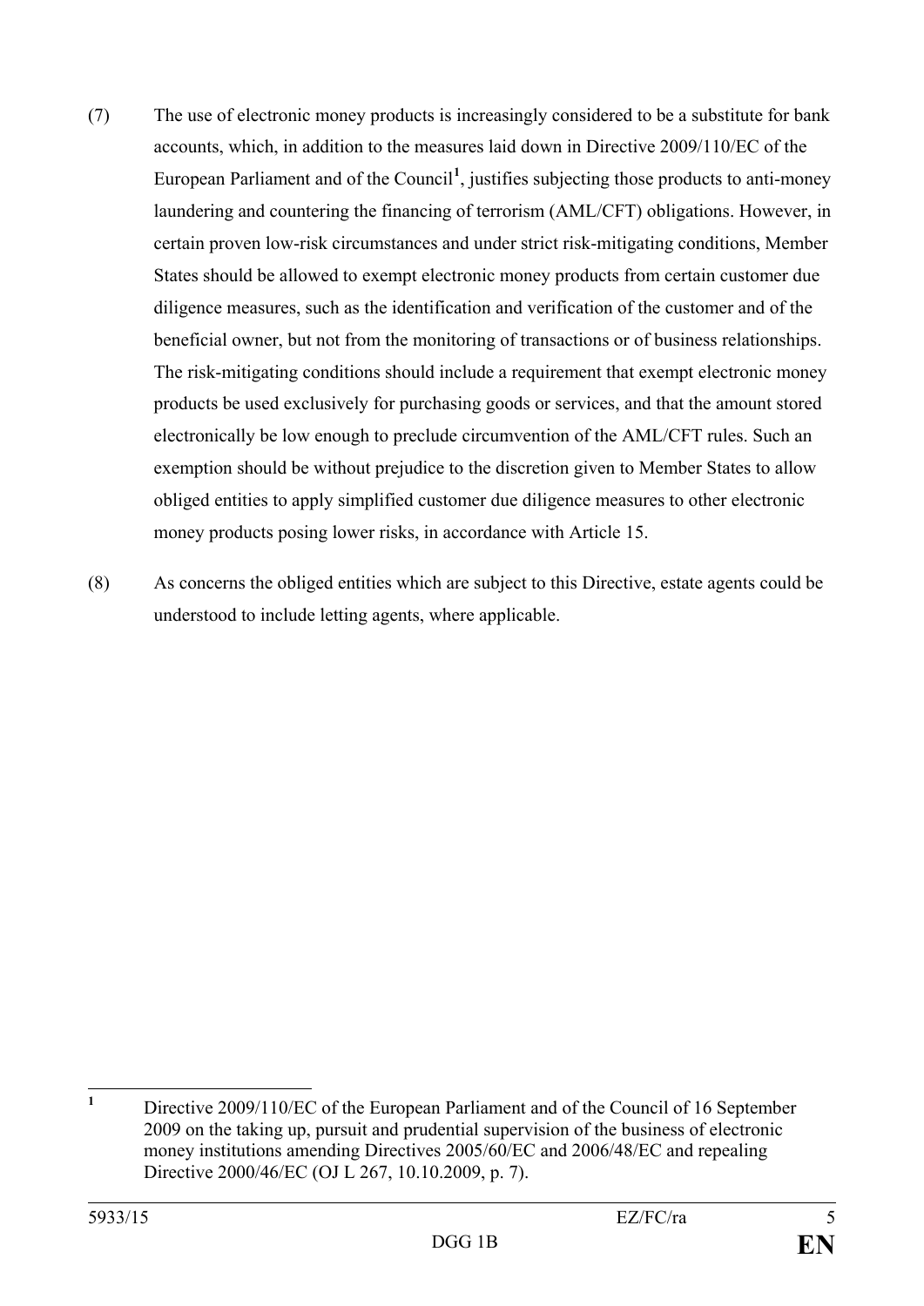(7) The use of electronic money products is increasingly considered to be a substitute for bank accounts, which, in addition to the measures laid down in Directive 2009/110/EC of the European Parliament and of the Council[1], justifies subjecting those products to anti-money laundering and countering the financing of terrorism (AML/CFT) obligations. However, in certain proven low-risk circumstances and under strict risk-mitigating conditions, Member States should be allowed to exempt electronic money products from certain customer due diligence measures, such as the identification and verification of the customer and of the beneficial owner, but not from the monitoring of transactions or of business relationships. The risk-mitigating conditions should include a requirement that exempt electronic money products be used exclusively for purchasing goods or services, and that the amount stored electronically be low enough to preclude circumvention of the AML/CFT rules. Such an exemption should be without prejudice to the discretion given to Member States to allow obliged entities to apply simplified customer due diligence measures to other electronic money products posing lower risks, in accordance with Article 15.

(8) As concerns the obliged entities which are subject to this Directive, estate agents could be understood to include letting agents, where applicable.

---

[1] Directive 2009/110/EC of the European Parliament and of the Council of 16 September 2009 on the taking up, pursuit and prudential supervision of the business of electronic money institutions amending Directives 2005/60/EC and 2006/48/EC and repealing Directive 2000/46/EC (OJ L 267, 10.10.2009, p. 7).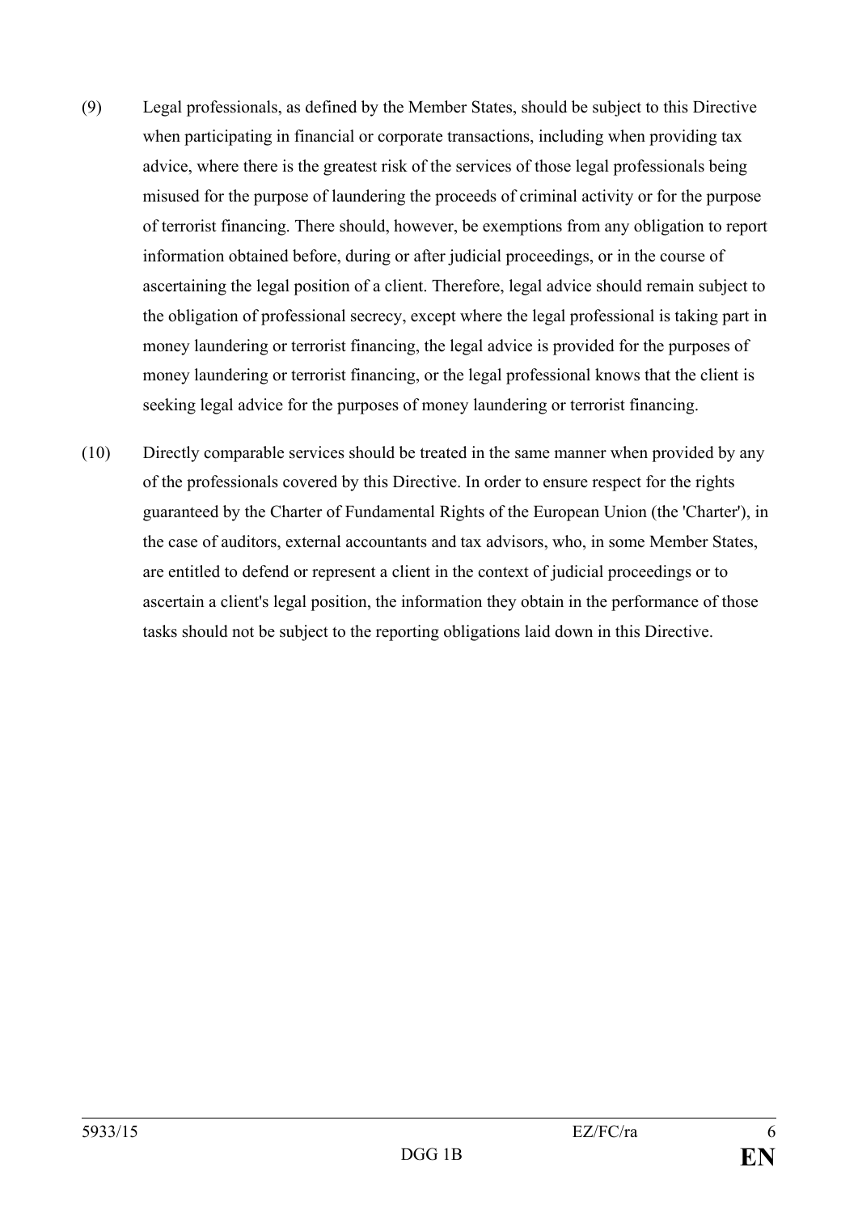(9) Legal professionals, as defined by the Member States, should be subject to this Directive when participating in financial or corporate transactions, including when providing tax advice, where there is the greatest risk of the services of those legal professionals being misused for the purpose of laundering the proceeds of criminal activity or for the purpose of terrorist financing. There should, however, be exemptions from any obligation to report information obtained before, during or after judicial proceedings, or in the course of ascertaining the legal position of a client. Therefore, legal advice should remain subject to the obligation of professional secrecy, except where the legal professional is taking part in money laundering or terrorist financing, the legal advice is provided for the purposes of money laundering or terrorist financing, or the legal professional knows that the client is seeking legal advice for the purposes of money laundering or terrorist financing.

(10) Directly comparable services should be treated in the same manner when provided by any of the professionals covered by this Directive. In order to ensure respect for the rights guaranteed by the Charter of Fundamental Rights of the European Union (the 'Charter'), in the case of auditors, external accountants and tax advisors, who, in some Member States, are entitled to defend or represent a client in the context of judicial proceedings or to ascertain a client's legal position, the information they obtain in the performance of those tasks should not be subject to the reporting obligations laid down in this Directive.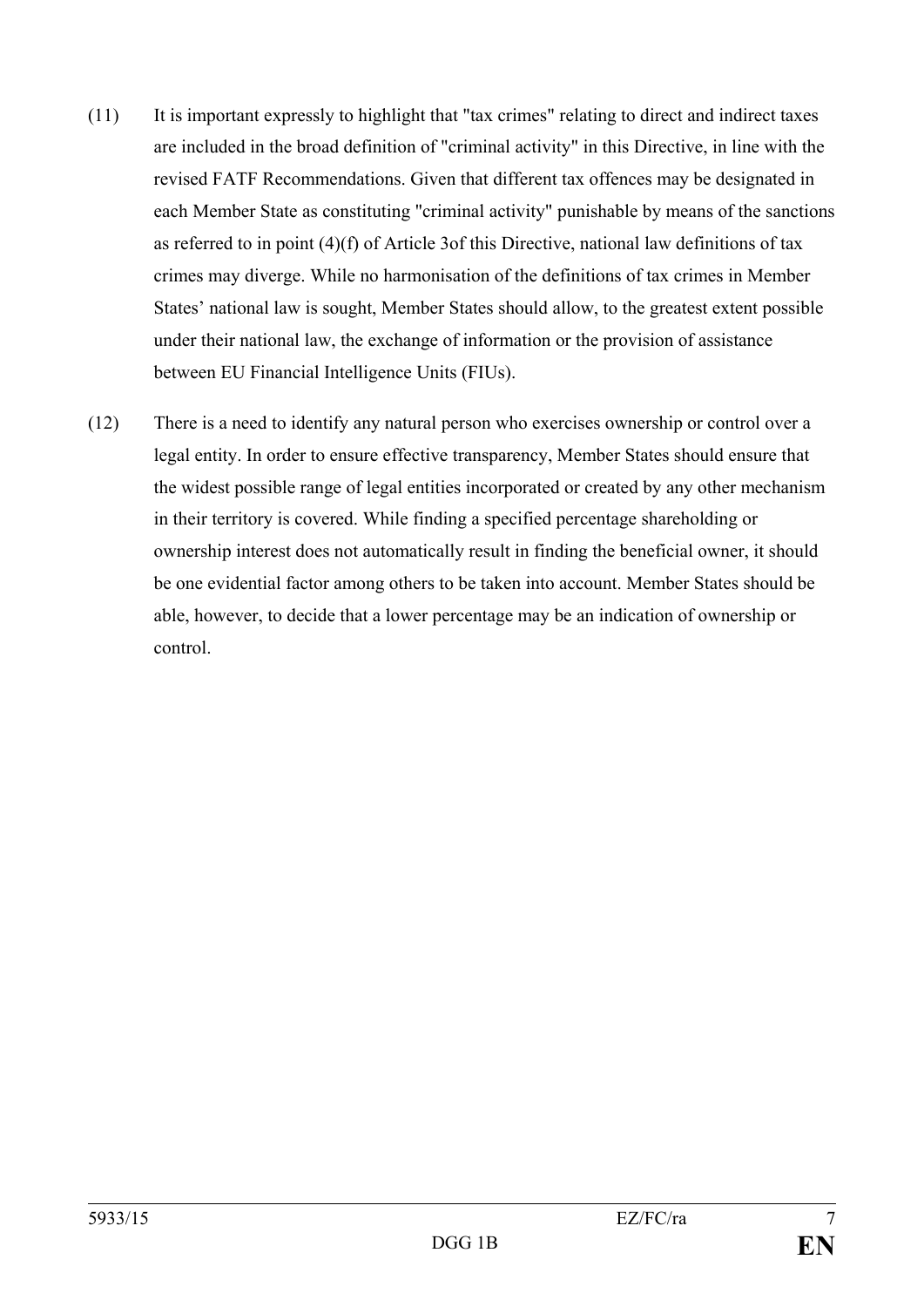(11) It is important expressly to highlight that "tax crimes" relating to direct and indirect taxes are included in the broad definition of "criminal activity" in this Directive, in line with the revised FATF Recommendations. Given that different tax offences may be designated in each Member State as constituting "criminal activity" punishable by means of the sanctions as referred to in point (4)(f) of Article 3of this Directive, national law definitions of tax crimes may diverge. While no harmonisation of the definitions of tax crimes in Member States' national law is sought, Member States should allow, to the greatest extent possible under their national law, the exchange of information or the provision of assistance between EU Financial Intelligence Units (FIUs).

(12) There is a need to identify any natural person who exercises ownership or control over a legal entity. In order to ensure effective transparency, Member States should ensure that the widest possible range of legal entities incorporated or created by any other mechanism in their territory is covered. While finding a specified percentage shareholding or ownership interest does not automatically result in finding the beneficial owner, it should be one evidential factor among others to be taken into account. Member States should be able, however, to decide that a lower percentage may be an indication of ownership or control.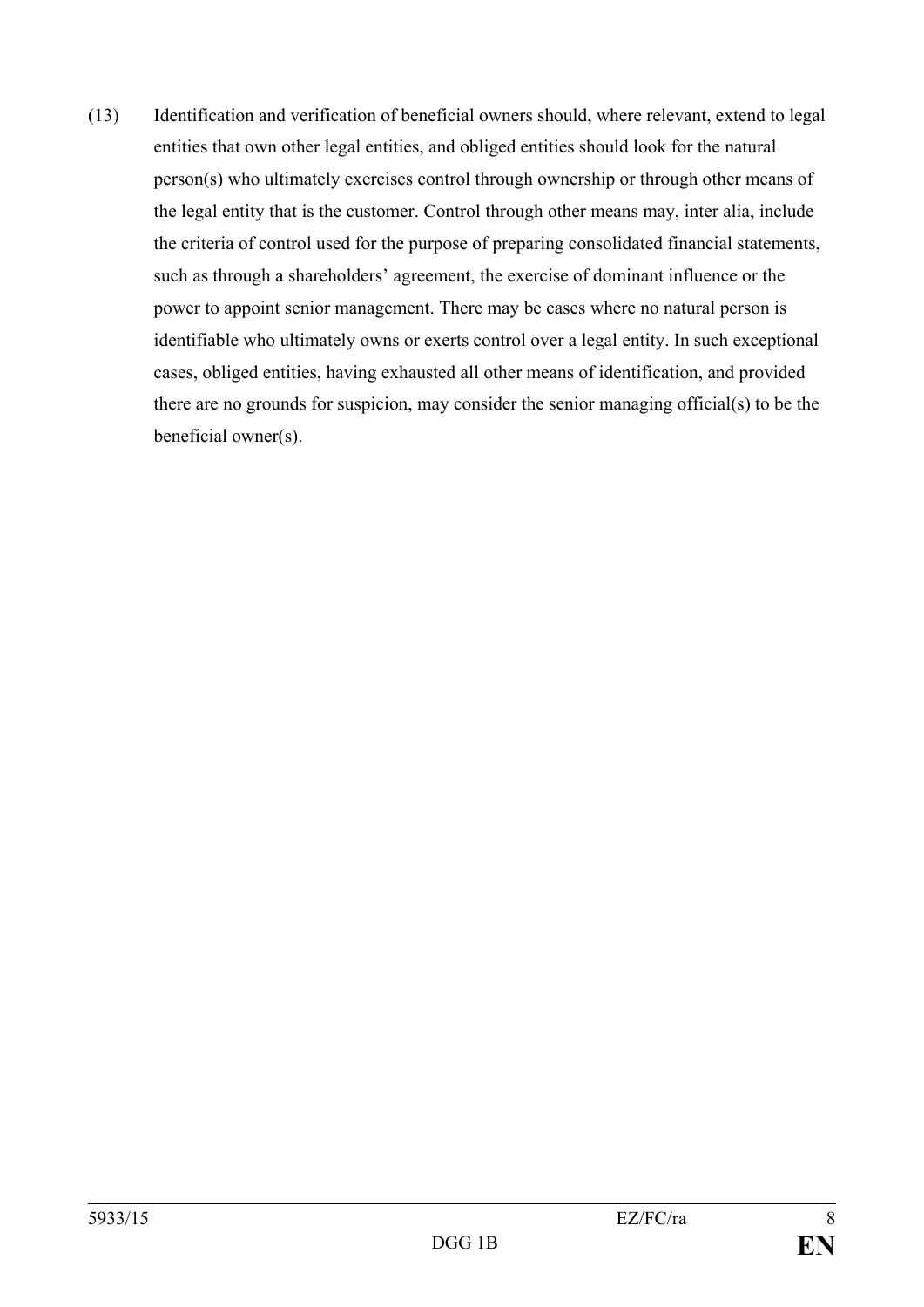(13) Identification and verification of beneficial owners should, where relevant, extend to legal entities that own other legal entities, and obliged entities should look for the natural person(s) who ultimately exercises control through ownership or through other means of the legal entity that is the customer. Control through other means may, inter alia, include the criteria of control used for the purpose of preparing consolidated financial statements, such as through a shareholders' agreement, the exercise of dominant influence or the power to appoint senior management. There may be cases where no natural person is identifiable who ultimately owns or exerts control over a legal entity. In such exceptional cases, obliged entities, having exhausted all other means of identification, and provided there are no grounds for suspicion, may consider the senior managing official(s) to be the beneficial owner(s).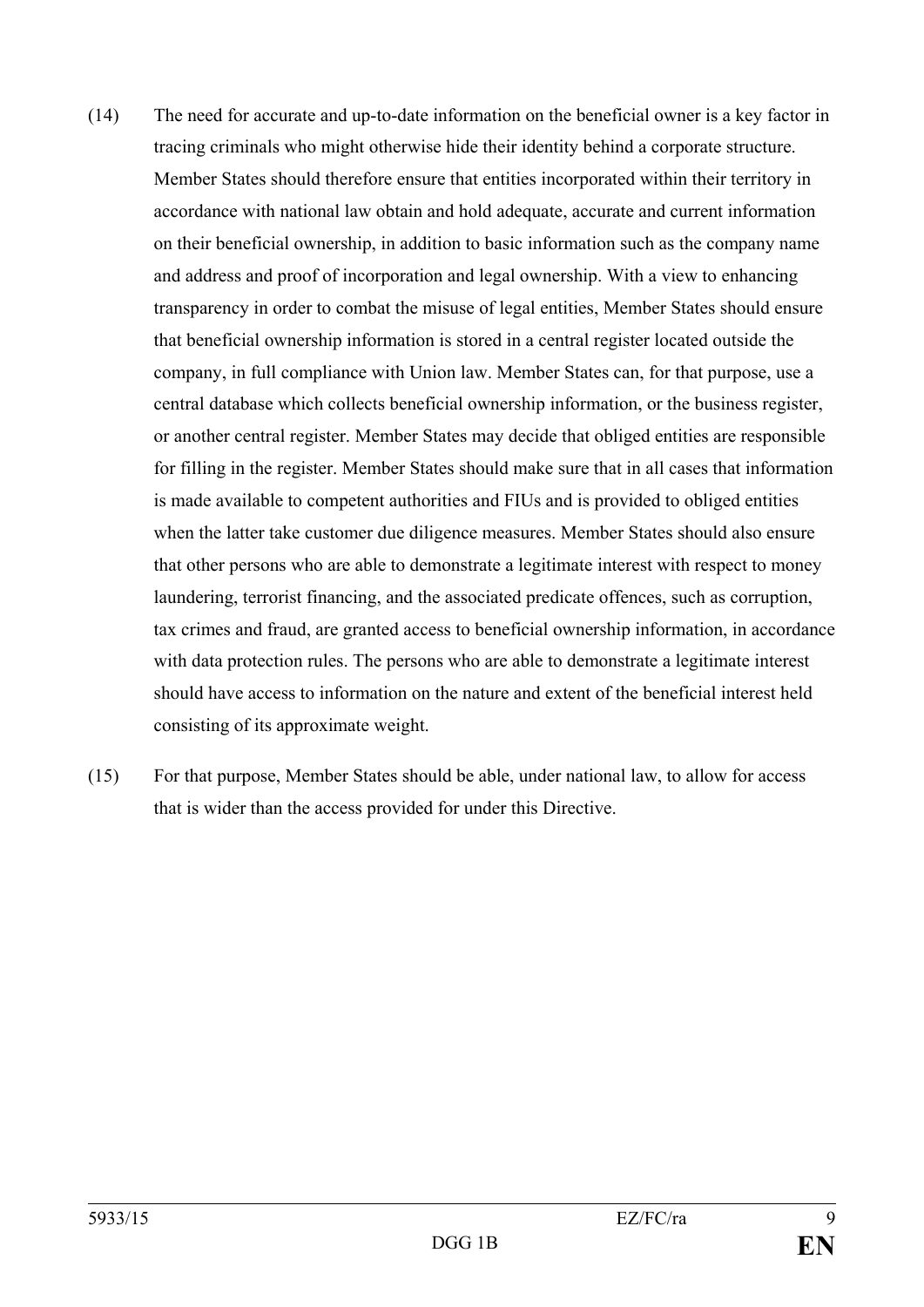(14) The need for accurate and up-to-date information on the beneficial owner is a key factor in tracing criminals who might otherwise hide their identity behind a corporate structure. Member States should therefore ensure that entities incorporated within their territory in accordance with national law obtain and hold adequate, accurate and current information on their beneficial ownership, in addition to basic information such as the company name and address and proof of incorporation and legal ownership. With a view to enhancing transparency in order to combat the misuse of legal entities, Member States should ensure that beneficial ownership information is stored in a central register located outside the company, in full compliance with Union law. Member States can, for that purpose, use a central database which collects beneficial ownership information, or the business register, or another central register. Member States may decide that obliged entities are responsible for filling in the register. Member States should make sure that in all cases that information is made available to competent authorities and FIUs and is provided to obliged entities when the latter take customer due diligence measures. Member States should also ensure that other persons who are able to demonstrate a legitimate interest with respect to money laundering, terrorist financing, and the associated predicate offences, such as corruption, tax crimes and fraud, are granted access to beneficial ownership information, in accordance with data protection rules. The persons who are able to demonstrate a legitimate interest should have access to information on the nature and extent of the beneficial interest held consisting of its approximate weight.

(15) For that purpose, Member States should be able, under national law, to allow for access that is wider than the access provided for under this Directive.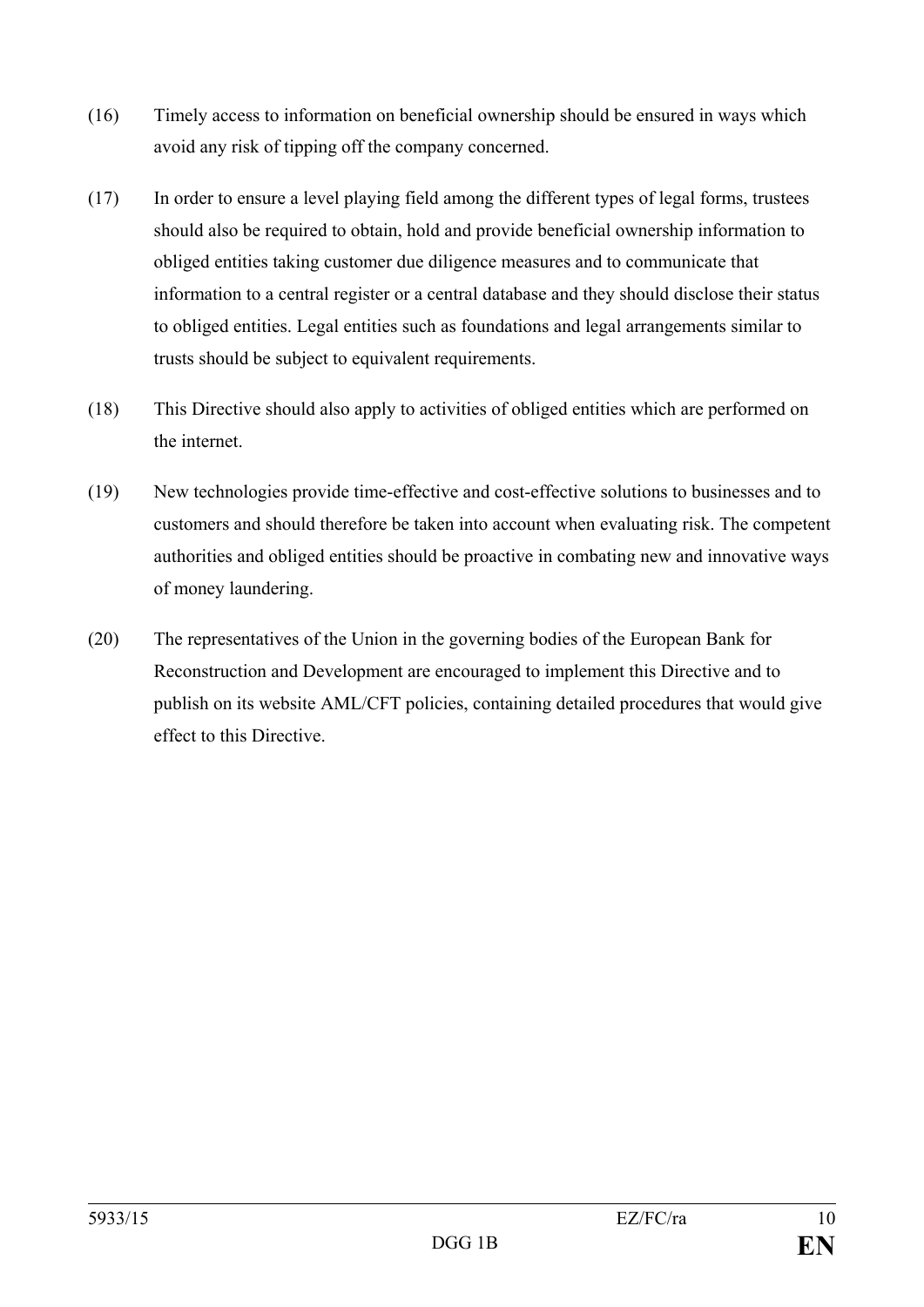(16) Timely access to information on beneficial ownership should be ensured in ways which avoid any risk of tipping off the company concerned.

(17) In order to ensure a level playing field among the different types of legal forms, trustees should also be required to obtain, hold and provide beneficial ownership information to obliged entities taking customer due diligence measures and to communicate that information to a central register or a central database and they should disclose their status to obliged entities. Legal entities such as foundations and legal arrangements similar to trusts should be subject to equivalent requirements.

(18) This Directive should also apply to activities of obliged entities which are performed on the internet.

(19) New technologies provide time-effective and cost-effective solutions to businesses and to customers and should therefore be taken into account when evaluating risk. The competent authorities and obliged entities should be proactive in combating new and innovative ways of money laundering.

(20) The representatives of the Union in the governing bodies of the European Bank for Reconstruction and Development are encouraged to implement this Directive and to publish on its website AML/CFT policies, containing detailed procedures that would give effect to this Directive.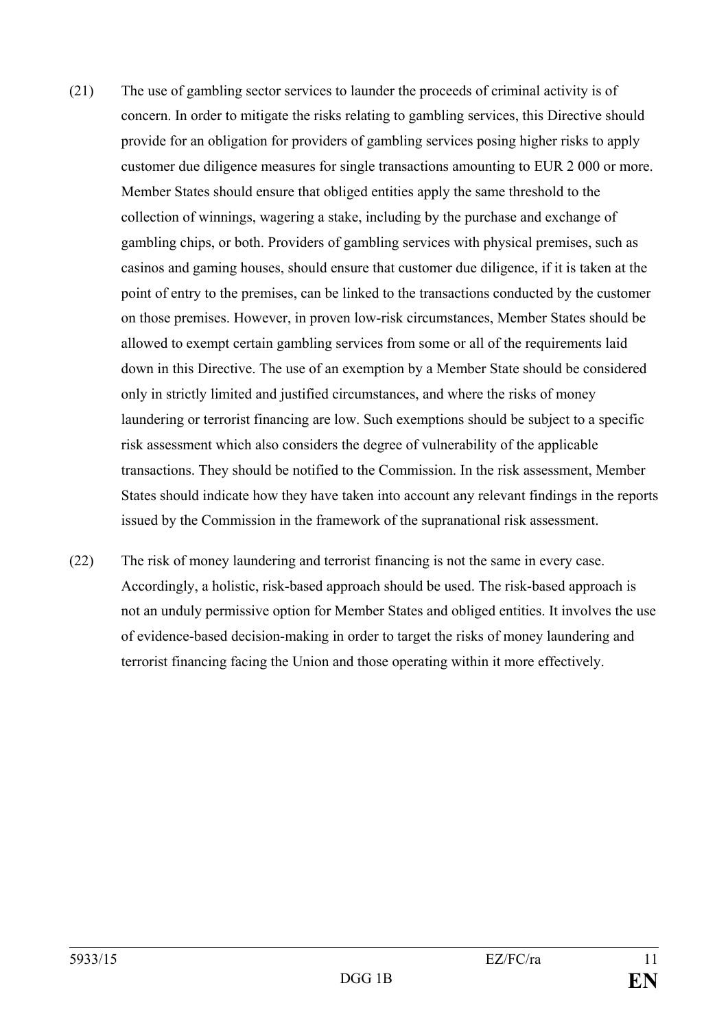(21) The use of gambling sector services to launder the proceeds of criminal activity is of concern. In order to mitigate the risks relating to gambling services, this Directive should provide for an obligation for providers of gambling services posing higher risks to apply customer due diligence measures for single transactions amounting to EUR 2 000 or more. Member States should ensure that obliged entities apply the same threshold to the collection of winnings, wagering a stake, including by the purchase and exchange of gambling chips, or both. Providers of gambling services with physical premises, such as casinos and gaming houses, should ensure that customer due diligence, if it is taken at the point of entry to the premises, can be linked to the transactions conducted by the customer on those premises. However, in proven low-risk circumstances, Member States should be allowed to exempt certain gambling services from some or all of the requirements laid down in this Directive. The use of an exemption by a Member State should be considered only in strictly limited and justified circumstances, and where the risks of money laundering or terrorist financing are low. Such exemptions should be subject to a specific risk assessment which also considers the degree of vulnerability of the applicable transactions. They should be notified to the Commission. In the risk assessment, Member States should indicate how they have taken into account any relevant findings in the reports issued by the Commission in the framework of the supranational risk assessment.

(22) The risk of money laundering and terrorist financing is not the same in every case. Accordingly, a holistic, risk-based approach should be used. The risk-based approach is not an unduly permissive option for Member States and obliged entities. It involves the use of evidence-based decision-making in order to target the risks of money laundering and terrorist financing facing the Union and those operating within it more effectively.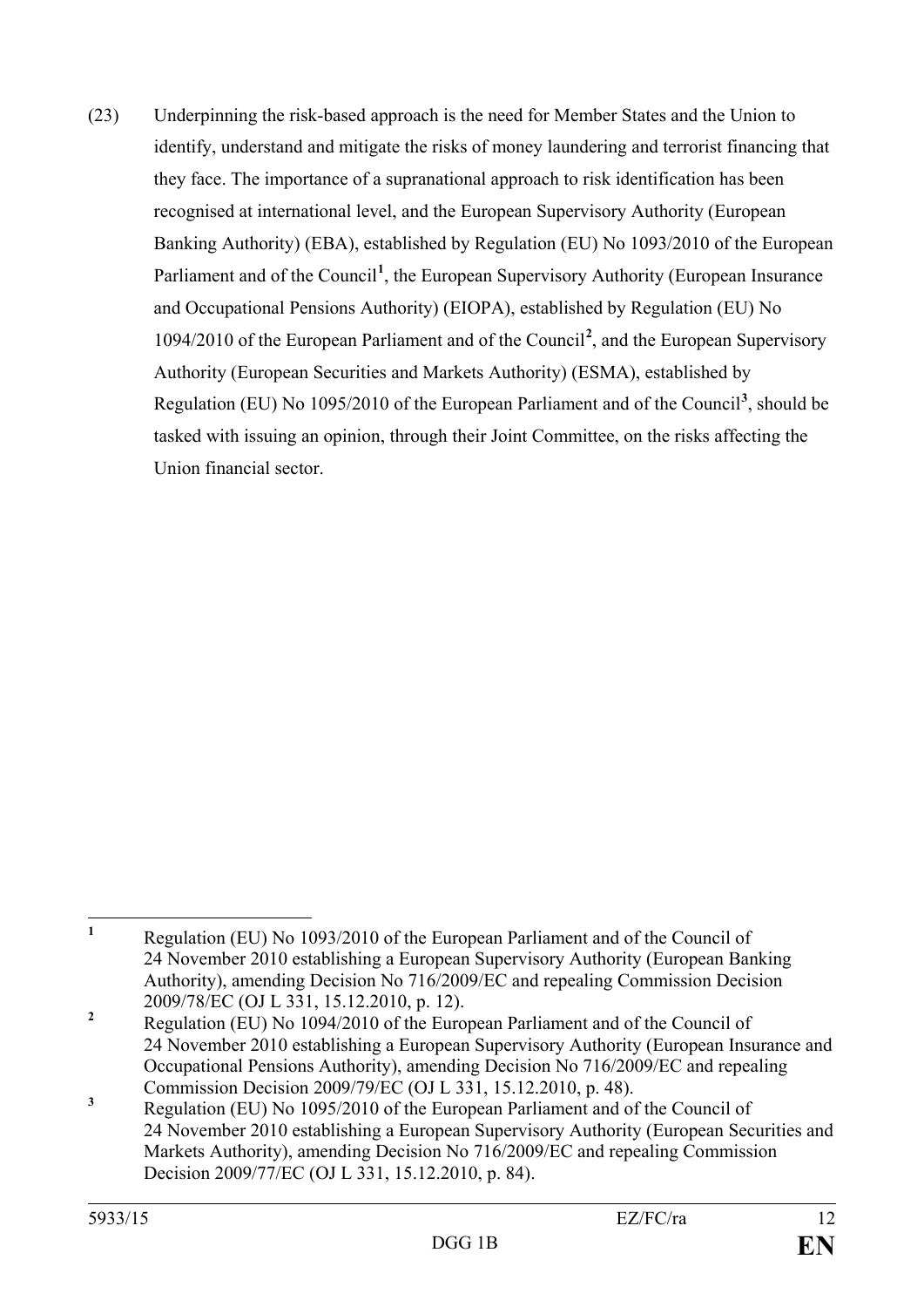(23) Underpinning the risk-based approach is the need for Member States and the Union to identify, understand and mitigate the risks of money laundering and terrorist financing that they face. The importance of a supranational approach to risk identification has been recognised at international level, and the European Supervisory Authority (European Banking Authority) (EBA), established by Regulation (EU) No 1093/2010 of the European Parliament and of the Council[1], the European Supervisory Authority (European Insurance and Occupational Pensions Authority) (EIOPA), established by Regulation (EU) No 1094/2010 of the European Parliament and of the Council[2], and the European Supervisory Authority (European Securities and Markets Authority) (ESMA), established by Regulation (EU) No 1095/2010 of the European Parliament and of the Council[3], should be tasked with issuing an opinion, through their Joint Committee, on the risks affecting the Union financial sector.

---

[1] Regulation (EU) No 1093/2010 of the European Parliament and of the Council of 24 November 2010 establishing a European Supervisory Authority (European Banking Authority), amending Decision No 716/2009/EC and repealing Commission Decision 2009/78/EC (OJ L 331, 15.12.2010, p. 12).

[2] Regulation (EU) No 1094/2010 of the European Parliament and of the Council of 24 November 2010 establishing a European Supervisory Authority (European Insurance and Occupational Pensions Authority), amending Decision No 716/2009/EC and repealing Commission Decision 2009/79/EC (OJ L 331, 15.12.2010, p. 48).

[3] Regulation (EU) No 1095/2010 of the European Parliament and of the Council of 24 November 2010 establishing a European Supervisory Authority (European Securities and Markets Authority), amending Decision No 716/2009/EC and repealing Commission Decision 2009/77/EC (OJ L 331, 15.12.2010, p. 84).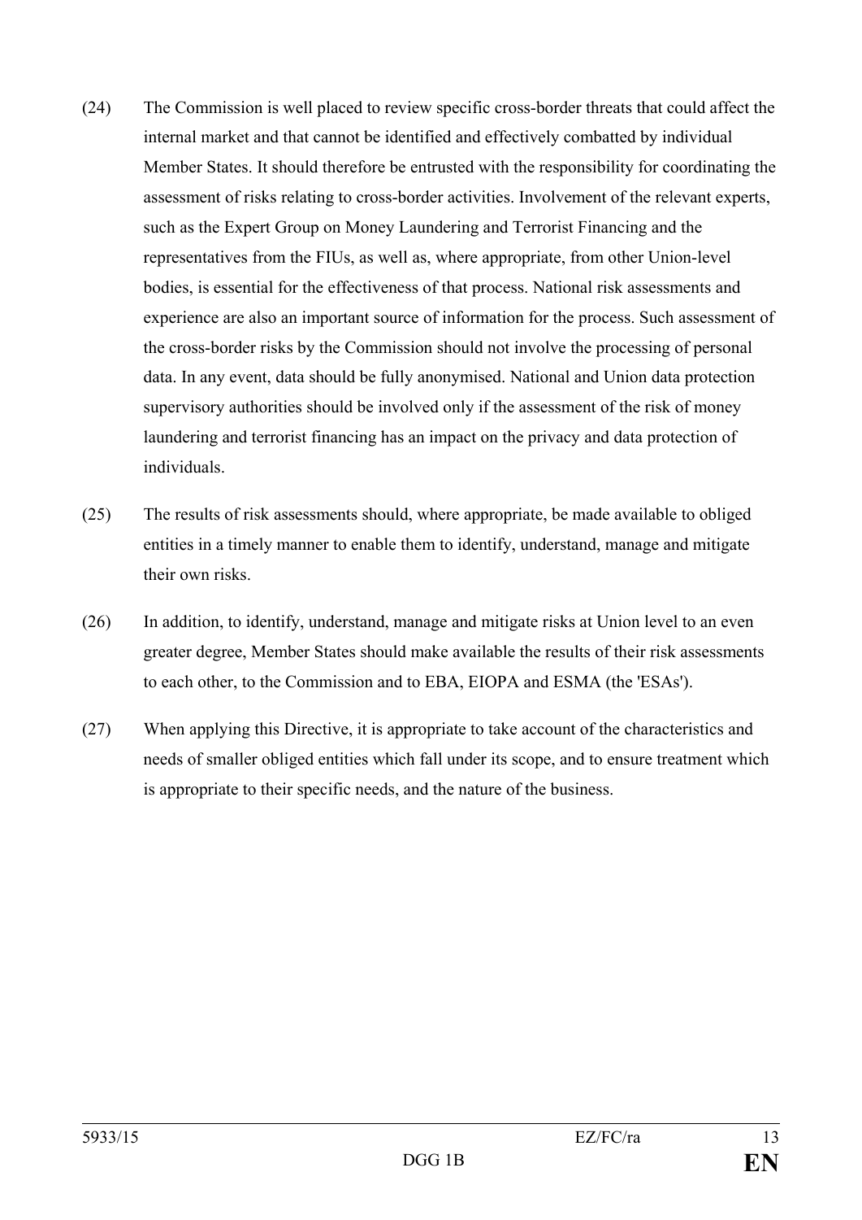(24) The Commission is well placed to review specific cross-border threats that could affect the internal market and that cannot be identified and effectively combatted by individual Member States. It should therefore be entrusted with the responsibility for coordinating the assessment of risks relating to cross-border activities. Involvement of the relevant experts, such as the Expert Group on Money Laundering and Terrorist Financing and the representatives from the FIUs, as well as, where appropriate, from other Union-level bodies, is essential for the effectiveness of that process. National risk assessments and experience are also an important source of information for the process. Such assessment of the cross-border risks by the Commission should not involve the processing of personal data. In any event, data should be fully anonymised. National and Union data protection supervisory authorities should be involved only if the assessment of the risk of money laundering and terrorist financing has an impact on the privacy and data protection of individuals.

(25) The results of risk assessments should, where appropriate, be made available to obliged entities in a timely manner to enable them to identify, understand, manage and mitigate their own risks.

(26) In addition, to identify, understand, manage and mitigate risks at Union level to an even greater degree, Member States should make available the results of their risk assessments to each other, to the Commission and to EBA, EIOPA and ESMA (the 'ESAs').

(27) When applying this Directive, it is appropriate to take account of the characteristics and needs of smaller obliged entities which fall under its scope, and to ensure treatment which is appropriate to their specific needs, and the nature of the business.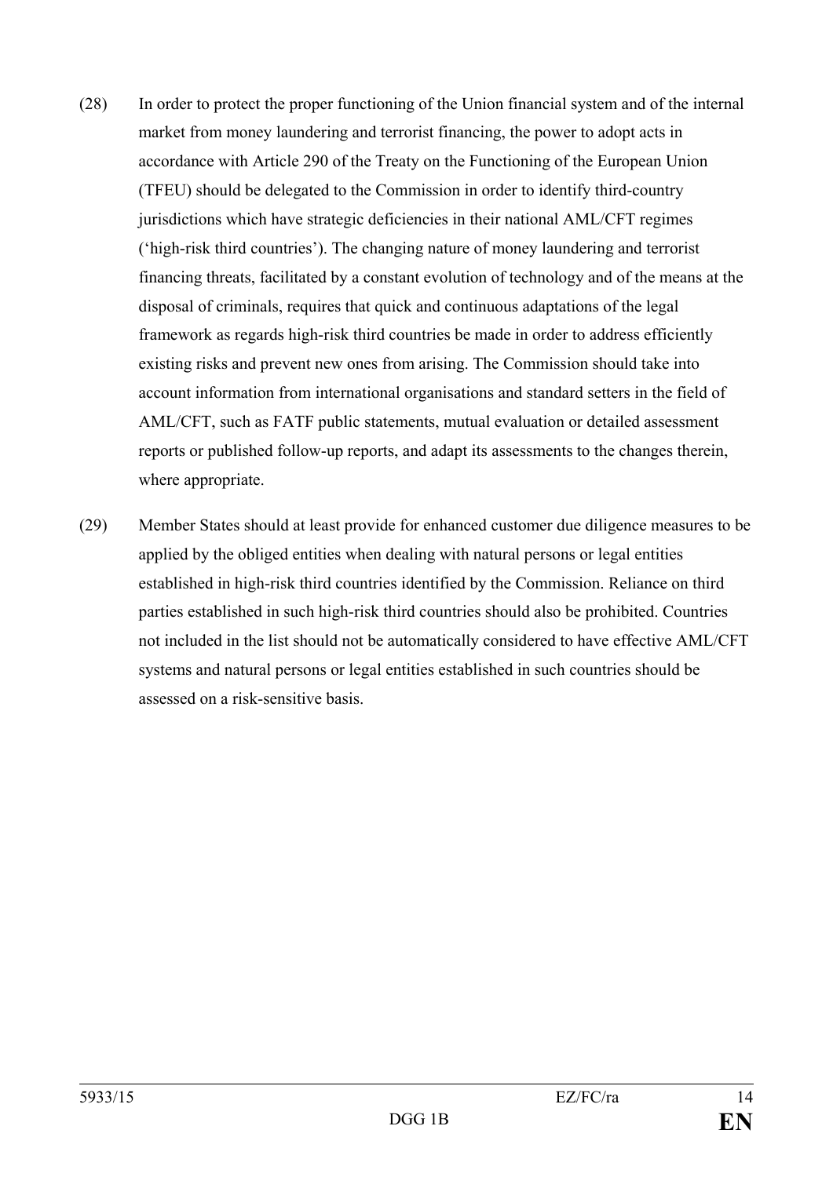(28) In order to protect the proper functioning of the Union financial system and of the internal market from money laundering and terrorist financing, the power to adopt acts in accordance with Article 290 of the Treaty on the Functioning of the European Union (TFEU) should be delegated to the Commission in order to identify third-country jurisdictions which have strategic deficiencies in their national AML/CFT regimes ('high-risk third countries'). The changing nature of money laundering and terrorist financing threats, facilitated by a constant evolution of technology and of the means at the disposal of criminals, requires that quick and continuous adaptations of the legal framework as regards high-risk third countries be made in order to address efficiently existing risks and prevent new ones from arising. The Commission should take into account information from international organisations and standard setters in the field of AML/CFT, such as FATF public statements, mutual evaluation or detailed assessment reports or published follow-up reports, and adapt its assessments to the changes therein, where appropriate.

(29) Member States should at least provide for enhanced customer due diligence measures to be applied by the obliged entities when dealing with natural persons or legal entities established in high-risk third countries identified by the Commission. Reliance on third parties established in such high-risk third countries should also be prohibited. Countries not included in the list should not be automatically considered to have effective AML/CFT systems and natural persons or legal entities established in such countries should be assessed on a risk-sensitive basis.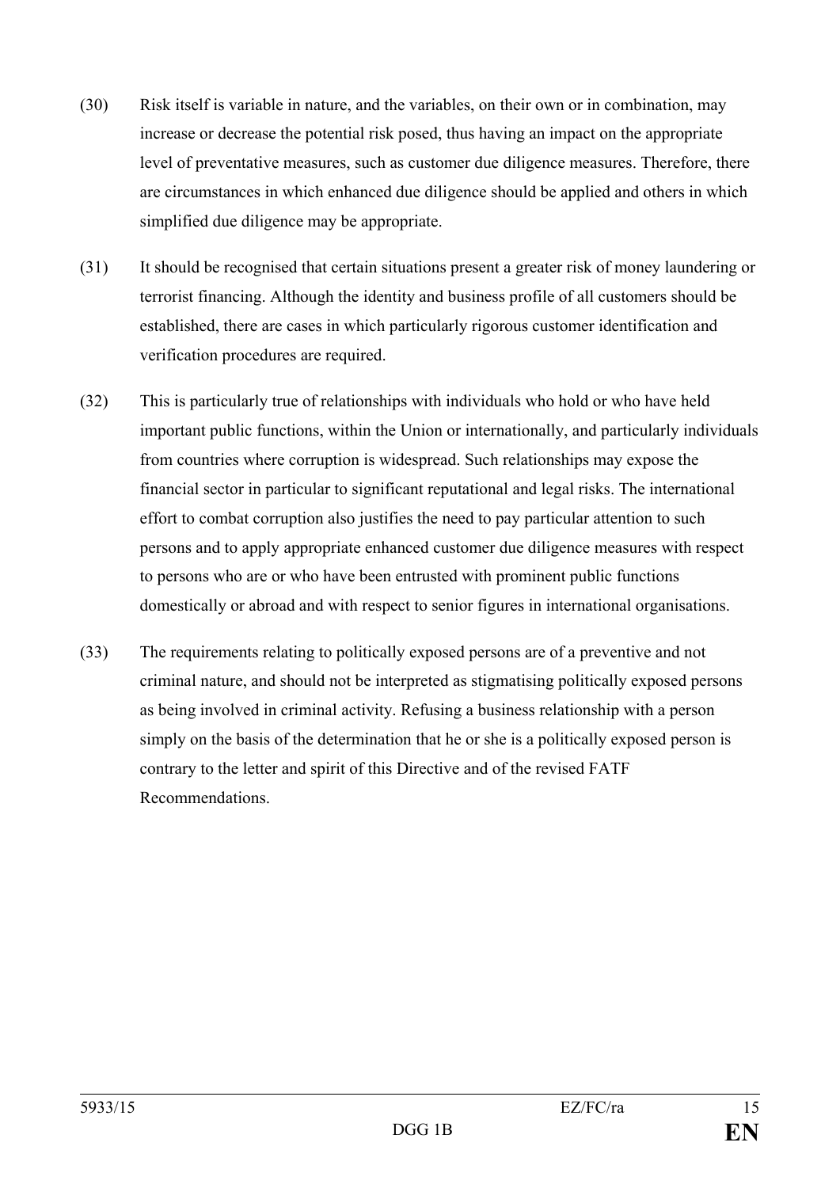(30) Risk itself is variable in nature, and the variables, on their own or in combination, may increase or decrease the potential risk posed, thus having an impact on the appropriate level of preventative measures, such as customer due diligence measures. Therefore, there are circumstances in which enhanced due diligence should be applied and others in which simplified due diligence may be appropriate.

(31) It should be recognised that certain situations present a greater risk of money laundering or terrorist financing. Although the identity and business profile of all customers should be established, there are cases in which particularly rigorous customer identification and verification procedures are required.

(32) This is particularly true of relationships with individuals who hold or who have held important public functions, within the Union or internationally, and particularly individuals from countries where corruption is widespread. Such relationships may expose the financial sector in particular to significant reputational and legal risks. The international effort to combat corruption also justifies the need to pay particular attention to such persons and to apply appropriate enhanced customer due diligence measures with respect to persons who are or who have been entrusted with prominent public functions domestically or abroad and with respect to senior figures in international organisations.

(33) The requirements relating to politically exposed persons are of a preventive and not criminal nature, and should not be interpreted as stigmatising politically exposed persons as being involved in criminal activity. Refusing a business relationship with a person simply on the basis of the determination that he or she is a politically exposed person is contrary to the letter and spirit of this Directive and of the revised FATF Recommendations.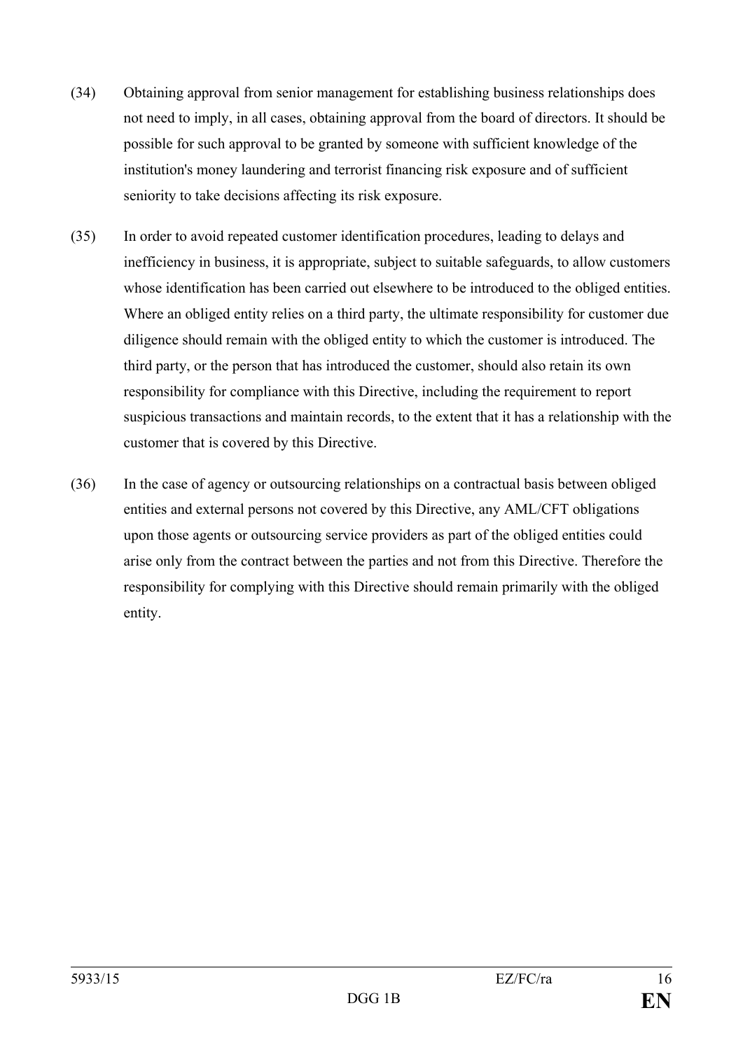(34) Obtaining approval from senior management for establishing business relationships does not need to imply, in all cases, obtaining approval from the board of directors. It should be possible for such approval to be granted by someone with sufficient knowledge of the institution's money laundering and terrorist financing risk exposure and of sufficient seniority to take decisions affecting its risk exposure.

(35) In order to avoid repeated customer identification procedures, leading to delays and inefficiency in business, it is appropriate, subject to suitable safeguards, to allow customers whose identification has been carried out elsewhere to be introduced to the obliged entities. Where an obliged entity relies on a third party, the ultimate responsibility for customer due diligence should remain with the obliged entity to which the customer is introduced. The third party, or the person that has introduced the customer, should also retain its own responsibility for compliance with this Directive, including the requirement to report suspicious transactions and maintain records, to the extent that it has a relationship with the customer that is covered by this Directive.

(36) In the case of agency or outsourcing relationships on a contractual basis between obliged entities and external persons not covered by this Directive, any AML/CFT obligations upon those agents or outsourcing service providers as part of the obliged entities could arise only from the contract between the parties and not from this Directive. Therefore the responsibility for complying with this Directive should remain primarily with the obliged entity.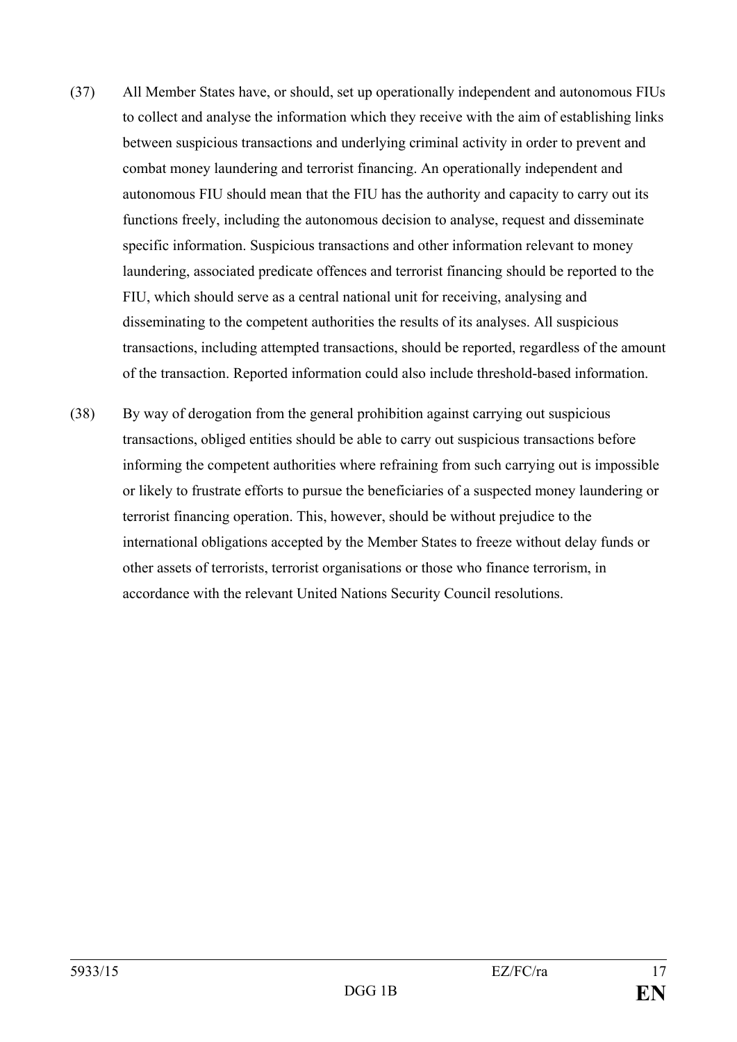(37) All Member States have, or should, set up operationally independent and autonomous FIUs to collect and analyse the information which they receive with the aim of establishing links between suspicious transactions and underlying criminal activity in order to prevent and combat money laundering and terrorist financing. An operationally independent and autonomous FIU should mean that the FIU has the authority and capacity to carry out its functions freely, including the autonomous decision to analyse, request and disseminate specific information. Suspicious transactions and other information relevant to money laundering, associated predicate offences and terrorist financing should be reported to the FIU, which should serve as a central national unit for receiving, analysing and disseminating to the competent authorities the results of its analyses. All suspicious transactions, including attempted transactions, should be reported, regardless of the amount of the transaction. Reported information could also include threshold-based information.

(38) By way of derogation from the general prohibition against carrying out suspicious transactions, obliged entities should be able to carry out suspicious transactions before informing the competent authorities where refraining from such carrying out is impossible or likely to frustrate efforts to pursue the beneficiaries of a suspected money laundering or terrorist financing operation. This, however, should be without prejudice to the international obligations accepted by the Member States to freeze without delay funds or other assets of terrorists, terrorist organisations or those who finance terrorism, in accordance with the relevant United Nations Security Council resolutions.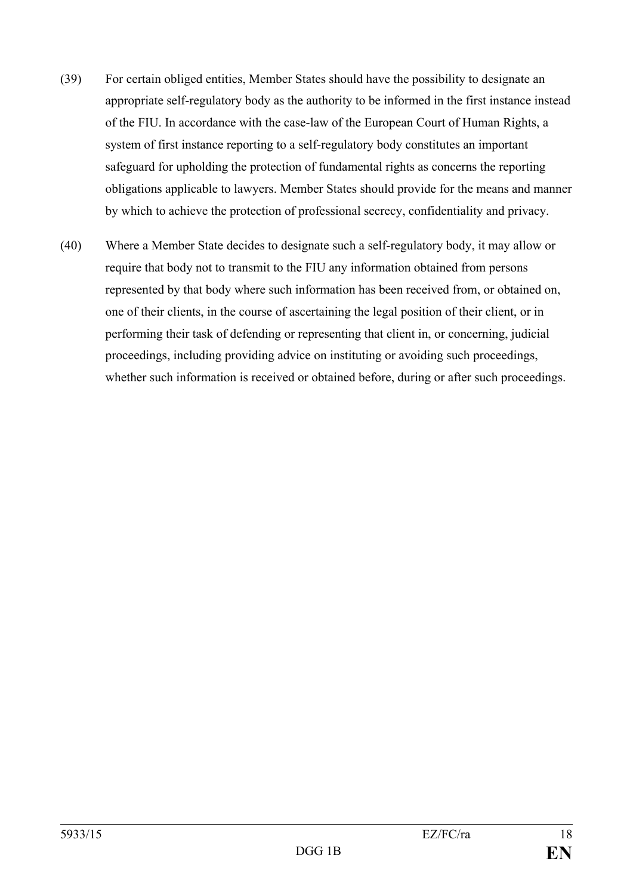(39) For certain obliged entities, Member States should have the possibility to designate an appropriate self-regulatory body as the authority to be informed in the first instance instead of the FIU. In accordance with the case-law of the European Court of Human Rights, a system of first instance reporting to a self-regulatory body constitutes an important safeguard for upholding the protection of fundamental rights as concerns the reporting obligations applicable to lawyers. Member States should provide for the means and manner by which to achieve the protection of professional secrecy, confidentiality and privacy.

(40) Where a Member State decides to designate such a self-regulatory body, it may allow or require that body not to transmit to the FIU any information obtained from persons represented by that body where such information has been received from, or obtained on, one of their clients, in the course of ascertaining the legal position of their client, or in performing their task of defending or representing that client in, or concerning, judicial proceedings, including providing advice on instituting or avoiding such proceedings, whether such information is received or obtained before, during or after such proceedings.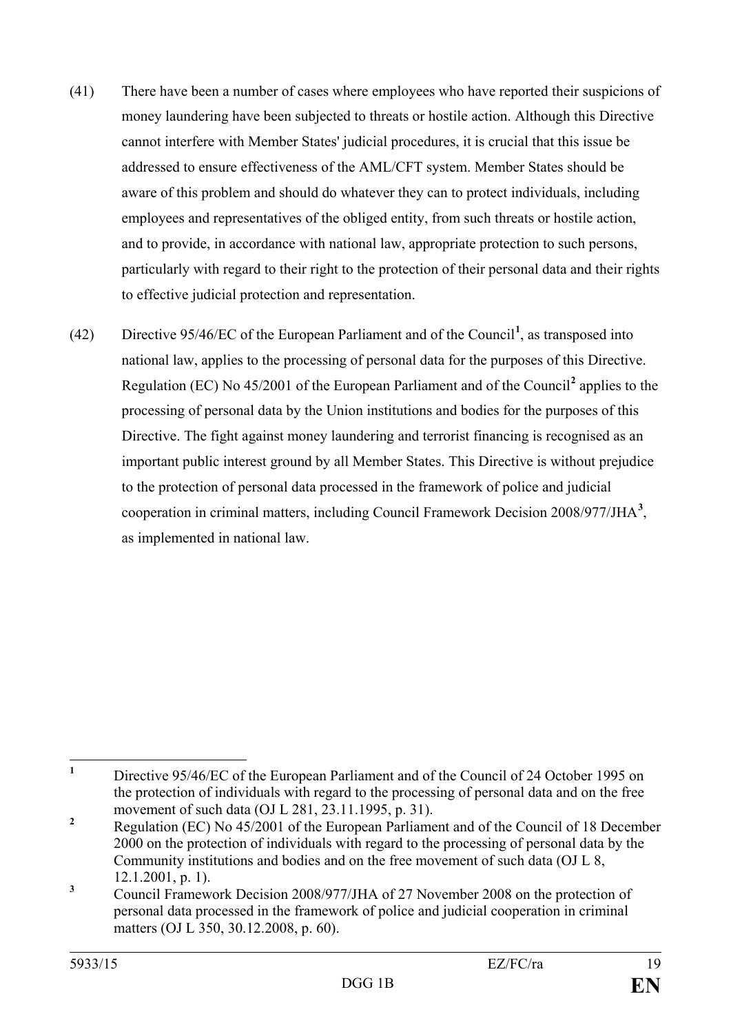(41) There have been a number of cases where employees who have reported their suspicions of money laundering have been subjected to threats or hostile action. Although this Directive cannot interfere with Member States' judicial procedures, it is crucial that this issue be addressed to ensure effectiveness of the AML/CFT system. Member States should be aware of this problem and should do whatever they can to protect individuals, including employees and representatives of the obliged entity, from such threats or hostile action, and to provide, in accordance with national law, appropriate protection to such persons, particularly with regard to their right to the protection of their personal data and their rights to effective judicial protection and representation.

(42) Directive 95/46/EC of the European Parliament and of the Council[1], as transposed into national law, applies to the processing of personal data for the purposes of this Directive. Regulation (EC) No 45/2001 of the European Parliament and of the Council[2] applies to the processing of personal data by the Union institutions and bodies for the purposes of this Directive. The fight against money laundering and terrorist financing is recognised as an important public interest ground by all Member States. This Directive is without prejudice to the protection of personal data processed in the framework of police and judicial cooperation in criminal matters, including Council Framework Decision 2008/977/JHA[3], as implemented in national law.

---

[1] Directive 95/46/EC of the European Parliament and of the Council of 24 October 1995 on the protection of individuals with regard to the processing of personal data and on the free movement of such data (OJ L 281, 23.11.1995, p. 31).

[2] Regulation (EC) No 45/2001 of the European Parliament and of the Council of 18 December 2000 on the protection of individuals with regard to the processing of personal data by the Community institutions and bodies and on the free movement of such data (OJ L 8, 12.1.2001, p. 1).

[3] Council Framework Decision 2008/977/JHA of 27 November 2008 on the protection of personal data processed in the framework of police and judicial cooperation in criminal matters (OJ L 350, 30.12.2008, p. 60).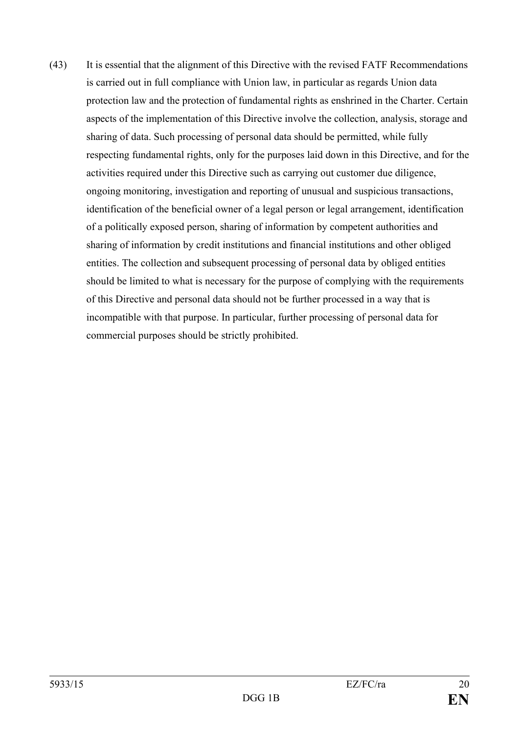(43) It is essential that the alignment of this Directive with the revised FATF Recommendations is carried out in full compliance with Union law, in particular as regards Union data protection law and the protection of fundamental rights as enshrined in the Charter. Certain aspects of the implementation of this Directive involve the collection, analysis, storage and sharing of data. Such processing of personal data should be permitted, while fully respecting fundamental rights, only for the purposes laid down in this Directive, and for the activities required under this Directive such as carrying out customer due diligence, ongoing monitoring, investigation and reporting of unusual and suspicious transactions, identification of the beneficial owner of a legal person or legal arrangement, identification of a politically exposed person, sharing of information by competent authorities and sharing of information by credit institutions and financial institutions and other obliged entities. The collection and subsequent processing of personal data by obliged entities should be limited to what is necessary for the purpose of complying with the requirements of this Directive and personal data should not be further processed in a way that is incompatible with that purpose. In particular, further processing of personal data for commercial purposes should be strictly prohibited.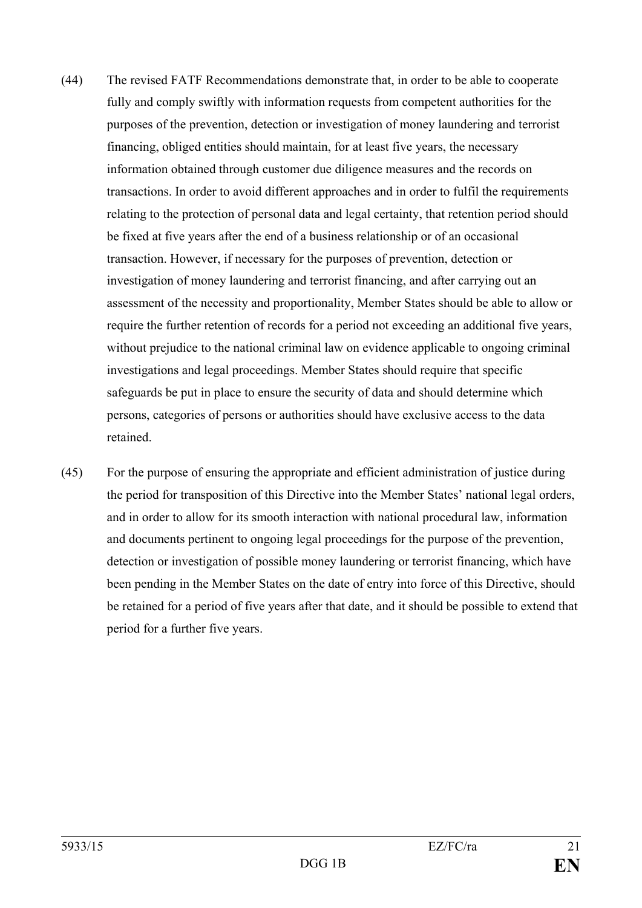(44) The revised FATF Recommendations demonstrate that, in order to be able to cooperate fully and comply swiftly with information requests from competent authorities for the purposes of the prevention, detection or investigation of money laundering and terrorist financing, obliged entities should maintain, for at least five years, the necessary information obtained through customer due diligence measures and the records on transactions. In order to avoid different approaches and in order to fulfil the requirements relating to the protection of personal data and legal certainty, that retention period should be fixed at five years after the end of a business relationship or of an occasional transaction. However, if necessary for the purposes of prevention, detection or investigation of money laundering and terrorist financing, and after carrying out an assessment of the necessity and proportionality, Member States should be able to allow or require the further retention of records for a period not exceeding an additional five years, without prejudice to the national criminal law on evidence applicable to ongoing criminal investigations and legal proceedings. Member States should require that specific safeguards be put in place to ensure the security of data and should determine which persons, categories of persons or authorities should have exclusive access to the data retained.

(45) For the purpose of ensuring the appropriate and efficient administration of justice during the period for transposition of this Directive into the Member States' national legal orders, and in order to allow for its smooth interaction with national procedural law, information and documents pertinent to ongoing legal proceedings for the purpose of the prevention, detection or investigation of possible money laundering or terrorist financing, which have been pending in the Member States on the date of entry into force of this Directive, should be retained for a period of five years after that date, and it should be possible to extend that period for a further five years.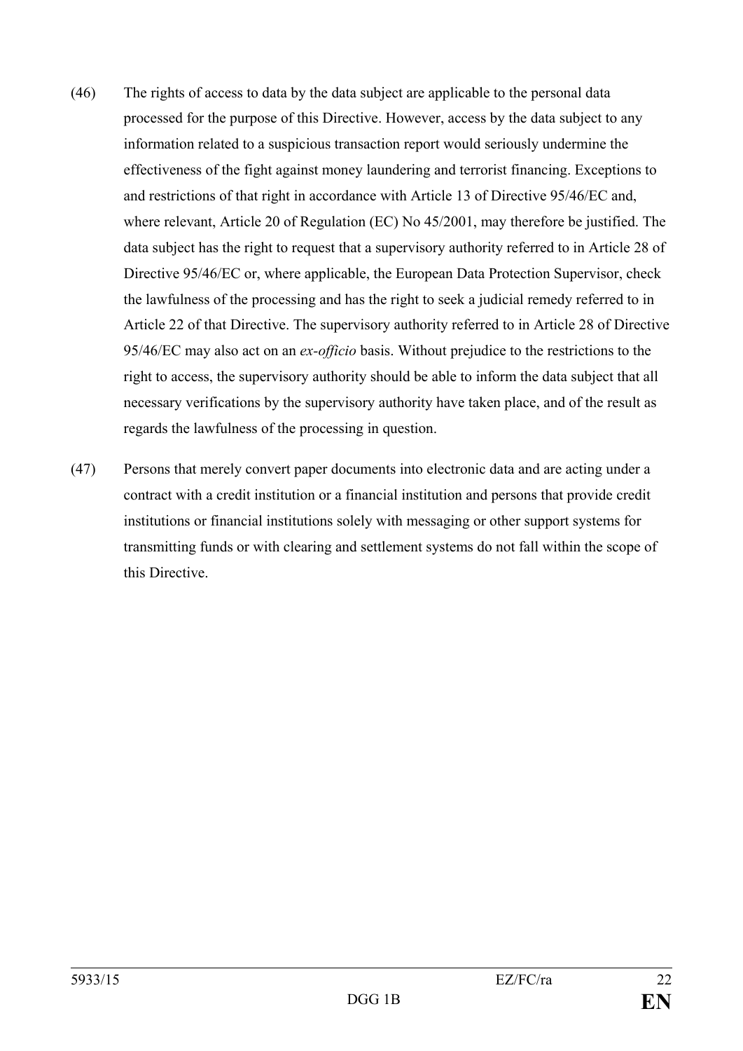(46) The rights of access to data by the data subject are applicable to the personal data processed for the purpose of this Directive. However, access by the data subject to any information related to a suspicious transaction report would seriously undermine the effectiveness of the fight against money laundering and terrorist financing. Exceptions to and restrictions of that right in accordance with Article 13 of Directive 95/46/EC and, where relevant, Article 20 of Regulation (EC) No 45/2001, may therefore be justified. The data subject has the right to request that a supervisory authority referred to in Article 28 of Directive 95/46/EC or, where applicable, the European Data Protection Supervisor, check the lawfulness of the processing and has the right to seek a judicial remedy referred to in Article 22 of that Directive. The supervisory authority referred to in Article 28 of Directive 95/46/EC may also act on an *ex-officio* basis. Without prejudice to the restrictions to the right to access, the supervisory authority should be able to inform the data subject that all necessary verifications by the supervisory authority have taken place, and of the result as regards the lawfulness of the processing in question.

(47) Persons that merely convert paper documents into electronic data and are acting under a contract with a credit institution or a financial institution and persons that provide credit institutions or financial institutions solely with messaging or other support systems for transmitting funds or with clearing and settlement systems do not fall within the scope of this Directive.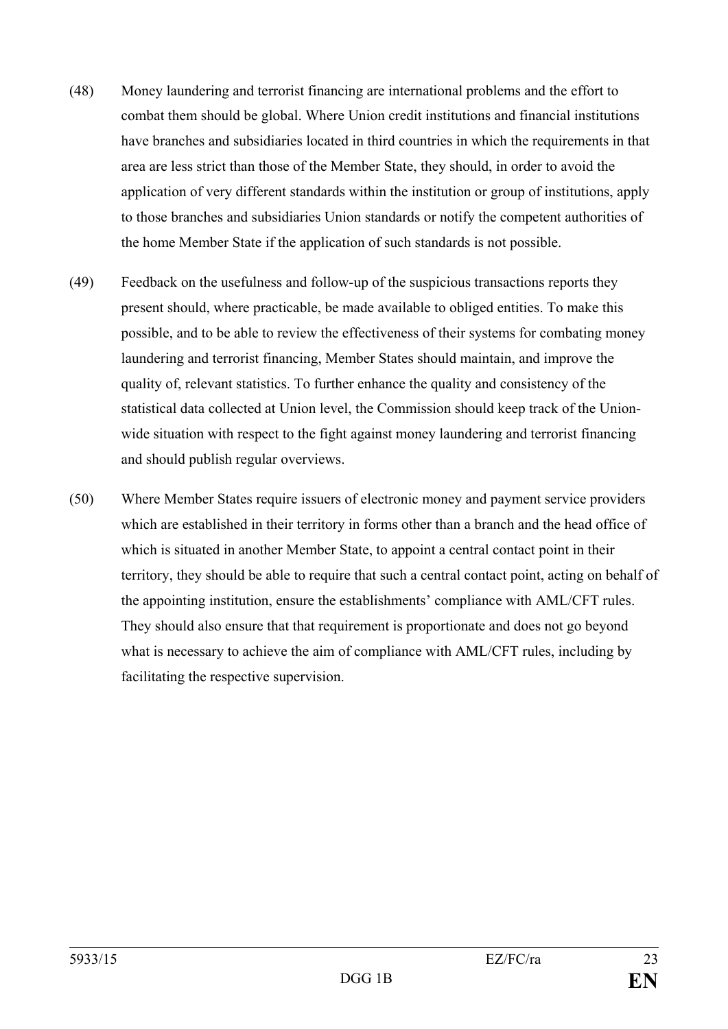(48) Money laundering and terrorist financing are international problems and the effort to combat them should be global. Where Union credit institutions and financial institutions have branches and subsidiaries located in third countries in which the requirements in that area are less strict than those of the Member State, they should, in order to avoid the application of very different standards within the institution or group of institutions, apply to those branches and subsidiaries Union standards or notify the competent authorities of the home Member State if the application of such standards is not possible.

(49) Feedback on the usefulness and follow-up of the suspicious transactions reports they present should, where practicable, be made available to obliged entities. To make this possible, and to be able to review the effectiveness of their systems for combating money laundering and terrorist financing, Member States should maintain, and improve the quality of, relevant statistics. To further enhance the quality and consistency of the statistical data collected at Union level, the Commission should keep track of the Union-wide situation with respect to the fight against money laundering and terrorist financing and should publish regular overviews.

(50) Where Member States require issuers of electronic money and payment service providers which are established in their territory in forms other than a branch and the head office of which is situated in another Member State, to appoint a central contact point in their territory, they should be able to require that such a central contact point, acting on behalf of the appointing institution, ensure the establishments' compliance with AML/CFT rules. They should also ensure that that requirement is proportionate and does not go beyond what is necessary to achieve the aim of compliance with AML/CFT rules, including by facilitating the respective supervision.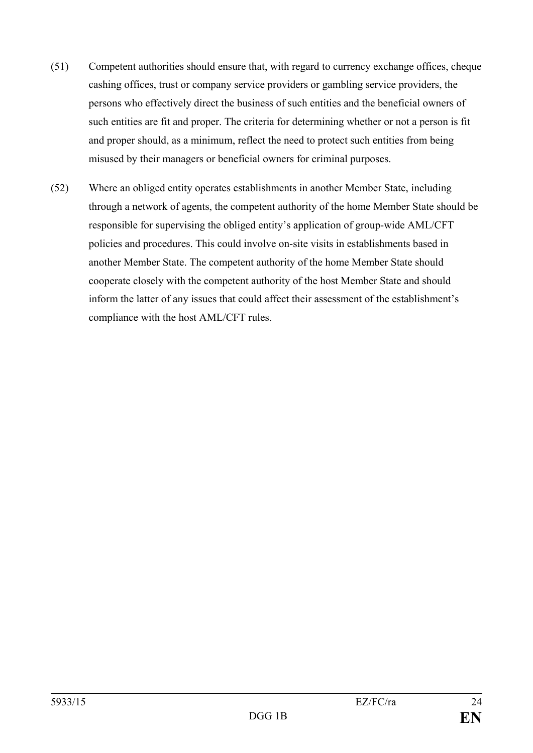(51) Competent authorities should ensure that, with regard to currency exchange offices, cheque cashing offices, trust or company service providers or gambling service providers, the persons who effectively direct the business of such entities and the beneficial owners of such entities are fit and proper. The criteria for determining whether or not a person is fit and proper should, as a minimum, reflect the need to protect such entities from being misused by their managers or beneficial owners for criminal purposes.

(52) Where an obliged entity operates establishments in another Member State, including through a network of agents, the competent authority of the home Member State should be responsible for supervising the obliged entity's application of group-wide AML/CFT policies and procedures. This could involve on-site visits in establishments based in another Member State. The competent authority of the home Member State should cooperate closely with the competent authority of the host Member State and should inform the latter of any issues that could affect their assessment of the establishment's compliance with the host AML/CFT rules.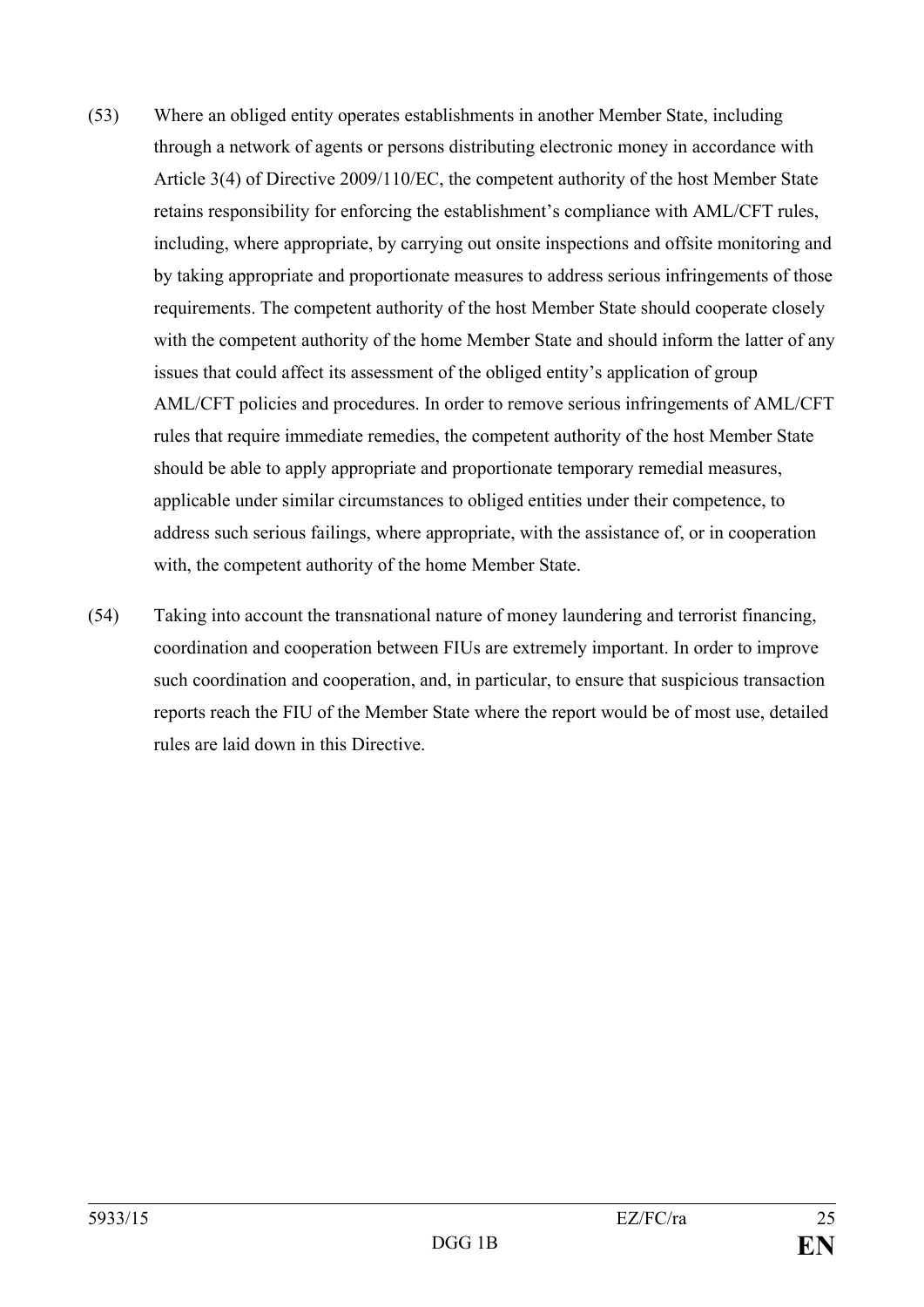(53) Where an obliged entity operates establishments in another Member State, including through a network of agents or persons distributing electronic money in accordance with Article 3(4) of Directive 2009/110/EC, the competent authority of the host Member State retains responsibility for enforcing the establishment's compliance with AML/CFT rules, including, where appropriate, by carrying out onsite inspections and offsite monitoring and by taking appropriate and proportionate measures to address serious infringements of those requirements. The competent authority of the host Member State should cooperate closely with the competent authority of the home Member State and should inform the latter of any issues that could affect its assessment of the obliged entity's application of group AML/CFT policies and procedures. In order to remove serious infringements of AML/CFT rules that require immediate remedies, the competent authority of the host Member State should be able to apply appropriate and proportionate temporary remedial measures, applicable under similar circumstances to obliged entities under their competence, to address such serious failings, where appropriate, with the assistance of, or in cooperation with, the competent authority of the home Member State.

(54) Taking into account the transnational nature of money laundering and terrorist financing, coordination and cooperation between FIUs are extremely important. In order to improve such coordination and cooperation, and, in particular, to ensure that suspicious transaction reports reach the FIU of the Member State where the report would be of most use, detailed rules are laid down in this Directive.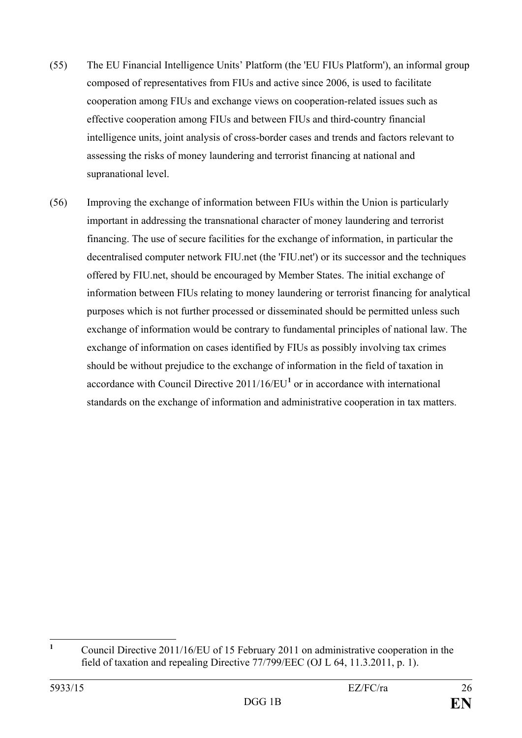(55) The EU Financial Intelligence Units' Platform (the 'EU FIUs Platform'), an informal group composed of representatives from FIUs and active since 2006, is used to facilitate cooperation among FIUs and exchange views on cooperation-related issues such as effective cooperation among FIUs and between FIUs and third-country financial intelligence units, joint analysis of cross-border cases and trends and factors relevant to assessing the risks of money laundering and terrorist financing at national and supranational level.

(56) Improving the exchange of information between FIUs within the Union is particularly important in addressing the transnational character of money laundering and terrorist financing. The use of secure facilities for the exchange of information, in particular the decentralised computer network FIU.net (the 'FIU.net') or its successor and the techniques offered by FIU.net, should be encouraged by Member States. The initial exchange of information between FIUs relating to money laundering or terrorist financing for analytical purposes which is not further processed or disseminated should be permitted unless such exchange of information would be contrary to fundamental principles of national law. The exchange of information on cases identified by FIUs as possibly involving tax crimes should be without prejudice to the exchange of information in the field of taxation in accordance with Council Directive 2011/16/EU[1] or in accordance with international standards on the exchange of information and administrative cooperation in tax matters.

---

[1] Council Directive 2011/16/EU of 15 February 2011 on administrative cooperation in the field of taxation and repealing Directive 77/799/EEC (OJ L 64, 11.3.2011, p. 1).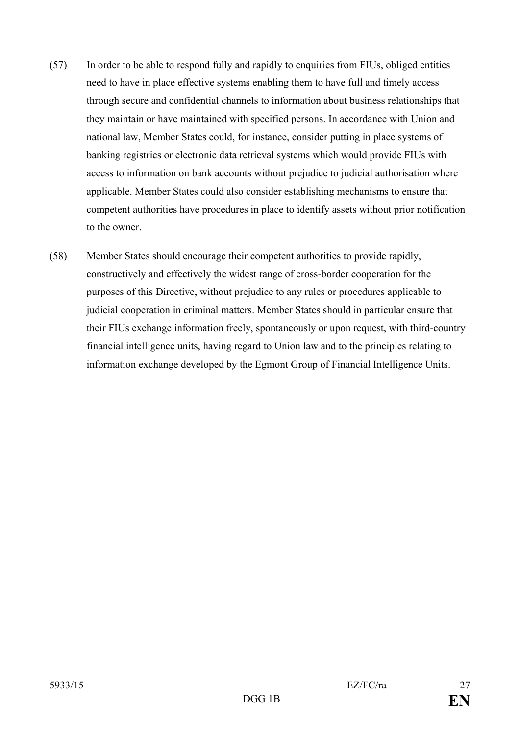(57) In order to be able to respond fully and rapidly to enquiries from FIUs, obliged entities need to have in place effective systems enabling them to have full and timely access through secure and confidential channels to information about business relationships that they maintain or have maintained with specified persons. In accordance with Union and national law, Member States could, for instance, consider putting in place systems of banking registries or electronic data retrieval systems which would provide FIUs with access to information on bank accounts without prejudice to judicial authorisation where applicable. Member States could also consider establishing mechanisms to ensure that competent authorities have procedures in place to identify assets without prior notification to the owner.

(58) Member States should encourage their competent authorities to provide rapidly, constructively and effectively the widest range of cross-border cooperation for the purposes of this Directive, without prejudice to any rules or procedures applicable to judicial cooperation in criminal matters. Member States should in particular ensure that their FIUs exchange information freely, spontaneously or upon request, with third-country financial intelligence units, having regard to Union law and to the principles relating to information exchange developed by the Egmont Group of Financial Intelligence Units.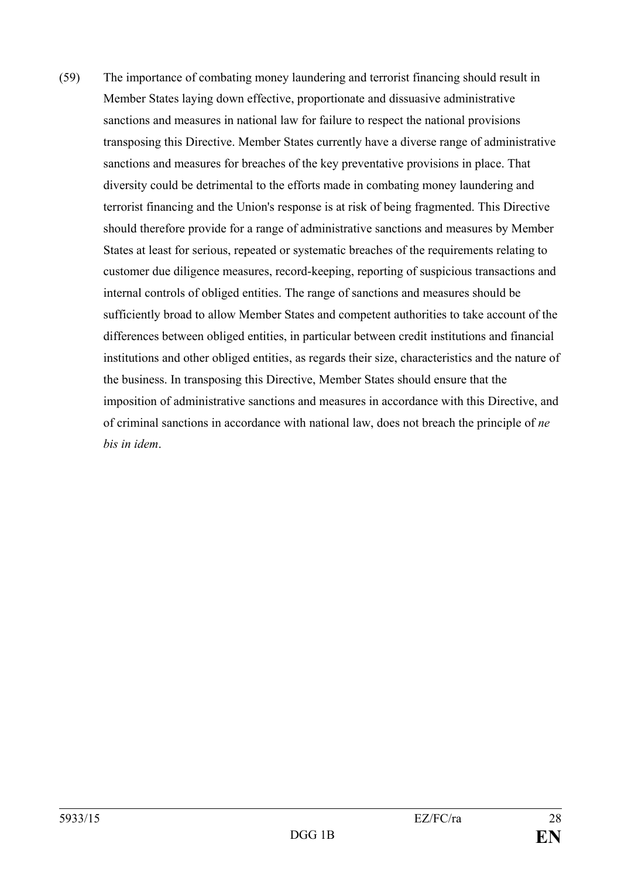(59) The importance of combating money laundering and terrorist financing should result in Member States laying down effective, proportionate and dissuasive administrative sanctions and measures in national law for failure to respect the national provisions transposing this Directive. Member States currently have a diverse range of administrative sanctions and measures for breaches of the key preventative provisions in place. That diversity could be detrimental to the efforts made in combating money laundering and terrorist financing and the Union's response is at risk of being fragmented. This Directive should therefore provide for a range of administrative sanctions and measures by Member States at least for serious, repeated or systematic breaches of the requirements relating to customer due diligence measures, record-keeping, reporting of suspicious transactions and internal controls of obliged entities. The range of sanctions and measures should be sufficiently broad to allow Member States and competent authorities to take account of the differences between obliged entities, in particular between credit institutions and financial institutions and other obliged entities, as regards their size, characteristics and the nature of the business. In transposing this Directive, Member States should ensure that the imposition of administrative sanctions and measures in accordance with this Directive, and of criminal sanctions in accordance with national law, does not breach the principle of *ne bis in idem*.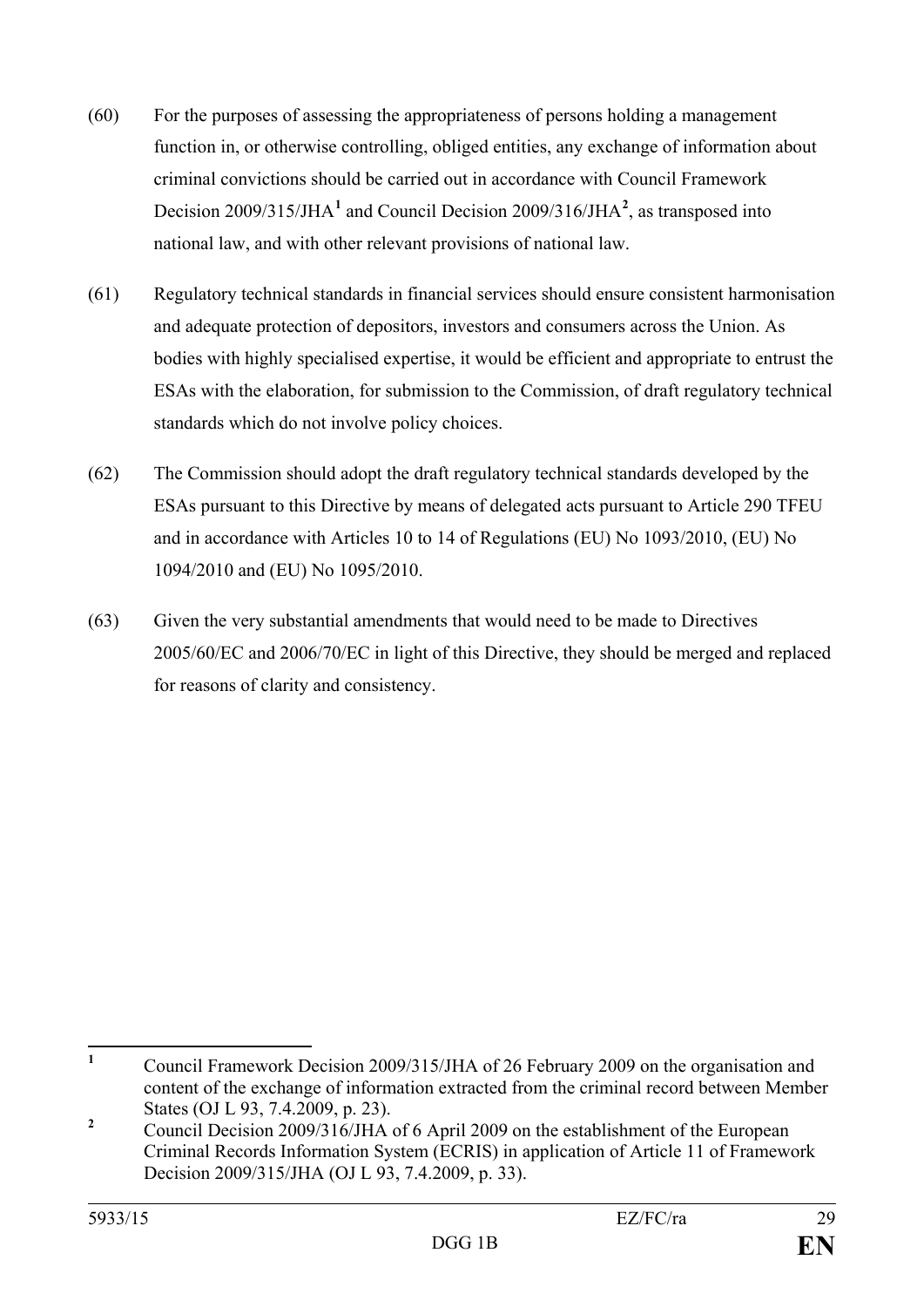(60) For the purposes of assessing the appropriateness of persons holding a management function in, or otherwise controlling, obliged entities, any exchange of information about criminal convictions should be carried out in accordance with Council Framework Decision 2009/315/JHA[1] and Council Decision 2009/316/JHA[2], as transposed into national law, and with other relevant provisions of national law.

(61) Regulatory technical standards in financial services should ensure consistent harmonisation and adequate protection of depositors, investors and consumers across the Union. As bodies with highly specialised expertise, it would be efficient and appropriate to entrust the ESAs with the elaboration, for submission to the Commission, of draft regulatory technical standards which do not involve policy choices.

(62) The Commission should adopt the draft regulatory technical standards developed by the ESAs pursuant to this Directive by means of delegated acts pursuant to Article 290 TFEU and in accordance with Articles 10 to 14 of Regulations (EU) No 1093/2010, (EU) No 1094/2010 and (EU) No 1095/2010.

(63) Given the very substantial amendments that would need to be made to Directives 2005/60/EC and 2006/70/EC in light of this Directive, they should be merged and replaced for reasons of clarity and consistency.

---

[1] Council Framework Decision 2009/315/JHA of 26 February 2009 on the organisation and content of the exchange of information extracted from the criminal record between Member States (OJ L 93, 7.4.2009, p. 23).

[2] Council Decision 2009/316/JHA of 6 April 2009 on the establishment of the European Criminal Records Information System (ECRIS) in application of Article 11 of Framework Decision 2009/315/JHA (OJ L 93, 7.4.2009, p. 33).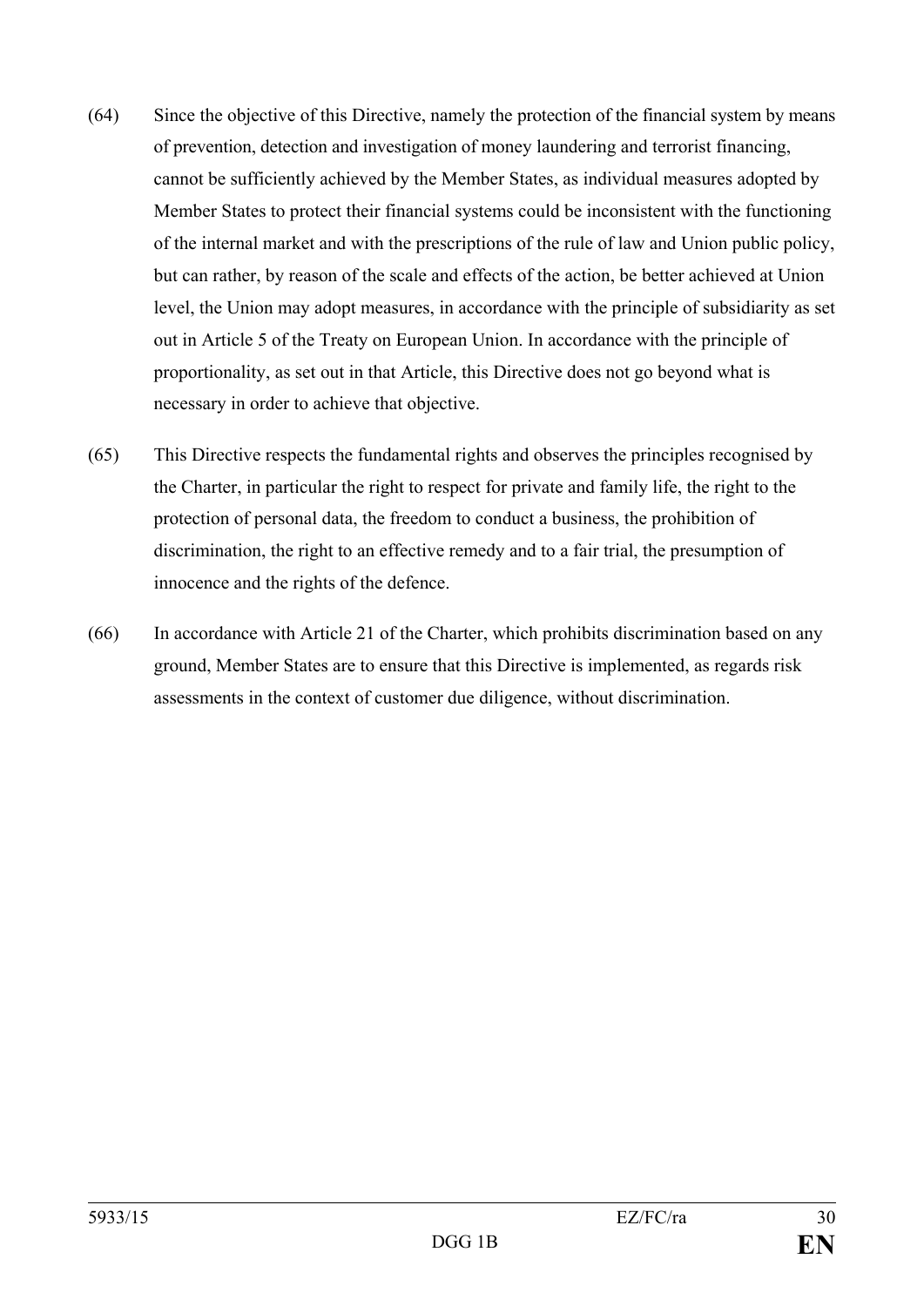(64) Since the objective of this Directive, namely the protection of the financial system by means of prevention, detection and investigation of money laundering and terrorist financing, cannot be sufficiently achieved by the Member States, as individual measures adopted by Member States to protect their financial systems could be inconsistent with the functioning of the internal market and with the prescriptions of the rule of law and Union public policy, but can rather, by reason of the scale and effects of the action, be better achieved at Union level, the Union may adopt measures, in accordance with the principle of subsidiarity as set out in Article 5 of the Treaty on European Union. In accordance with the principle of proportionality, as set out in that Article, this Directive does not go beyond what is necessary in order to achieve that objective.

(65) This Directive respects the fundamental rights and observes the principles recognised by the Charter, in particular the right to respect for private and family life, the right to the protection of personal data, the freedom to conduct a business, the prohibition of discrimination, the right to an effective remedy and to a fair trial, the presumption of innocence and the rights of the defence.

(66) In accordance with Article 21 of the Charter, which prohibits discrimination based on any ground, Member States are to ensure that this Directive is implemented, as regards risk assessments in the context of customer due diligence, without discrimination.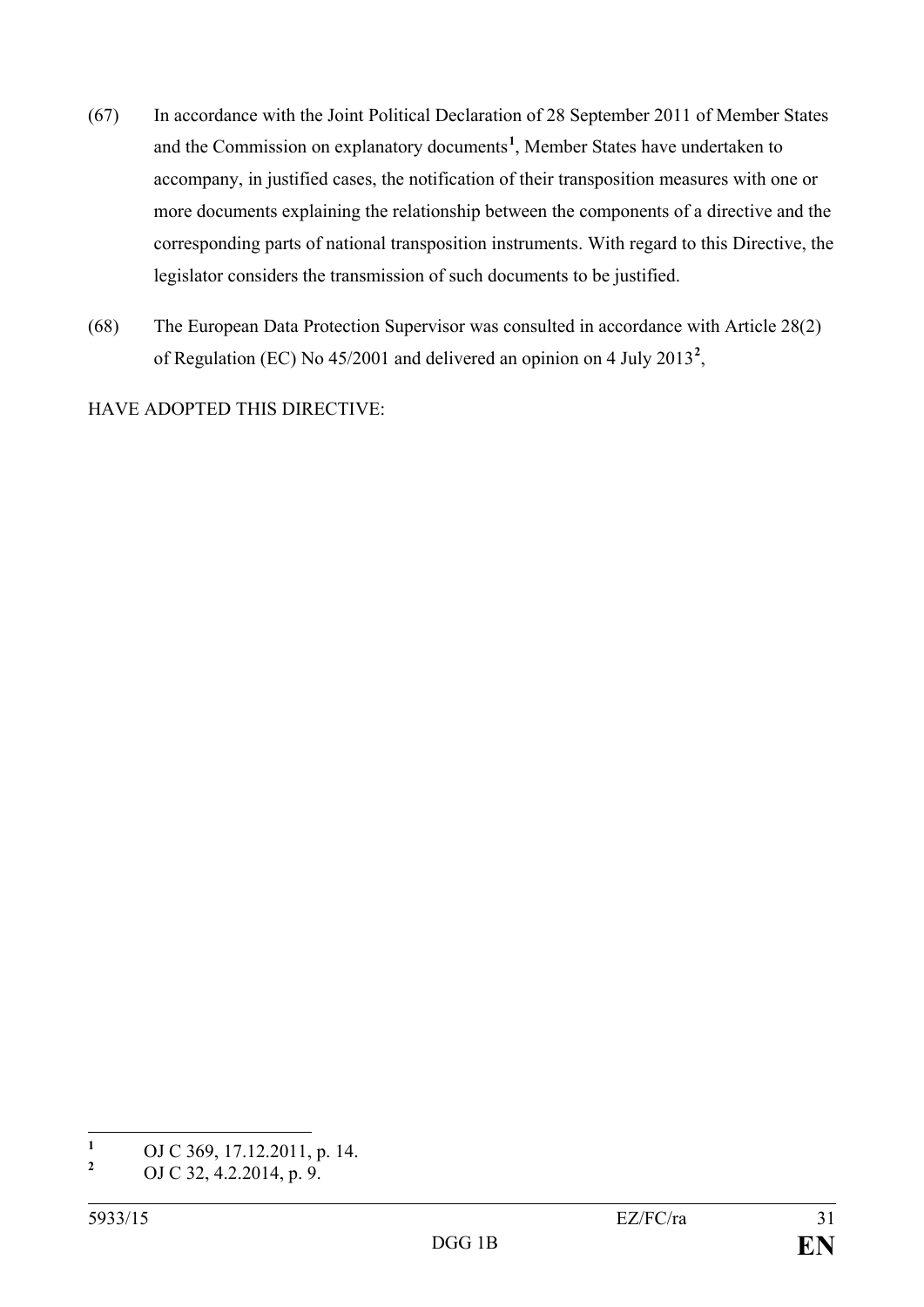(67) In accordance with the Joint Political Declaration of 28 September 2011 of Member States and the Commission on explanatory documents[1], Member States have undertaken to accompany, in justified cases, the notification of their transposition measures with one or more documents explaining the relationship between the components of a directive and the corresponding parts of national transposition instruments. With regard to this Directive, the legislator considers the transmission of such documents to be justified.

(68) The European Data Protection Supervisor was consulted in accordance with Article 28(2) of Regulation (EC) No 45/2001 and delivered an opinion on 4 July 2013[2],

HAVE ADOPTED THIS DIRECTIVE:

---

[1] OJ C 369, 17.12.2011, p. 14.

[2] OJ C 32, 4.2.2014, p. 9.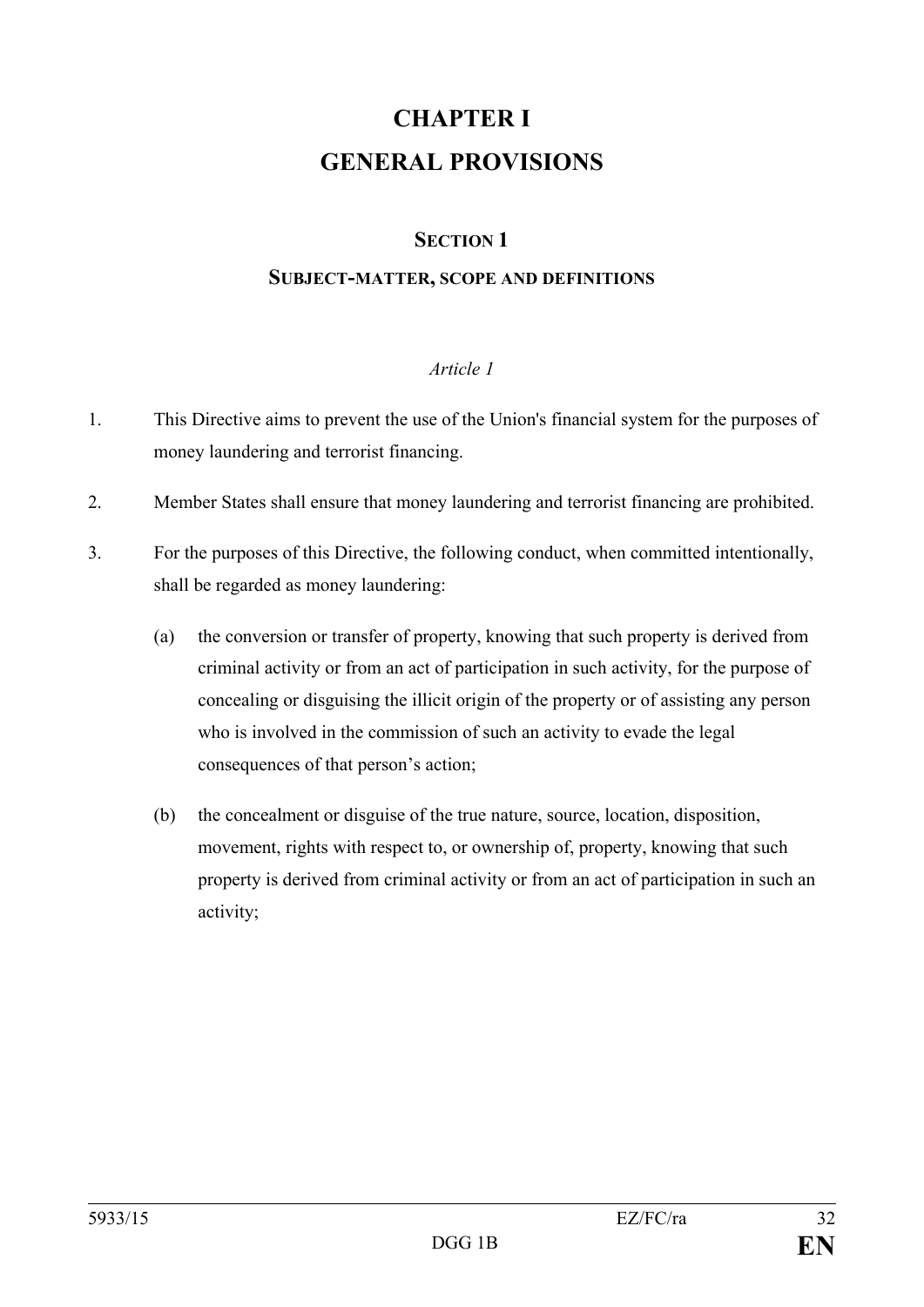# CHAPTER I
# GENERAL PROVISIONS

## SECTION 1
### SUBJECT-MATTER, SCOPE AND DEFINITIONS

*Article 1*

1. This Directive aims to prevent the use of the Union's financial system for the purposes of money laundering and terrorist financing.

2. Member States shall ensure that money laundering and terrorist financing are prohibited.

3. For the purposes of this Directive, the following conduct, when committed intentionally, shall be regarded as money laundering:

   (a) the conversion or transfer of property, knowing that such property is derived from criminal activity or from an act of participation in such activity, for the purpose of concealing or disguising the illicit origin of the property or of assisting any person who is involved in the commission of such an activity to evade the legal consequences of that person's action;

   (b) the concealment or disguise of the true nature, source, location, disposition, movement, rights with respect to, or ownership of, property, knowing that such property is derived from criminal activity or from an act of participation in such an activity;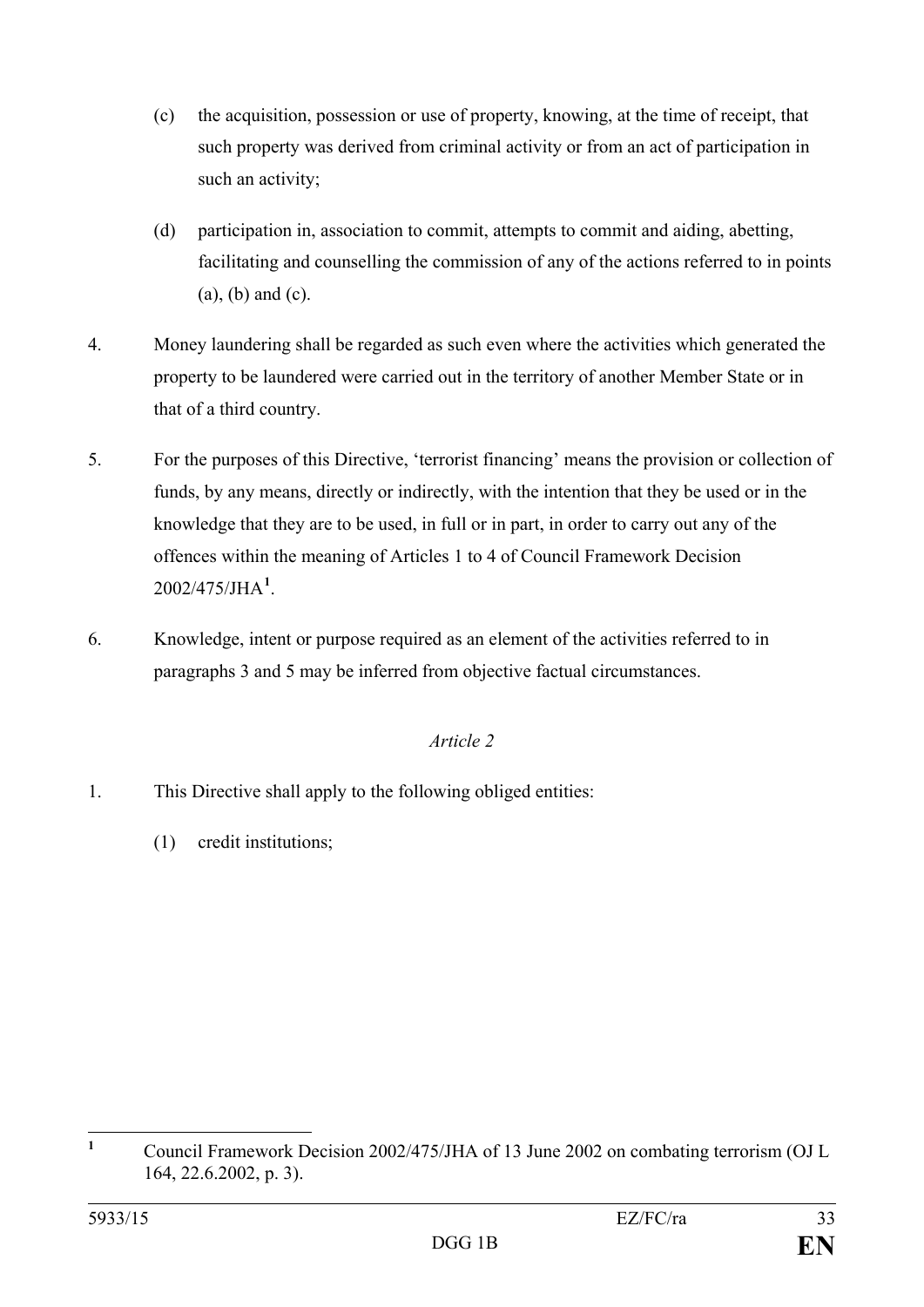(c) the acquisition, possession or use of property, knowing, at the time of receipt, that such property was derived from criminal activity or from an act of participation in such an activity;

(d) participation in, association to commit, attempts to commit and aiding, abetting, facilitating and counselling the commission of any of the actions referred to in points (a), (b) and (c).

4. Money laundering shall be regarded as such even where the activities which generated the property to be laundered were carried out in the territory of another Member State or in that of a third country.

5. For the purposes of this Directive, 'terrorist financing' means the provision or collection of funds, by any means, directly or indirectly, with the intention that they be used or in the knowledge that they are to be used, in full or in part, in order to carry out any of the offences within the meaning of Articles 1 to 4 of Council Framework Decision 2002/475/JHA[1].

6. Knowledge, intent or purpose required as an element of the activities referred to in paragraphs 3 and 5 may be inferred from objective factual circumstances.

*Article 2*

1. This Directive shall apply to the following obliged entities:

(1) credit institutions;

---

[1] Council Framework Decision 2002/475/JHA of 13 June 2002 on combating terrorism (OJ L 164, 22.6.2002, p. 3).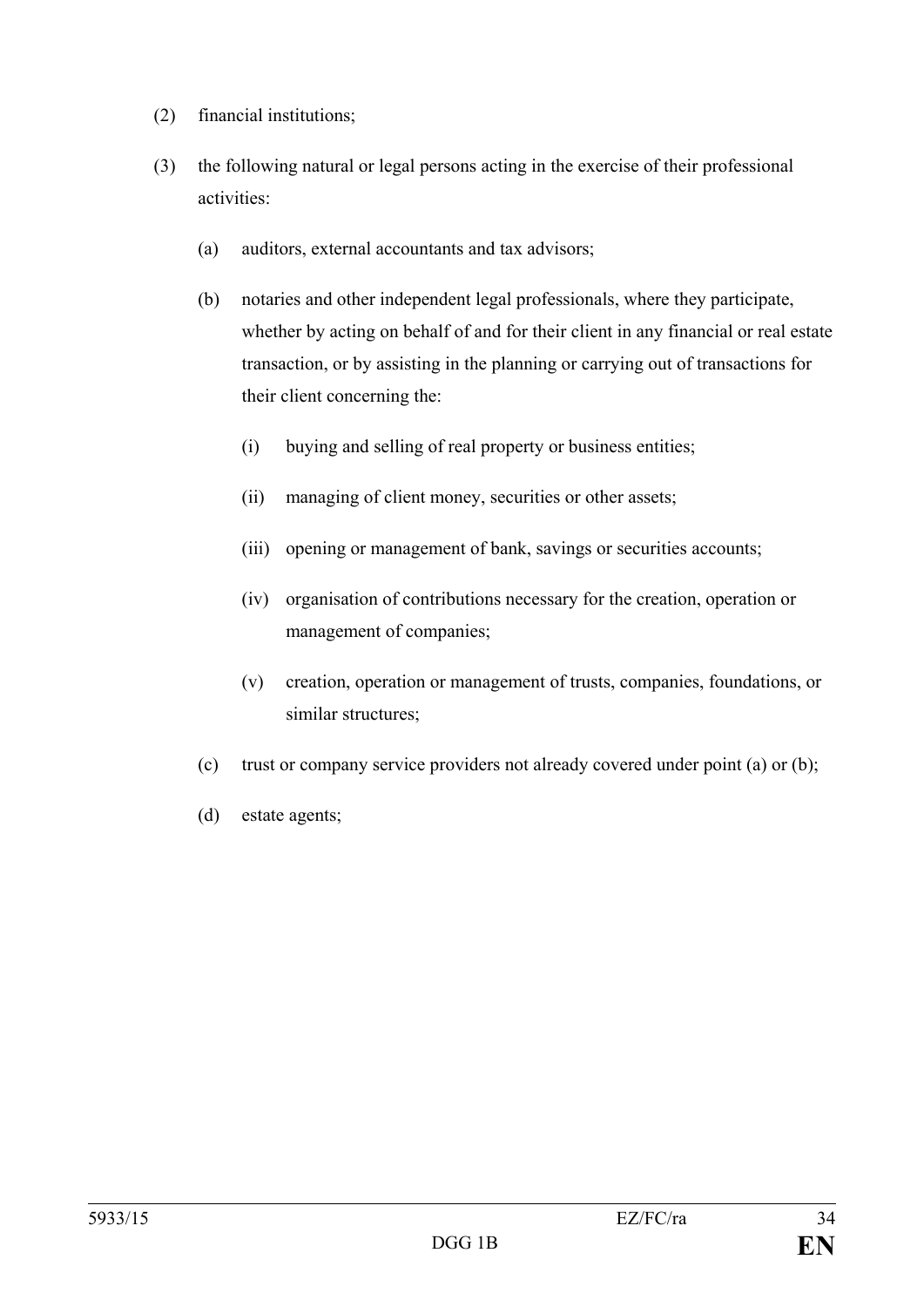(2) financial institutions;

(3) the following natural or legal persons acting in the exercise of their professional activities:

   (a) auditors, external accountants and tax advisors;

   (b) notaries and other independent legal professionals, where they participate, whether by acting on behalf of and for their client in any financial or real estate transaction, or by assisting in the planning or carrying out of transactions for their client concerning the:

      (i) buying and selling of real property or business entities;

      (ii) managing of client money, securities or other assets;

      (iii) opening or management of bank, savings or securities accounts;

      (iv) organisation of contributions necessary for the creation, operation or management of companies;

      (v) creation, operation or management of trusts, companies, foundations, or similar structures;

   (c) trust or company service providers not already covered under point (a) or (b);

   (d) estate agents;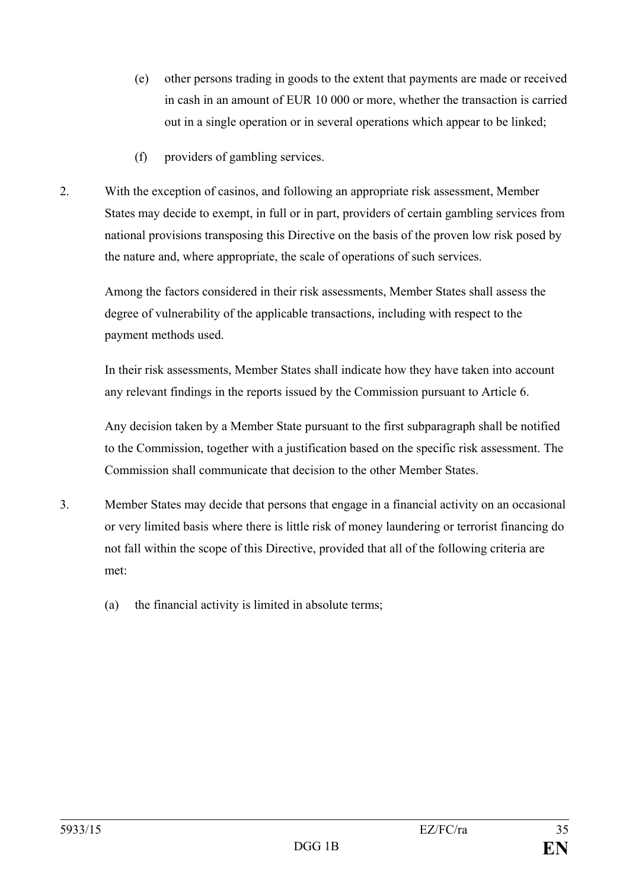(e) other persons trading in goods to the extent that payments are made or received in cash in an amount of EUR 10 000 or more, whether the transaction is carried out in a single operation or in several operations which appear to be linked;

(f) providers of gambling services.

2. With the exception of casinos, and following an appropriate risk assessment, Member States may decide to exempt, in full or in part, providers of certain gambling services from national provisions transposing this Directive on the basis of the proven low risk posed by the nature and, where appropriate, the scale of operations of such services.

   Among the factors considered in their risk assessments, Member States shall assess the degree of vulnerability of the applicable transactions, including with respect to the payment methods used.

   In their risk assessments, Member States shall indicate how they have taken into account any relevant findings in the reports issued by the Commission pursuant to Article 6.

   Any decision taken by a Member State pursuant to the first subparagraph shall be notified to the Commission, together with a justification based on the specific risk assessment. The Commission shall communicate that decision to the other Member States.

3. Member States may decide that persons that engage in a financial activity on an occasional or very limited basis where there is little risk of money laundering or terrorist financing do not fall within the scope of this Directive, provided that all of the following criteria are met:

   (a) the financial activity is limited in absolute terms;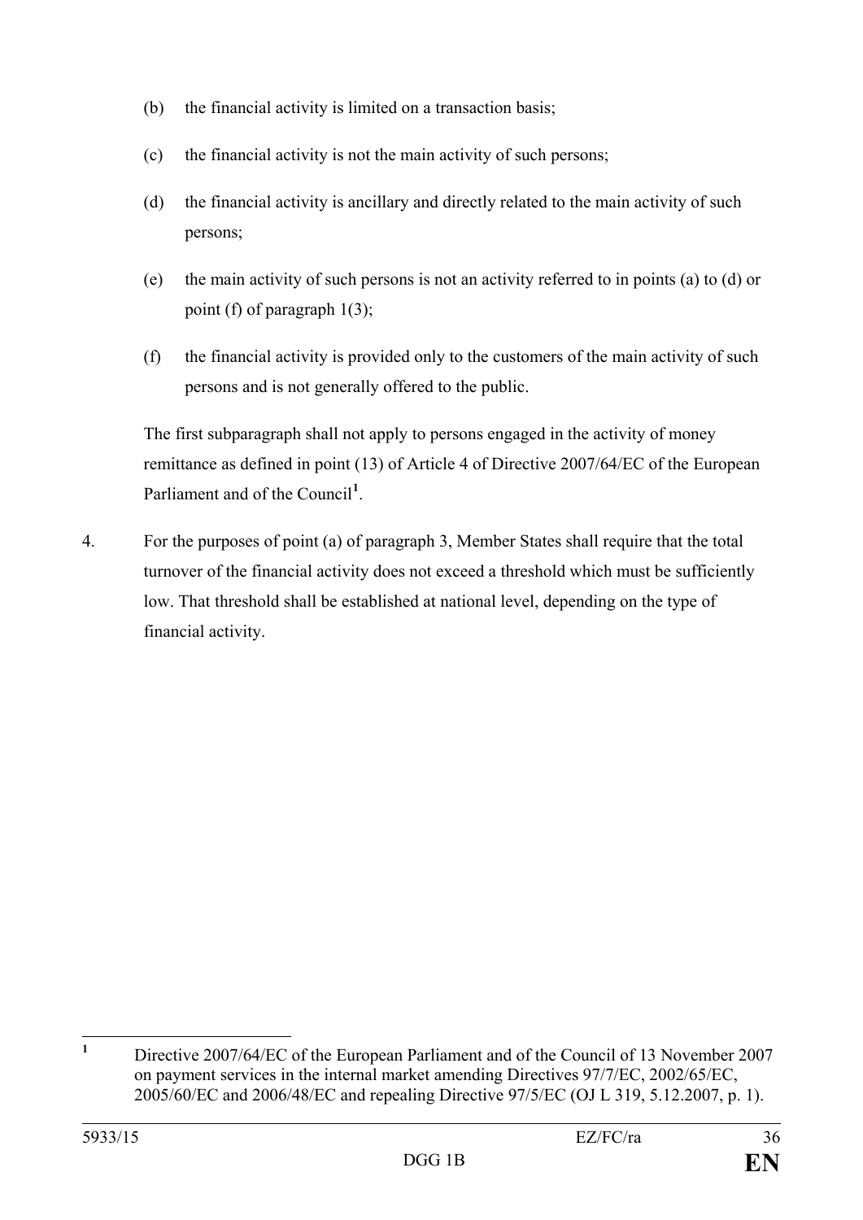(b) the financial activity is limited on a transaction basis;

(c) the financial activity is not the main activity of such persons;

(d) the financial activity is ancillary and directly related to the main activity of such persons;

(e) the main activity of such persons is not an activity referred to in points (a) to (d) or point (f) of paragraph 1(3);

(f) the financial activity is provided only to the customers of the main activity of such persons and is not generally offered to the public.

The first subparagraph shall not apply to persons engaged in the activity of money remittance as defined in point (13) of Article 4 of Directive 2007/64/EC of the European Parliament and of the Council[1].

4. For the purposes of point (a) of paragraph 3, Member States shall require that the total turnover of the financial activity does not exceed a threshold which must be sufficiently low. That threshold shall be established at national level, depending on the type of financial activity.

---

[1] Directive 2007/64/EC of the European Parliament and of the Council of 13 November 2007 on payment services in the internal market amending Directives 97/7/EC, 2002/65/EC, 2005/60/EC and 2006/48/EC and repealing Directive 97/5/EC (OJ L 319, 5.12.2007, p. 1).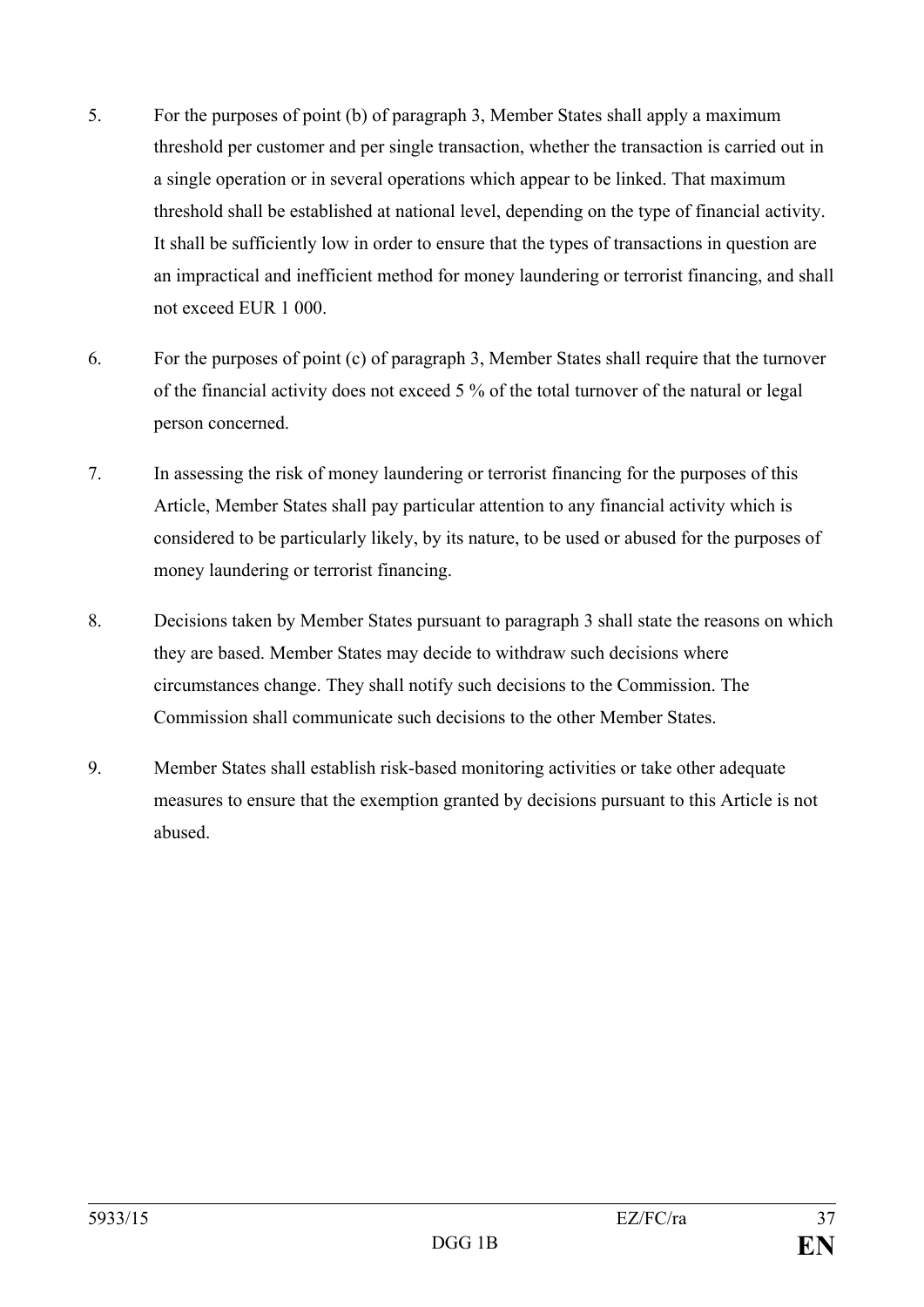5. For the purposes of point (b) of paragraph 3, Member States shall apply a maximum threshold per customer and per single transaction, whether the transaction is carried out in a single operation or in several operations which appear to be linked. That maximum threshold shall be established at national level, depending on the type of financial activity. It shall be sufficiently low in order to ensure that the types of transactions in question are an impractical and inefficient method for money laundering or terrorist financing, and shall not exceed EUR 1 000.

6. For the purposes of point (c) of paragraph 3, Member States shall require that the turnover of the financial activity does not exceed 5 % of the total turnover of the natural or legal person concerned.

7. In assessing the risk of money laundering or terrorist financing for the purposes of this Article, Member States shall pay particular attention to any financial activity which is considered to be particularly likely, by its nature, to be used or abused for the purposes of money laundering or terrorist financing.

8. Decisions taken by Member States pursuant to paragraph 3 shall state the reasons on which they are based. Member States may decide to withdraw such decisions where circumstances change. They shall notify such decisions to the Commission. The Commission shall communicate such decisions to the other Member States.

9. Member States shall establish risk-based monitoring activities or take other adequate measures to ensure that the exemption granted by decisions pursuant to this Article is not abused.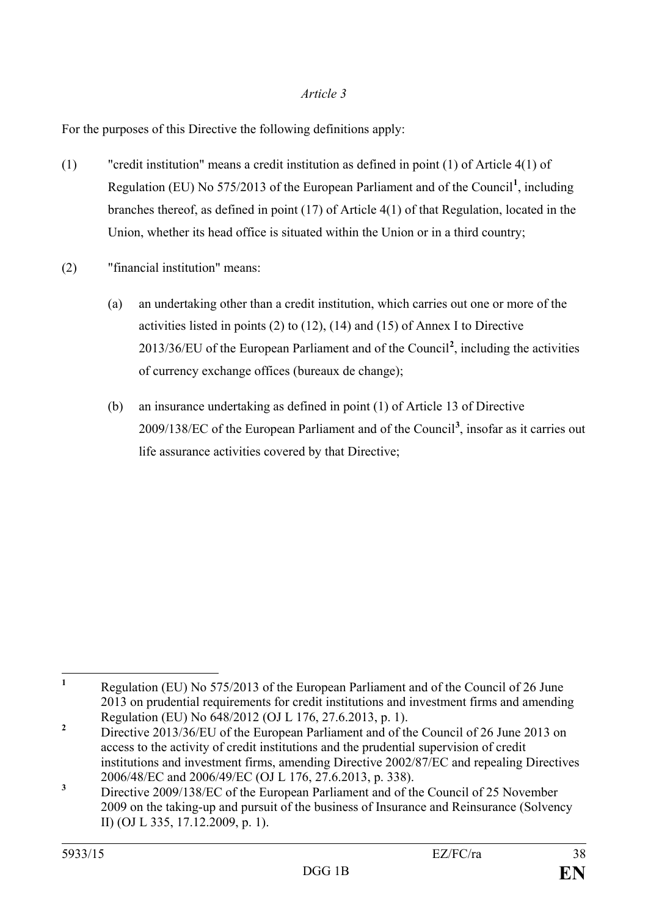*Article 3*

For the purposes of this Directive the following definitions apply:

(1) "credit institution" means a credit institution as defined in point (1) of Article 4(1) of Regulation (EU) No 575/2013 of the European Parliament and of the Council[1], including branches thereof, as defined in point (17) of Article 4(1) of that Regulation, located in the Union, whether its head office is situated within the Union or in a third country;

(2) "financial institution" means:

(a) an undertaking other than a credit institution, which carries out one or more of the activities listed in points (2) to (12), (14) and (15) of Annex I to Directive 2013/36/EU of the European Parliament and of the Council[2], including the activities of currency exchange offices (bureaux de change);

(b) an insurance undertaking as defined in point (1) of Article 13 of Directive 2009/138/EC of the European Parliament and of the Council[3], insofar as it carries out life assurance activities covered by that Directive;

---

[1] Regulation (EU) No 575/2013 of the European Parliament and of the Council of 26 June 2013 on prudential requirements for credit institutions and investment firms and amending Regulation (EU) No 648/2012 (OJ L 176, 27.6.2013, p. 1).

[2] Directive 2013/36/EU of the European Parliament and of the Council of 26 June 2013 on access to the activity of credit institutions and the prudential supervision of credit institutions and investment firms, amending Directive 2002/87/EC and repealing Directives 2006/48/EC and 2006/49/EC (OJ L 176, 27.6.2013, p. 338).

[3] Directive 2009/138/EC of the European Parliament and of the Council of 25 November 2009 on the taking-up and pursuit of the business of Insurance and Reinsurance (Solvency II) (OJ L 335, 17.12.2009, p. 1).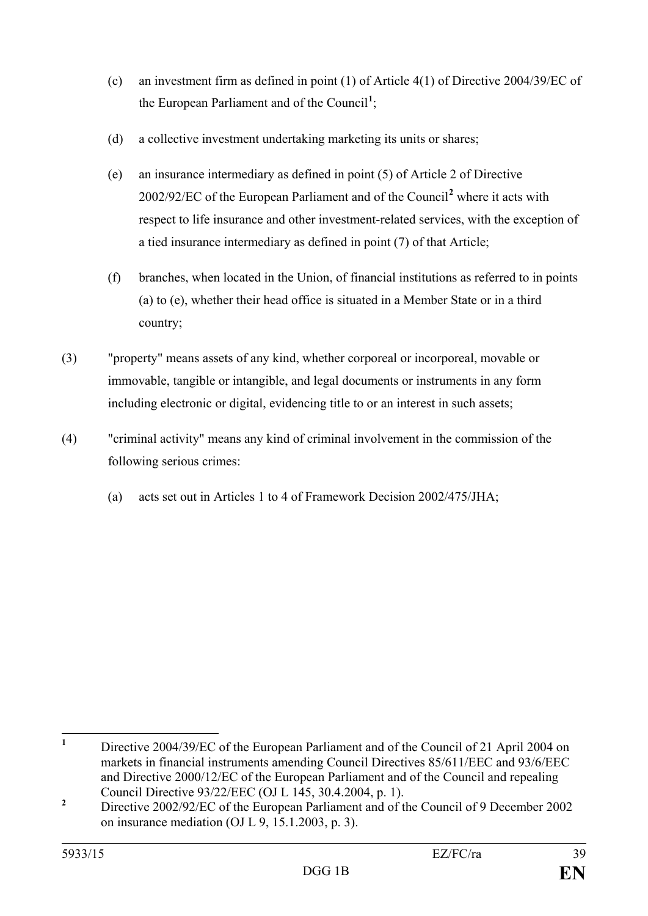(c) an investment firm as defined in point (1) of Article 4(1) of Directive 2004/39/EC of the European Parliament and of the Council[1];

(d) a collective investment undertaking marketing its units or shares;

(e) an insurance intermediary as defined in point (5) of Article 2 of Directive 2002/92/EC of the European Parliament and of the Council[2] where it acts with respect to life insurance and other investment-related services, with the exception of a tied insurance intermediary as defined in point (7) of that Article;

(f) branches, when located in the Union, of financial institutions as referred to in points (a) to (e), whether their head office is situated in a Member State or in a third country;

(3) "property" means assets of any kind, whether corporeal or incorporeal, movable or immovable, tangible or intangible, and legal documents or instruments in any form including electronic or digital, evidencing title to or an interest in such assets;

(4) "criminal activity" means any kind of criminal involvement in the commission of the following serious crimes:

(a) acts set out in Articles 1 to 4 of Framework Decision 2002/475/JHA;

---

[1] Directive 2004/39/EC of the European Parliament and of the Council of 21 April 2004 on markets in financial instruments amending Council Directives 85/611/EEC and 93/6/EEC and Directive 2000/12/EC of the European Parliament and of the Council and repealing Council Directive 93/22/EEC (OJ L 145, 30.4.2004, p. 1).

[2] Directive 2002/92/EC of the European Parliament and of the Council of 9 December 2002 on insurance mediation (OJ L 9, 15.1.2003, p. 3).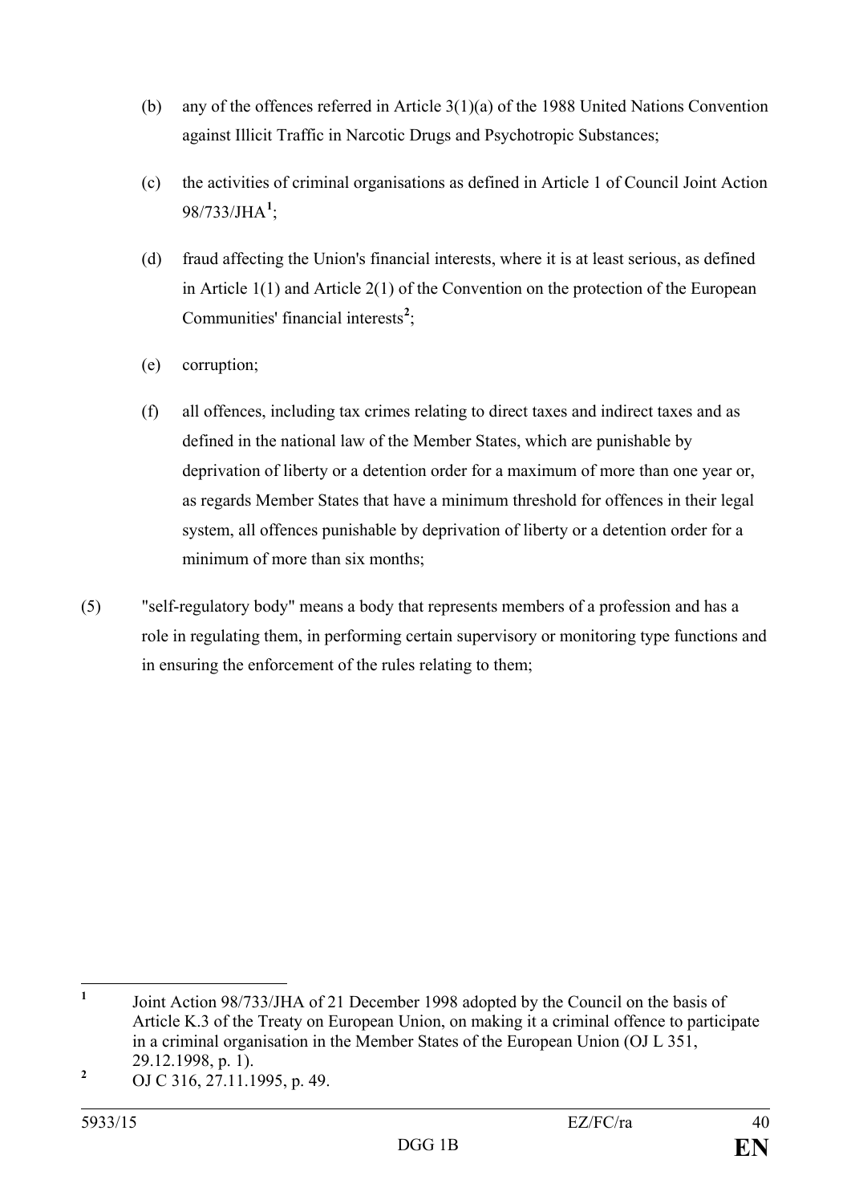(b) any of the offences referred in Article 3(1)(a) of the 1988 United Nations Convention against Illicit Traffic in Narcotic Drugs and Psychotropic Substances;

(c) the activities of criminal organisations as defined in Article 1 of Council Joint Action 98/733/JHA[1];

(d) fraud affecting the Union's financial interests, where it is at least serious, as defined in Article 1(1) and Article 2(1) of the Convention on the protection of the European Communities' financial interests[2];

(e) corruption;

(f) all offences, including tax crimes relating to direct taxes and indirect taxes and as defined in the national law of the Member States, which are punishable by deprivation of liberty or a detention order for a maximum of more than one year or, as regards Member States that have a minimum threshold for offences in their legal system, all offences punishable by deprivation of liberty or a detention order for a minimum of more than six months;

(5) "self-regulatory body" means a body that represents members of a profession and has a role in regulating them, in performing certain supervisory or monitoring type functions and in ensuring the enforcement of the rules relating to them;

---

[1] Joint Action 98/733/JHA of 21 December 1998 adopted by the Council on the basis of Article K.3 of the Treaty on European Union, on making it a criminal offence to participate in a criminal organisation in the Member States of the European Union (OJ L 351, 29.12.1998, p. 1).

[2] OJ C 316, 27.11.1995, p. 49.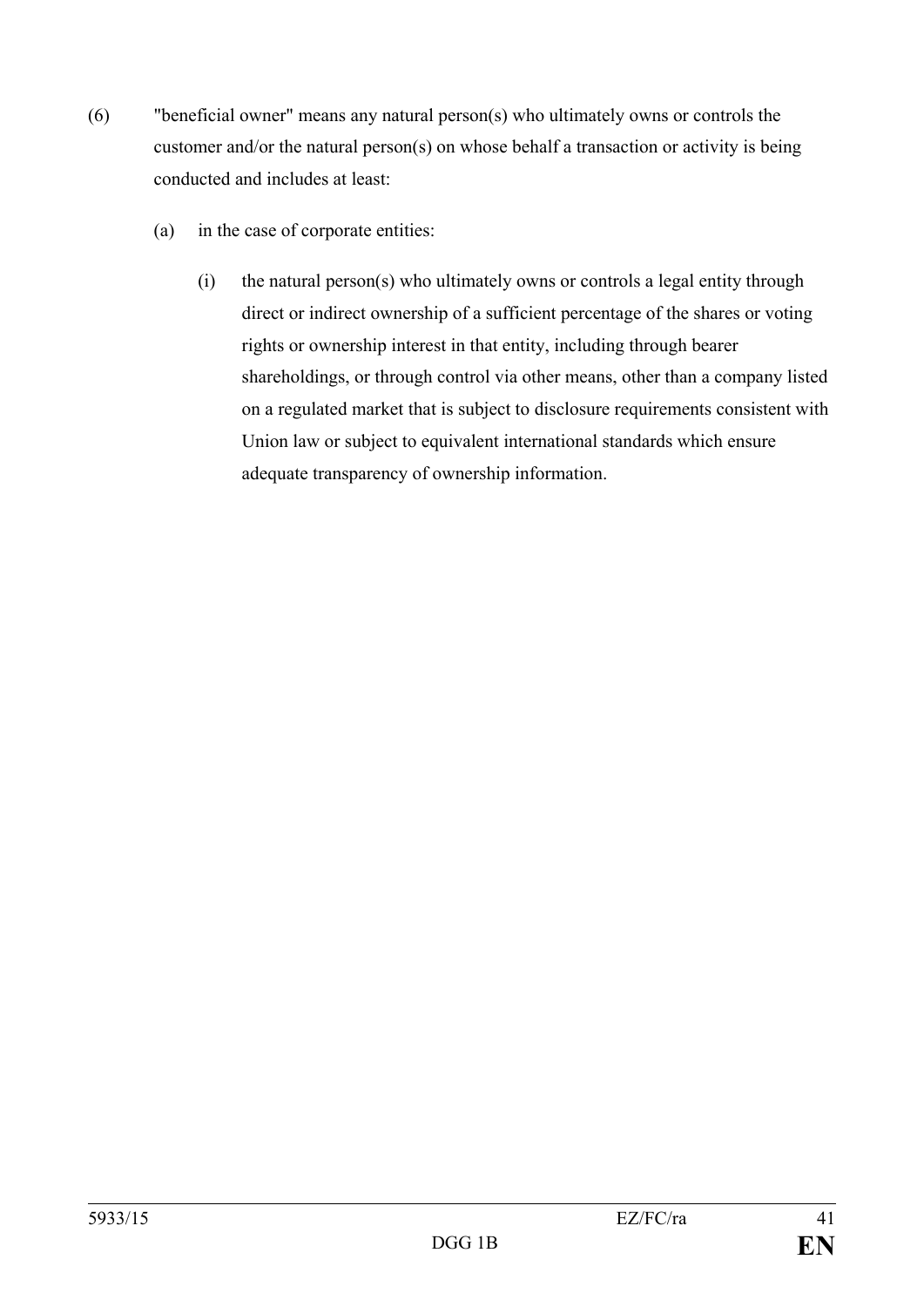(6) "beneficial owner" means any natural person(s) who ultimately owns or controls the customer and/or the natural person(s) on whose behalf a transaction or activity is being conducted and includes at least:

(a) in the case of corporate entities:

(i) the natural person(s) who ultimately owns or controls a legal entity through direct or indirect ownership of a sufficient percentage of the shares or voting rights or ownership interest in that entity, including through bearer shareholdings, or through control via other means, other than a company listed on a regulated market that is subject to disclosure requirements consistent with Union law or subject to equivalent international standards which ensure adequate transparency of ownership information.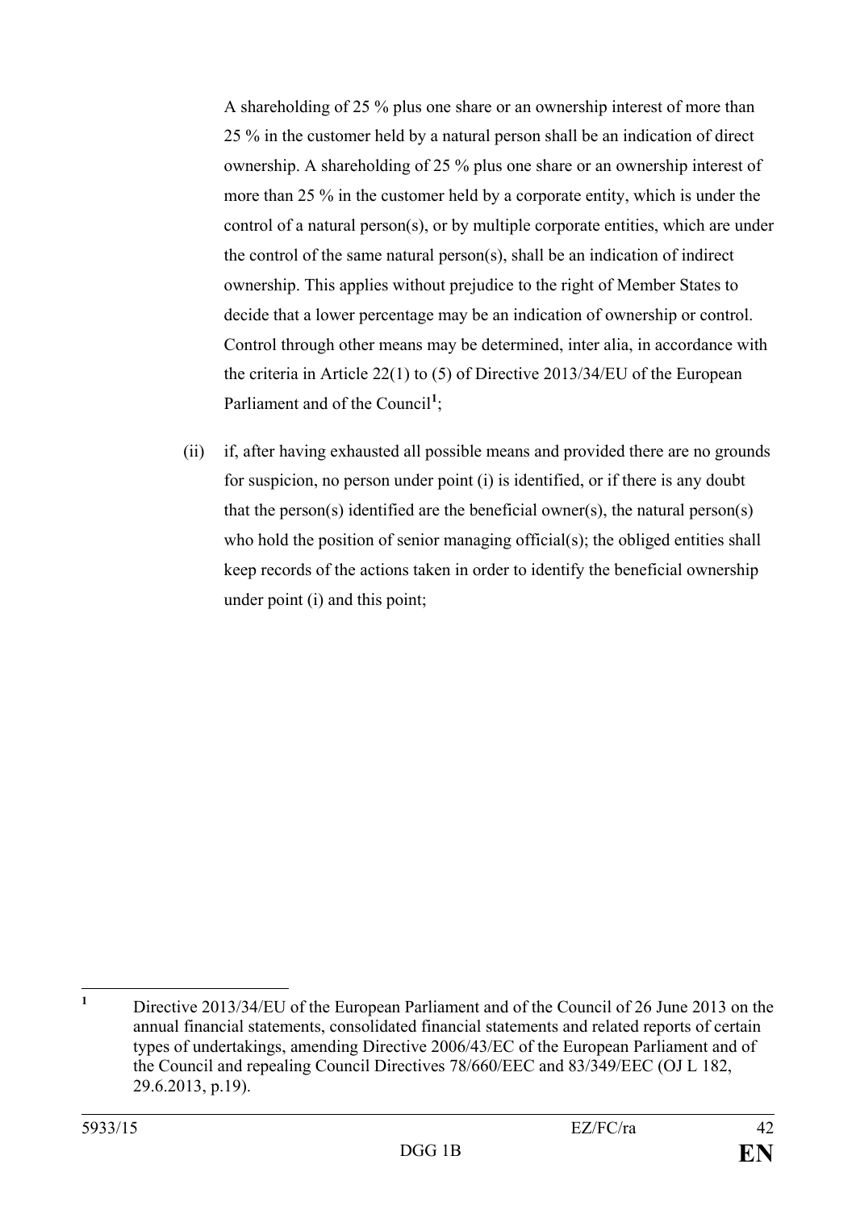A shareholding of 25 % plus one share or an ownership interest of more than 25 % in the customer held by a natural person shall be an indication of direct ownership. A shareholding of 25 % plus one share or an ownership interest of more than 25 % in the customer held by a corporate entity, which is under the control of a natural person(s), or by multiple corporate entities, which are under the control of the same natural person(s), shall be an indication of indirect ownership. This applies without prejudice to the right of Member States to decide that a lower percentage may be an indication of ownership or control. Control through other means may be determined, inter alia, in accordance with the criteria in Article 22(1) to (5) of Directive 2013/34/EU of the European Parliament and of the Council[1];

(ii) if, after having exhausted all possible means and provided there are no grounds for suspicion, no person under point (i) is identified, or if there is any doubt that the person(s) identified are the beneficial owner(s), the natural person(s) who hold the position of senior managing official(s); the obliged entities shall keep records of the actions taken in order to identify the beneficial ownership under point (i) and this point;

---

[1] Directive 2013/34/EU of the European Parliament and of the Council of 26 June 2013 on the annual financial statements, consolidated financial statements and related reports of certain types of undertakings, amending Directive 2006/43/EC of the European Parliament and of the Council and repealing Council Directives 78/660/EEC and 83/349/EEC (OJ L 182, 29.6.2013, p.19).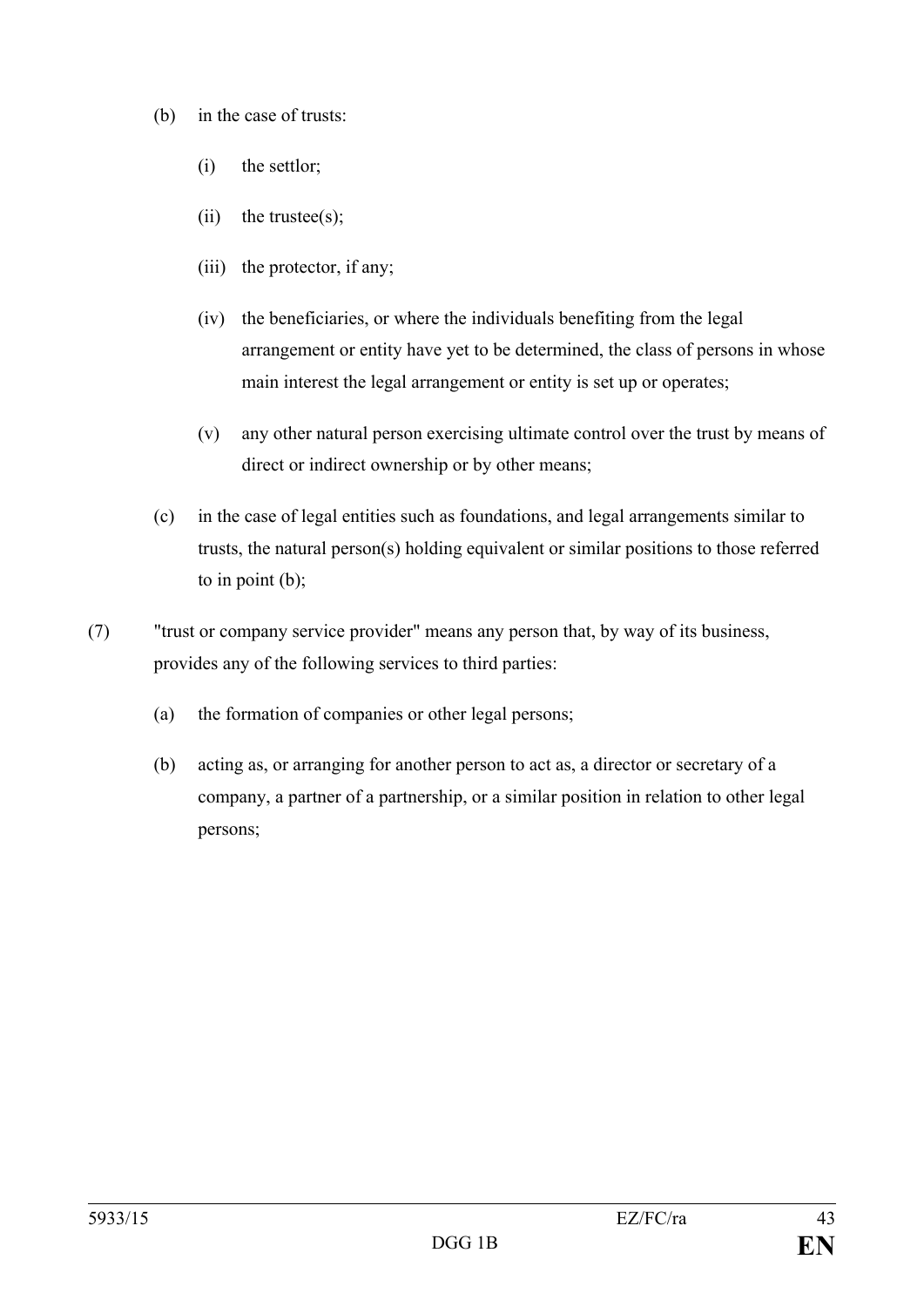(b) in the case of trusts:

    (i) the settlor;

    (ii) the trustee(s);

    (iii) the protector, if any;

    (iv) the beneficiaries, or where the individuals benefiting from the legal arrangement or entity have yet to be determined, the class of persons in whose main interest the legal arrangement or entity is set up or operates;

    (v) any other natural person exercising ultimate control over the trust by means of direct or indirect ownership or by other means;

(c) in the case of legal entities such as foundations, and legal arrangements similar to trusts, the natural person(s) holding equivalent or similar positions to those referred to in point (b);

(7) "trust or company service provider" means any person that, by way of its business, provides any of the following services to third parties:

(a) the formation of companies or other legal persons;

(b) acting as, or arranging for another person to act as, a director or secretary of a company, a partner of a partnership, or a similar position in relation to other legal persons;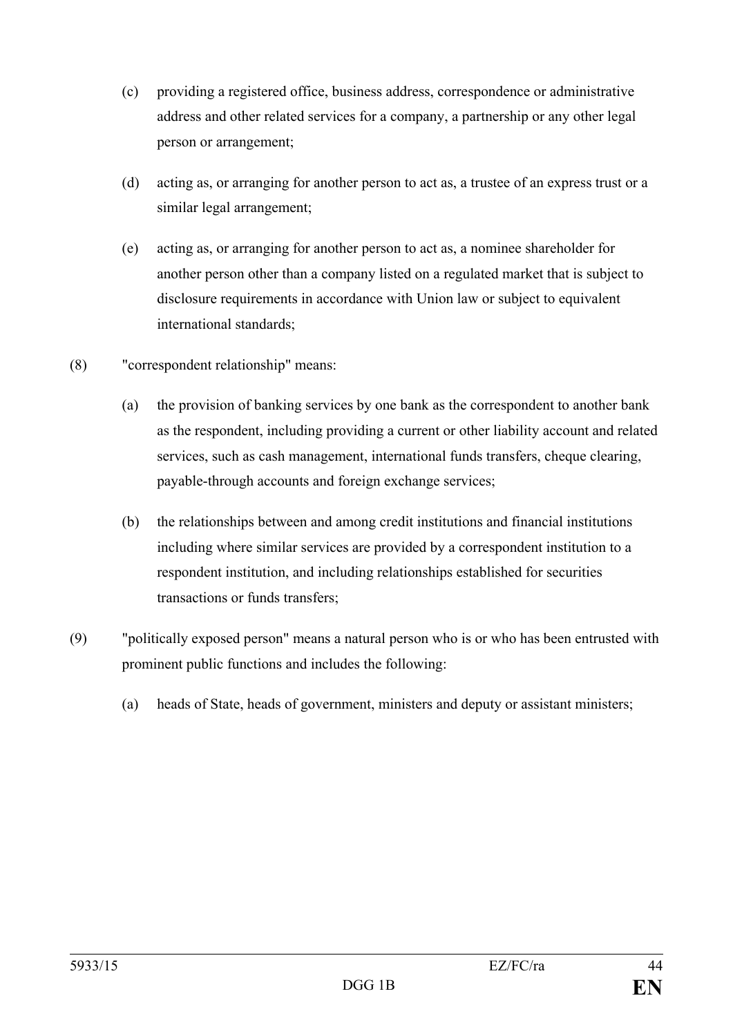(c) providing a registered office, business address, correspondence or administrative address and other related services for a company, a partnership or any other legal person or arrangement;

(d) acting as, or arranging for another person to act as, a trustee of an express trust or a similar legal arrangement;

(e) acting as, or arranging for another person to act as, a nominee shareholder for another person other than a company listed on a regulated market that is subject to disclosure requirements in accordance with Union law or subject to equivalent international standards;

(8) "correspondent relationship" means:

(a) the provision of banking services by one bank as the correspondent to another bank as the respondent, including providing a current or other liability account and related services, such as cash management, international funds transfers, cheque clearing, payable-through accounts and foreign exchange services;

(b) the relationships between and among credit institutions and financial institutions including where similar services are provided by a correspondent institution to a respondent institution, and including relationships established for securities transactions or funds transfers;

(9) "politically exposed person" means a natural person who is or who has been entrusted with prominent public functions and includes the following:

(a) heads of State, heads of government, ministers and deputy or assistant ministers;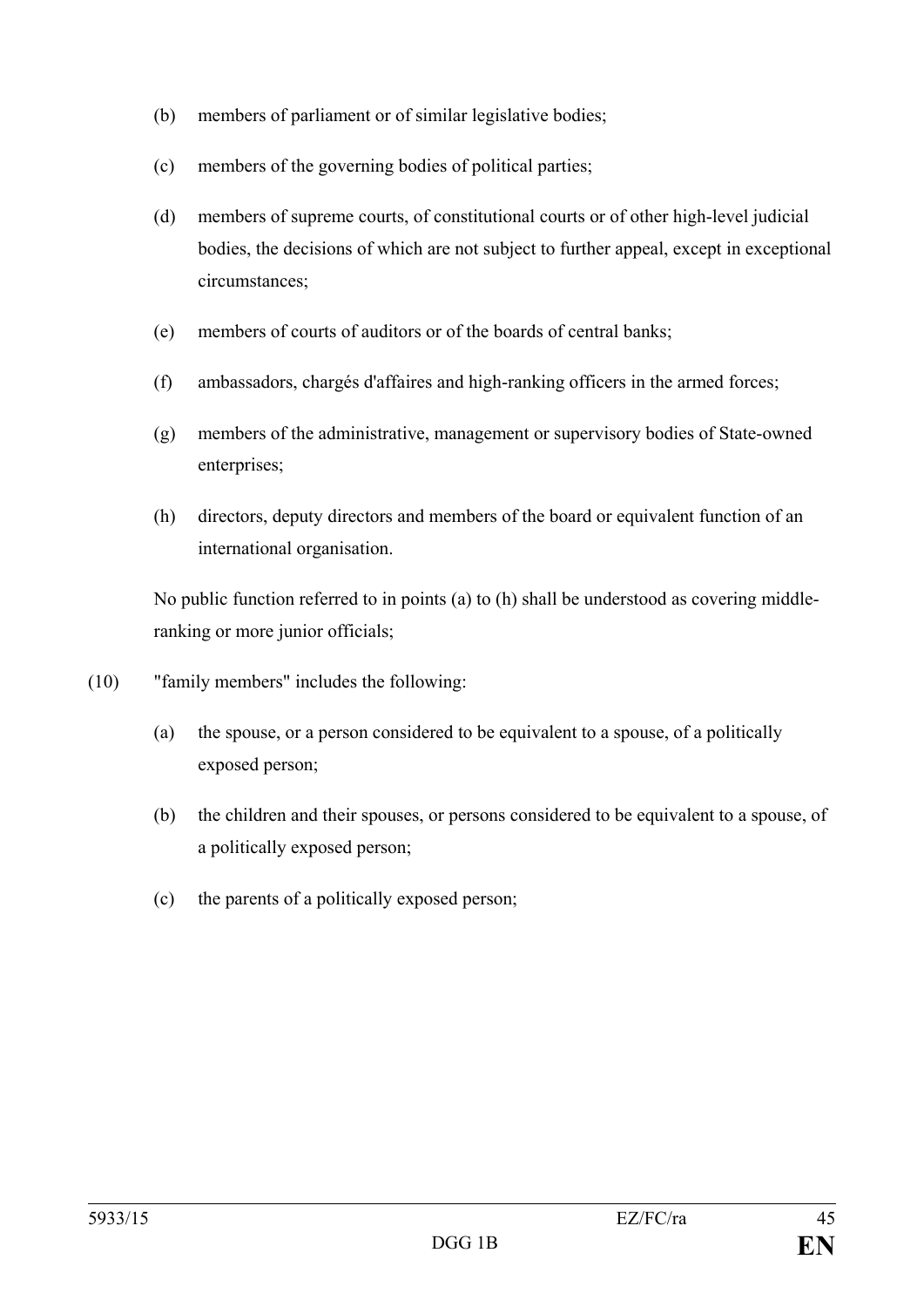(b) members of parliament or of similar legislative bodies;

(c) members of the governing bodies of political parties;

(d) members of supreme courts, of constitutional courts or of other high-level judicial bodies, the decisions of which are not subject to further appeal, except in exceptional circumstances;

(e) members of courts of auditors or of the boards of central banks;

(f) ambassadors, chargés d'affaires and high-ranking officers in the armed forces;

(g) members of the administrative, management or supervisory bodies of State-owned enterprises;

(h) directors, deputy directors and members of the board or equivalent function of an international organisation.

No public function referred to in points (a) to (h) shall be understood as covering middle-ranking or more junior officials;

(10) "family members" includes the following:

(a) the spouse, or a person considered to be equivalent to a spouse, of a politically exposed person;

(b) the children and their spouses, or persons considered to be equivalent to a spouse, of a politically exposed person;

(c) the parents of a politically exposed person;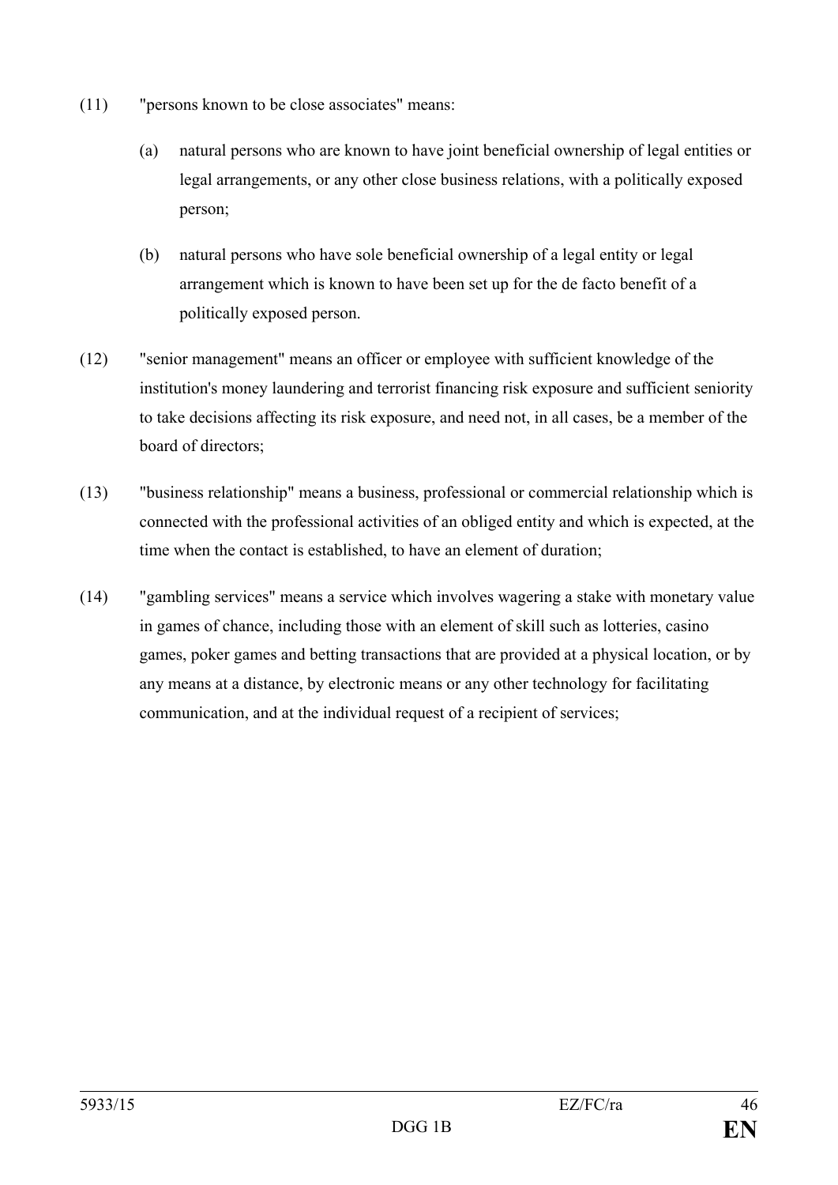(11) "persons known to be close associates" means:

(a) natural persons who are known to have joint beneficial ownership of legal entities or legal arrangements, or any other close business relations, with a politically exposed person;

(b) natural persons who have sole beneficial ownership of a legal entity or legal arrangement which is known to have been set up for the de facto benefit of a politically exposed person.

(12) "senior management" means an officer or employee with sufficient knowledge of the institution's money laundering and terrorist financing risk exposure and sufficient seniority to take decisions affecting its risk exposure, and need not, in all cases, be a member of the board of directors;

(13) "business relationship" means a business, professional or commercial relationship which is connected with the professional activities of an obliged entity and which is expected, at the time when the contact is established, to have an element of duration;

(14) "gambling services" means a service which involves wagering a stake with monetary value in games of chance, including those with an element of skill such as lotteries, casino games, poker games and betting transactions that are provided at a physical location, or by any means at a distance, by electronic means or any other technology for facilitating communication, and at the individual request of a recipient of services;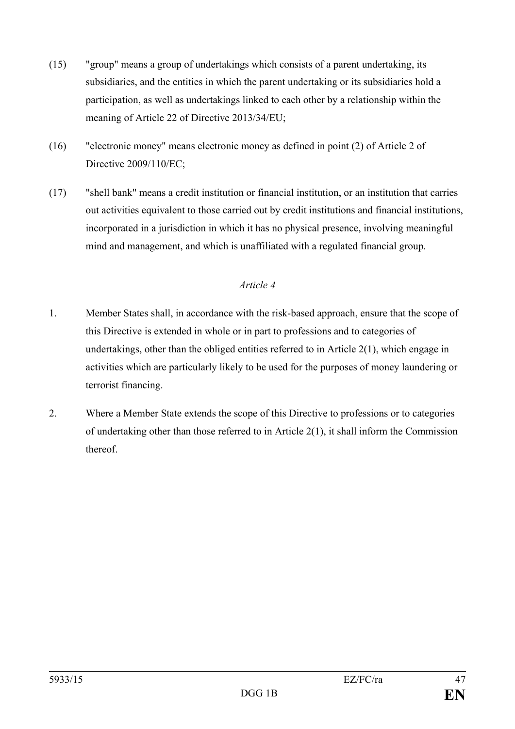(15) "group" means a group of undertakings which consists of a parent undertaking, its subsidiaries, and the entities in which the parent undertaking or its subsidiaries hold a participation, as well as undertakings linked to each other by a relationship within the meaning of Article 22 of Directive 2013/34/EU;

(16) "electronic money" means electronic money as defined in point (2) of Article 2 of Directive 2009/110/EC;

(17) "shell bank" means a credit institution or financial institution, or an institution that carries out activities equivalent to those carried out by credit institutions and financial institutions, incorporated in a jurisdiction in which it has no physical presence, involving meaningful mind and management, and which is unaffiliated with a regulated financial group.

*Article 4*

1. Member States shall, in accordance with the risk-based approach, ensure that the scope of this Directive is extended in whole or in part to professions and to categories of undertakings, other than the obliged entities referred to in Article 2(1), which engage in activities which are particularly likely to be used for the purposes of money laundering or terrorist financing.

2. Where a Member State extends the scope of this Directive to professions or to categories of undertaking other than those referred to in Article 2(1), it shall inform the Commission thereof.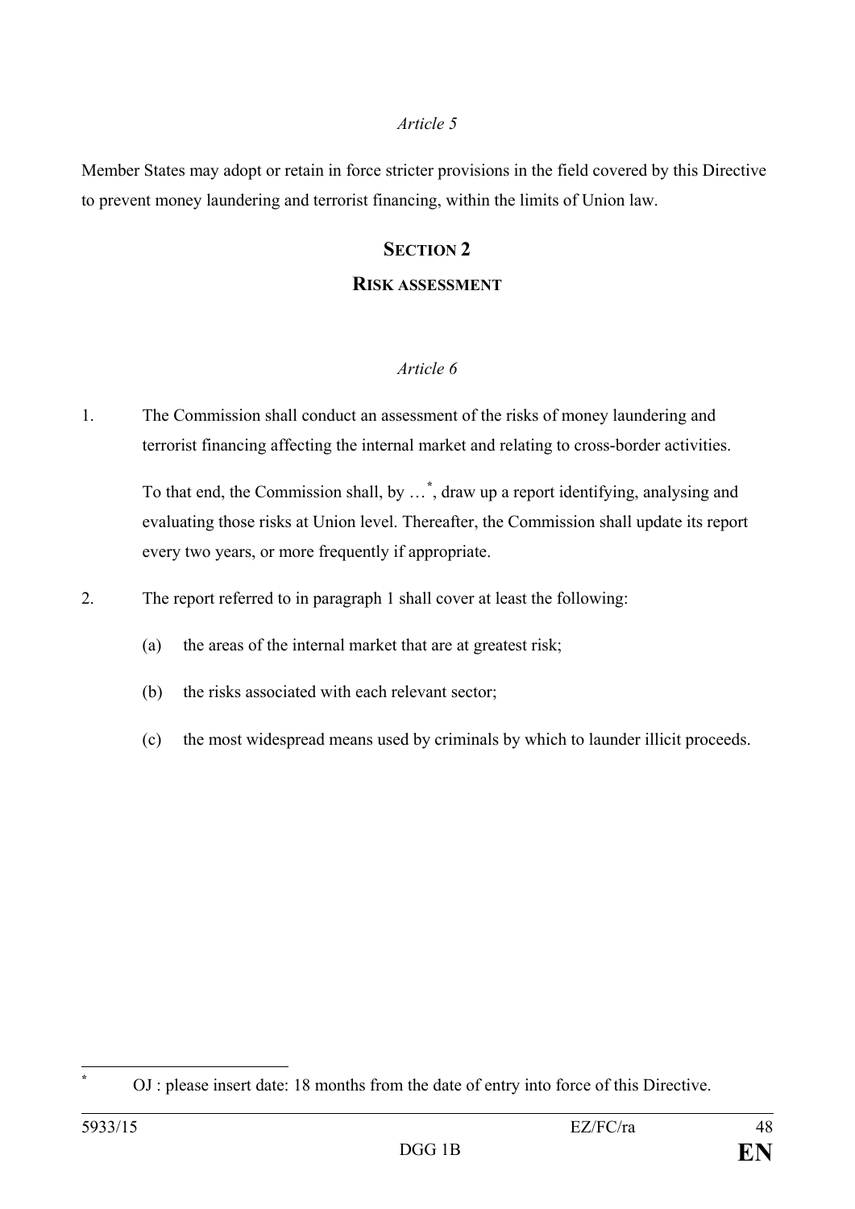*Article 5*

Member States may adopt or retain in force stricter provisions in the field covered by this Directive to prevent money laundering and terrorist financing, within the limits of Union law.

## SECTION 2

## RISK ASSESSMENT

*Article 6*

1. The Commission shall conduct an assessment of the risks of money laundering and terrorist financing affecting the internal market and relating to cross-border activities.

   To that end, the Commission shall, by …[*], draw up a report identifying, analysing and evaluating those risks at Union level. Thereafter, the Commission shall update its report every two years, or more frequently if appropriate.

2. The report referred to in paragraph 1 shall cover at least the following:

   (a) the areas of the internal market that are at greatest risk;

   (b) the risks associated with each relevant sector;

   (c) the most widespread means used by criminals by which to launder illicit proceeds.

---

[*] OJ : please insert date: 18 months from the date of entry into force of this Directive.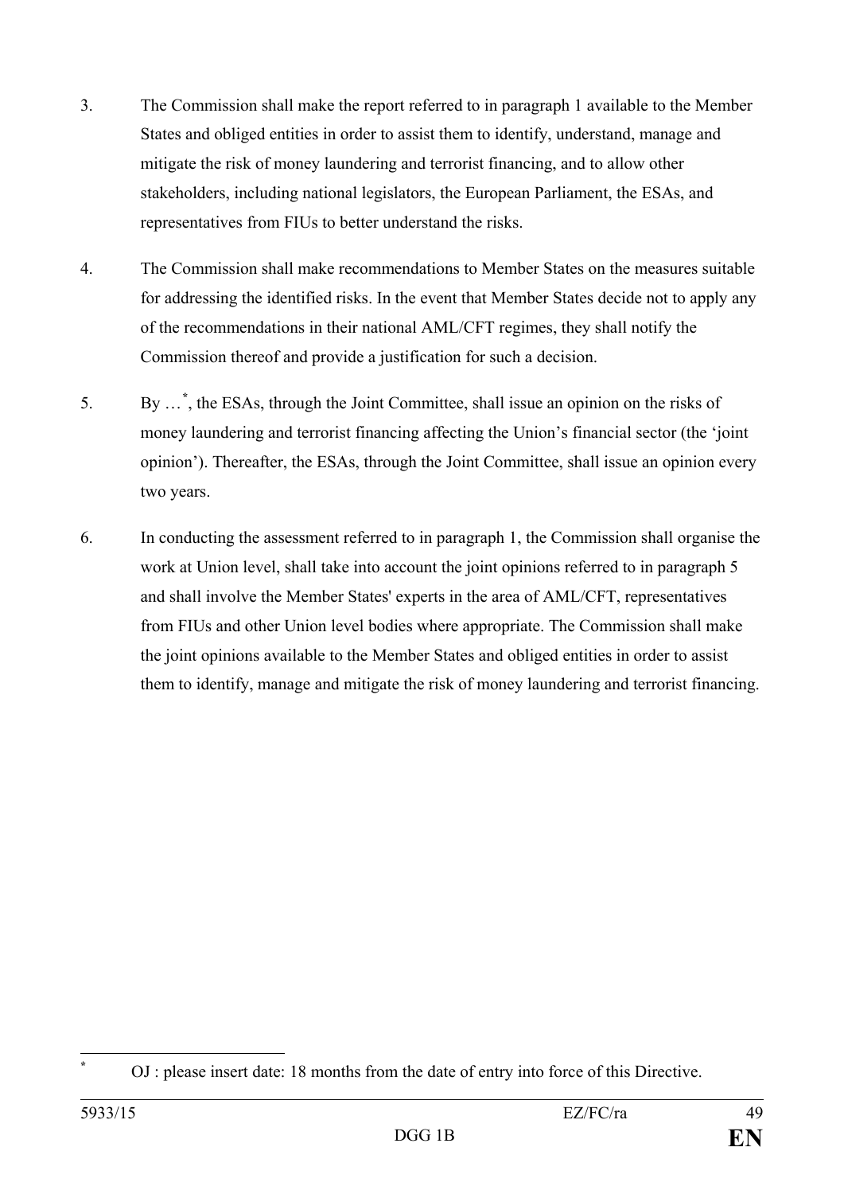3. The Commission shall make the report referred to in paragraph 1 available to the Member States and obliged entities in order to assist them to identify, understand, manage and mitigate the risk of money laundering and terrorist financing, and to allow other stakeholders, including national legislators, the European Parliament, the ESAs, and representatives from FIUs to better understand the risks.

4. The Commission shall make recommendations to Member States on the measures suitable for addressing the identified risks. In the event that Member States decide not to apply any of the recommendations in their national AML/CFT regimes, they shall notify the Commission thereof and provide a justification for such a decision.

5. By …[*], the ESAs, through the Joint Committee, shall issue an opinion on the risks of money laundering and terrorist financing affecting the Union's financial sector (the 'joint opinion'). Thereafter, the ESAs, through the Joint Committee, shall issue an opinion every two years.

6. In conducting the assessment referred to in paragraph 1, the Commission shall organise the work at Union level, shall take into account the joint opinions referred to in paragraph 5 and shall involve the Member States' experts in the area of AML/CFT, representatives from FIUs and other Union level bodies where appropriate. The Commission shall make the joint opinions available to the Member States and obliged entities in order to assist them to identify, manage and mitigate the risk of money laundering and terrorist financing.

---

[*] OJ : please insert date: 18 months from the date of entry into force of this Directive.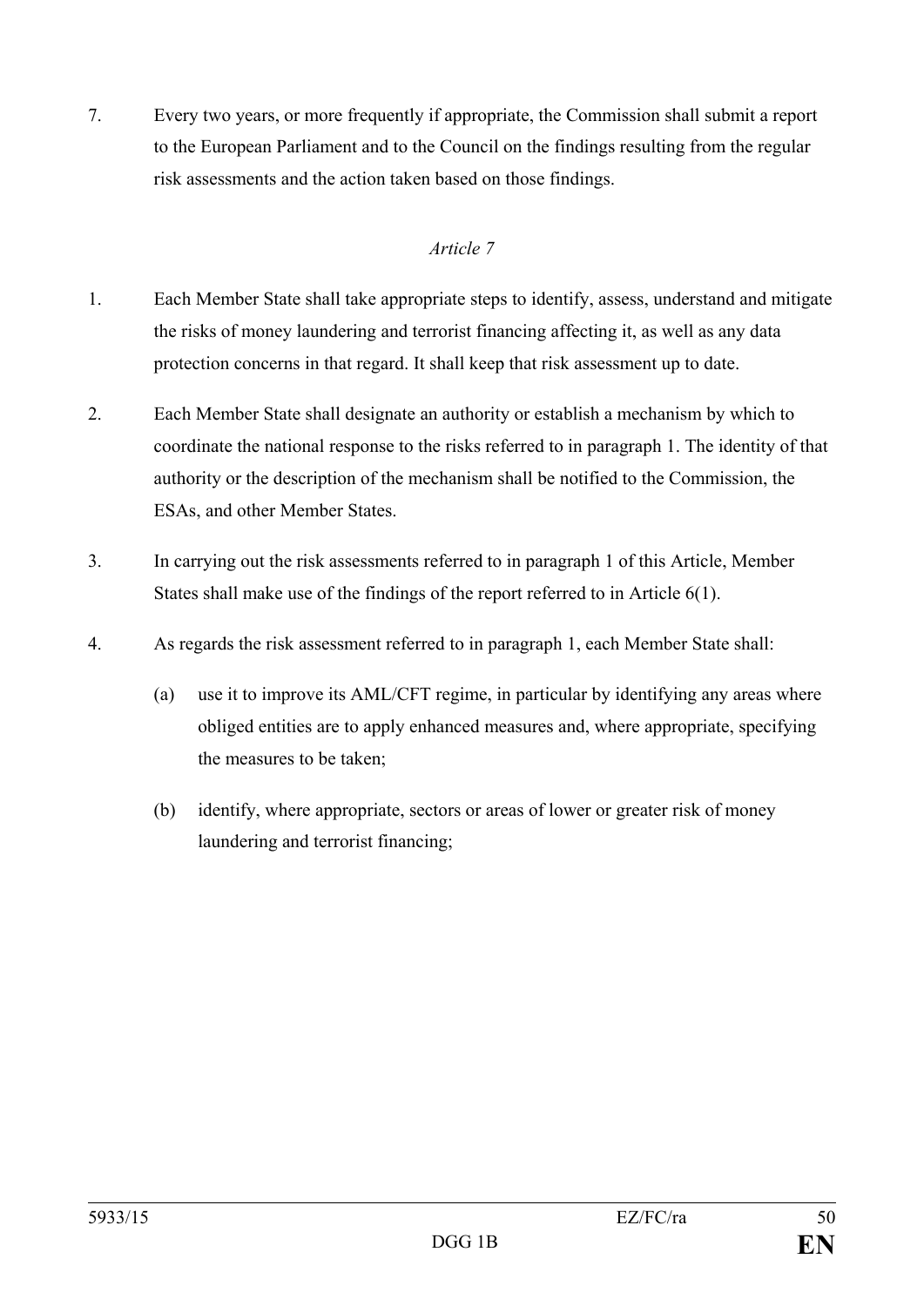7. Every two years, or more frequently if appropriate, the Commission shall submit a report to the European Parliament and to the Council on the findings resulting from the regular risk assessments and the action taken based on those findings.

*Article 7*

1. Each Member State shall take appropriate steps to identify, assess, understand and mitigate the risks of money laundering and terrorist financing affecting it, as well as any data protection concerns in that regard. It shall keep that risk assessment up to date.

2. Each Member State shall designate an authority or establish a mechanism by which to coordinate the national response to the risks referred to in paragraph 1. The identity of that authority or the description of the mechanism shall be notified to the Commission, the ESAs, and other Member States.

3. In carrying out the risk assessments referred to in paragraph 1 of this Article, Member States shall make use of the findings of the report referred to in Article 6(1).

4. As regards the risk assessment referred to in paragraph 1, each Member State shall:

   (a) use it to improve its AML/CFT regime, in particular by identifying any areas where obliged entities are to apply enhanced measures and, where appropriate, specifying the measures to be taken;

   (b) identify, where appropriate, sectors or areas of lower or greater risk of money laundering and terrorist financing;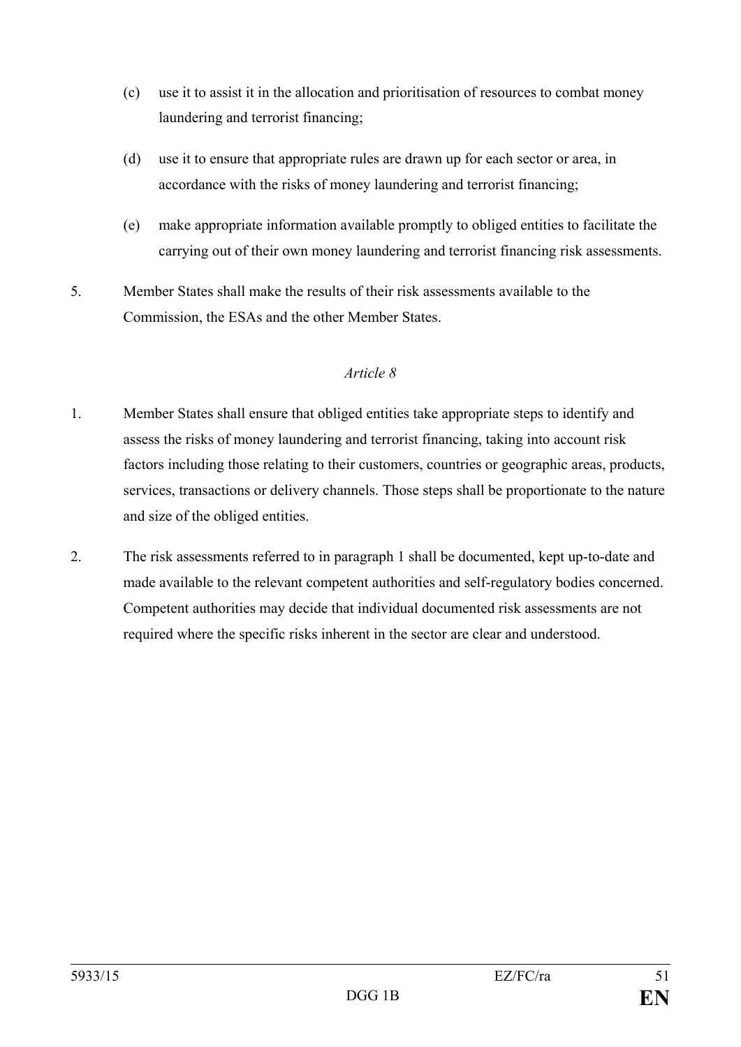(c) use it to assist it in the allocation and prioritisation of resources to combat money laundering and terrorist financing;

(d) use it to ensure that appropriate rules are drawn up for each sector or area, in accordance with the risks of money laundering and terrorist financing;

(e) make appropriate information available promptly to obliged entities to facilitate the carrying out of their own money laundering and terrorist financing risk assessments.

5. Member States shall make the results of their risk assessments available to the Commission, the ESAs and the other Member States.

*Article 8*

1. Member States shall ensure that obliged entities take appropriate steps to identify and assess the risks of money laundering and terrorist financing, taking into account risk factors including those relating to their customers, countries or geographic areas, products, services, transactions or delivery channels. Those steps shall be proportionate to the nature and size of the obliged entities.

2. The risk assessments referred to in paragraph 1 shall be documented, kept up-to-date and made available to the relevant competent authorities and self-regulatory bodies concerned. Competent authorities may decide that individual documented risk assessments are not required where the specific risks inherent in the sector are clear and understood.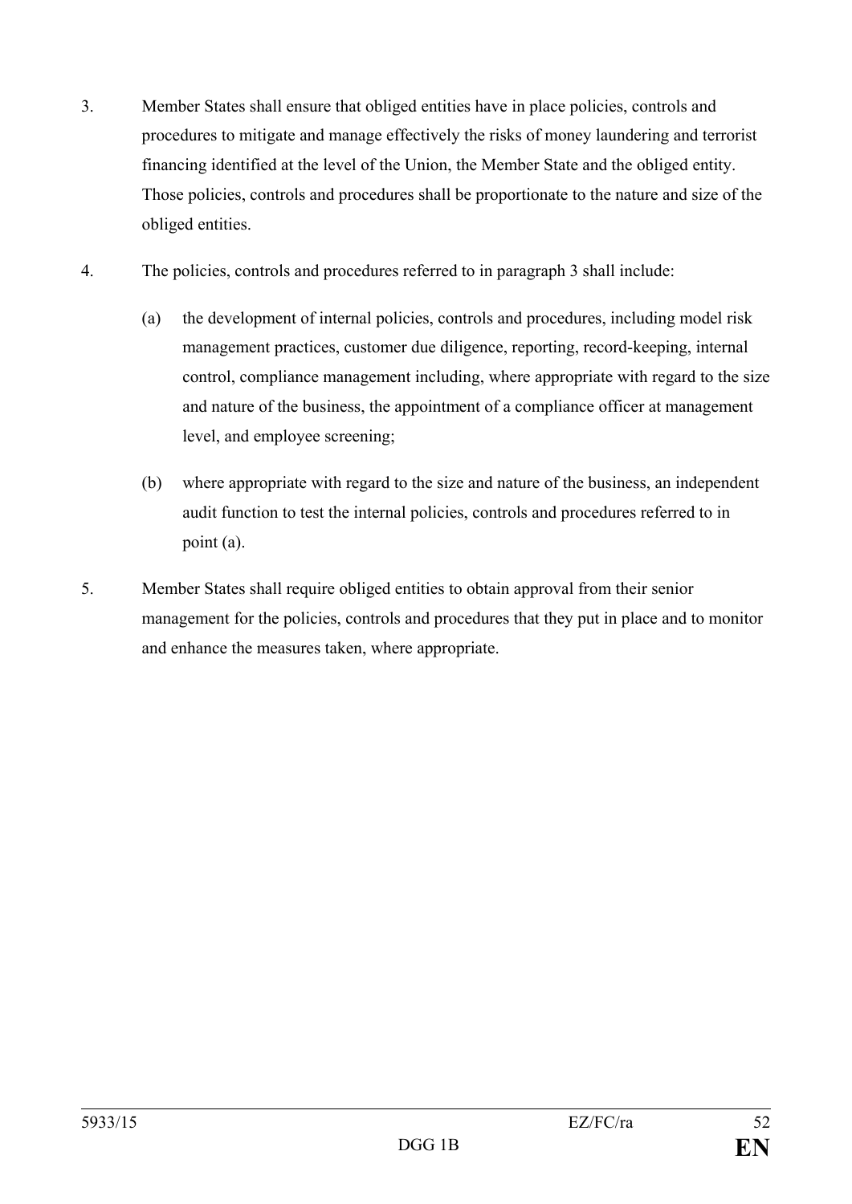3. Member States shall ensure that obliged entities have in place policies, controls and procedures to mitigate and manage effectively the risks of money laundering and terrorist financing identified at the level of the Union, the Member State and the obliged entity. Those policies, controls and procedures shall be proportionate to the nature and size of the obliged entities.

4. The policies, controls and procedures referred to in paragraph 3 shall include:

   (a) the development of internal policies, controls and procedures, including model risk management practices, customer due diligence, reporting, record-keeping, internal control, compliance management including, where appropriate with regard to the size and nature of the business, the appointment of a compliance officer at management level, and employee screening;

   (b) where appropriate with regard to the size and nature of the business, an independent audit function to test the internal policies, controls and procedures referred to in point (a).

5. Member States shall require obliged entities to obtain approval from their senior management for the policies, controls and procedures that they put in place and to monitor and enhance the measures taken, where appropriate.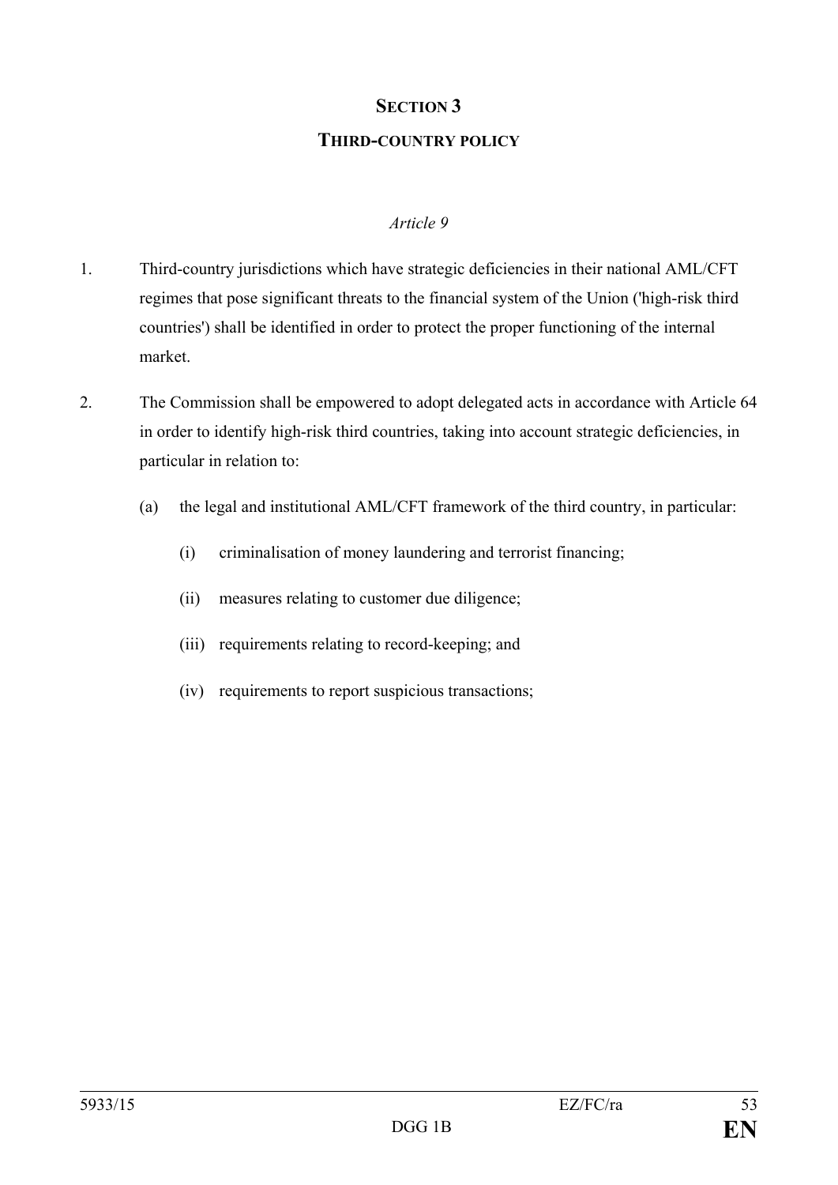## SECTION 3

### THIRD-COUNTRY POLICY

*Article 9*

1. Third-country jurisdictions which have strategic deficiencies in their national AML/CFT regimes that pose significant threats to the financial system of the Union ('high-risk third countries') shall be identified in order to protect the proper functioning of the internal market.

2. The Commission shall be empowered to adopt delegated acts in accordance with Article 64 in order to identify high-risk third countries, taking into account strategic deficiencies, in particular in relation to:

   (a) the legal and institutional AML/CFT framework of the third country, in particular:

      (i) criminalisation of money laundering and terrorist financing;

      (ii) measures relating to customer due diligence;

      (iii) requirements relating to record-keeping; and

      (iv) requirements to report suspicious transactions;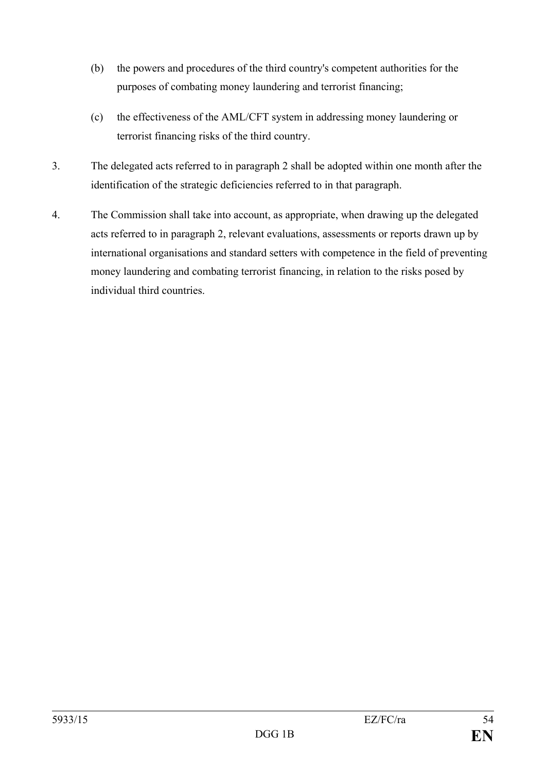(b) the powers and procedures of the third country's competent authorities for the purposes of combating money laundering and terrorist financing;

(c) the effectiveness of the AML/CFT system in addressing money laundering or terrorist financing risks of the third country.

3. The delegated acts referred to in paragraph 2 shall be adopted within one month after the identification of the strategic deficiencies referred to in that paragraph.

4. The Commission shall take into account, as appropriate, when drawing up the delegated acts referred to in paragraph 2, relevant evaluations, assessments or reports drawn up by international organisations and standard setters with competence in the field of preventing money laundering and combating terrorist financing, in relation to the risks posed by individual third countries.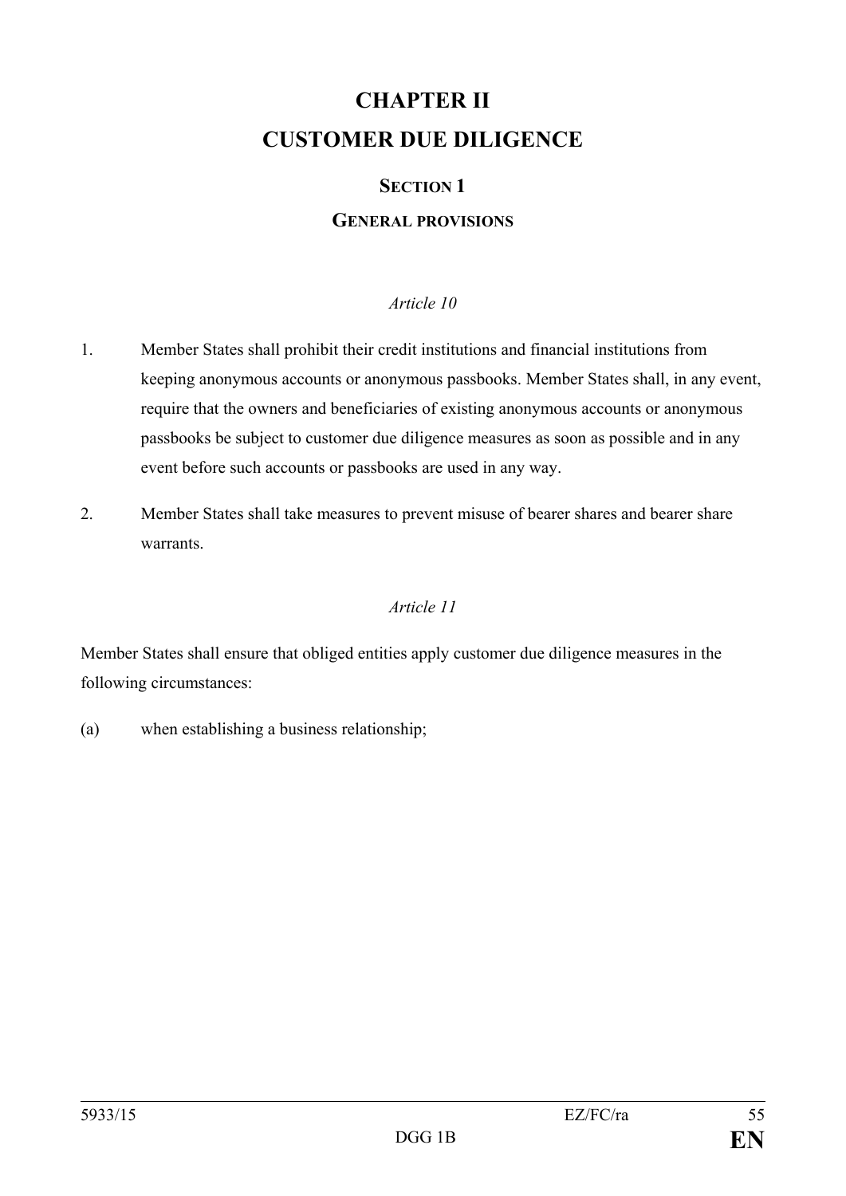# CHAPTER II

# CUSTOMER DUE DILIGENCE

## SECTION 1

## GENERAL PROVISIONS

*Article 10*

1. Member States shall prohibit their credit institutions and financial institutions from keeping anonymous accounts or anonymous passbooks. Member States shall, in any event, require that the owners and beneficiaries of existing anonymous accounts or anonymous passbooks be subject to customer due diligence measures as soon as possible and in any event before such accounts or passbooks are used in any way.

2. Member States shall take measures to prevent misuse of bearer shares and bearer share warrants.

*Article 11*

Member States shall ensure that obliged entities apply customer due diligence measures in the following circumstances:

(a) when establishing a business relationship;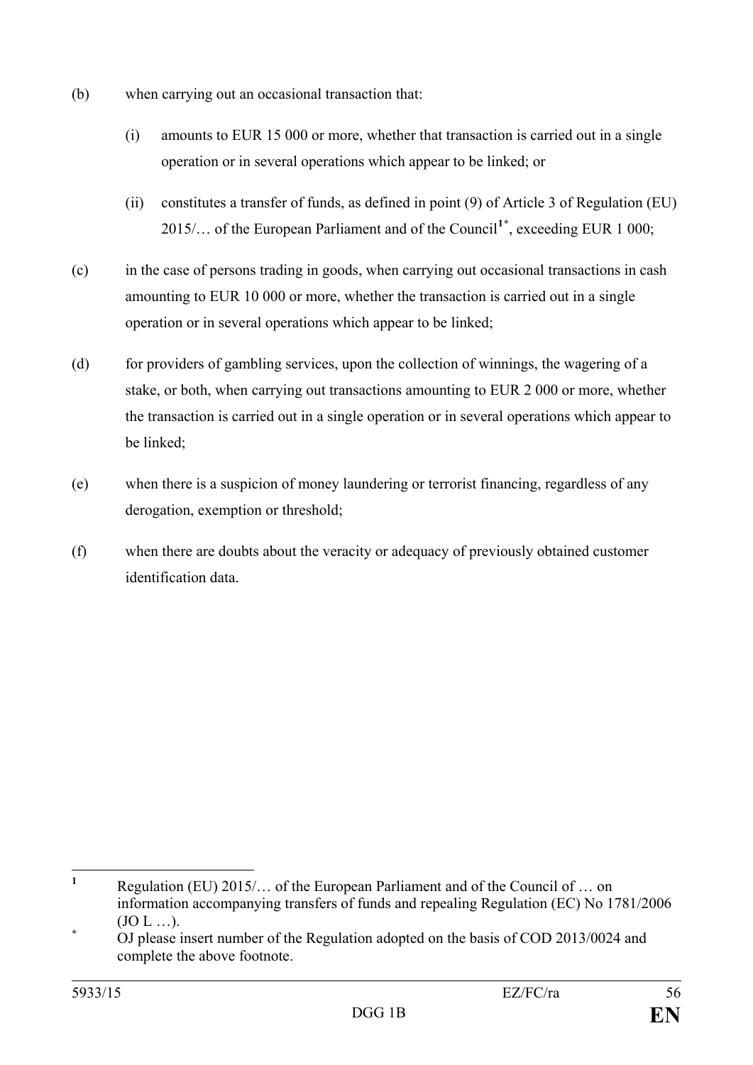(b) when carrying out an occasional transaction that:

  (i) amounts to EUR 15 000 or more, whether that transaction is carried out in a single operation or in several operations which appear to be linked; or

  (ii) constitutes a transfer of funds, as defined in point (9) of Article 3 of Regulation (EU) 2015/… of the European Parliament and of the Council[1*], exceeding EUR 1 000;

(c) in the case of persons trading in goods, when carrying out occasional transactions in cash amounting to EUR 10 000 or more, whether the transaction is carried out in a single operation or in several operations which appear to be linked;

(d) for providers of gambling services, upon the collection of winnings, the wagering of a stake, or both, when carrying out transactions amounting to EUR 2 000 or more, whether the transaction is carried out in a single operation or in several operations which appear to be linked;

(e) when there is a suspicion of money laundering or terrorist financing, regardless of any derogation, exemption or threshold;

(f) when there are doubts about the veracity or adequacy of previously obtained customer identification data.

---

[1] Regulation (EU) 2015/… of the European Parliament and of the Council of … on information accompanying transfers of funds and repealing Regulation (EC) No 1781/2006 (JO L …).

[*] OJ please insert number of the Regulation adopted on the basis of COD 2013/0024 and complete the above footnote.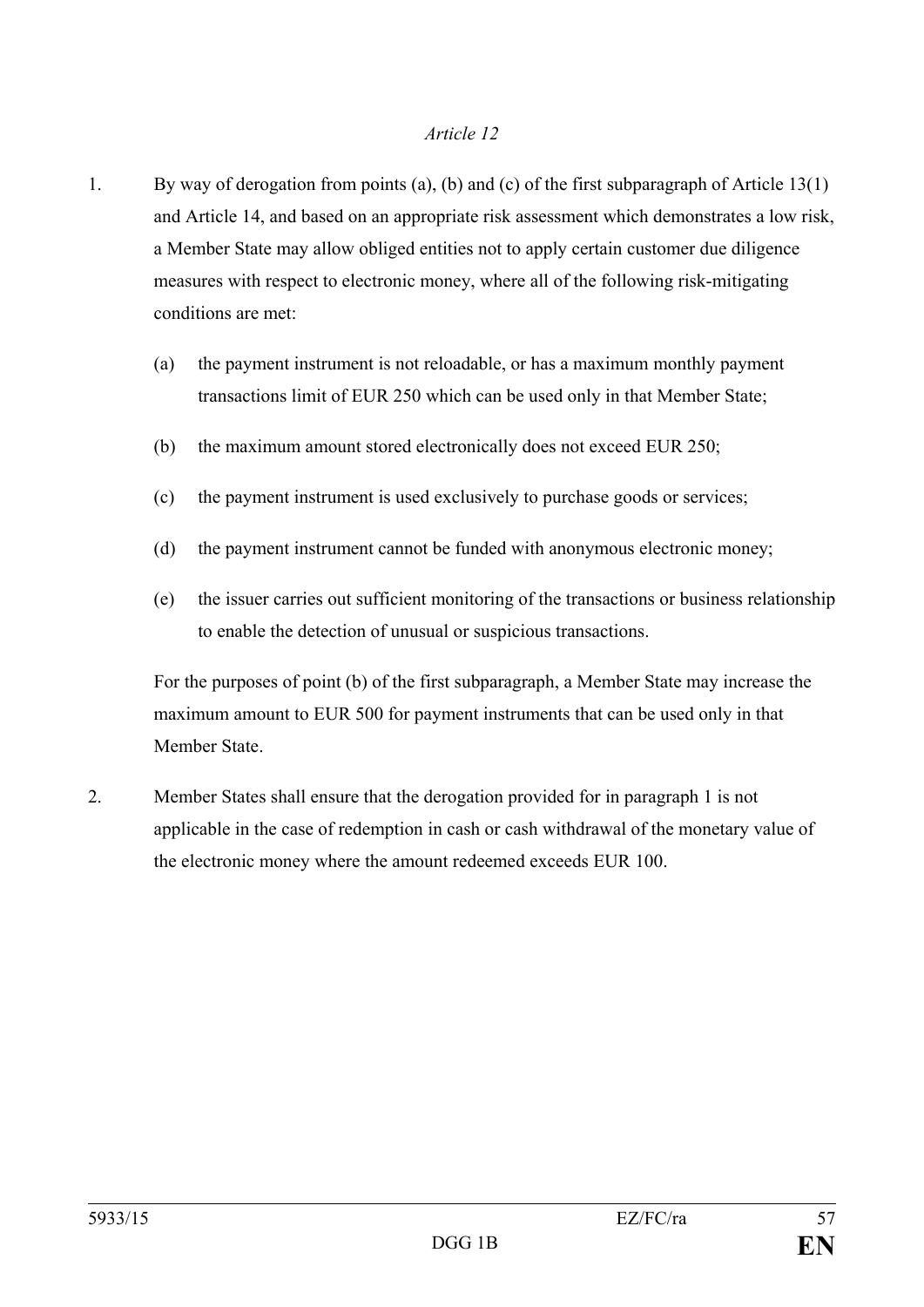*Article 12*

1. By way of derogation from points (a), (b) and (c) of the first subparagraph of Article 13(1) and Article 14, and based on an appropriate risk assessment which demonstrates a low risk, a Member State may allow obliged entities not to apply certain customer due diligence measures with respect to electronic money, where all of the following risk-mitigating conditions are met:

   (a) the payment instrument is not reloadable, or has a maximum monthly payment transactions limit of EUR 250 which can be used only in that Member State;

   (b) the maximum amount stored electronically does not exceed EUR 250;

   (c) the payment instrument is used exclusively to purchase goods or services;

   (d) the payment instrument cannot be funded with anonymous electronic money;

   (e) the issuer carries out sufficient monitoring of the transactions or business relationship to enable the detection of unusual or suspicious transactions.

   For the purposes of point (b) of the first subparagraph, a Member State may increase the maximum amount to EUR 500 for payment instruments that can be used only in that Member State.

2. Member States shall ensure that the derogation provided for in paragraph 1 is not applicable in the case of redemption in cash or cash withdrawal of the monetary value of the electronic money where the amount redeemed exceeds EUR 100.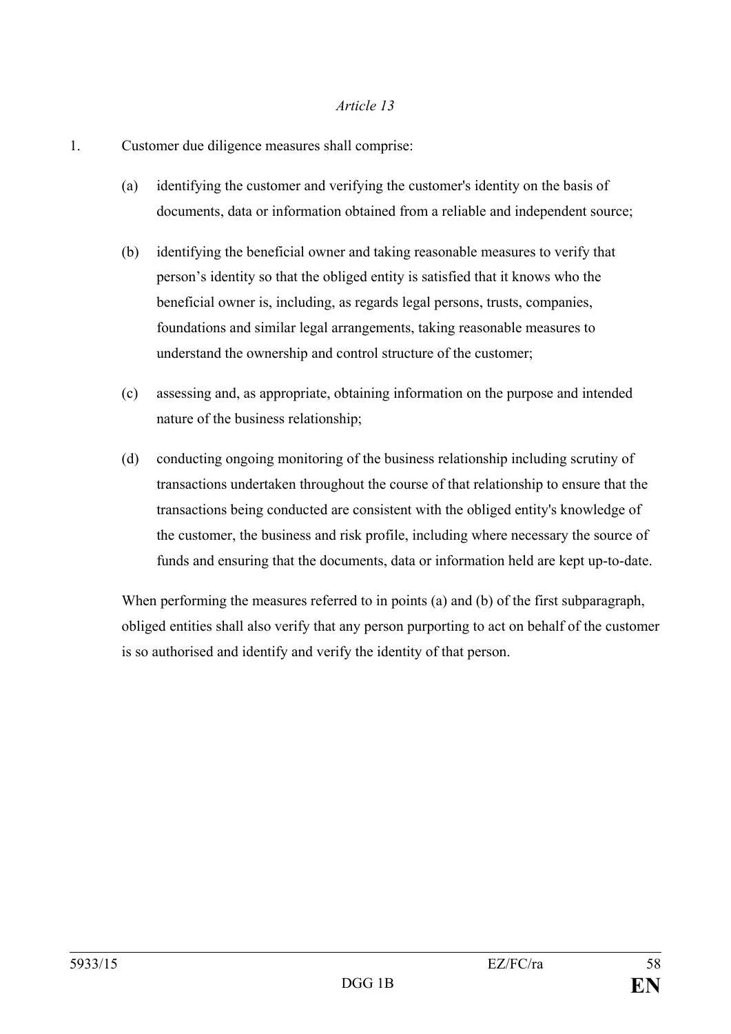*Article 13*

1. Customer due diligence measures shall comprise:

   (a) identifying the customer and verifying the customer's identity on the basis of documents, data or information obtained from a reliable and independent source;

   (b) identifying the beneficial owner and taking reasonable measures to verify that person's identity so that the obliged entity is satisfied that it knows who the beneficial owner is, including, as regards legal persons, trusts, companies, foundations and similar legal arrangements, taking reasonable measures to understand the ownership and control structure of the customer;

   (c) assessing and, as appropriate, obtaining information on the purpose and intended nature of the business relationship;

   (d) conducting ongoing monitoring of the business relationship including scrutiny of transactions undertaken throughout the course of that relationship to ensure that the transactions being conducted are consistent with the obliged entity's knowledge of the customer, the business and risk profile, including where necessary the source of funds and ensuring that the documents, data or information held are kept up-to-date.

   When performing the measures referred to in points (a) and (b) of the first subparagraph, obliged entities shall also verify that any person purporting to act on behalf of the customer is so authorised and identify and verify the identity of that person.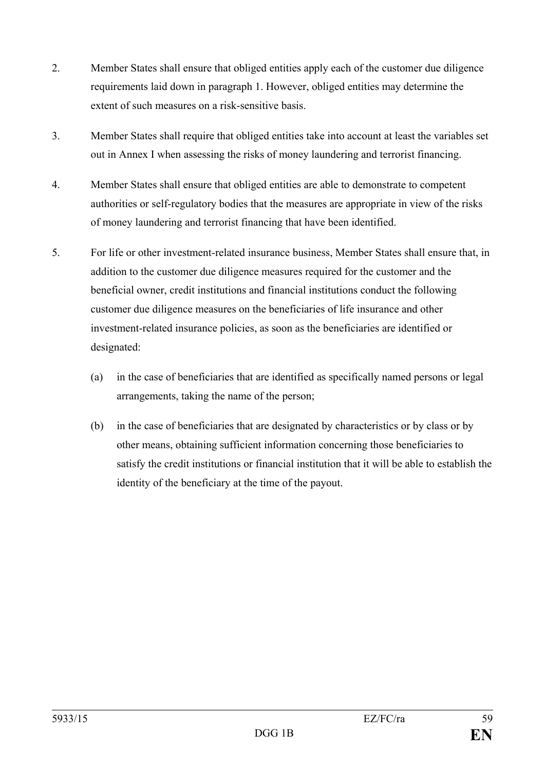2. Member States shall ensure that obliged entities apply each of the customer due diligence requirements laid down in paragraph 1. However, obliged entities may determine the extent of such measures on a risk-sensitive basis.

3. Member States shall require that obliged entities take into account at least the variables set out in Annex I when assessing the risks of money laundering and terrorist financing.

4. Member States shall ensure that obliged entities are able to demonstrate to competent authorities or self-regulatory bodies that the measures are appropriate in view of the risks of money laundering and terrorist financing that have been identified.

5. For life or other investment-related insurance business, Member States shall ensure that, in addition to the customer due diligence measures required for the customer and the beneficial owner, credit institutions and financial institutions conduct the following customer due diligence measures on the beneficiaries of life insurance and other investment-related insurance policies, as soon as the beneficiaries are identified or designated:

   (a) in the case of beneficiaries that are identified as specifically named persons or legal arrangements, taking the name of the person;

   (b) in the case of beneficiaries that are designated by characteristics or by class or by other means, obtaining sufficient information concerning those beneficiaries to satisfy the credit institutions or financial institution that it will be able to establish the identity of the beneficiary at the time of the payout.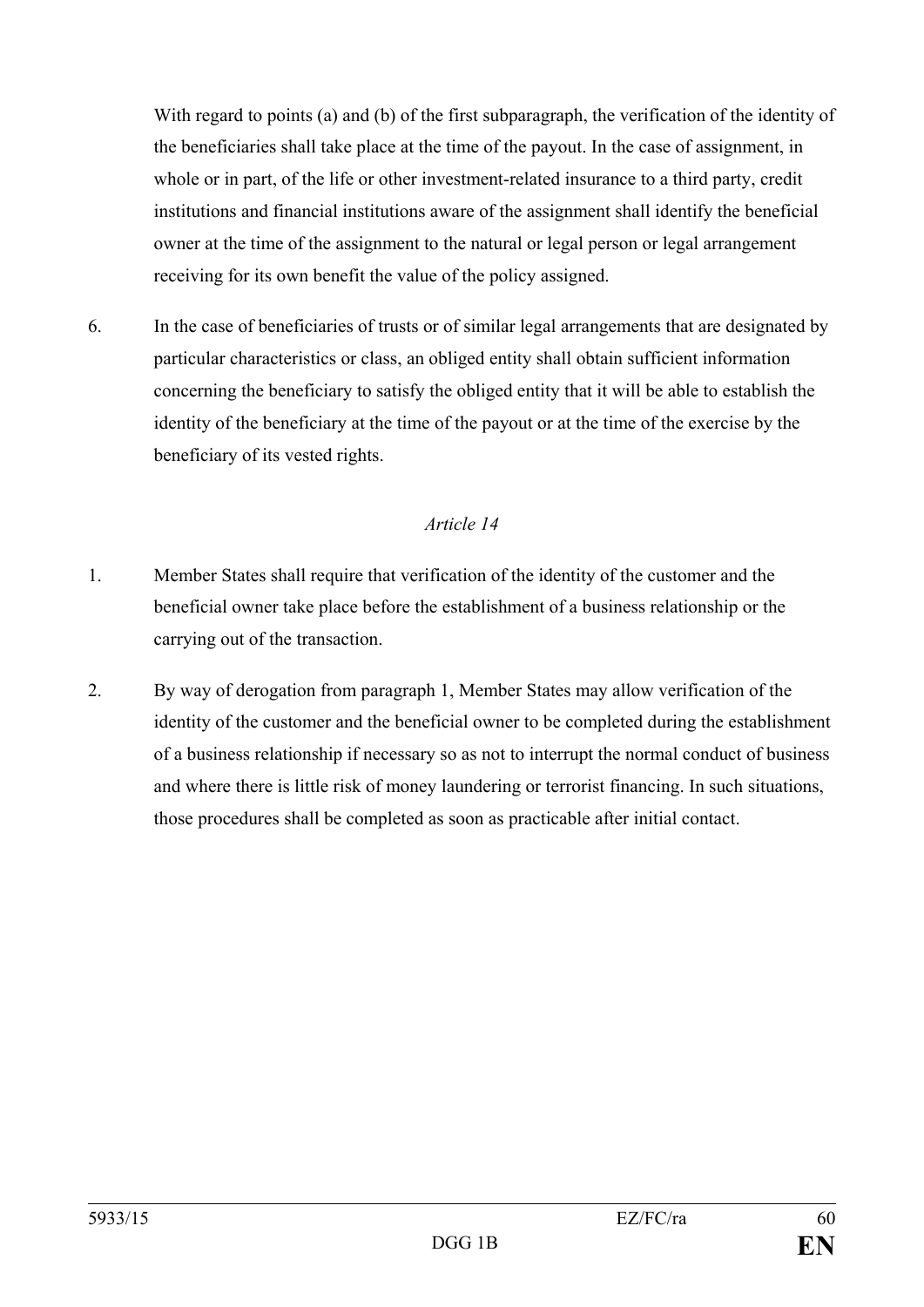With regard to points (a) and (b) of the first subparagraph, the verification of the identity of the beneficiaries shall take place at the time of the payout. In the case of assignment, in whole or in part, of the life or other investment-related insurance to a third party, credit institutions and financial institutions aware of the assignment shall identify the beneficial owner at the time of the assignment to the natural or legal person or legal arrangement receiving for its own benefit the value of the policy assigned.

6. In the case of beneficiaries of trusts or of similar legal arrangements that are designated by particular characteristics or class, an obliged entity shall obtain sufficient information concerning the beneficiary to satisfy the obliged entity that it will be able to establish the identity of the beneficiary at the time of the payout or at the time of the exercise by the beneficiary of its vested rights.

*Article 14*

1. Member States shall require that verification of the identity of the customer and the beneficial owner take place before the establishment of a business relationship or the carrying out of the transaction.

2. By way of derogation from paragraph 1, Member States may allow verification of the identity of the customer and the beneficial owner to be completed during the establishment of a business relationship if necessary so as not to interrupt the normal conduct of business and where there is little risk of money laundering or terrorist financing. In such situations, those procedures shall be completed as soon as practicable after initial contact.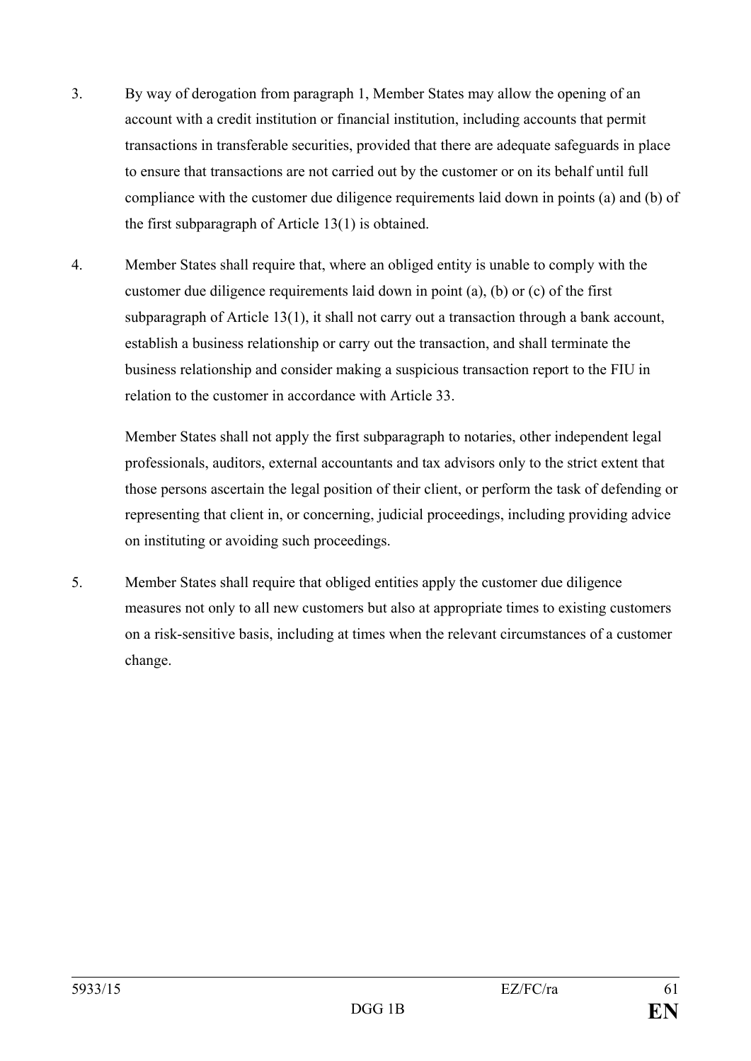3. By way of derogation from paragraph 1, Member States may allow the opening of an account with a credit institution or financial institution, including accounts that permit transactions in transferable securities, provided that there are adequate safeguards in place to ensure that transactions are not carried out by the customer or on its behalf until full compliance with the customer due diligence requirements laid down in points (a) and (b) of the first subparagraph of Article 13(1) is obtained.

4. Member States shall require that, where an obliged entity is unable to comply with the customer due diligence requirements laid down in point (a), (b) or (c) of the first subparagraph of Article 13(1), it shall not carry out a transaction through a bank account, establish a business relationship or carry out the transaction, and shall terminate the business relationship and consider making a suspicious transaction report to the FIU in relation to the customer in accordance with Article 33.

   Member States shall not apply the first subparagraph to notaries, other independent legal professionals, auditors, external accountants and tax advisors only to the strict extent that those persons ascertain the legal position of their client, or perform the task of defending or representing that client in, or concerning, judicial proceedings, including providing advice on instituting or avoiding such proceedings.

5. Member States shall require that obliged entities apply the customer due diligence measures not only to all new customers but also at appropriate times to existing customers on a risk-sensitive basis, including at times when the relevant circumstances of a customer change.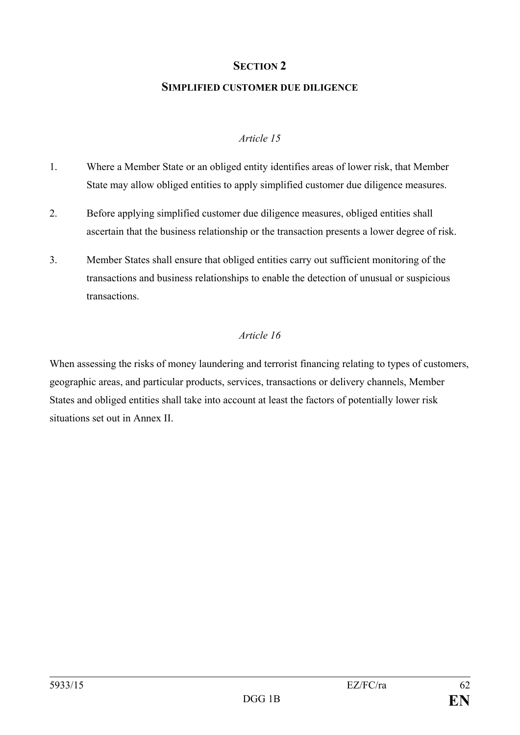## SECTION 2

### SIMPLIFIED CUSTOMER DUE DILIGENCE

*Article 15*

1. Where a Member State or an obliged entity identifies areas of lower risk, that Member State may allow obliged entities to apply simplified customer due diligence measures.

2. Before applying simplified customer due diligence measures, obliged entities shall ascertain that the business relationship or the transaction presents a lower degree of risk.

3. Member States shall ensure that obliged entities carry out sufficient monitoring of the transactions and business relationships to enable the detection of unusual or suspicious transactions.

*Article 16*

When assessing the risks of money laundering and terrorist financing relating to types of customers, geographic areas, and particular products, services, transactions or delivery channels, Member States and obliged entities shall take into account at least the factors of potentially lower risk situations set out in Annex II.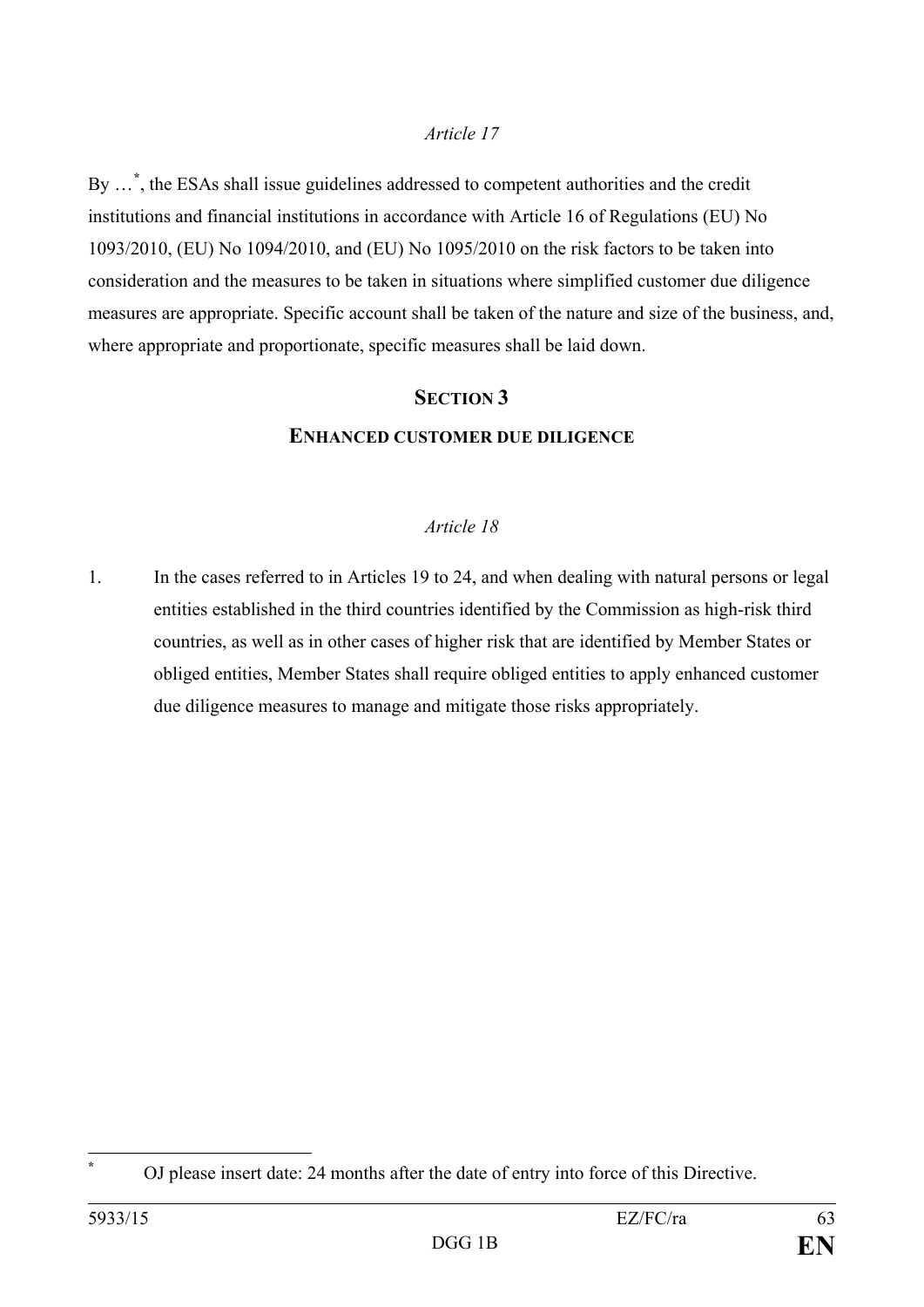*Article 17*

By …[*], the ESAs shall issue guidelines addressed to competent authorities and the credit institutions and financial institutions in accordance with Article 16 of Regulations (EU) No 1093/2010, (EU) No 1094/2010, and (EU) No 1095/2010 on the risk factors to be taken into consideration and the measures to be taken in situations where simplified customer due diligence measures are appropriate. Specific account shall be taken of the nature and size of the business, and, where appropriate and proportionate, specific measures shall be laid down.

## SECTION 3

## ENHANCED CUSTOMER DUE DILIGENCE

*Article 18*

1. In the cases referred to in Articles 19 to 24, and when dealing with natural persons or legal entities established in the third countries identified by the Commission as high-risk third countries, as well as in other cases of higher risk that are identified by Member States or obliged entities, Member States shall require obliged entities to apply enhanced customer due diligence measures to manage and mitigate those risks appropriately.

---

[*] OJ please insert date: 24 months after the date of entry into force of this Directive.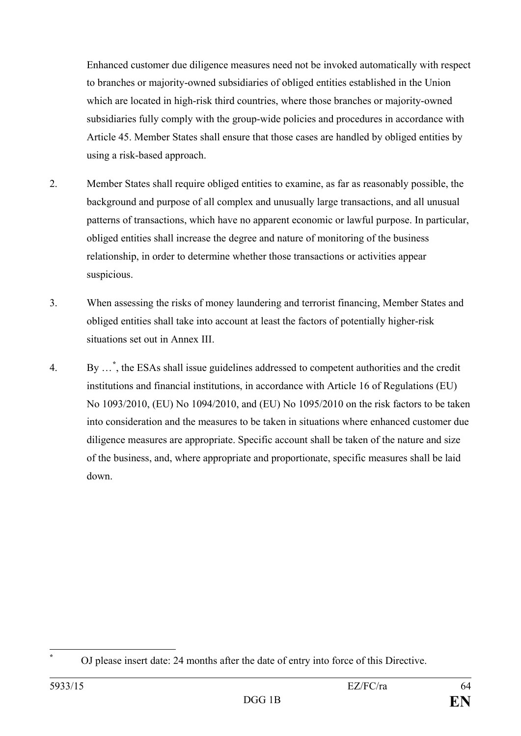Enhanced customer due diligence measures need not be invoked automatically with respect to branches or majority-owned subsidiaries of obliged entities established in the Union which are located in high-risk third countries, where those branches or majority-owned subsidiaries fully comply with the group-wide policies and procedures in accordance with Article 45. Member States shall ensure that those cases are handled by obliged entities by using a risk-based approach.

2. Member States shall require obliged entities to examine, as far as reasonably possible, the background and purpose of all complex and unusually large transactions, and all unusual patterns of transactions, which have no apparent economic or lawful purpose. In particular, obliged entities shall increase the degree and nature of monitoring of the business relationship, in order to determine whether those transactions or activities appear suspicious.

3. When assessing the risks of money laundering and terrorist financing, Member States and obliged entities shall take into account at least the factors of potentially higher-risk situations set out in Annex III.

4. By …[*], the ESAs shall issue guidelines addressed to competent authorities and the credit institutions and financial institutions, in accordance with Article 16 of Regulations (EU) No 1093/2010, (EU) No 1094/2010, and (EU) No 1095/2010 on the risk factors to be taken into consideration and the measures to be taken in situations where enhanced customer due diligence measures are appropriate. Specific account shall be taken of the nature and size of the business, and, where appropriate and proportionate, specific measures shall be laid down.

[*] OJ please insert date: 24 months after the date of entry into force of this Directive.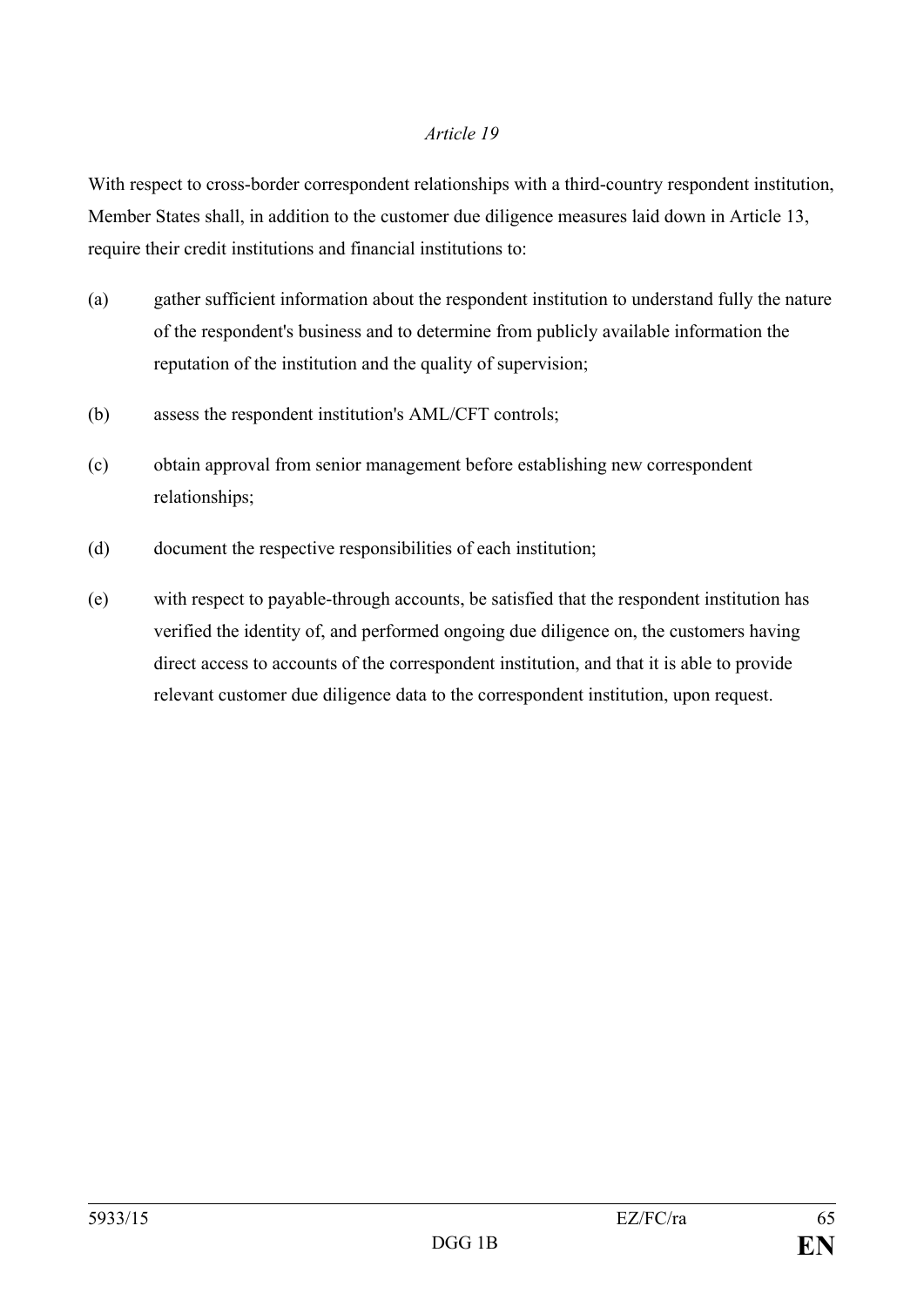*Article 19*

With respect to cross-border correspondent relationships with a third-country respondent institution, Member States shall, in addition to the customer due diligence measures laid down in Article 13, require their credit institutions and financial institutions to:

(a) gather sufficient information about the respondent institution to understand fully the nature of the respondent's business and to determine from publicly available information the reputation of the institution and the quality of supervision;

(b) assess the respondent institution's AML/CFT controls;

(c) obtain approval from senior management before establishing new correspondent relationships;

(d) document the respective responsibilities of each institution;

(e) with respect to payable-through accounts, be satisfied that the respondent institution has verified the identity of, and performed ongoing due diligence on, the customers having direct access to accounts of the correspondent institution, and that it is able to provide relevant customer due diligence data to the correspondent institution, upon request.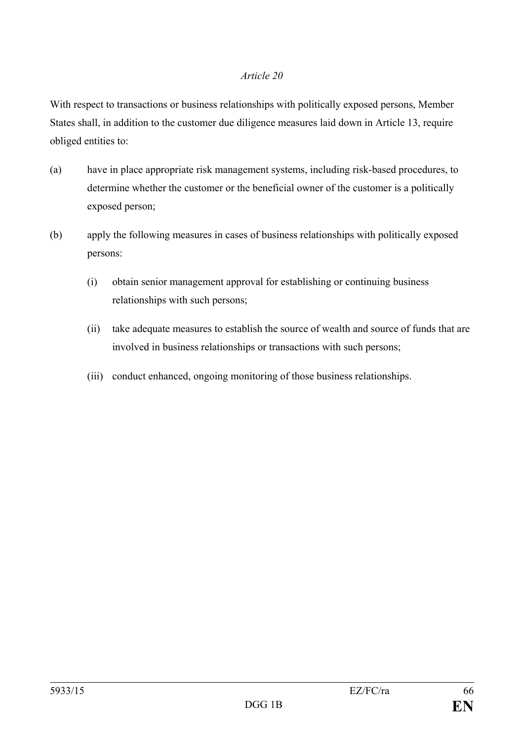*Article 20*

With respect to transactions or business relationships with politically exposed persons, Member States shall, in addition to the customer due diligence measures laid down in Article 13, require obliged entities to:

(a) have in place appropriate risk management systems, including risk-based procedures, to determine whether the customer or the beneficial owner of the customer is a politically exposed person;

(b) apply the following measures in cases of business relationships with politically exposed persons:

 (i) obtain senior management approval for establishing or continuing business relationships with such persons;

 (ii) take adequate measures to establish the source of wealth and source of funds that are involved in business relationships or transactions with such persons;

 (iii) conduct enhanced, ongoing monitoring of those business relationships.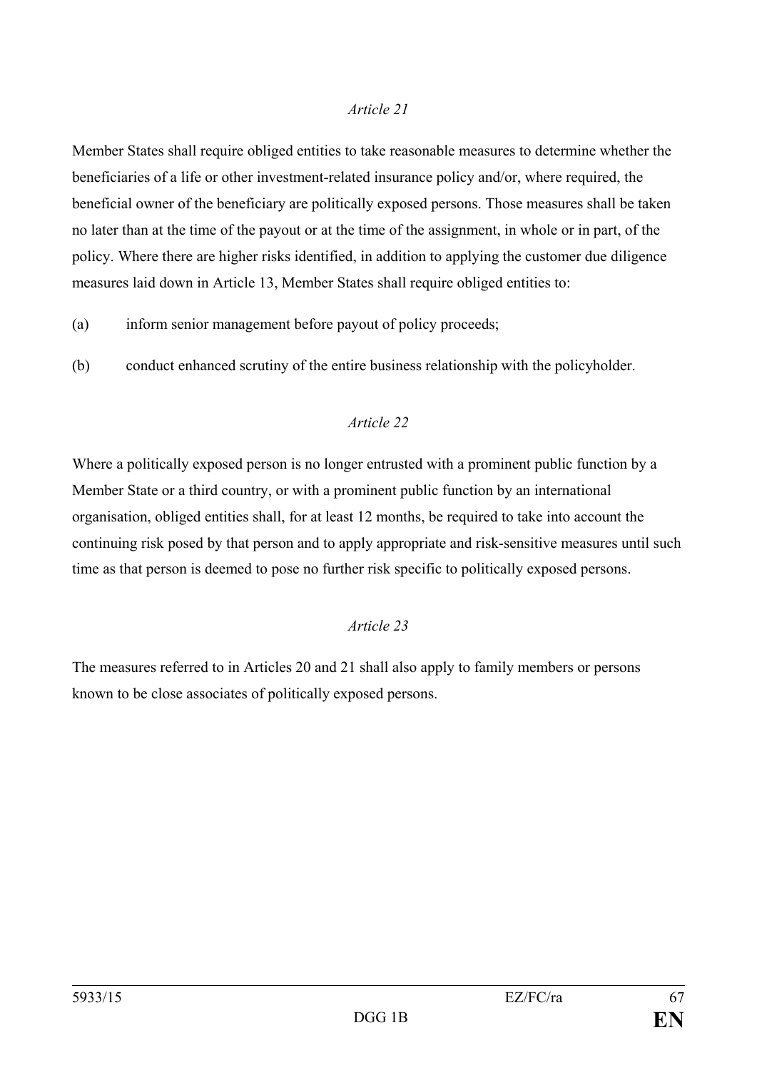*Article 21*

Member States shall require obliged entities to take reasonable measures to determine whether the beneficiaries of a life or other investment-related insurance policy and/or, where required, the beneficial owner of the beneficiary are politically exposed persons. Those measures shall be taken no later than at the time of the payout or at the time of the assignment, in whole or in part, of the policy. Where there are higher risks identified, in addition to applying the customer due diligence measures laid down in Article 13, Member States shall require obliged entities to:

(a) inform senior management before payout of policy proceeds;

(b) conduct enhanced scrutiny of the entire business relationship with the policyholder.

*Article 22*

Where a politically exposed person is no longer entrusted with a prominent public function by a Member State or a third country, or with a prominent public function by an international organisation, obliged entities shall, for at least 12 months, be required to take into account the continuing risk posed by that person and to apply appropriate and risk-sensitive measures until such time as that person is deemed to pose no further risk specific to politically exposed persons.

*Article 23*

The measures referred to in Articles 20 and 21 shall also apply to family members or persons known to be close associates of politically exposed persons.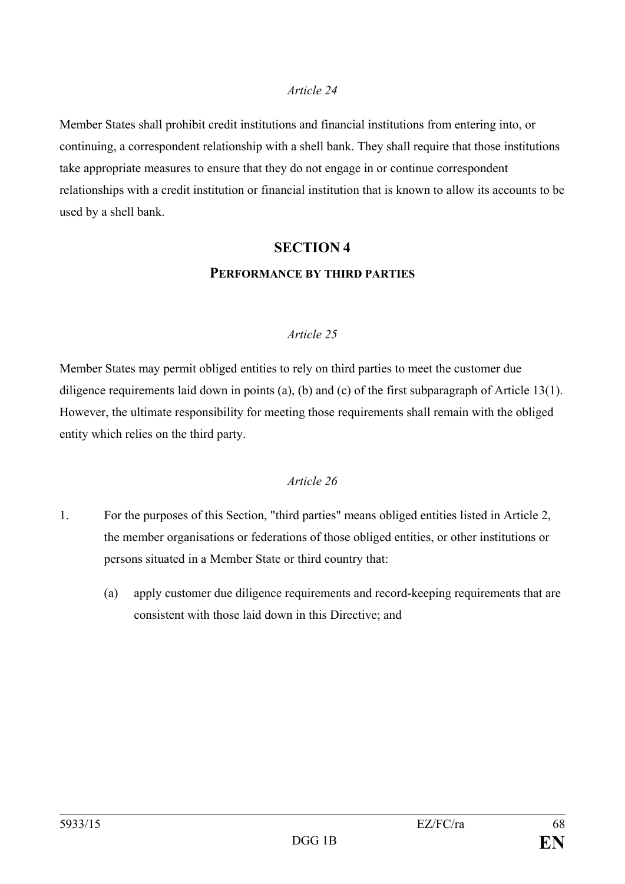*Article 24*

Member States shall prohibit credit institutions and financial institutions from entering into, or continuing, a correspondent relationship with a shell bank. They shall require that those institutions take appropriate measures to ensure that they do not engage in or continue correspondent relationships with a credit institution or financial institution that is known to allow its accounts to be used by a shell bank.

## SECTION 4

### PERFORMANCE BY THIRD PARTIES

*Article 25*

Member States may permit obliged entities to rely on third parties to meet the customer due diligence requirements laid down in points (a), (b) and (c) of the first subparagraph of Article 13(1). However, the ultimate responsibility for meeting those requirements shall remain with the obliged entity which relies on the third party.

*Article 26*

1. For the purposes of this Section, "third parties" means obliged entities listed in Article 2, the member organisations or federations of those obliged entities, or other institutions or persons situated in a Member State or third country that:

   (a) apply customer due diligence requirements and record-keeping requirements that are consistent with those laid down in this Directive; and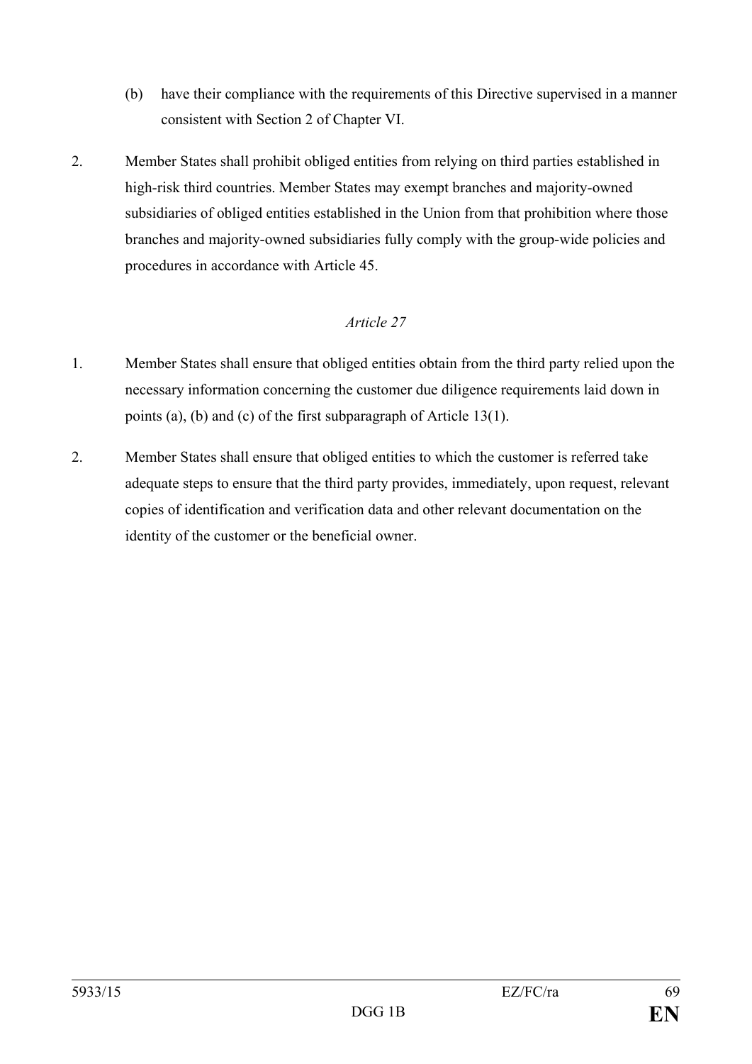(b) have their compliance with the requirements of this Directive supervised in a manner consistent with Section 2 of Chapter VI.

2. Member States shall prohibit obliged entities from relying on third parties established in high-risk third countries. Member States may exempt branches and majority-owned subsidiaries of obliged entities established in the Union from that prohibition where those branches and majority-owned subsidiaries fully comply with the group-wide policies and procedures in accordance with Article 45.

*Article 27*

1. Member States shall ensure that obliged entities obtain from the third party relied upon the necessary information concerning the customer due diligence requirements laid down in points (a), (b) and (c) of the first subparagraph of Article 13(1).

2. Member States shall ensure that obliged entities to which the customer is referred take adequate steps to ensure that the third party provides, immediately, upon request, relevant copies of identification and verification data and other relevant documentation on the identity of the customer or the beneficial owner.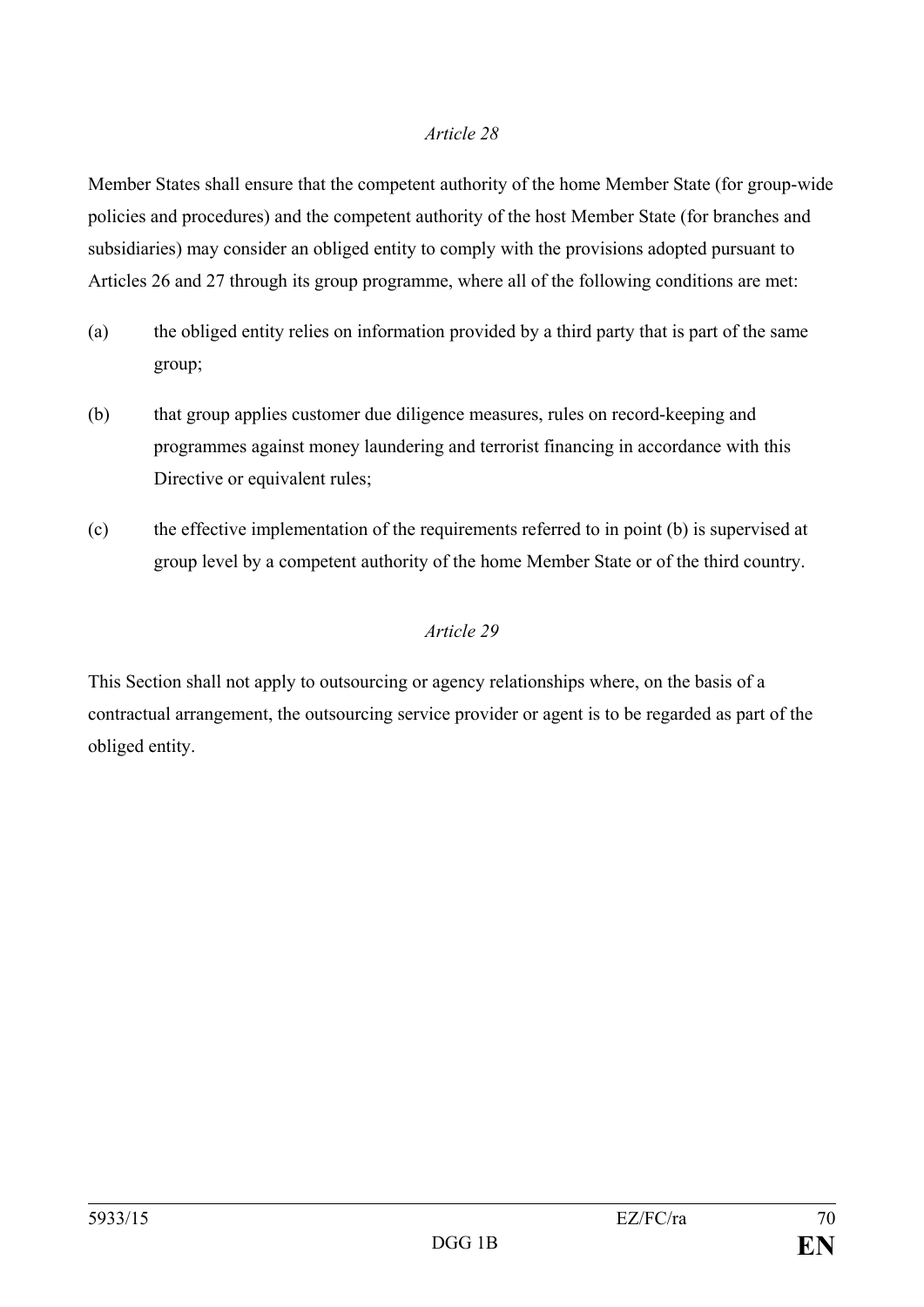*Article 28*

Member States shall ensure that the competent authority of the home Member State (for group-wide policies and procedures) and the competent authority of the host Member State (for branches and subsidiaries) may consider an obliged entity to comply with the provisions adopted pursuant to Articles 26 and 27 through its group programme, where all of the following conditions are met:

(a) the obliged entity relies on information provided by a third party that is part of the same group;

(b) that group applies customer due diligence measures, rules on record-keeping and programmes against money laundering and terrorist financing in accordance with this Directive or equivalent rules;

(c) the effective implementation of the requirements referred to in point (b) is supervised at group level by a competent authority of the home Member State or of the third country.

*Article 29*

This Section shall not apply to outsourcing or agency relationships where, on the basis of a contractual arrangement, the outsourcing service provider or agent is to be regarded as part of the obliged entity.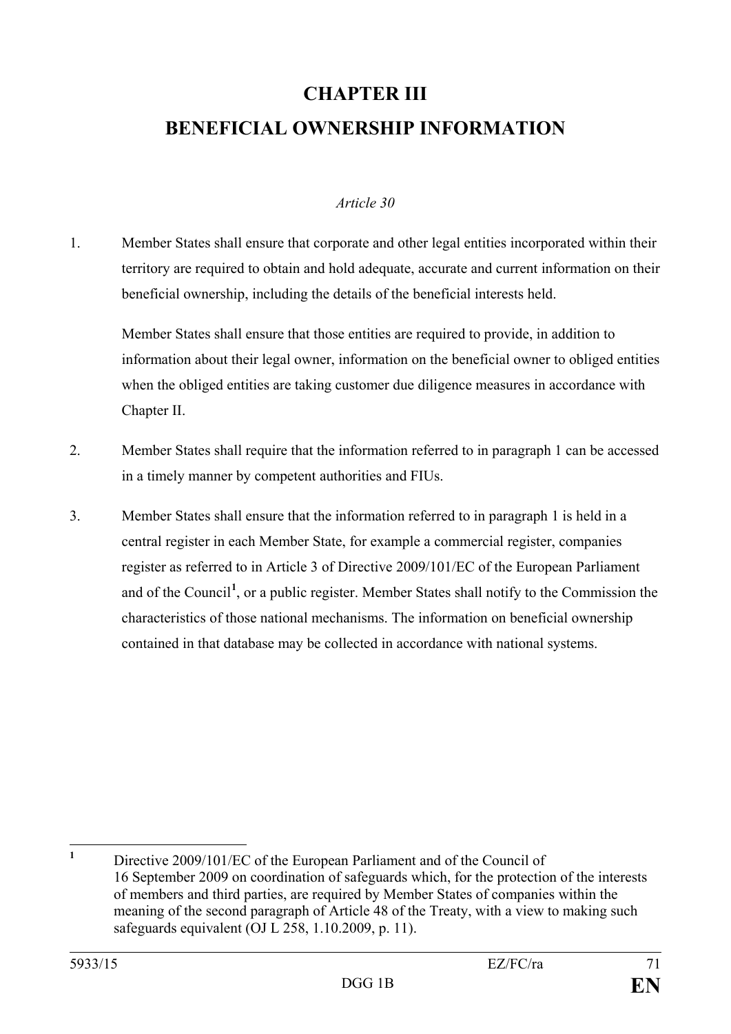# CHAPTER III

# BENEFICIAL OWNERSHIP INFORMATION

*Article 30*

1. Member States shall ensure that corporate and other legal entities incorporated within their territory are required to obtain and hold adequate, accurate and current information on their beneficial ownership, including the details of the beneficial interests held.

   Member States shall ensure that those entities are required to provide, in addition to information about their legal owner, information on the beneficial owner to obliged entities when the obliged entities are taking customer due diligence measures in accordance with Chapter II.

2. Member States shall require that the information referred to in paragraph 1 can be accessed in a timely manner by competent authorities and FIUs.

3. Member States shall ensure that the information referred to in paragraph 1 is held in a central register in each Member State, for example a commercial register, companies register as referred to in Article 3 of Directive 2009/101/EC of the European Parliament and of the Council[1], or a public register. Member States shall notify to the Commission the characteristics of those national mechanisms. The information on beneficial ownership contained in that database may be collected in accordance with national systems.

---

[1] Directive 2009/101/EC of the European Parliament and of the Council of 16 September 2009 on coordination of safeguards which, for the protection of the interests of members and third parties, are required by Member States of companies within the meaning of the second paragraph of Article 48 of the Treaty, with a view to making such safeguards equivalent (OJ L 258, 1.10.2009, p. 11).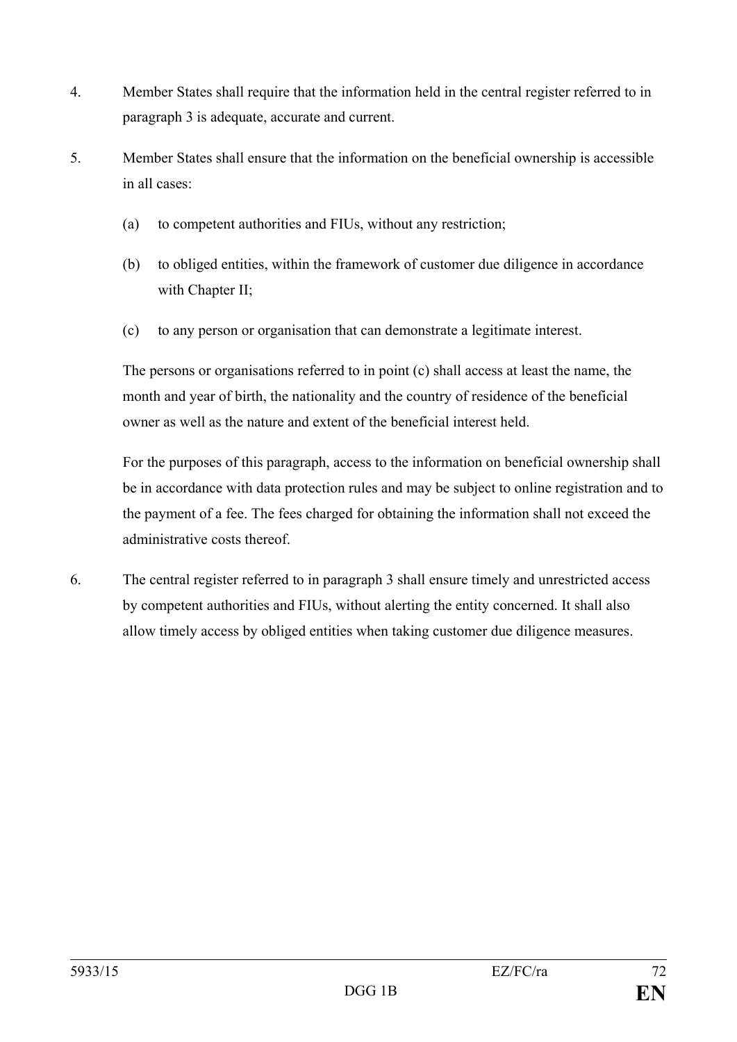4. Member States shall require that the information held in the central register referred to in paragraph 3 is adequate, accurate and current.

5. Member States shall ensure that the information on the beneficial ownership is accessible in all cases:

   (a) to competent authorities and FIUs, without any restriction;

   (b) to obliged entities, within the framework of customer due diligence in accordance with Chapter II;

   (c) to any person or organisation that can demonstrate a legitimate interest.

   The persons or organisations referred to in point (c) shall access at least the name, the month and year of birth, the nationality and the country of residence of the beneficial owner as well as the nature and extent of the beneficial interest held.

   For the purposes of this paragraph, access to the information on beneficial ownership shall be in accordance with data protection rules and may be subject to online registration and to the payment of a fee. The fees charged for obtaining the information shall not exceed the administrative costs thereof.

6. The central register referred to in paragraph 3 shall ensure timely and unrestricted access by competent authorities and FIUs, without alerting the entity concerned. It shall also allow timely access by obliged entities when taking customer due diligence measures.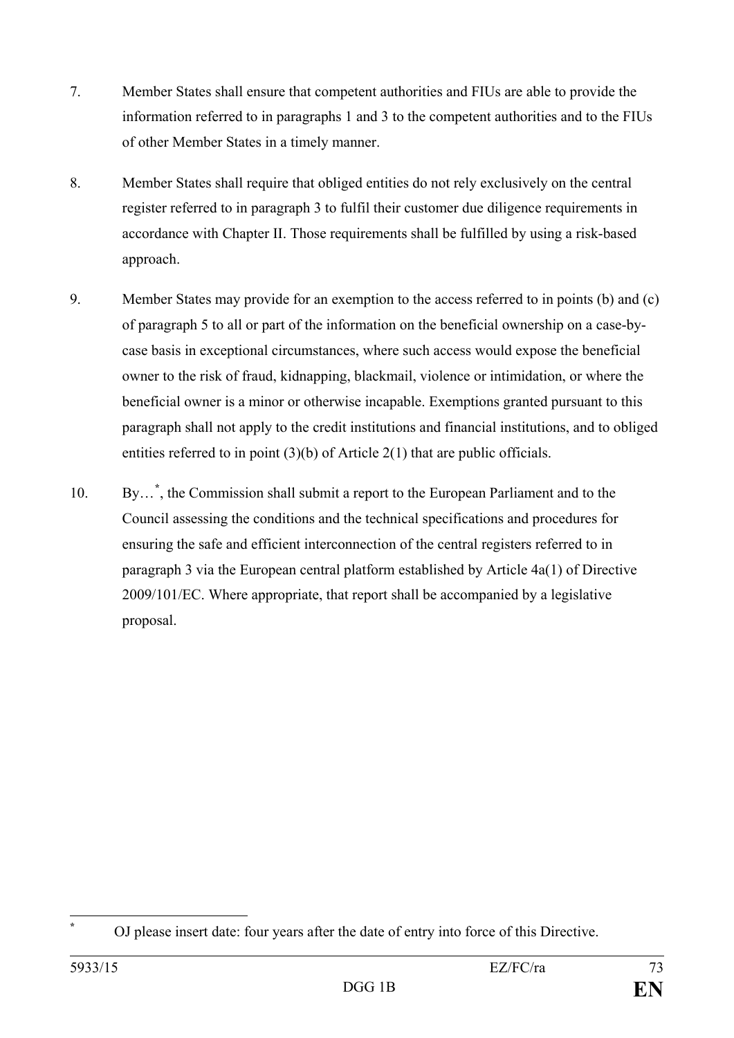7. Member States shall ensure that competent authorities and FIUs are able to provide the information referred to in paragraphs 1 and 3 to the competent authorities and to the FIUs of other Member States in a timely manner.

8. Member States shall require that obliged entities do not rely exclusively on the central register referred to in paragraph 3 to fulfil their customer due diligence requirements in accordance with Chapter II. Those requirements shall be fulfilled by using a risk-based approach.

9. Member States may provide for an exemption to the access referred to in points (b) and (c) of paragraph 5 to all or part of the information on the beneficial ownership on a case-by-case basis in exceptional circumstances, where such access would expose the beneficial owner to the risk of fraud, kidnapping, blackmail, violence or intimidation, or where the beneficial owner is a minor or otherwise incapable. Exemptions granted pursuant to this paragraph shall not apply to the credit institutions and financial institutions, and to obliged entities referred to in point (3)(b) of Article 2(1) that are public officials.

10. By…[*], the Commission shall submit a report to the European Parliament and to the Council assessing the conditions and the technical specifications and procedures for ensuring the safe and efficient interconnection of the central registers referred to in paragraph 3 via the European central platform established by Article 4a(1) of Directive 2009/101/EC. Where appropriate, that report shall be accompanied by a legislative proposal.

---

[*] OJ please insert date: four years after the date of entry into force of this Directive.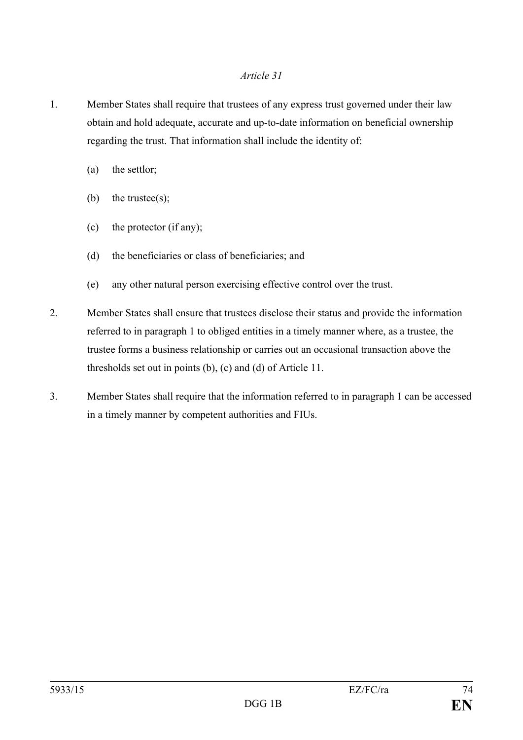*Article 31*

1. Member States shall require that trustees of any express trust governed under their law obtain and hold adequate, accurate and up-to-date information on beneficial ownership regarding the trust. That information shall include the identity of:

   (a) the settlor;

   (b) the trustee(s);

   (c) the protector (if any);

   (d) the beneficiaries or class of beneficiaries; and

   (e) any other natural person exercising effective control over the trust.

2. Member States shall ensure that trustees disclose their status and provide the information referred to in paragraph 1 to obliged entities in a timely manner where, as a trustee, the trustee forms a business relationship or carries out an occasional transaction above the thresholds set out in points (b), (c) and (d) of Article 11.

3. Member States shall require that the information referred to in paragraph 1 can be accessed in a timely manner by competent authorities and FIUs.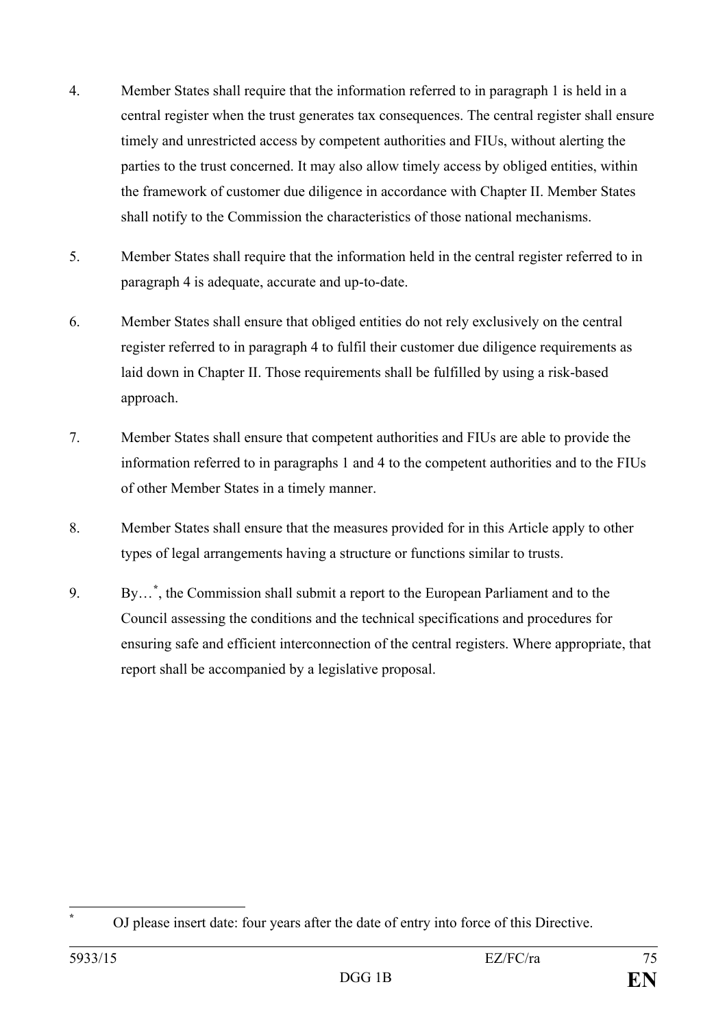4. Member States shall require that the information referred to in paragraph 1 is held in a central register when the trust generates tax consequences. The central register shall ensure timely and unrestricted access by competent authorities and FIUs, without alerting the parties to the trust concerned. It may also allow timely access by obliged entities, within the framework of customer due diligence in accordance with Chapter II. Member States shall notify to the Commission the characteristics of those national mechanisms.

5. Member States shall require that the information held in the central register referred to in paragraph 4 is adequate, accurate and up-to-date.

6. Member States shall ensure that obliged entities do not rely exclusively on the central register referred to in paragraph 4 to fulfil their customer due diligence requirements as laid down in Chapter II. Those requirements shall be fulfilled by using a risk-based approach.

7. Member States shall ensure that competent authorities and FIUs are able to provide the information referred to in paragraphs 1 and 4 to the competent authorities and to the FIUs of other Member States in a timely manner.

8. Member States shall ensure that the measures provided for in this Article apply to other types of legal arrangements having a structure or functions similar to trusts.

9. By…[*], the Commission shall submit a report to the European Parliament and to the Council assessing the conditions and the technical specifications and procedures for ensuring safe and efficient interconnection of the central registers. Where appropriate, that report shall be accompanied by a legislative proposal.

---

[*] OJ please insert date: four years after the date of entry into force of this Directive.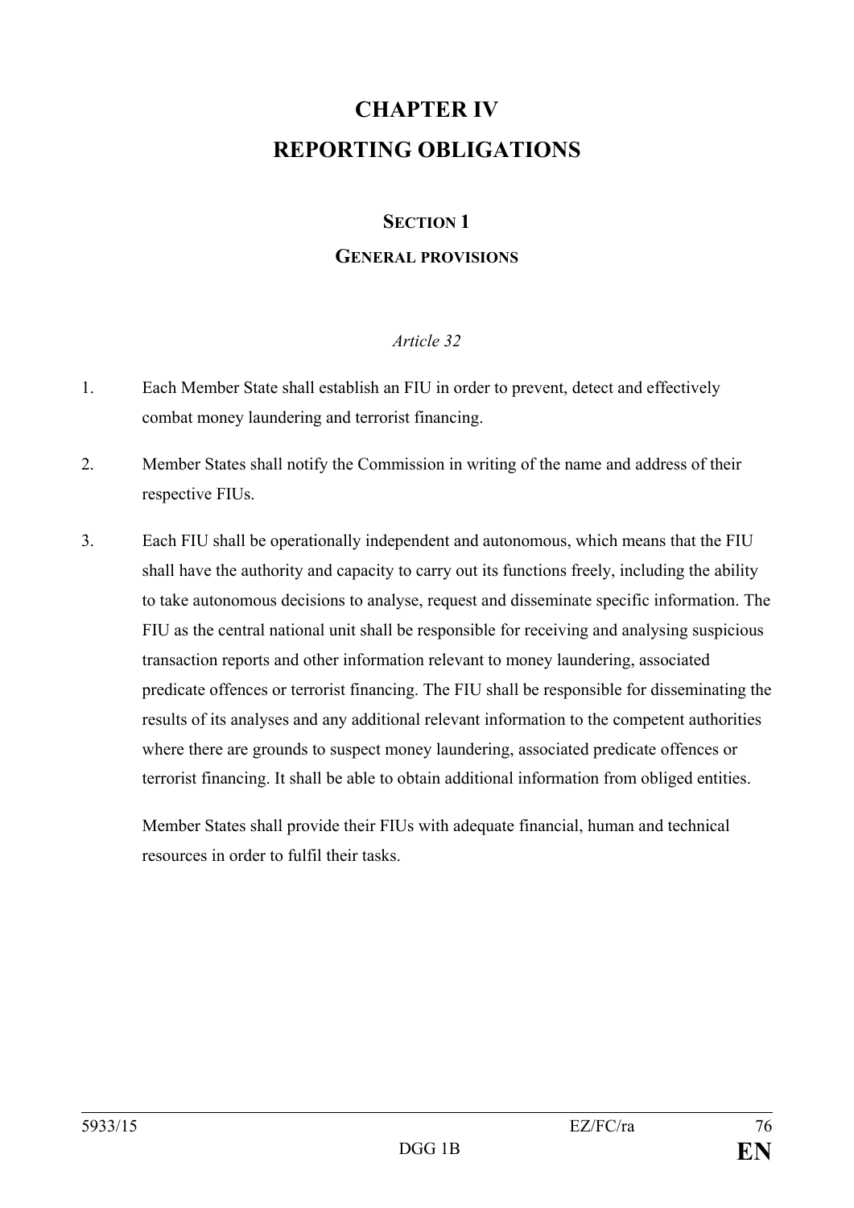# CHAPTER IV
# REPORTING OBLIGATIONS

## SECTION 1
## GENERAL PROVISIONS

*Article 32*

1. Each Member State shall establish an FIU in order to prevent, detect and effectively combat money laundering and terrorist financing.

2. Member States shall notify the Commission in writing of the name and address of their respective FIUs.

3. Each FIU shall be operationally independent and autonomous, which means that the FIU shall have the authority and capacity to carry out its functions freely, including the ability to take autonomous decisions to analyse, request and disseminate specific information. The FIU as the central national unit shall be responsible for receiving and analysing suspicious transaction reports and other information relevant to money laundering, associated predicate offences or terrorist financing. The FIU shall be responsible for disseminating the results of its analyses and any additional relevant information to the competent authorities where there are grounds to suspect money laundering, associated predicate offences or terrorist financing. It shall be able to obtain additional information from obliged entities.

   Member States shall provide their FIUs with adequate financial, human and technical resources in order to fulfil their tasks.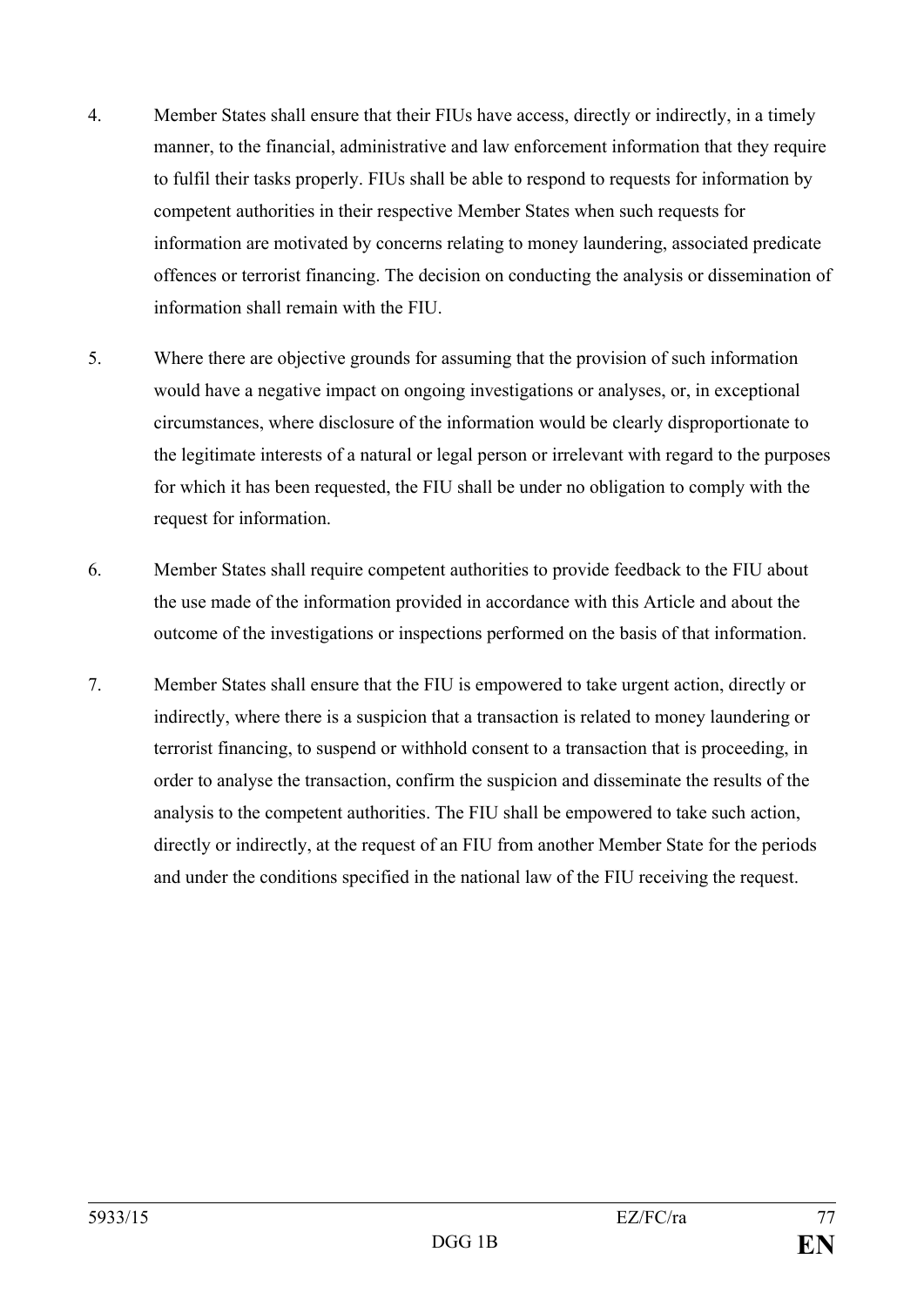4. Member States shall ensure that their FIUs have access, directly or indirectly, in a timely manner, to the financial, administrative and law enforcement information that they require to fulfil their tasks properly. FIUs shall be able to respond to requests for information by competent authorities in their respective Member States when such requests for information are motivated by concerns relating to money laundering, associated predicate offences or terrorist financing. The decision on conducting the analysis or dissemination of information shall remain with the FIU.

5. Where there are objective grounds for assuming that the provision of such information would have a negative impact on ongoing investigations or analyses, or, in exceptional circumstances, where disclosure of the information would be clearly disproportionate to the legitimate interests of a natural or legal person or irrelevant with regard to the purposes for which it has been requested, the FIU shall be under no obligation to comply with the request for information.

6. Member States shall require competent authorities to provide feedback to the FIU about the use made of the information provided in accordance with this Article and about the outcome of the investigations or inspections performed on the basis of that information.

7. Member States shall ensure that the FIU is empowered to take urgent action, directly or indirectly, where there is a suspicion that a transaction is related to money laundering or terrorist financing, to suspend or withhold consent to a transaction that is proceeding, in order to analyse the transaction, confirm the suspicion and disseminate the results of the analysis to the competent authorities. The FIU shall be empowered to take such action, directly or indirectly, at the request of an FIU from another Member State for the periods and under the conditions specified in the national law of the FIU receiving the request.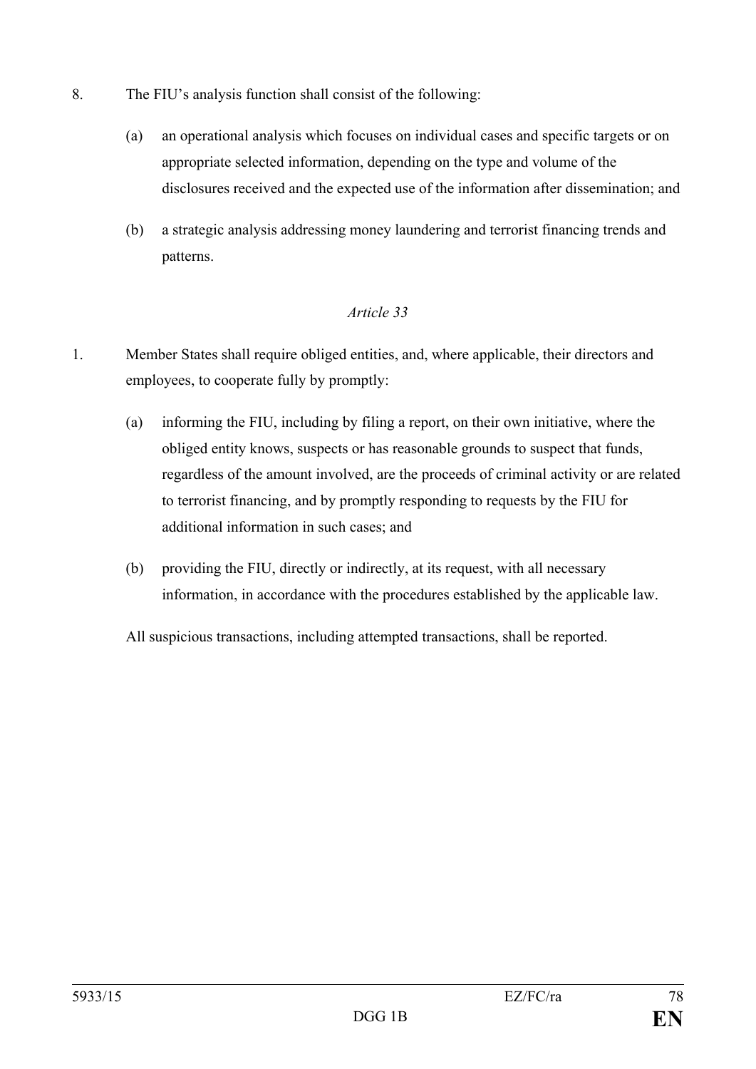8. The FIU's analysis function shall consist of the following:

   (a) an operational analysis which focuses on individual cases and specific targets or on appropriate selected information, depending on the type and volume of the disclosures received and the expected use of the information after dissemination; and

   (b) a strategic analysis addressing money laundering and terrorist financing trends and patterns.

*Article 33*

1. Member States shall require obliged entities, and, where applicable, their directors and employees, to cooperate fully by promptly:

   (a) informing the FIU, including by filing a report, on their own initiative, where the obliged entity knows, suspects or has reasonable grounds to suspect that funds, regardless of the amount involved, are the proceeds of criminal activity or are related to terrorist financing, and by promptly responding to requests by the FIU for additional information in such cases; and

   (b) providing the FIU, directly or indirectly, at its request, with all necessary information, in accordance with the procedures established by the applicable law.

   All suspicious transactions, including attempted transactions, shall be reported.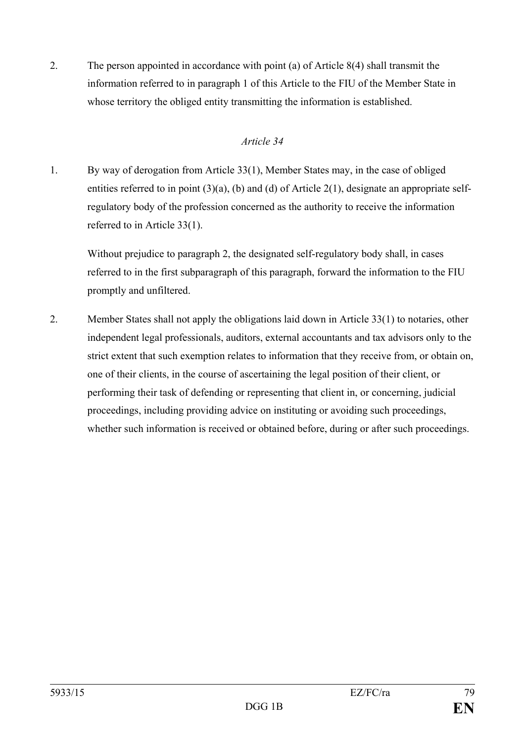2. The person appointed in accordance with point (a) of Article 8(4) shall transmit the information referred to in paragraph 1 of this Article to the FIU of the Member State in whose territory the obliged entity transmitting the information is established.

*Article 34*

1. By way of derogation from Article 33(1), Member States may, in the case of obliged entities referred to in point (3)(a), (b) and (d) of Article 2(1), designate an appropriate self-regulatory body of the profession concerned as the authority to receive the information referred to in Article 33(1).

   Without prejudice to paragraph 2, the designated self-regulatory body shall, in cases referred to in the first subparagraph of this paragraph, forward the information to the FIU promptly and unfiltered.

2. Member States shall not apply the obligations laid down in Article 33(1) to notaries, other independent legal professionals, auditors, external accountants and tax advisors only to the strict extent that such exemption relates to information that they receive from, or obtain on, one of their clients, in the course of ascertaining the legal position of their client, or performing their task of defending or representing that client in, or concerning, judicial proceedings, including providing advice on instituting or avoiding such proceedings, whether such information is received or obtained before, during or after such proceedings.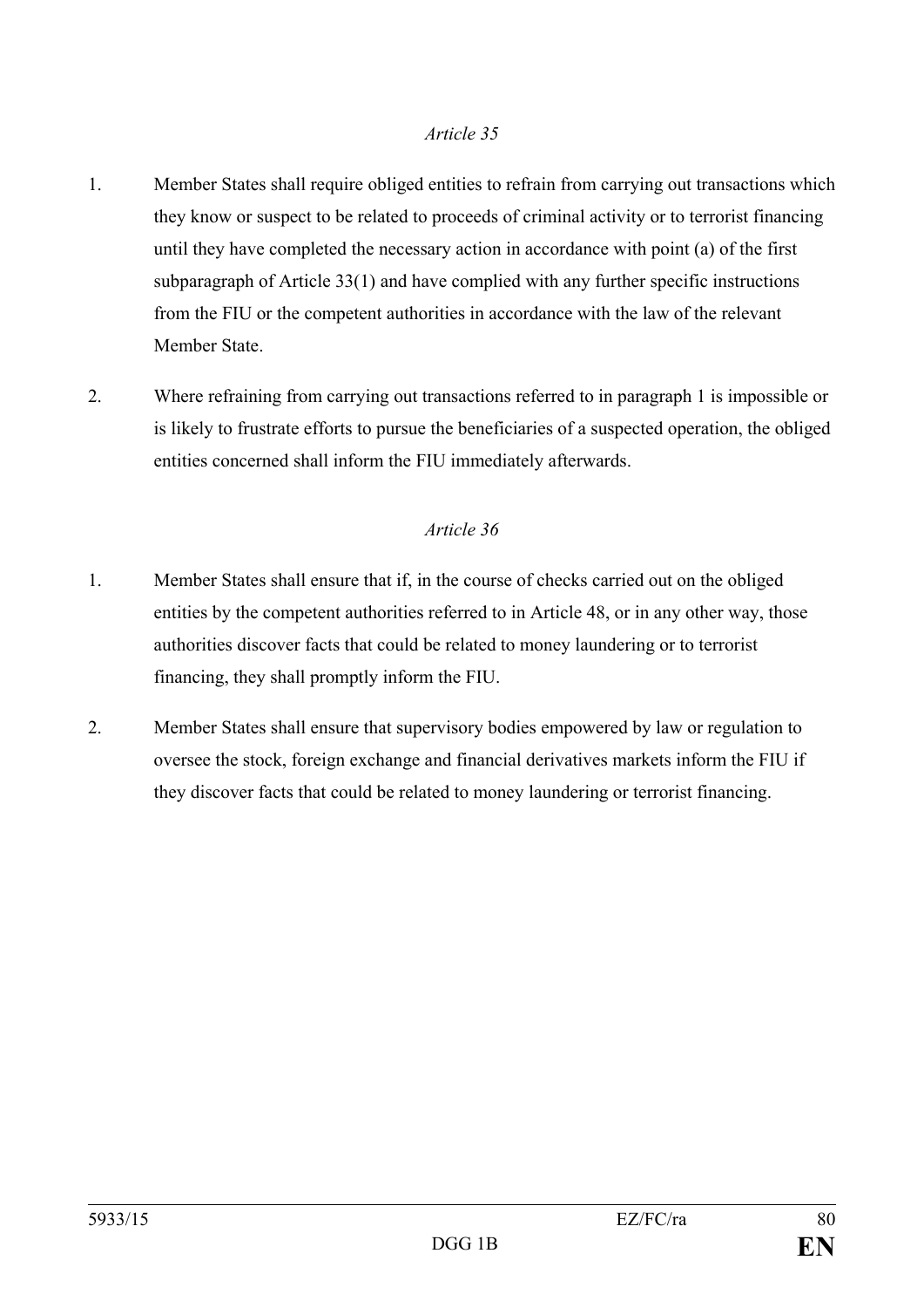*Article 35*

1. Member States shall require obliged entities to refrain from carrying out transactions which they know or suspect to be related to proceeds of criminal activity or to terrorist financing until they have completed the necessary action in accordance with point (a) of the first subparagraph of Article 33(1) and have complied with any further specific instructions from the FIU or the competent authorities in accordance with the law of the relevant Member State.

2. Where refraining from carrying out transactions referred to in paragraph 1 is impossible or is likely to frustrate efforts to pursue the beneficiaries of a suspected operation, the obliged entities concerned shall inform the FIU immediately afterwards.

*Article 36*

1. Member States shall ensure that if, in the course of checks carried out on the obliged entities by the competent authorities referred to in Article 48, or in any other way, those authorities discover facts that could be related to money laundering or to terrorist financing, they shall promptly inform the FIU.

2. Member States shall ensure that supervisory bodies empowered by law or regulation to oversee the stock, foreign exchange and financial derivatives markets inform the FIU if they discover facts that could be related to money laundering or terrorist financing.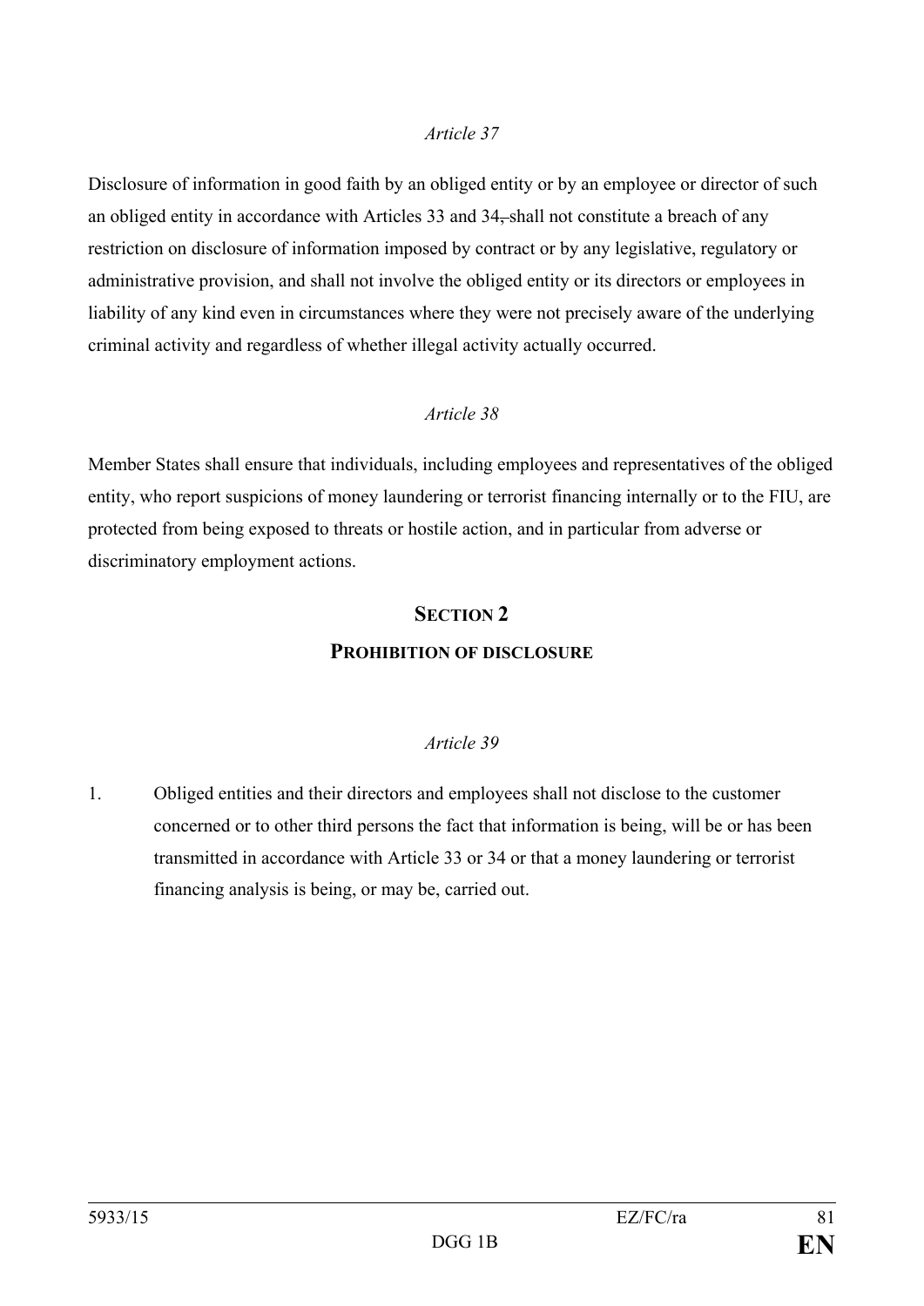*Article 37*

Disclosure of information in good faith by an obliged entity or by an employee or director of such an obliged entity in accordance with Articles 33 and 34~~,~~ shall not constitute a breach of any restriction on disclosure of information imposed by contract or by any legislative, regulatory or administrative provision, and shall not involve the obliged entity or its directors or employees in liability of any kind even in circumstances where they were not precisely aware of the underlying criminal activity and regardless of whether illegal activity actually occurred.

*Article 38*

Member States shall ensure that individuals, including employees and representatives of the obliged entity, who report suspicions of money laundering or terrorist financing internally or to the FIU, are protected from being exposed to threats or hostile action, and in particular from adverse or discriminatory employment actions.

## SECTION 2

## PROHIBITION OF DISCLOSURE

*Article 39*

1. Obliged entities and their directors and employees shall not disclose to the customer concerned or to other third persons the fact that information is being, will be or has been transmitted in accordance with Article 33 or 34 or that a money laundering or terrorist financing analysis is being, or may be, carried out.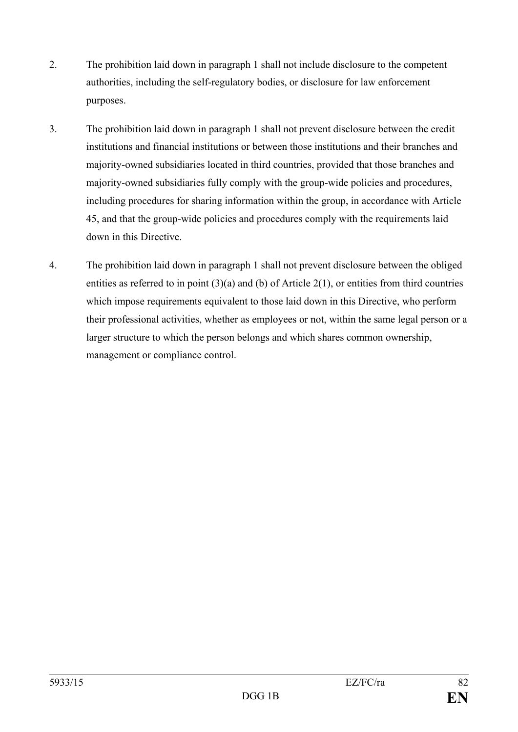2. The prohibition laid down in paragraph 1 shall not include disclosure to the competent authorities, including the self-regulatory bodies, or disclosure for law enforcement purposes.

3. The prohibition laid down in paragraph 1 shall not prevent disclosure between the credit institutions and financial institutions or between those institutions and their branches and majority-owned subsidiaries located in third countries, provided that those branches and majority-owned subsidiaries fully comply with the group-wide policies and procedures, including procedures for sharing information within the group, in accordance with Article 45, and that the group-wide policies and procedures comply with the requirements laid down in this Directive.

4. The prohibition laid down in paragraph 1 shall not prevent disclosure between the obliged entities as referred to in point (3)(a) and (b) of Article 2(1), or entities from third countries which impose requirements equivalent to those laid down in this Directive, who perform their professional activities, whether as employees or not, within the same legal person or a larger structure to which the person belongs and which shares common ownership, management or compliance control.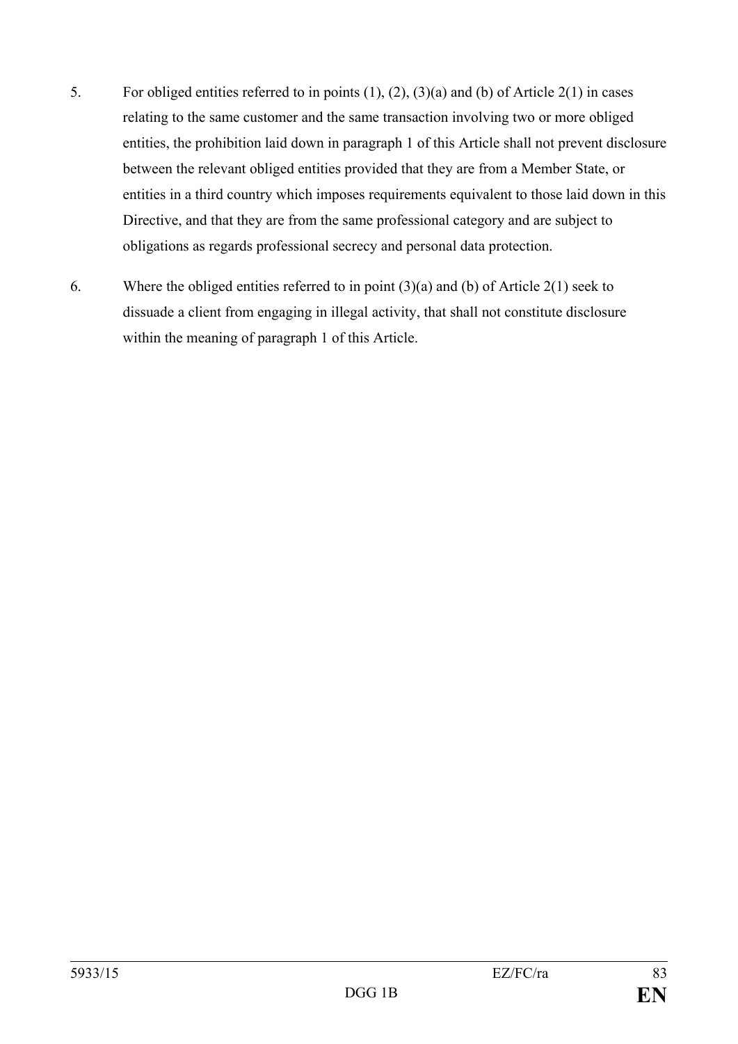5. For obliged entities referred to in points (1), (2), (3)(a) and (b) of Article 2(1) in cases relating to the same customer and the same transaction involving two or more obliged entities, the prohibition laid down in paragraph 1 of this Article shall not prevent disclosure between the relevant obliged entities provided that they are from a Member State, or entities in a third country which imposes requirements equivalent to those laid down in this Directive, and that they are from the same professional category and are subject to obligations as regards professional secrecy and personal data protection.

6. Where the obliged entities referred to in point (3)(a) and (b) of Article 2(1) seek to dissuade a client from engaging in illegal activity, that shall not constitute disclosure within the meaning of paragraph 1 of this Article.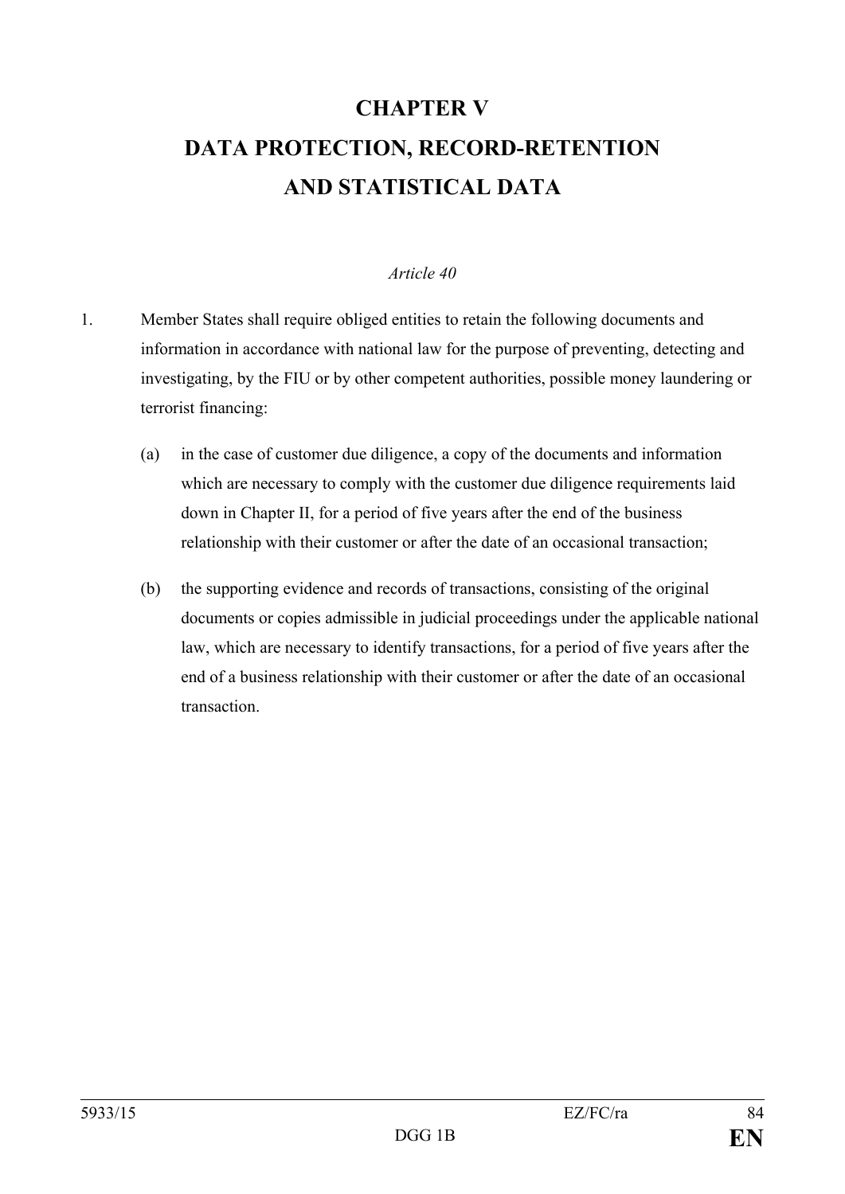# CHAPTER V
# DATA PROTECTION, RECORD-RETENTION AND STATISTICAL DATA

*Article 40*

1. Member States shall require obliged entities to retain the following documents and information in accordance with national law for the purpose of preventing, detecting and investigating, by the FIU or by other competent authorities, possible money laundering or terrorist financing:

   (a) in the case of customer due diligence, a copy of the documents and information which are necessary to comply with the customer due diligence requirements laid down in Chapter II, for a period of five years after the end of the business relationship with their customer or after the date of an occasional transaction;

   (b) the supporting evidence and records of transactions, consisting of the original documents or copies admissible in judicial proceedings under the applicable national law, which are necessary to identify transactions, for a period of five years after the end of a business relationship with their customer or after the date of an occasional transaction.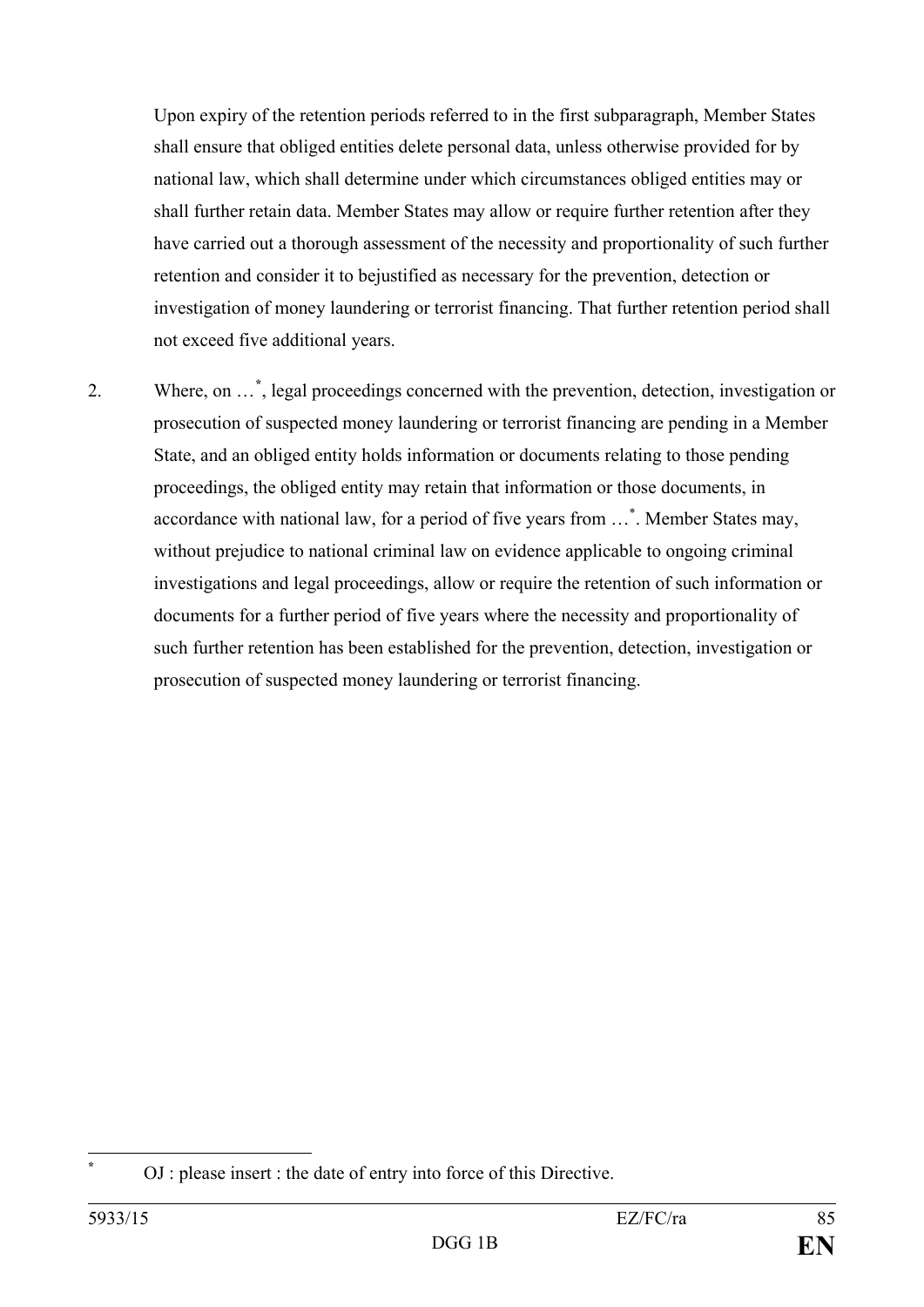Upon expiry of the retention periods referred to in the first subparagraph, Member States shall ensure that obliged entities delete personal data, unless otherwise provided for by national law, which shall determine under which circumstances obliged entities may or shall further retain data. Member States may allow or require further retention after they have carried out a thorough assessment of the necessity and proportionality of such further retention and consider it to bejustified as necessary for the prevention, detection or investigation of money laundering or terrorist financing. That further retention period shall not exceed five additional years.

2. Where, on …[*], legal proceedings concerned with the prevention, detection, investigation or prosecution of suspected money laundering or terrorist financing are pending in a Member State, and an obliged entity holds information or documents relating to those pending proceedings, the obliged entity may retain that information or those documents, in accordance with national law, for a period of five years from …[*]. Member States may, without prejudice to national criminal law on evidence applicable to ongoing criminal investigations and legal proceedings, allow or require the retention of such information or documents for a further period of five years where the necessity and proportionality of such further retention has been established for the prevention, detection, investigation or prosecution of suspected money laundering or terrorist financing.

---

[*] OJ : please insert : the date of entry into force of this Directive.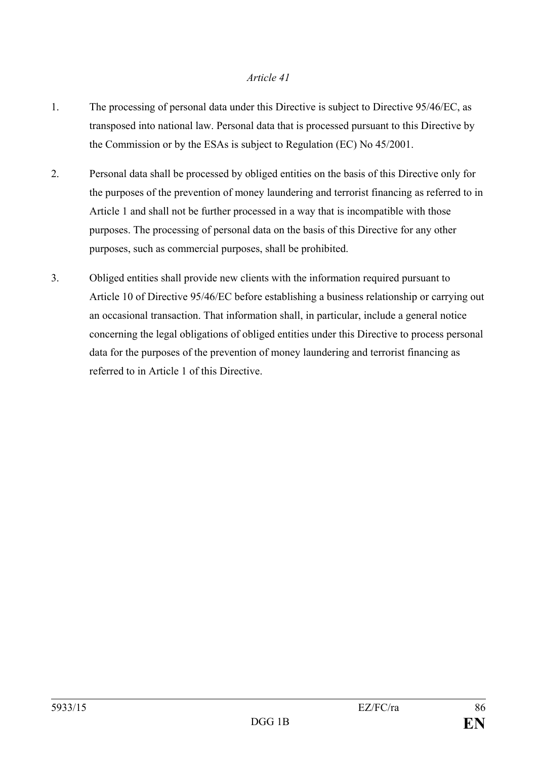*Article 41*

1. The processing of personal data under this Directive is subject to Directive 95/46/EC, as transposed into national law. Personal data that is processed pursuant to this Directive by the Commission or by the ESAs is subject to Regulation (EC) No 45/2001.

2. Personal data shall be processed by obliged entities on the basis of this Directive only for the purposes of the prevention of money laundering and terrorist financing as referred to in Article 1 and shall not be further processed in a way that is incompatible with those purposes. The processing of personal data on the basis of this Directive for any other purposes, such as commercial purposes, shall be prohibited.

3. Obliged entities shall provide new clients with the information required pursuant to Article 10 of Directive 95/46/EC before establishing a business relationship or carrying out an occasional transaction. That information shall, in particular, include a general notice concerning the legal obligations of obliged entities under this Directive to process personal data for the purposes of the prevention of money laundering and terrorist financing as referred to in Article 1 of this Directive.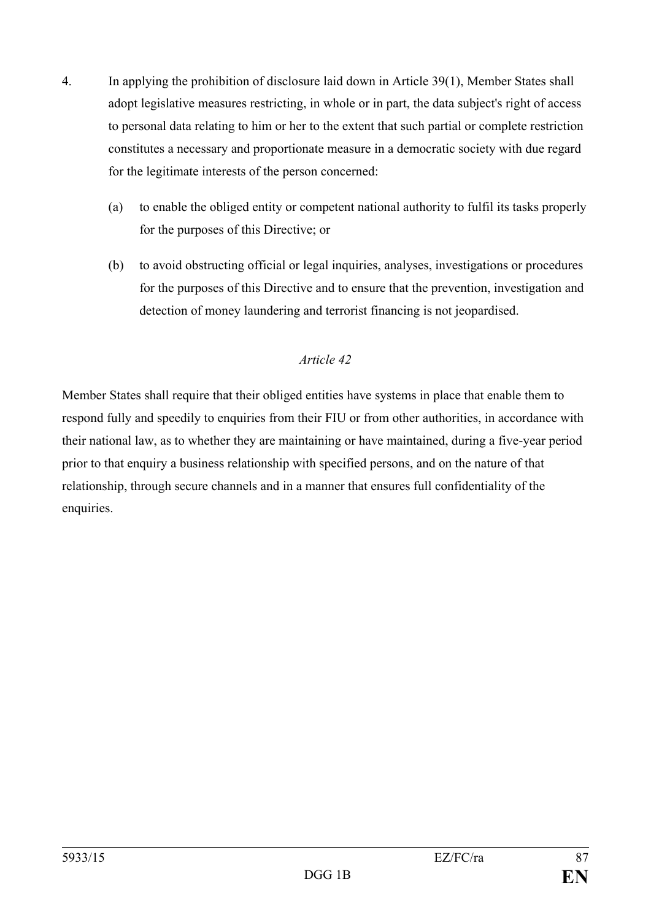4. In applying the prohibition of disclosure laid down in Article 39(1), Member States shall adopt legislative measures restricting, in whole or in part, the data subject's right of access to personal data relating to him or her to the extent that such partial or complete restriction constitutes a necessary and proportionate measure in a democratic society with due regard for the legitimate interests of the person concerned:

   (a) to enable the obliged entity or competent national authority to fulfil its tasks properly for the purposes of this Directive; or

   (b) to avoid obstructing official or legal inquiries, analyses, investigations or procedures for the purposes of this Directive and to ensure that the prevention, investigation and detection of money laundering and terrorist financing is not jeopardised.

*Article 42*

Member States shall require that their obliged entities have systems in place that enable them to respond fully and speedily to enquiries from their FIU or from other authorities, in accordance with their national law, as to whether they are maintaining or have maintained, during a five-year period prior to that enquiry a business relationship with specified persons, and on the nature of that relationship, through secure channels and in a manner that ensures full confidentiality of the enquiries.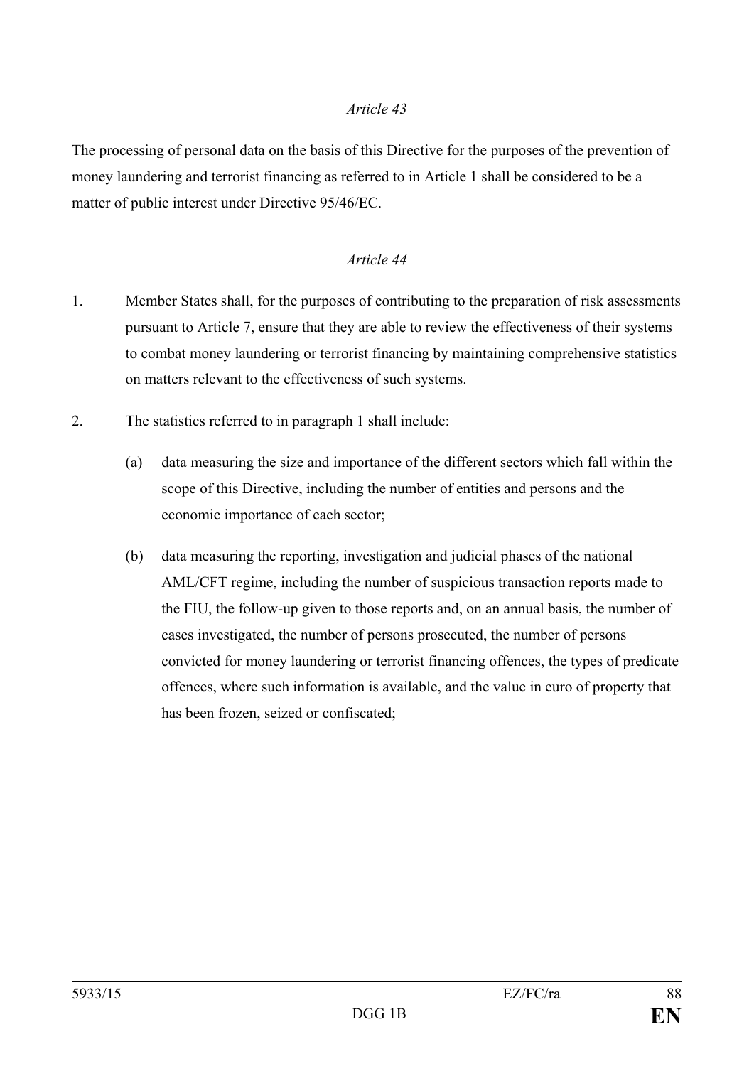*Article 43*

The processing of personal data on the basis of this Directive for the purposes of the prevention of money laundering and terrorist financing as referred to in Article 1 shall be considered to be a matter of public interest under Directive 95/46/EC.

*Article 44*

1. Member States shall, for the purposes of contributing to the preparation of risk assessments pursuant to Article 7, ensure that they are able to review the effectiveness of their systems to combat money laundering or terrorist financing by maintaining comprehensive statistics on matters relevant to the effectiveness of such systems.

2. The statistics referred to in paragraph 1 shall include:

   (a) data measuring the size and importance of the different sectors which fall within the scope of this Directive, including the number of entities and persons and the economic importance of each sector;

   (b) data measuring the reporting, investigation and judicial phases of the national AML/CFT regime, including the number of suspicious transaction reports made to the FIU, the follow-up given to those reports and, on an annual basis, the number of cases investigated, the number of persons prosecuted, the number of persons convicted for money laundering or terrorist financing offences, the types of predicate offences, where such information is available, and the value in euro of property that has been frozen, seized or confiscated;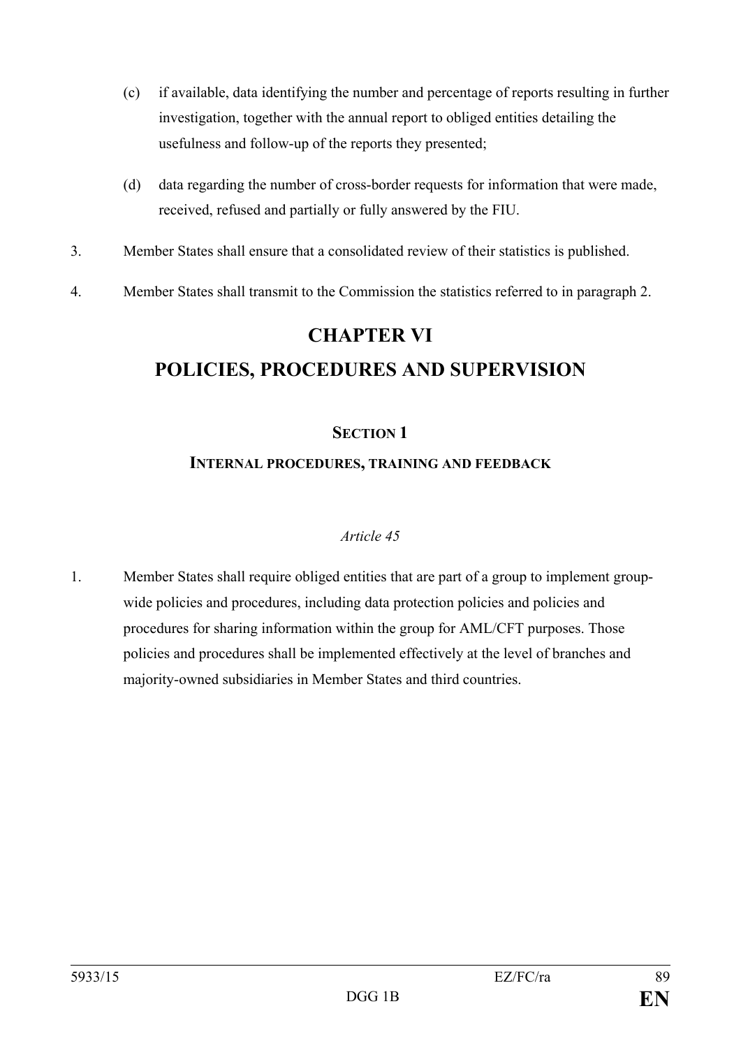(c) if available, data identifying the number and percentage of reports resulting in further investigation, together with the annual report to obliged entities detailing the usefulness and follow-up of the reports they presented;

(d) data regarding the number of cross-border requests for information that were made, received, refused and partially or fully answered by the FIU.

3. Member States shall ensure that a consolidated review of their statistics is published.

4. Member States shall transmit to the Commission the statistics referred to in paragraph 2.

# CHAPTER VI

# POLICIES, PROCEDURES AND SUPERVISION

## SECTION 1

### INTERNAL PROCEDURES, TRAINING AND FEEDBACK

*Article 45*

1. Member States shall require obliged entities that are part of a group to implement group-wide policies and procedures, including data protection policies and policies and procedures for sharing information within the group for AML/CFT purposes. Those policies and procedures shall be implemented effectively at the level of branches and majority-owned subsidiaries in Member States and third countries.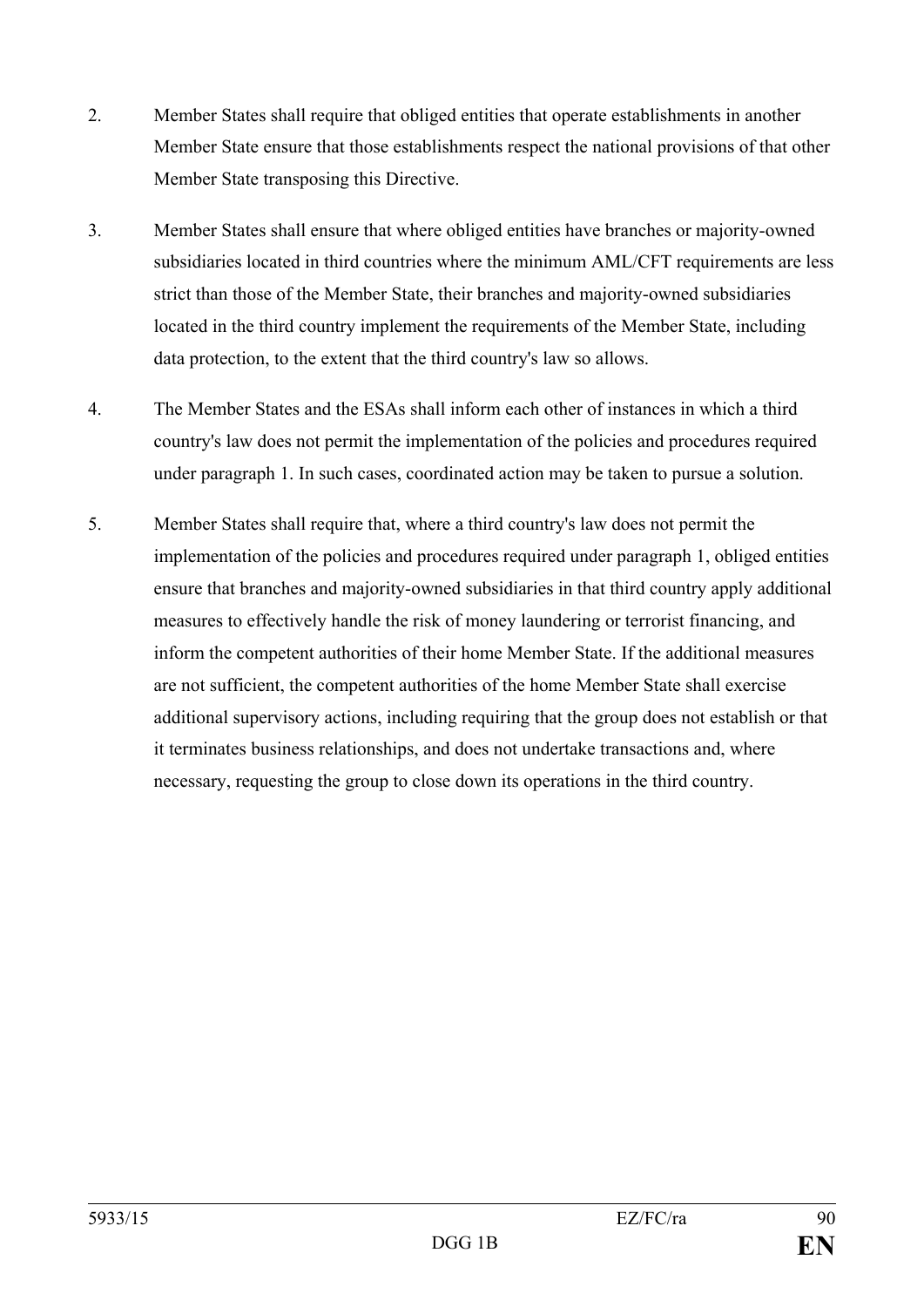2. Member States shall require that obliged entities that operate establishments in another Member State ensure that those establishments respect the national provisions of that other Member State transposing this Directive.

3. Member States shall ensure that where obliged entities have branches or majority-owned subsidiaries located in third countries where the minimum AML/CFT requirements are less strict than those of the Member State, their branches and majority-owned subsidiaries located in the third country implement the requirements of the Member State, including data protection, to the extent that the third country's law so allows.

4. The Member States and the ESAs shall inform each other of instances in which a third country's law does not permit the implementation of the policies and procedures required under paragraph 1. In such cases, coordinated action may be taken to pursue a solution.

5. Member States shall require that, where a third country's law does not permit the implementation of the policies and procedures required under paragraph 1, obliged entities ensure that branches and majority-owned subsidiaries in that third country apply additional measures to effectively handle the risk of money laundering or terrorist financing, and inform the competent authorities of their home Member State. If the additional measures are not sufficient, the competent authorities of the home Member State shall exercise additional supervisory actions, including requiring that the group does not establish or that it terminates business relationships, and does not undertake transactions and, where necessary, requesting the group to close down its operations in the third country.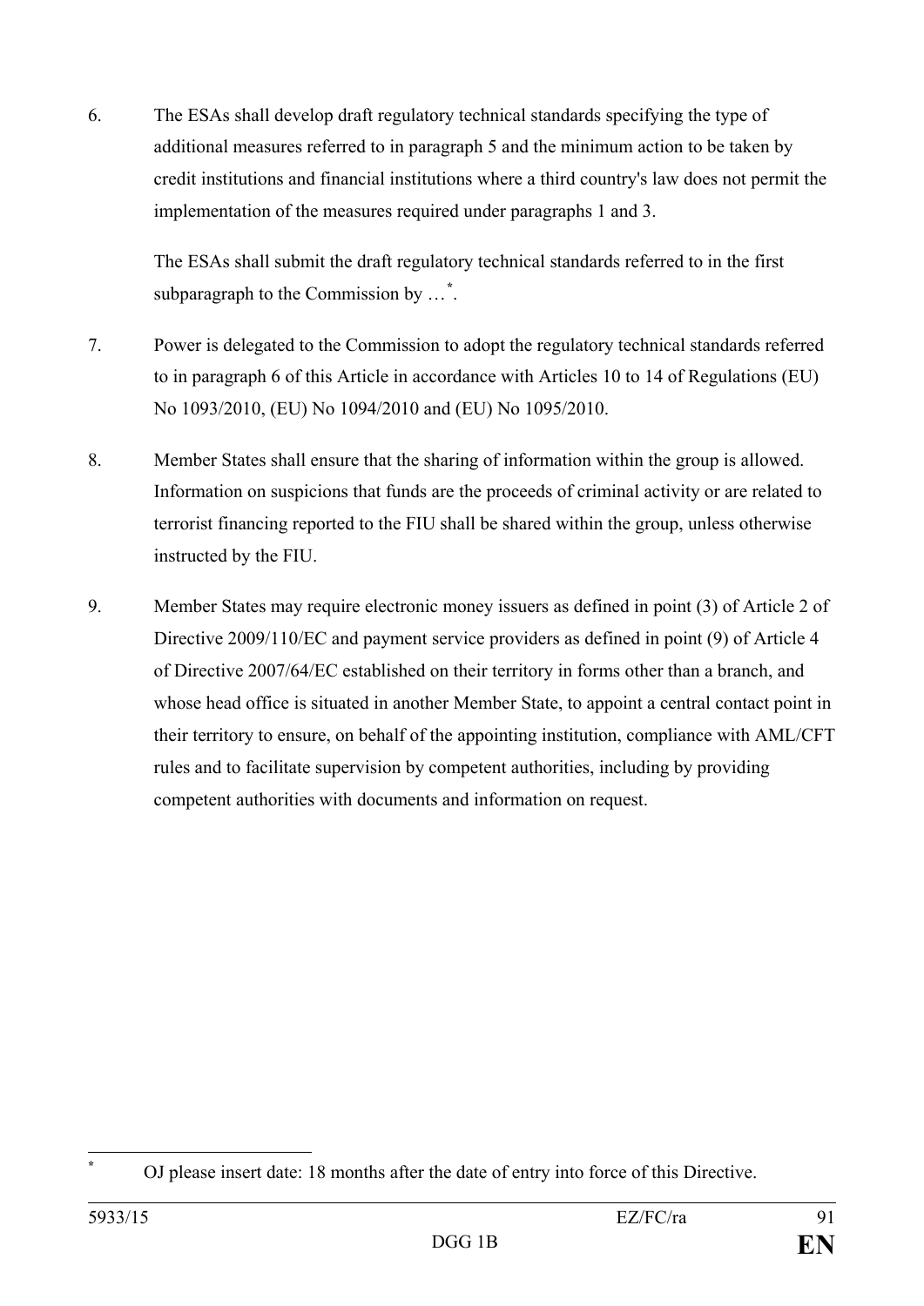6. The ESAs shall develop draft regulatory technical standards specifying the type of additional measures referred to in paragraph 5 and the minimum action to be taken by credit institutions and financial institutions where a third country's law does not permit the implementation of the measures required under paragraphs 1 and 3.

   The ESAs shall submit the draft regulatory technical standards referred to in the first subparagraph to the Commission by …[*].

7. Power is delegated to the Commission to adopt the regulatory technical standards referred to in paragraph 6 of this Article in accordance with Articles 10 to 14 of Regulations (EU) No 1093/2010, (EU) No 1094/2010 and (EU) No 1095/2010.

8. Member States shall ensure that the sharing of information within the group is allowed. Information on suspicions that funds are the proceeds of criminal activity or are related to terrorist financing reported to the FIU shall be shared within the group, unless otherwise instructed by the FIU.

9. Member States may require electronic money issuers as defined in point (3) of Article 2 of Directive 2009/110/EC and payment service providers as defined in point (9) of Article 4 of Directive 2007/64/EC established on their territory in forms other than a branch, and whose head office is situated in another Member State, to appoint a central contact point in their territory to ensure, on behalf of the appointing institution, compliance with AML/CFT rules and to facilitate supervision by competent authorities, including by providing competent authorities with documents and information on request.

---

[*] OJ please insert date: 18 months after the date of entry into force of this Directive.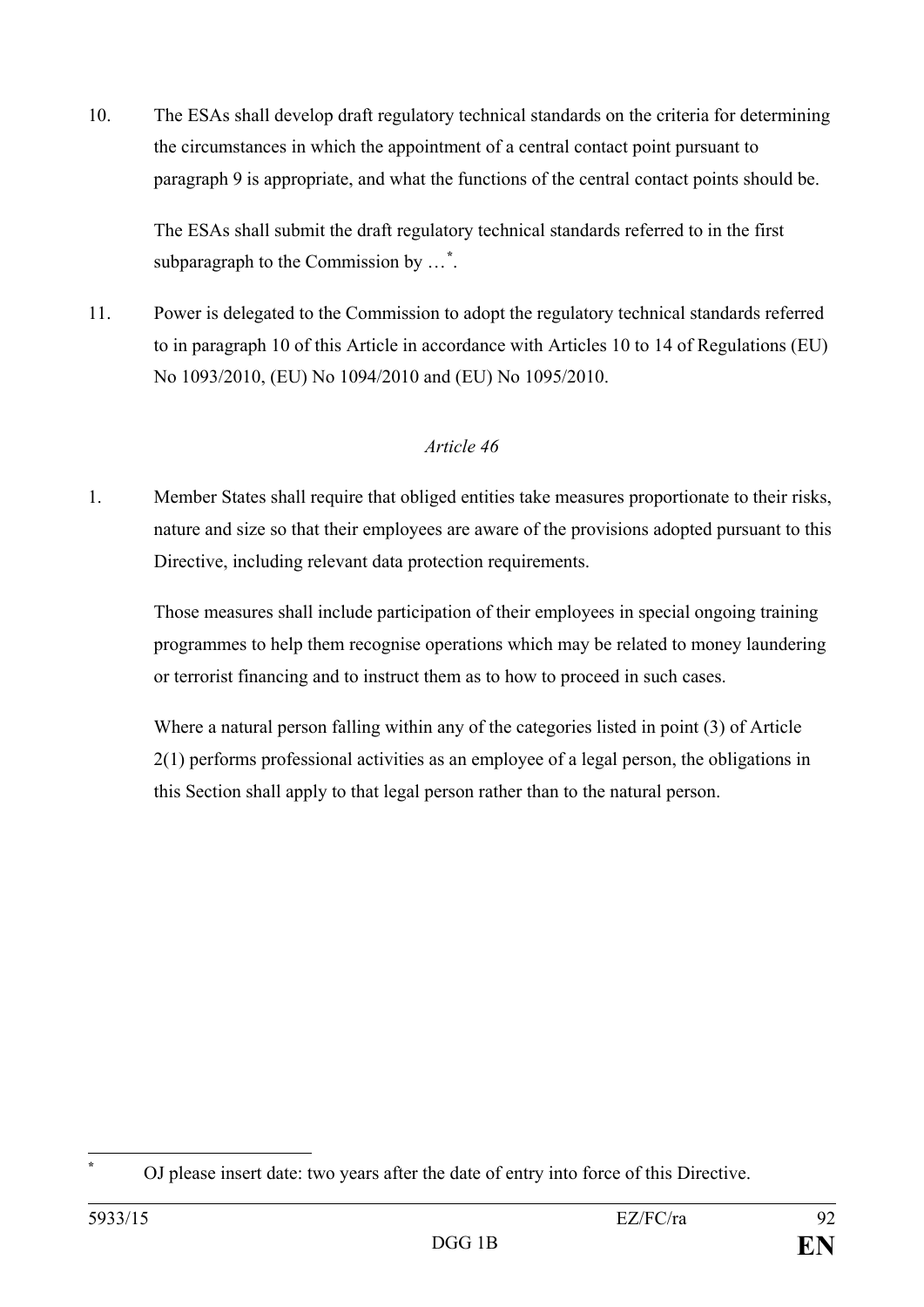10. The ESAs shall develop draft regulatory technical standards on the criteria for determining the circumstances in which the appointment of a central contact point pursuant to paragraph 9 is appropriate, and what the functions of the central contact points should be.

    The ESAs shall submit the draft regulatory technical standards referred to in the first subparagraph to the Commission by …[*].

11. Power is delegated to the Commission to adopt the regulatory technical standards referred to in paragraph 10 of this Article in accordance with Articles 10 to 14 of Regulations (EU) No 1093/2010, (EU) No 1094/2010 and (EU) No 1095/2010.

*Article 46*

1. Member States shall require that obliged entities take measures proportionate to their risks, nature and size so that their employees are aware of the provisions adopted pursuant to this Directive, including relevant data protection requirements.

   Those measures shall include participation of their employees in special ongoing training programmes to help them recognise operations which may be related to money laundering or terrorist financing and to instruct them as to how to proceed in such cases.

   Where a natural person falling within any of the categories listed in point (3) of Article 2(1) performs professional activities as an employee of a legal person, the obligations in this Section shall apply to that legal person rather than to the natural person.

---

[*] OJ please insert date: two years after the date of entry into force of this Directive.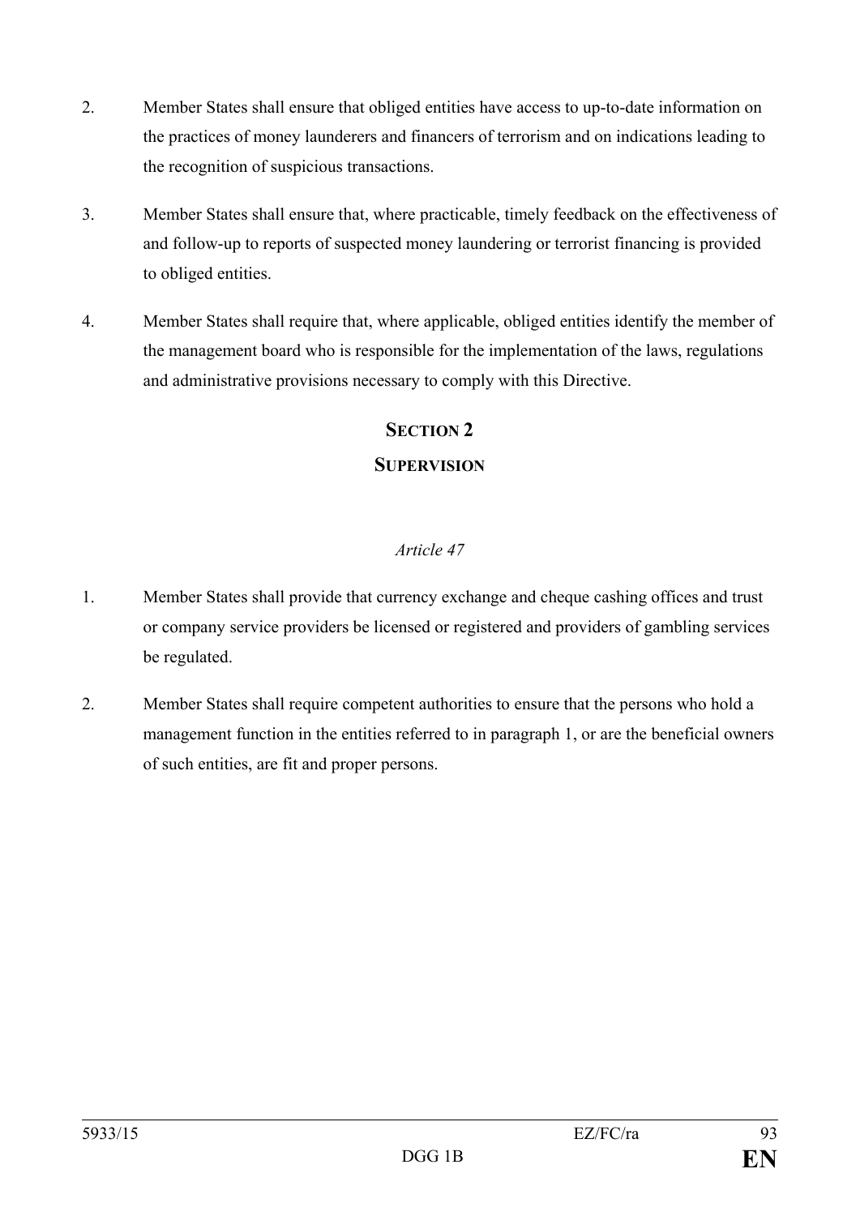2. Member States shall ensure that obliged entities have access to up-to-date information on the practices of money launderers and financers of terrorism and on indications leading to the recognition of suspicious transactions.

3. Member States shall ensure that, where practicable, timely feedback on the effectiveness of and follow-up to reports of suspected money laundering or terrorist financing is provided to obliged entities.

4. Member States shall require that, where applicable, obliged entities identify the member of the management board who is responsible for the implementation of the laws, regulations and administrative provisions necessary to comply with this Directive.

## SECTION 2

## SUPERVISION

*Article 47*

1. Member States shall provide that currency exchange and cheque cashing offices and trust or company service providers be licensed or registered and providers of gambling services be regulated.

2. Member States shall require competent authorities to ensure that the persons who hold a management function in the entities referred to in paragraph 1, or are the beneficial owners of such entities, are fit and proper persons.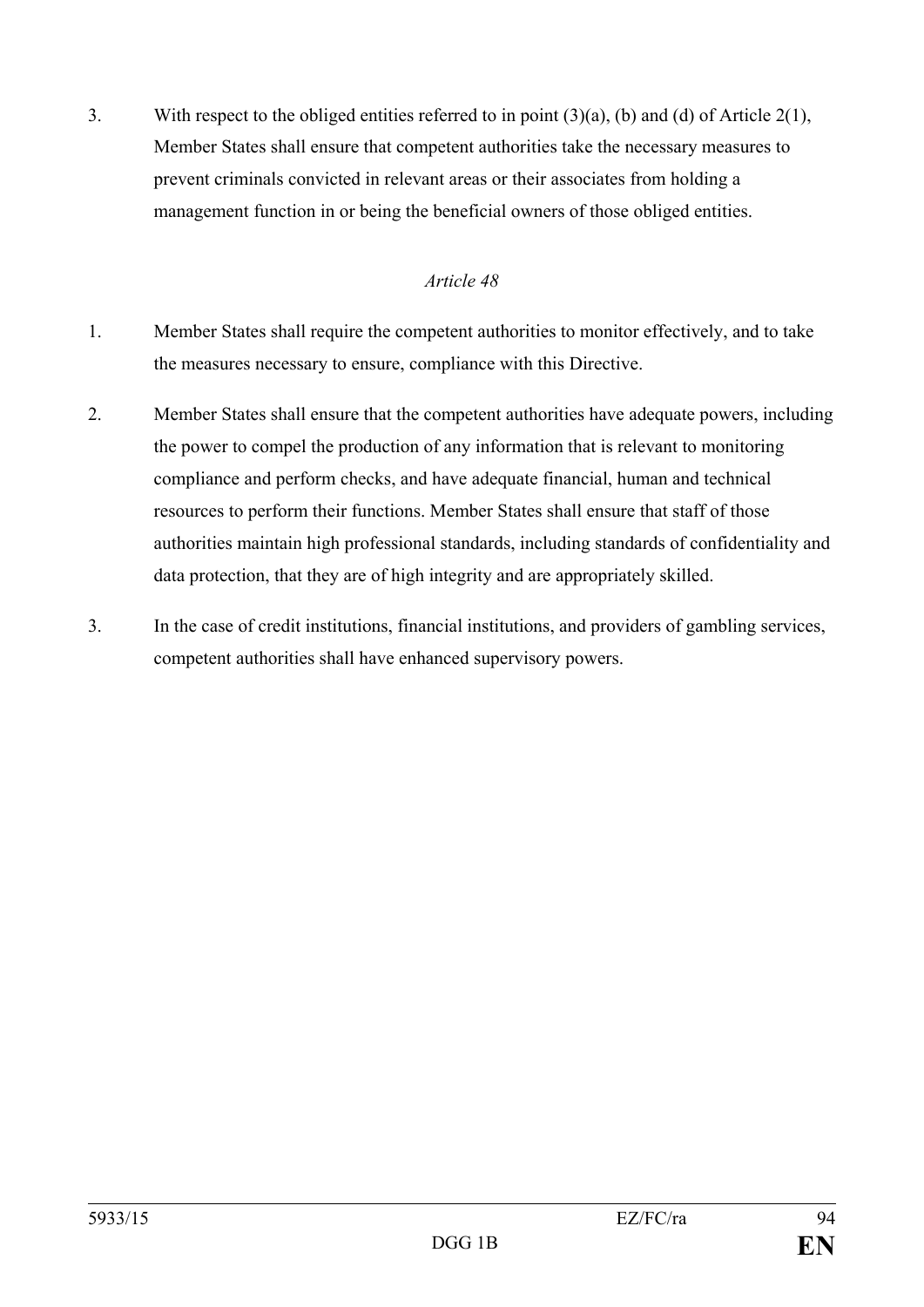3. With respect to the obliged entities referred to in point (3)(a), (b) and (d) of Article 2(1), Member States shall ensure that competent authorities take the necessary measures to prevent criminals convicted in relevant areas or their associates from holding a management function in or being the beneficial owners of those obliged entities.

*Article 48*

1. Member States shall require the competent authorities to monitor effectively, and to take the measures necessary to ensure, compliance with this Directive.

2. Member States shall ensure that the competent authorities have adequate powers, including the power to compel the production of any information that is relevant to monitoring compliance and perform checks, and have adequate financial, human and technical resources to perform their functions. Member States shall ensure that staff of those authorities maintain high professional standards, including standards of confidentiality and data protection, that they are of high integrity and are appropriately skilled.

3. In the case of credit institutions, financial institutions, and providers of gambling services, competent authorities shall have enhanced supervisory powers.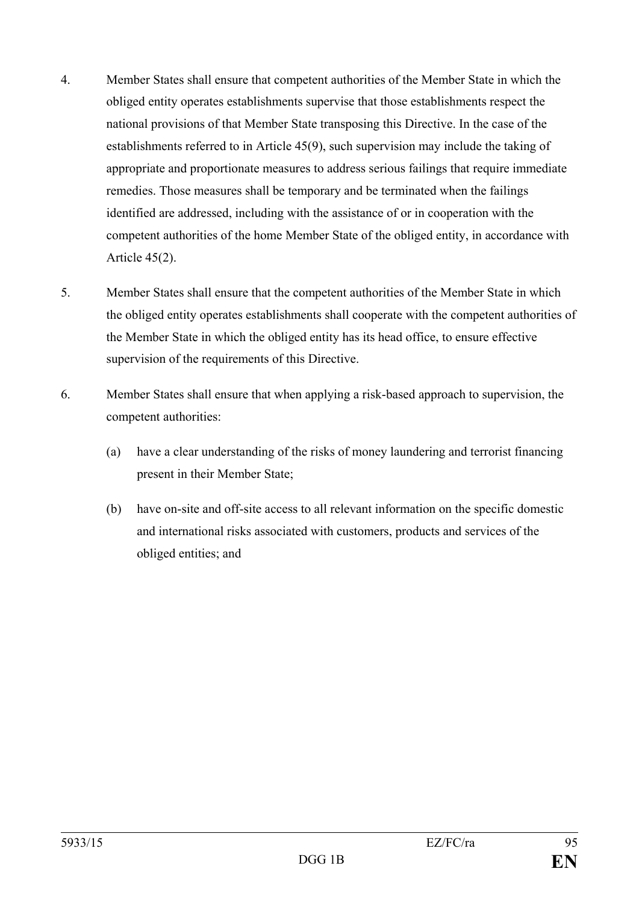4. Member States shall ensure that competent authorities of the Member State in which the obliged entity operates establishments supervise that those establishments respect the national provisions of that Member State transposing this Directive. In the case of the establishments referred to in Article 45(9), such supervision may include the taking of appropriate and proportionate measures to address serious failings that require immediate remedies. Those measures shall be temporary and be terminated when the failings identified are addressed, including with the assistance of or in cooperation with the competent authorities of the home Member State of the obliged entity, in accordance with Article 45(2).

5. Member States shall ensure that the competent authorities of the Member State in which the obliged entity operates establishments shall cooperate with the competent authorities of the Member State in which the obliged entity has its head office, to ensure effective supervision of the requirements of this Directive.

6. Member States shall ensure that when applying a risk-based approach to supervision, the competent authorities:

   (a) have a clear understanding of the risks of money laundering and terrorist financing present in their Member State;

   (b) have on-site and off-site access to all relevant information on the specific domestic and international risks associated with customers, products and services of the obliged entities; and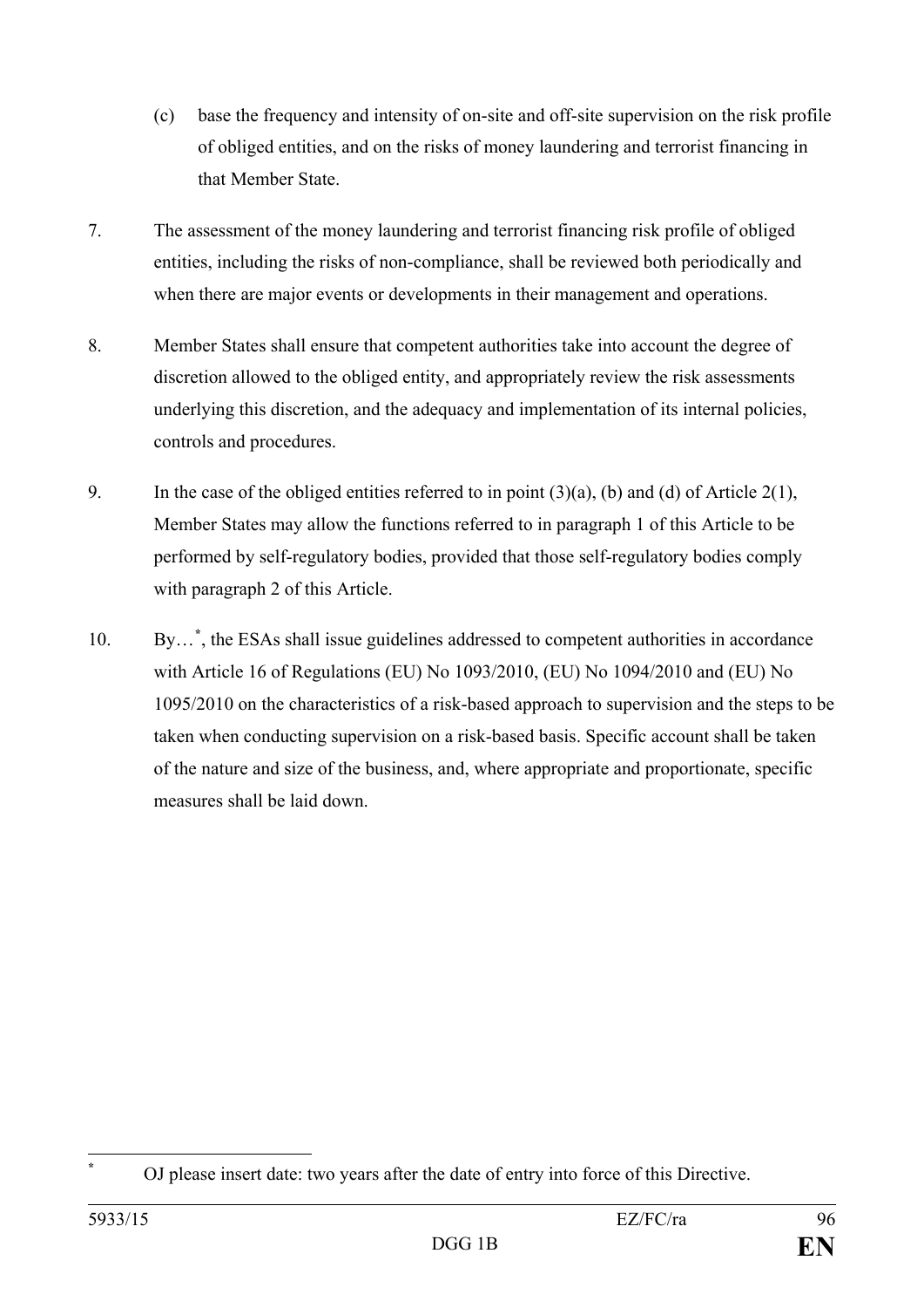(c) base the frequency and intensity of on-site and off-site supervision on the risk profile of obliged entities, and on the risks of money laundering and terrorist financing in that Member State.

7. The assessment of the money laundering and terrorist financing risk profile of obliged entities, including the risks of non-compliance, shall be reviewed both periodically and when there are major events or developments in their management and operations.

8. Member States shall ensure that competent authorities take into account the degree of discretion allowed to the obliged entity, and appropriately review the risk assessments underlying this discretion, and the adequacy and implementation of its internal policies, controls and procedures.

9. In the case of the obliged entities referred to in point (3)(a), (b) and (d) of Article 2(1), Member States may allow the functions referred to in paragraph 1 of this Article to be performed by self-regulatory bodies, provided that those self-regulatory bodies comply with paragraph 2 of this Article.

10. By…[*], the ESAs shall issue guidelines addressed to competent authorities in accordance with Article 16 of Regulations (EU) No 1093/2010, (EU) No 1094/2010 and (EU) No 1095/2010 on the characteristics of a risk-based approach to supervision and the steps to be taken when conducting supervision on a risk-based basis. Specific account shall be taken of the nature and size of the business, and, where appropriate and proportionate, specific measures shall be laid down.

---

[*] OJ please insert date: two years after the date of entry into force of this Directive.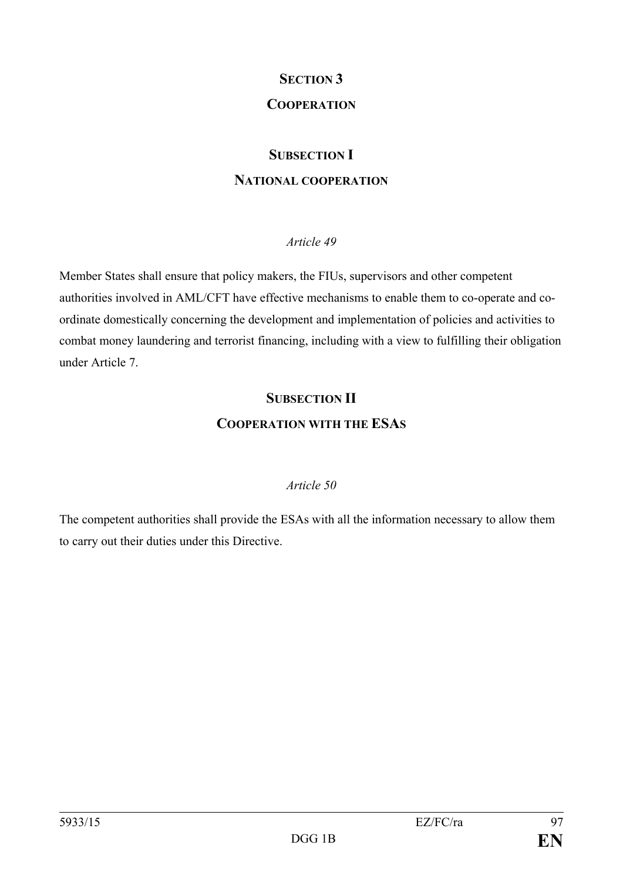## SECTION 3

## COOPERATION

### SUBSECTION I

### NATIONAL COOPERATION

*Article 49*

Member States shall ensure that policy makers, the FIUs, supervisors and other competent authorities involved in AML/CFT have effective mechanisms to enable them to co-operate and co-ordinate domestically concerning the development and implementation of policies and activities to combat money laundering and terrorist financing, including with a view to fulfilling their obligation under Article 7.

### SUBSECTION II

### COOPERATION WITH THE ESAS

*Article 50*

The competent authorities shall provide the ESAs with all the information necessary to allow them to carry out their duties under this Directive.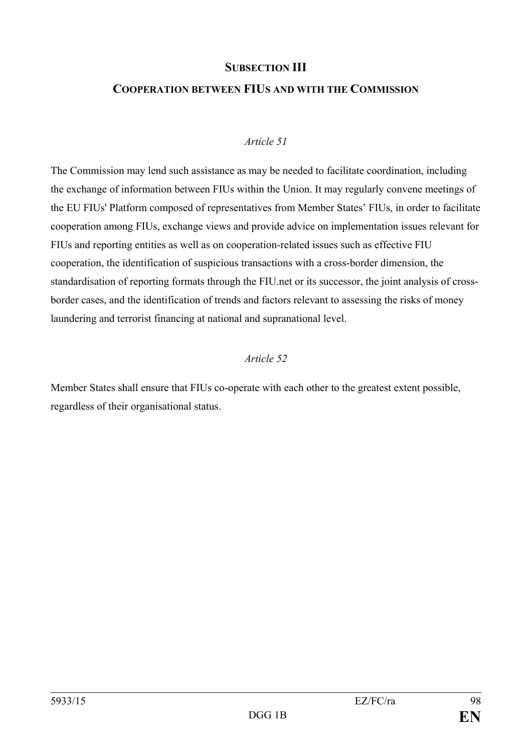## SUBSECTION III

## COOPERATION BETWEEN FIUS AND WITH THE COMMISSION

*Article 51*

The Commission may lend such assistance as may be needed to facilitate coordination, including the exchange of information between FIUs within the Union. It may regularly convene meetings of the EU FIUs' Platform composed of representatives from Member States' FIUs, in order to facilitate cooperation among FIUs, exchange views and provide advice on implementation issues relevant for FIUs and reporting entities as well as on cooperation-related issues such as effective FIU cooperation, the identification of suspicious transactions with a cross-border dimension, the standardisation of reporting formats through the FIU.net or its successor, the joint analysis of cross-border cases, and the identification of trends and factors relevant to assessing the risks of money laundering and terrorist financing at national and supranational level.

*Article 52*

Member States shall ensure that FIUs co-operate with each other to the greatest extent possible, regardless of their organisational status.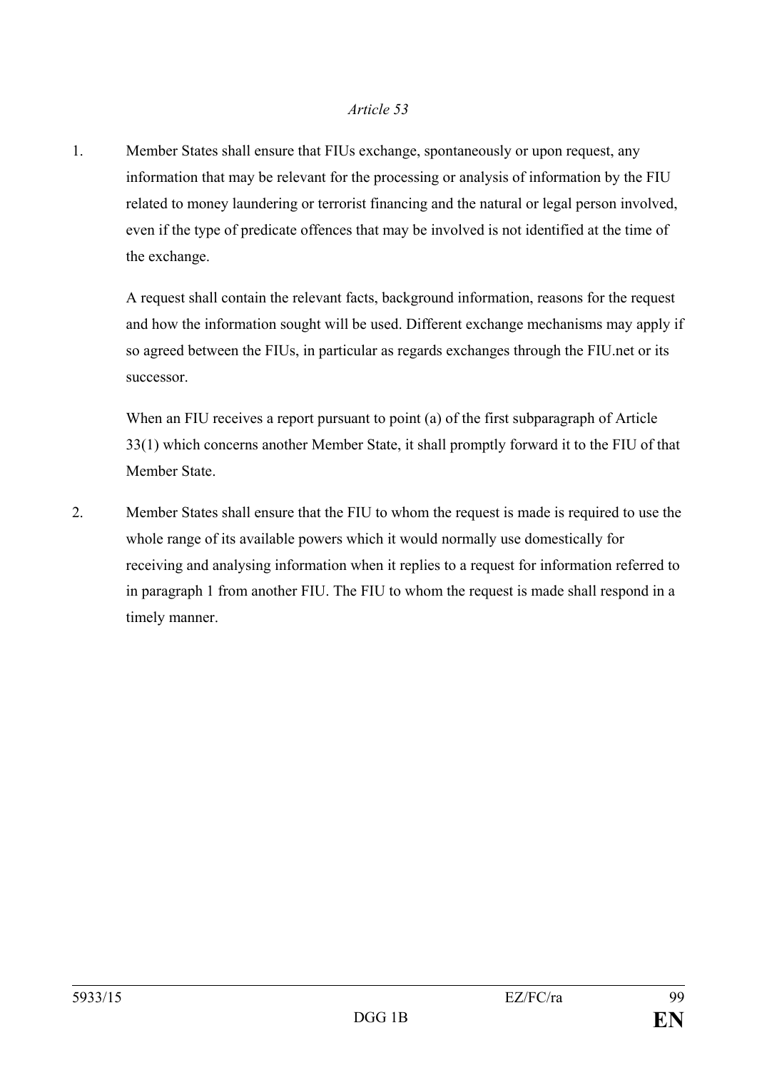*Article 53*

1. Member States shall ensure that FIUs exchange, spontaneously or upon request, any information that may be relevant for the processing or analysis of information by the FIU related to money laundering or terrorist financing and the natural or legal person involved, even if the type of predicate offences that may be involved is not identified at the time of the exchange.

   A request shall contain the relevant facts, background information, reasons for the request and how the information sought will be used. Different exchange mechanisms may apply if so agreed between the FIUs, in particular as regards exchanges through the FIU.net or its successor.

   When an FIU receives a report pursuant to point (a) of the first subparagraph of Article 33(1) which concerns another Member State, it shall promptly forward it to the FIU of that Member State.

2. Member States shall ensure that the FIU to whom the request is made is required to use the whole range of its available powers which it would normally use domestically for receiving and analysing information when it replies to a request for information referred to in paragraph 1 from another FIU. The FIU to whom the request is made shall respond in a timely manner.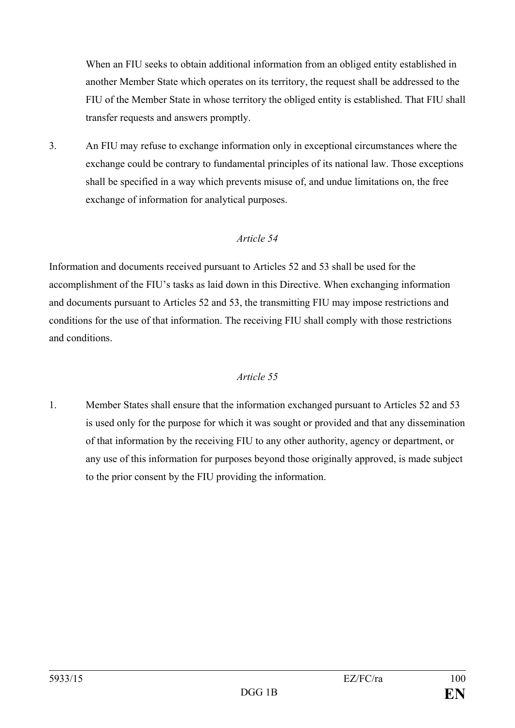When an FIU seeks to obtain additional information from an obliged entity established in another Member State which operates on its territory, the request shall be addressed to the FIU of the Member State in whose territory the obliged entity is established. That FIU shall transfer requests and answers promptly.

3. An FIU may refuse to exchange information only in exceptional circumstances where the exchange could be contrary to fundamental principles of its national law. Those exceptions shall be specified in a way which prevents misuse of, and undue limitations on, the free exchange of information for analytical purposes.

*Article 54*

Information and documents received pursuant to Articles 52 and 53 shall be used for the accomplishment of the FIU's tasks as laid down in this Directive. When exchanging information and documents pursuant to Articles 52 and 53, the transmitting FIU may impose restrictions and conditions for the use of that information. The receiving FIU shall comply with those restrictions and conditions.

*Article 55*

1. Member States shall ensure that the information exchanged pursuant to Articles 52 and 53 is used only for the purpose for which it was sought or provided and that any dissemination of that information by the receiving FIU to any other authority, agency or department, or any use of this information for purposes beyond those originally approved, is made subject to the prior consent by the FIU providing the information.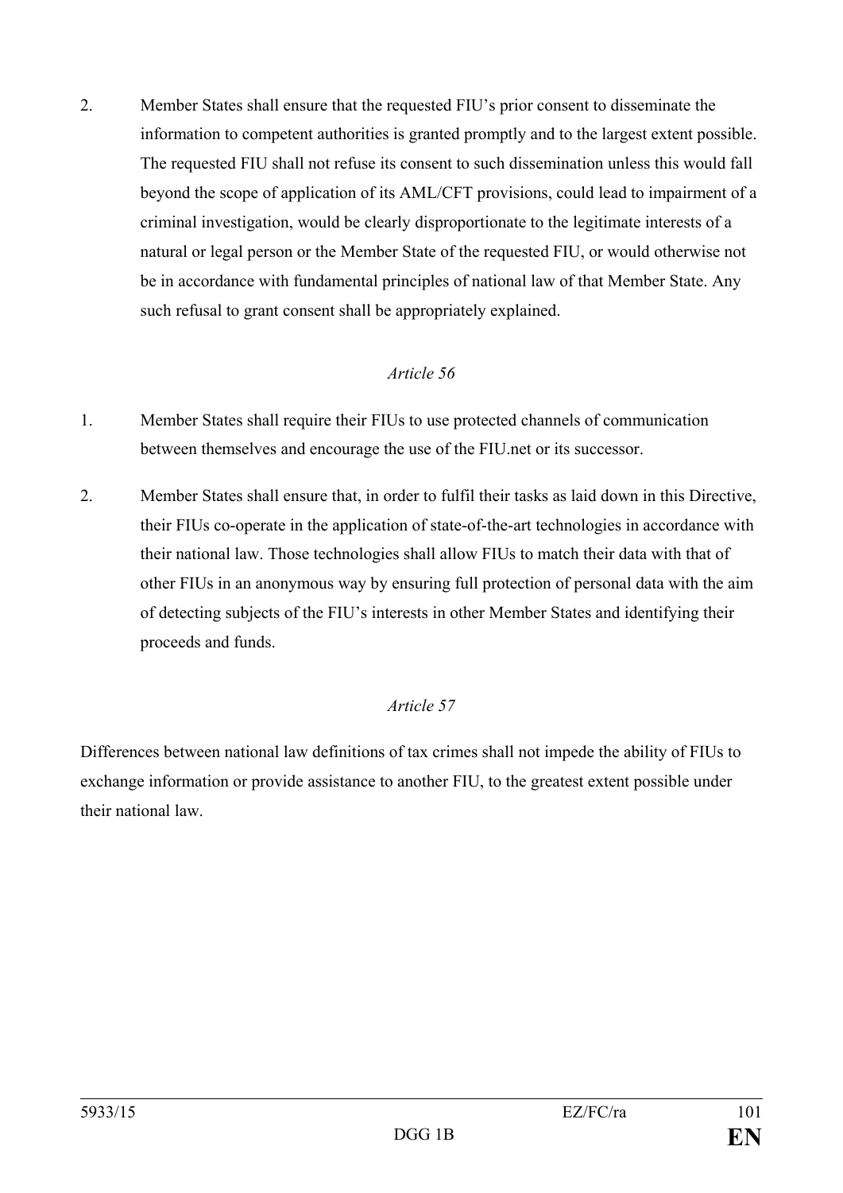2. Member States shall ensure that the requested FIU's prior consent to disseminate the information to competent authorities is granted promptly and to the largest extent possible. The requested FIU shall not refuse its consent to such dissemination unless this would fall beyond the scope of application of its AML/CFT provisions, could lead to impairment of a criminal investigation, would be clearly disproportionate to the legitimate interests of a natural or legal person or the Member State of the requested FIU, or would otherwise not be in accordance with fundamental principles of national law of that Member State. Any such refusal to grant consent shall be appropriately explained.

*Article 56*

1. Member States shall require their FIUs to use protected channels of communication between themselves and encourage the use of the FIU.net or its successor.

2. Member States shall ensure that, in order to fulfil their tasks as laid down in this Directive, their FIUs co-operate in the application of state-of-the-art technologies in accordance with their national law. Those technologies shall allow FIUs to match their data with that of other FIUs in an anonymous way by ensuring full protection of personal data with the aim of detecting subjects of the FIU's interests in other Member States and identifying their proceeds and funds.

*Article 57*

Differences between national law definitions of tax crimes shall not impede the ability of FIUs to exchange information or provide assistance to another FIU, to the greatest extent possible under their national law.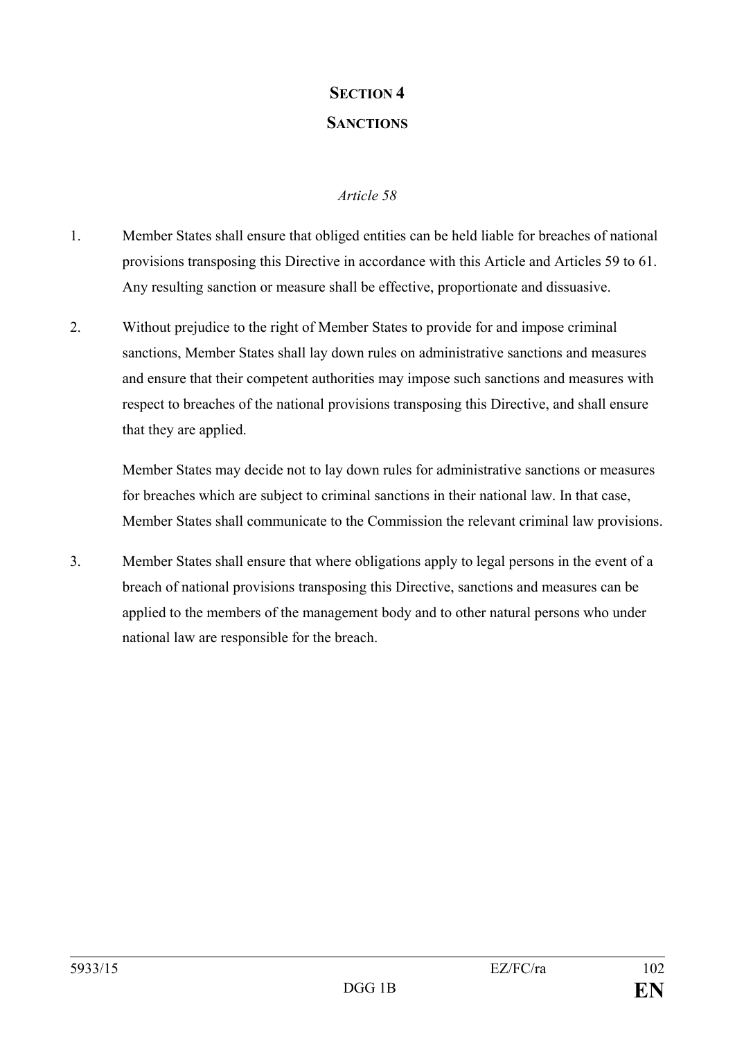## SECTION 4

## SANCTIONS

*Article 58*

1. Member States shall ensure that obliged entities can be held liable for breaches of national provisions transposing this Directive in accordance with this Article and Articles 59 to 61. Any resulting sanction or measure shall be effective, proportionate and dissuasive.

2. Without prejudice to the right of Member States to provide for and impose criminal sanctions, Member States shall lay down rules on administrative sanctions and measures and ensure that their competent authorities may impose such sanctions and measures with respect to breaches of the national provisions transposing this Directive, and shall ensure that they are applied.

   Member States may decide not to lay down rules for administrative sanctions or measures for breaches which are subject to criminal sanctions in their national law. In that case, Member States shall communicate to the Commission the relevant criminal law provisions.

3. Member States shall ensure that where obligations apply to legal persons in the event of a breach of national provisions transposing this Directive, sanctions and measures can be applied to the members of the management body and to other natural persons who under national law are responsible for the breach.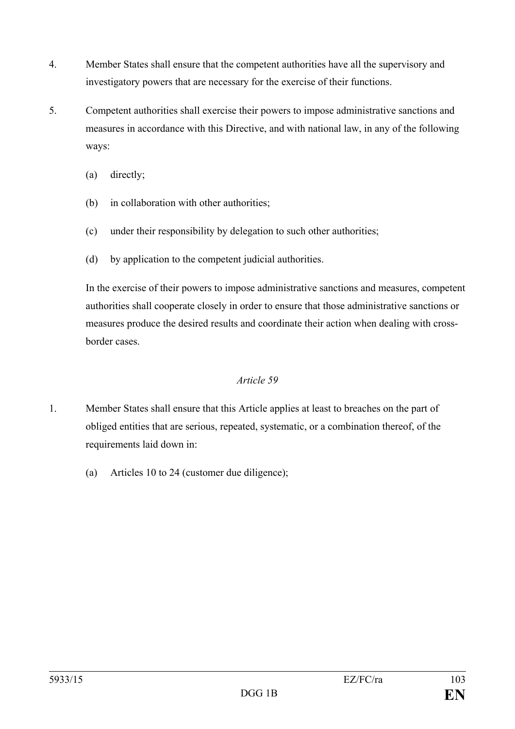4. Member States shall ensure that the competent authorities have all the supervisory and investigatory powers that are necessary for the exercise of their functions.

5. Competent authorities shall exercise their powers to impose administrative sanctions and measures in accordance with this Directive, and with national law, in any of the following ways:

   (a) directly;

   (b) in collaboration with other authorities;

   (c) under their responsibility by delegation to such other authorities;

   (d) by application to the competent judicial authorities.

   In the exercise of their powers to impose administrative sanctions and measures, competent authorities shall cooperate closely in order to ensure that those administrative sanctions or measures produce the desired results and coordinate their action when dealing with cross-border cases.

*Article 59*

1. Member States shall ensure that this Article applies at least to breaches on the part of obliged entities that are serious, repeated, systematic, or a combination thereof, of the requirements laid down in:

   (a) Articles 10 to 24 (customer due diligence);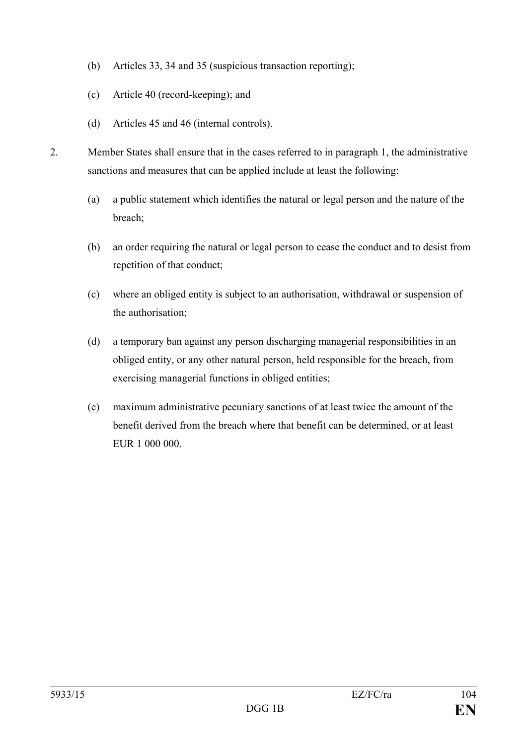(b) Articles 33, 34 and 35 (suspicious transaction reporting);

(c) Article 40 (record-keeping); and

(d) Articles 45 and 46 (internal controls).

2. Member States shall ensure that in the cases referred to in paragraph 1, the administrative sanctions and measures that can be applied include at least the following:

(a) a public statement which identifies the natural or legal person and the nature of the breach;

(b) an order requiring the natural or legal person to cease the conduct and to desist from repetition of that conduct;

(c) where an obliged entity is subject to an authorisation, withdrawal or suspension of the authorisation;

(d) a temporary ban against any person discharging managerial responsibilities in an obliged entity, or any other natural person, held responsible for the breach, from exercising managerial functions in obliged entities;

(e) maximum administrative pecuniary sanctions of at least twice the amount of the benefit derived from the breach where that benefit can be determined, or at least EUR 1 000 000.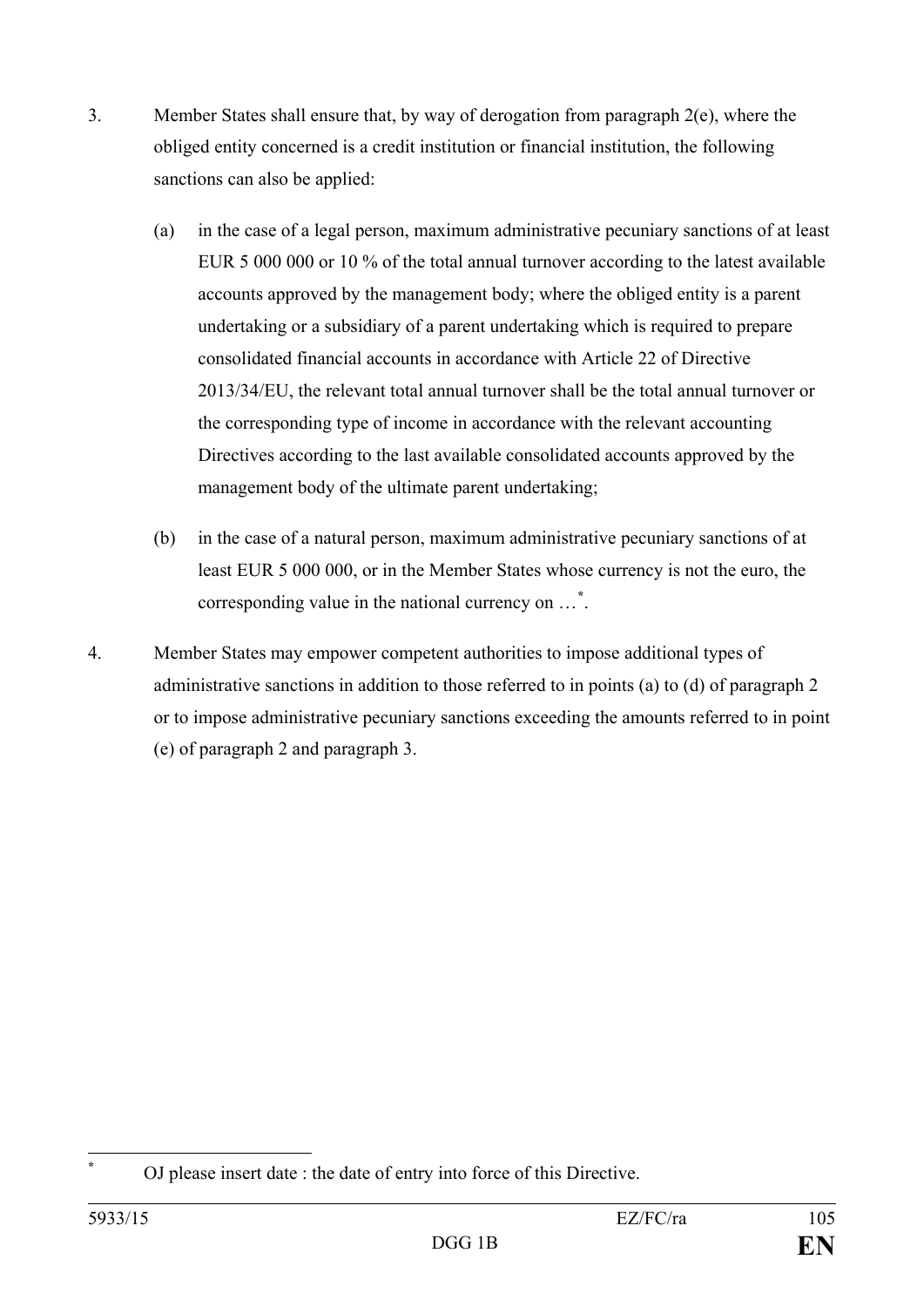3. Member States shall ensure that, by way of derogation from paragraph 2(e), where the obliged entity concerned is a credit institution or financial institution, the following sanctions can also be applied:

   (a) in the case of a legal person, maximum administrative pecuniary sanctions of at least EUR 5 000 000 or 10 % of the total annual turnover according to the latest available accounts approved by the management body; where the obliged entity is a parent undertaking or a subsidiary of a parent undertaking which is required to prepare consolidated financial accounts in accordance with Article 22 of Directive 2013/34/EU, the relevant total annual turnover shall be the total annual turnover or the corresponding type of income in accordance with the relevant accounting Directives according to the last available consolidated accounts approved by the management body of the ultimate parent undertaking;

   (b) in the case of a natural person, maximum administrative pecuniary sanctions of at least EUR 5 000 000, or in the Member States whose currency is not the euro, the corresponding value in the national currency on …[*].

4. Member States may empower competent authorities to impose additional types of administrative sanctions in addition to those referred to in points (a) to (d) of paragraph 2 or to impose administrative pecuniary sanctions exceeding the amounts referred to in point (e) of paragraph 2 and paragraph 3.

---

[*] OJ please insert date : the date of entry into force of this Directive.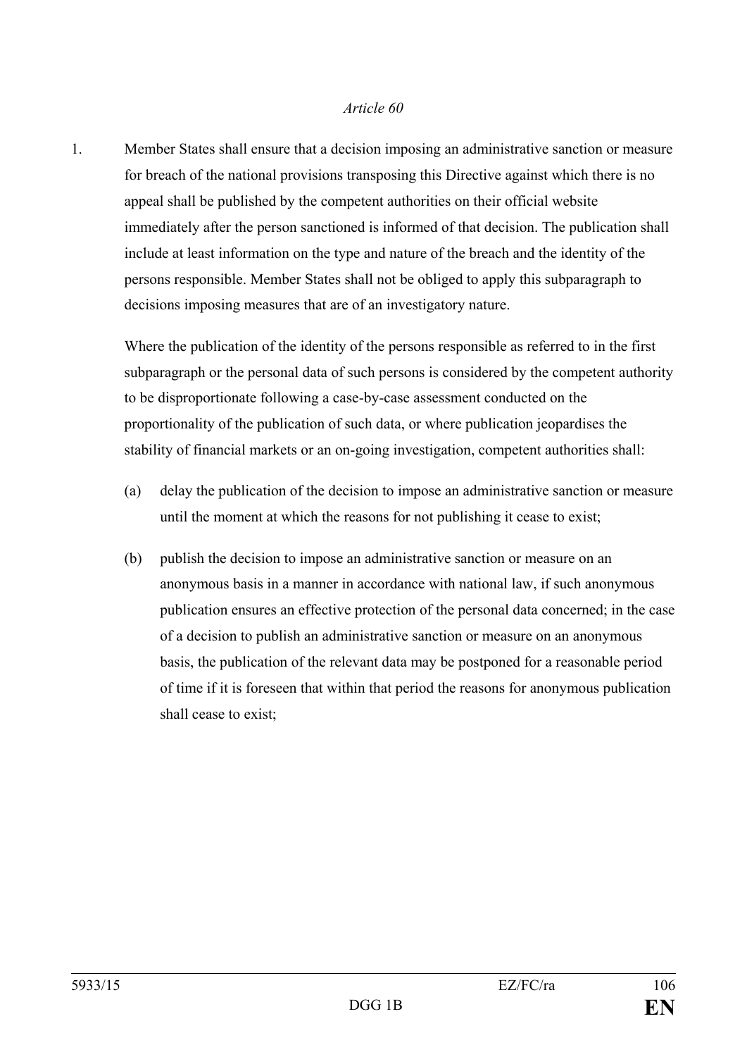*Article 60*

1. Member States shall ensure that a decision imposing an administrative sanction or measure for breach of the national provisions transposing this Directive against which there is no appeal shall be published by the competent authorities on their official website immediately after the person sanctioned is informed of that decision. The publication shall include at least information on the type and nature of the breach and the identity of the persons responsible. Member States shall not be obliged to apply this subparagraph to decisions imposing measures that are of an investigatory nature.

   Where the publication of the identity of the persons responsible as referred to in the first subparagraph or the personal data of such persons is considered by the competent authority to be disproportionate following a case-by-case assessment conducted on the proportionality of the publication of such data, or where publication jeopardises the stability of financial markets or an on-going investigation, competent authorities shall:

   (a) delay the publication of the decision to impose an administrative sanction or measure until the moment at which the reasons for not publishing it cease to exist;

   (b) publish the decision to impose an administrative sanction or measure on an anonymous basis in a manner in accordance with national law, if such anonymous publication ensures an effective protection of the personal data concerned; in the case of a decision to publish an administrative sanction or measure on an anonymous basis, the publication of the relevant data may be postponed for a reasonable period of time if it is foreseen that within that period the reasons for anonymous publication shall cease to exist;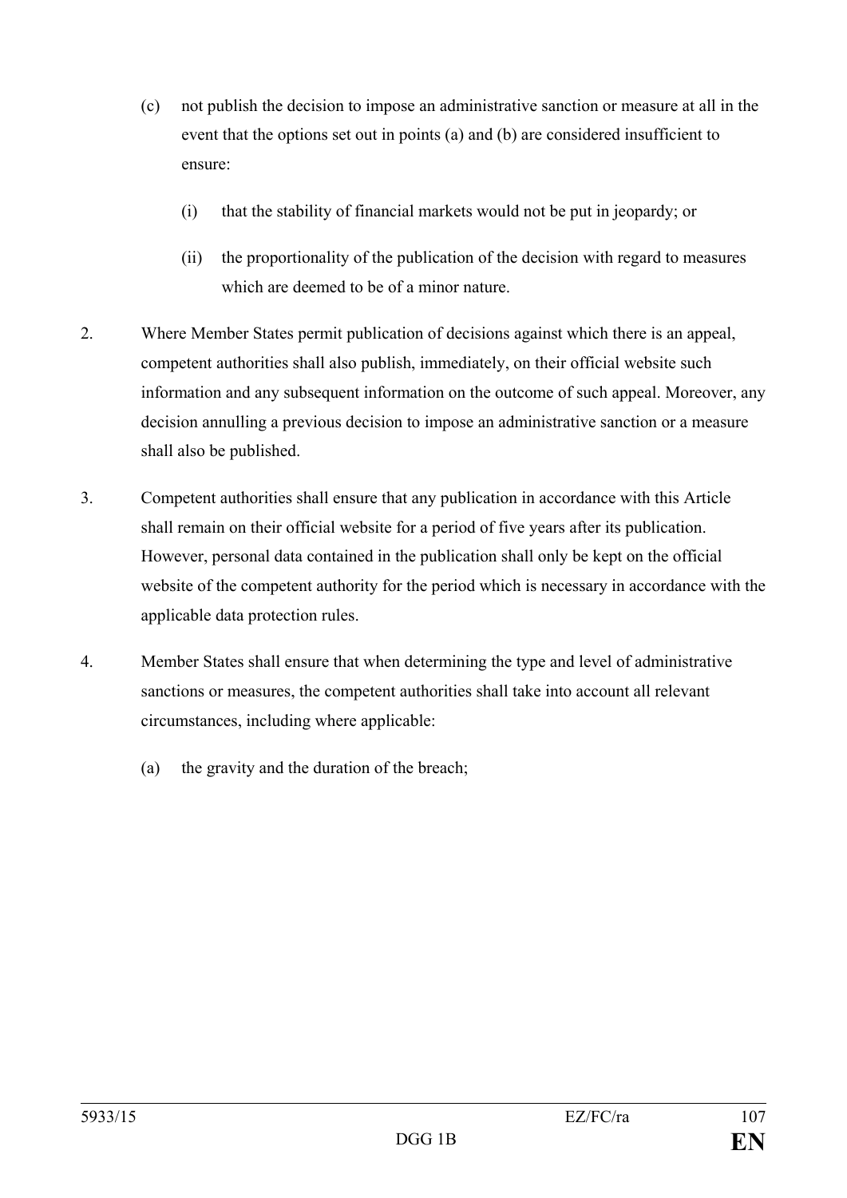(c) not publish the decision to impose an administrative sanction or measure at all in the event that the options set out in points (a) and (b) are considered insufficient to ensure:

   (i) that the stability of financial markets would not be put in jeopardy; or

   (ii) the proportionality of the publication of the decision with regard to measures which are deemed to be of a minor nature.

2. Where Member States permit publication of decisions against which there is an appeal, competent authorities shall also publish, immediately, on their official website such information and any subsequent information on the outcome of such appeal. Moreover, any decision annulling a previous decision to impose an administrative sanction or a measure shall also be published.

3. Competent authorities shall ensure that any publication in accordance with this Article shall remain on their official website for a period of five years after its publication. However, personal data contained in the publication shall only be kept on the official website of the competent authority for the period which is necessary in accordance with the applicable data protection rules.

4. Member States shall ensure that when determining the type and level of administrative sanctions or measures, the competent authorities shall take into account all relevant circumstances, including where applicable:

   (a) the gravity and the duration of the breach;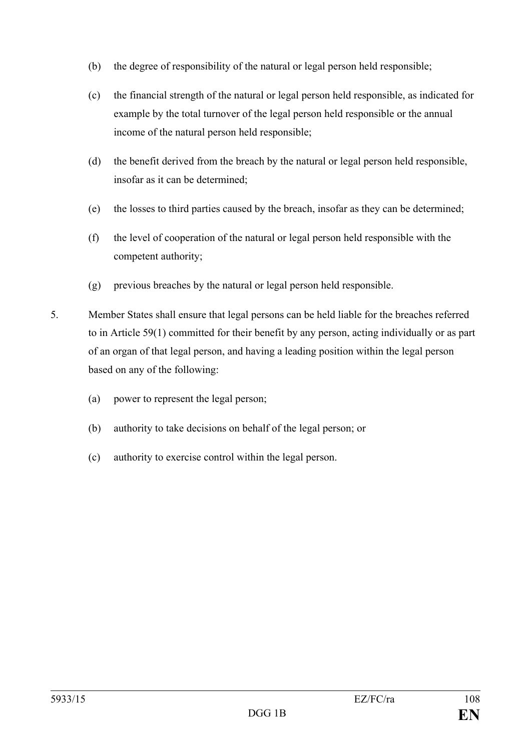(b) the degree of responsibility of the natural or legal person held responsible;

(c) the financial strength of the natural or legal person held responsible, as indicated for example by the total turnover of the legal person held responsible or the annual income of the natural person held responsible;

(d) the benefit derived from the breach by the natural or legal person held responsible, insofar as it can be determined;

(e) the losses to third parties caused by the breach, insofar as they can be determined;

(f) the level of cooperation of the natural or legal person held responsible with the competent authority;

(g) previous breaches by the natural or legal person held responsible.

5. Member States shall ensure that legal persons can be held liable for the breaches referred to in Article 59(1) committed for their benefit by any person, acting individually or as part of an organ of that legal person, and having a leading position within the legal person based on any of the following:

(a) power to represent the legal person;

(b) authority to take decisions on behalf of the legal person; or

(c) authority to exercise control within the legal person.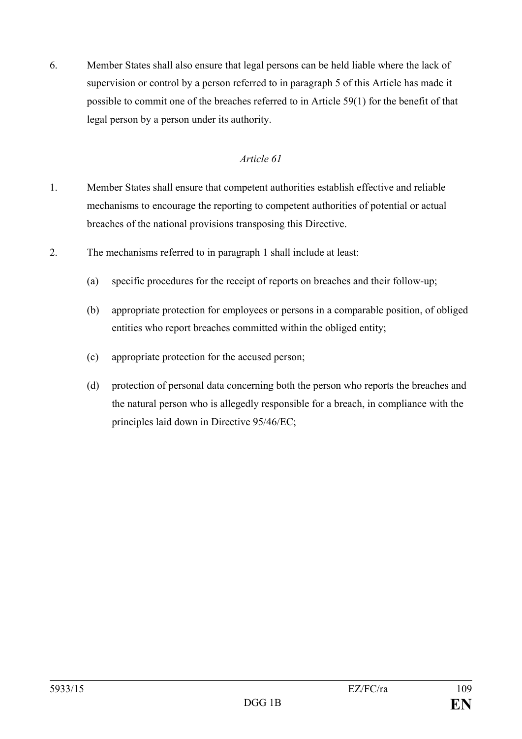6. Member States shall also ensure that legal persons can be held liable where the lack of supervision or control by a person referred to in paragraph 5 of this Article has made it possible to commit one of the breaches referred to in Article 59(1) for the benefit of that legal person by a person under its authority.

*Article 61*

1. Member States shall ensure that competent authorities establish effective and reliable mechanisms to encourage the reporting to competent authorities of potential or actual breaches of the national provisions transposing this Directive.

2. The mechanisms referred to in paragraph 1 shall include at least:

   (a) specific procedures for the receipt of reports on breaches and their follow-up;

   (b) appropriate protection for employees or persons in a comparable position, of obliged entities who report breaches committed within the obliged entity;

   (c) appropriate protection for the accused person;

   (d) protection of personal data concerning both the person who reports the breaches and the natural person who is allegedly responsible for a breach, in compliance with the principles laid down in Directive 95/46/EC;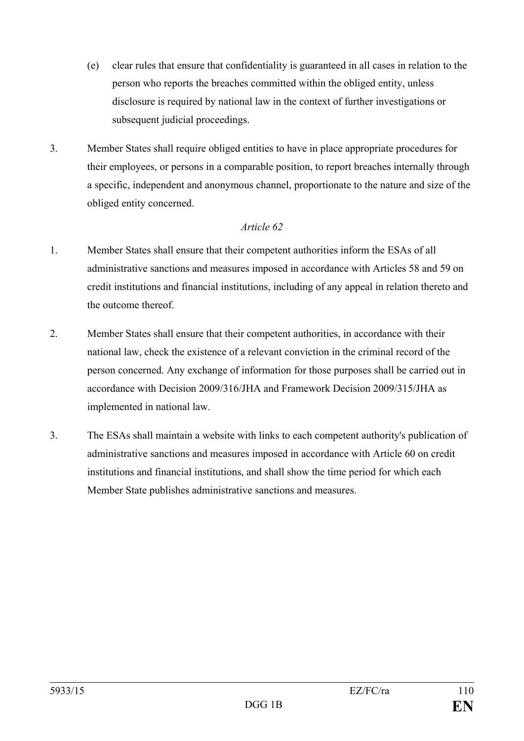(e) clear rules that ensure that confidentiality is guaranteed in all cases in relation to the person who reports the breaches committed within the obliged entity, unless disclosure is required by national law in the context of further investigations or subsequent judicial proceedings.

3. Member States shall require obliged entities to have in place appropriate procedures for their employees, or persons in a comparable position, to report breaches internally through a specific, independent and anonymous channel, proportionate to the nature and size of the obliged entity concerned.

*Article 62*

1. Member States shall ensure that their competent authorities inform the ESAs of all administrative sanctions and measures imposed in accordance with Articles 58 and 59 on credit institutions and financial institutions, including of any appeal in relation thereto and the outcome thereof.

2. Member States shall ensure that their competent authorities, in accordance with their national law, check the existence of a relevant conviction in the criminal record of the person concerned. Any exchange of information for those purposes shall be carried out in accordance with Decision 2009/316/JHA and Framework Decision 2009/315/JHA as implemented in national law.

3. The ESAs shall maintain a website with links to each competent authority's publication of administrative sanctions and measures imposed in accordance with Article 60 on credit institutions and financial institutions, and shall show the time period for which each Member State publishes administrative sanctions and measures.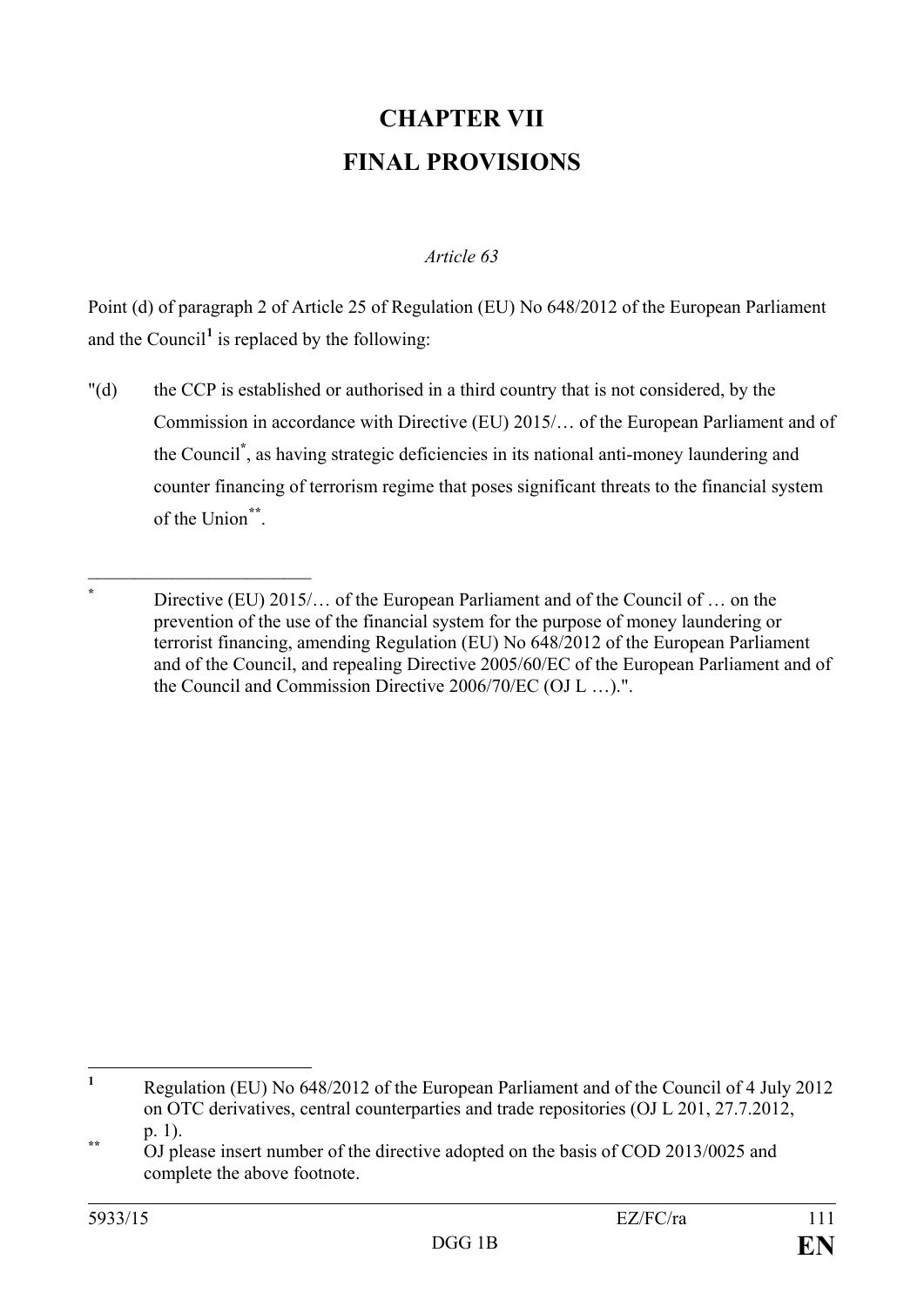# CHAPTER VII
# FINAL PROVISIONS

*Article 63*

Point (d) of paragraph 2 of Article 25 of Regulation (EU) No 648/2012 of the European Parliament and the Council[1] is replaced by the following:

"(d) the CCP is established or authorised in a third country that is not considered, by the Commission in accordance with Directive (EU) 2015/… of the European Parliament and of the Council[*], as having strategic deficiencies in its national anti-money laundering and counter financing of terrorism regime that poses significant threats to the financial system of the Union[**].

---

[*] Directive (EU) 2015/… of the European Parliament and of the Council of … on the prevention of the use of the financial system for the purpose of money laundering or terrorist financing, amending Regulation (EU) No 648/2012 of the European Parliament and of the Council, and repealing Directive 2005/60/EC of the European Parliament and of the Council and Commission Directive 2006/70/EC (OJ L …).".

---

[1] Regulation (EU) No 648/2012 of the European Parliament and of the Council of 4 July 2012 on OTC derivatives, central counterparties and trade repositories (OJ L 201, 27.7.2012, p. 1).

[**] OJ please insert number of the directive adopted on the basis of COD 2013/0025 and complete the above footnote.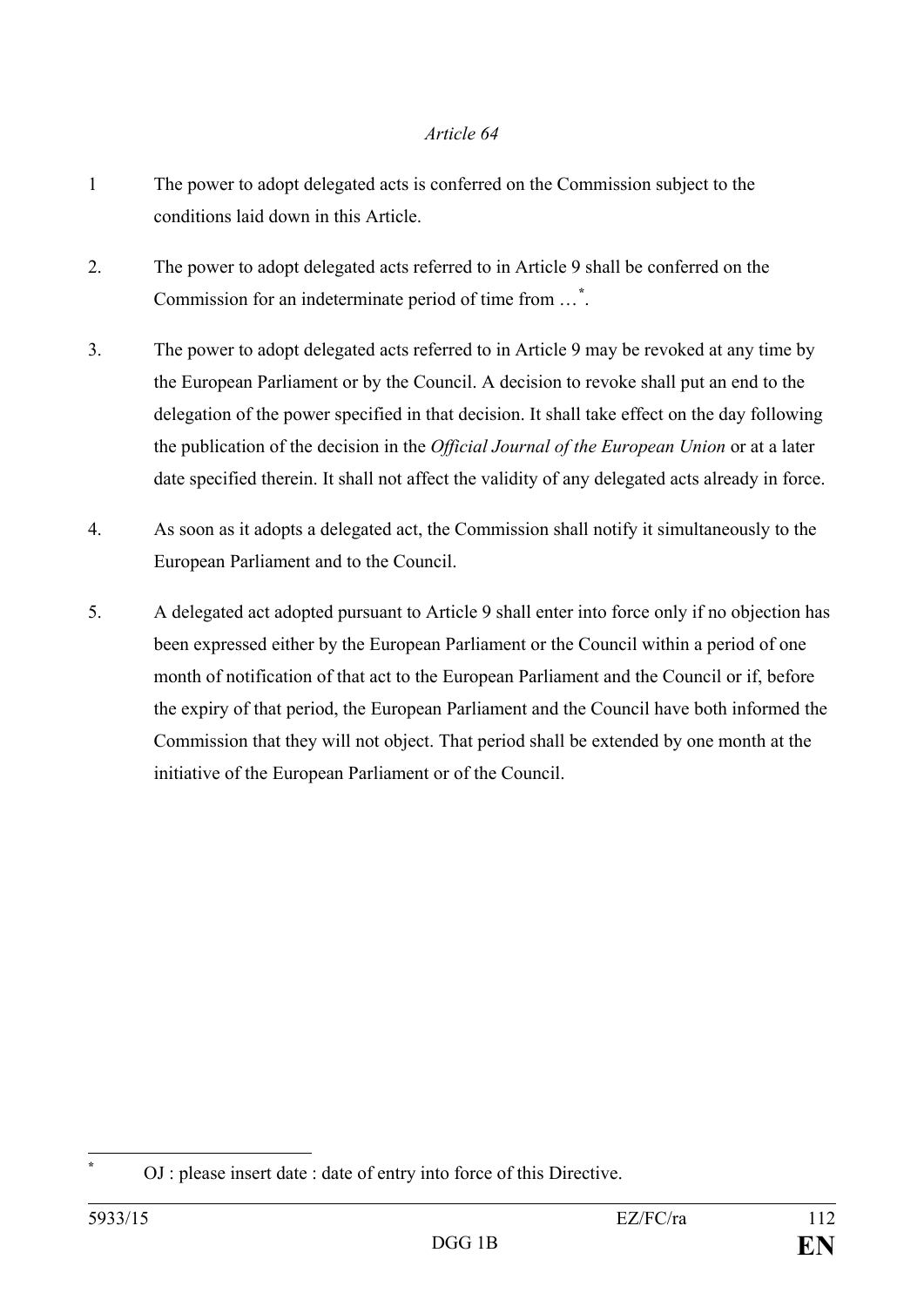*Article 64*

1 The power to adopt delegated acts is conferred on the Commission subject to the conditions laid down in this Article.

2. The power to adopt delegated acts referred to in Article 9 shall be conferred on the Commission for an indeterminate period of time from …[*].

3. The power to adopt delegated acts referred to in Article 9 may be revoked at any time by the European Parliament or by the Council. A decision to revoke shall put an end to the delegation of the power specified in that decision. It shall take effect on the day following the publication of the decision in the *Official Journal of the European Union* or at a later date specified therein. It shall not affect the validity of any delegated acts already in force.

4. As soon as it adopts a delegated act, the Commission shall notify it simultaneously to the European Parliament and to the Council.

5. A delegated act adopted pursuant to Article 9 shall enter into force only if no objection has been expressed either by the European Parliament or the Council within a period of one month of notification of that act to the European Parliament and the Council or if, before the expiry of that period, the European Parliament and the Council have both informed the Commission that they will not object. That period shall be extended by one month at the initiative of the European Parliament or of the Council.

---

[*] OJ : please insert date : date of entry into force of this Directive.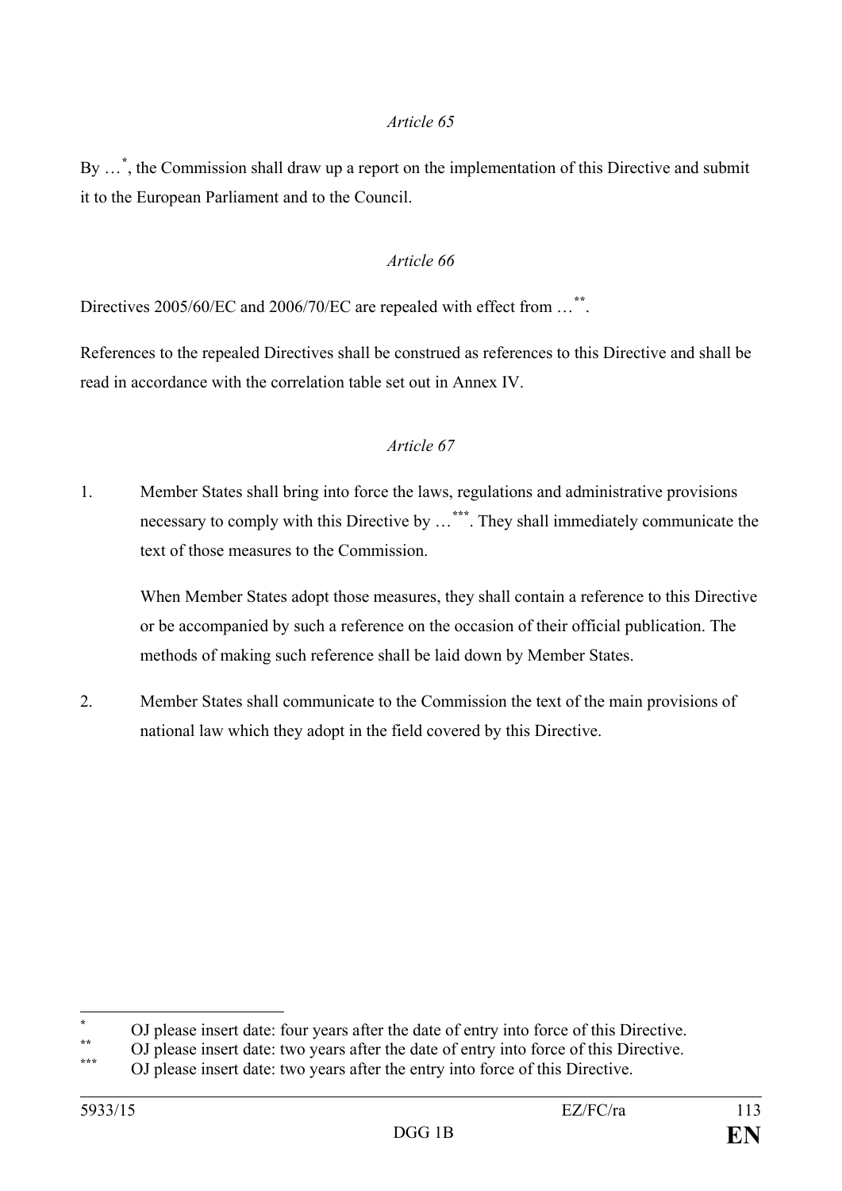*Article 65*

By …[*], the Commission shall draw up a report on the implementation of this Directive and submit it to the European Parliament and to the Council.

*Article 66*

Directives 2005/60/EC and 2006/70/EC are repealed with effect from …[**].

References to the repealed Directives shall be construed as references to this Directive and shall be read in accordance with the correlation table set out in Annex IV.

*Article 67*

1. Member States shall bring into force the laws, regulations and administrative provisions necessary to comply with this Directive by …[***]. They shall immediately communicate the text of those measures to the Commission.

   When Member States adopt those measures, they shall contain a reference to this Directive or be accompanied by such a reference on the occasion of their official publication. The methods of making such reference shall be laid down by Member States.

2. Member States shall communicate to the Commission the text of the main provisions of national law which they adopt in the field covered by this Directive.

---

[*] OJ please insert date: four years after the date of entry into force of this Directive.

[**] OJ please insert date: two years after the date of entry into force of this Directive.

[***] OJ please insert date: two years after the entry into force of this Directive.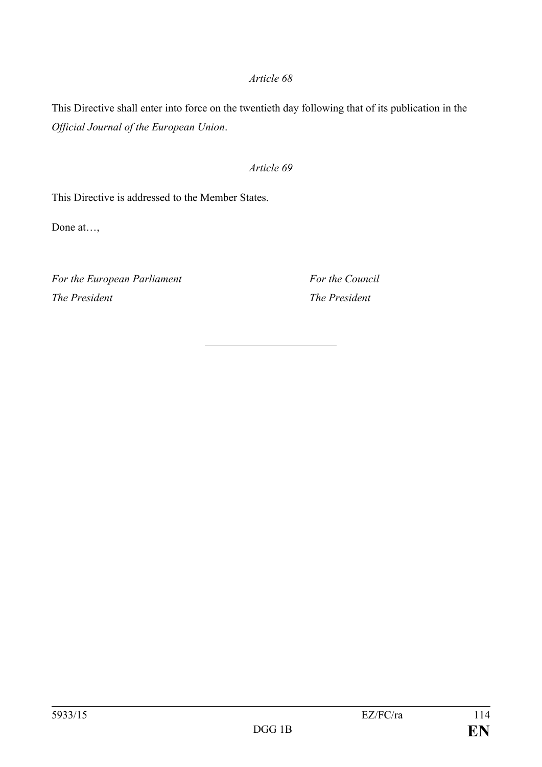*Article 68*

This Directive shall enter into force on the twentieth day following that of its publication in the *Official Journal of the European Union*.

*Article 69*

This Directive is addressed to the Member States.

Done at…,

*For the European Parliament*
*The President*

*For the Council*
*The President*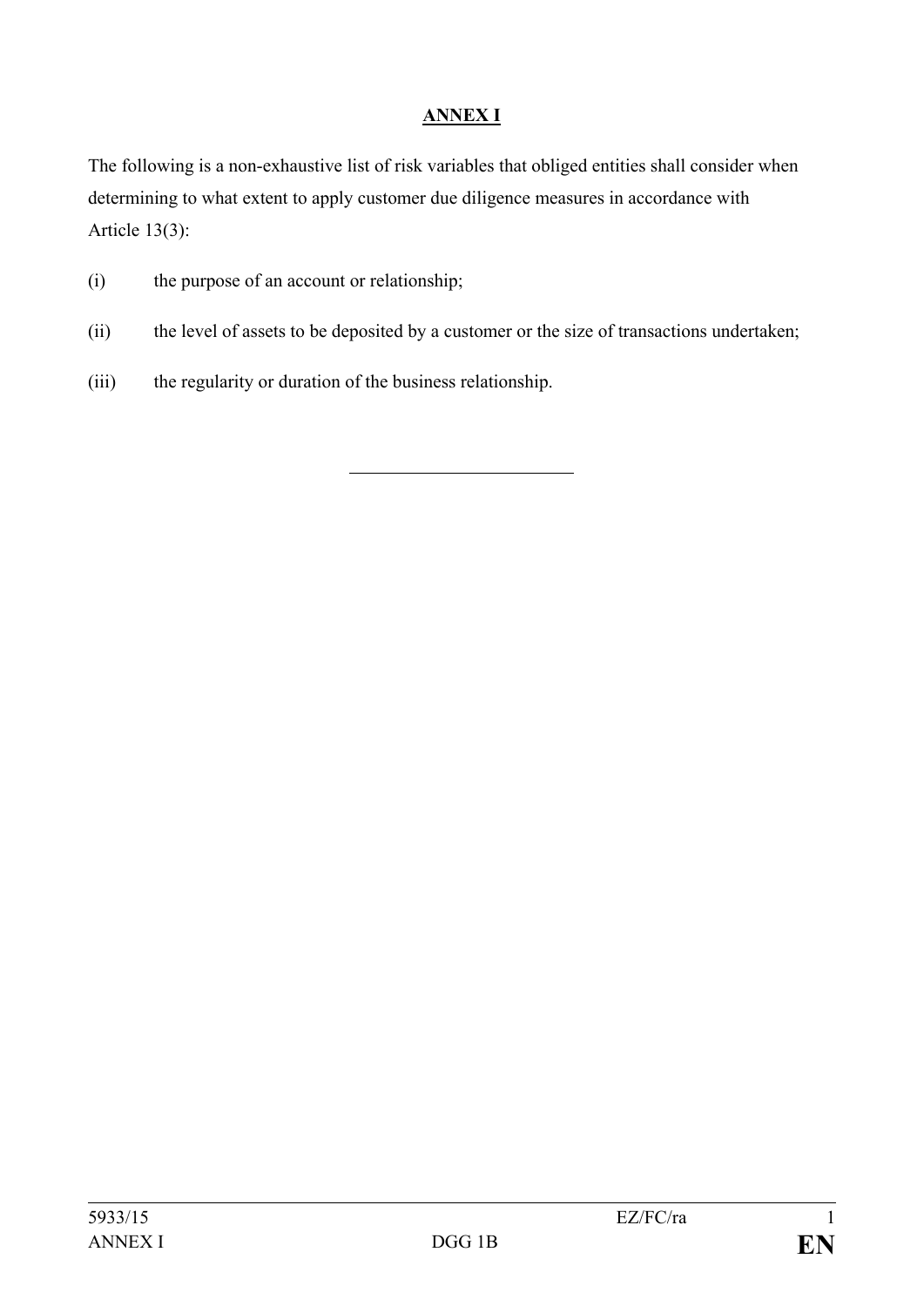# ANNEX I

The following is a non-exhaustive list of risk variables that obliged entities shall consider when determining to what extent to apply customer due diligence measures in accordance with Article 13(3):

(i) the purpose of an account or relationship;

(ii) the level of assets to be deposited by a customer or the size of transactions undertaken;

(iii) the regularity or duration of the business relationship.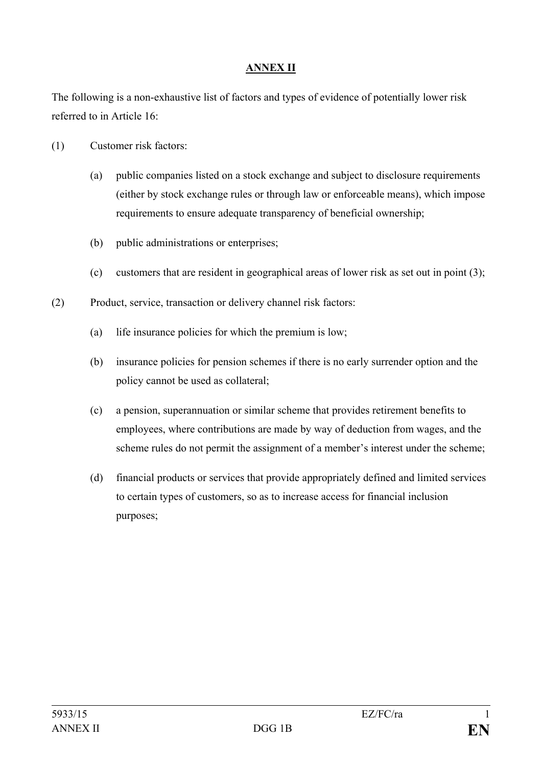# ANNEX II

The following is a non-exhaustive list of factors and types of evidence of potentially lower risk referred to in Article 16:

(1) Customer risk factors:

(a) public companies listed on a stock exchange and subject to disclosure requirements (either by stock exchange rules or through law or enforceable means), which impose requirements to ensure adequate transparency of beneficial ownership;

(b) public administrations or enterprises;

(c) customers that are resident in geographical areas of lower risk as set out in point (3);

(2) Product, service, transaction or delivery channel risk factors:

(a) life insurance policies for which the premium is low;

(b) insurance policies for pension schemes if there is no early surrender option and the policy cannot be used as collateral;

(c) a pension, superannuation or similar scheme that provides retirement benefits to employees, where contributions are made by way of deduction from wages, and the scheme rules do not permit the assignment of a member's interest under the scheme;

(d) financial products or services that provide appropriately defined and limited services to certain types of customers, so as to increase access for financial inclusion purposes;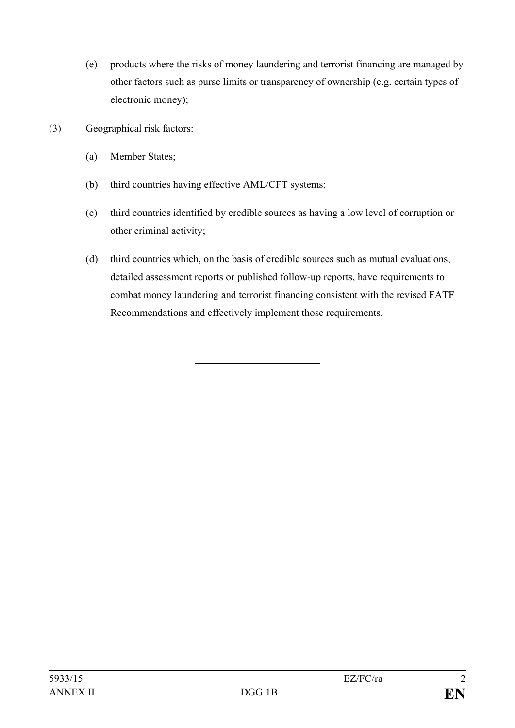(e) products where the risks of money laundering and terrorist financing are managed by other factors such as purse limits or transparency of ownership (e.g. certain types of electronic money);

(3) Geographical risk factors:

(a) Member States;

(b) third countries having effective AML/CFT systems;

(c) third countries identified by credible sources as having a low level of corruption or other criminal activity;

(d) third countries which, on the basis of credible sources such as mutual evaluations, detailed assessment reports or published follow-up reports, have requirements to combat money laundering and terrorist financing consistent with the revised FATF Recommendations and effectively implement those requirements.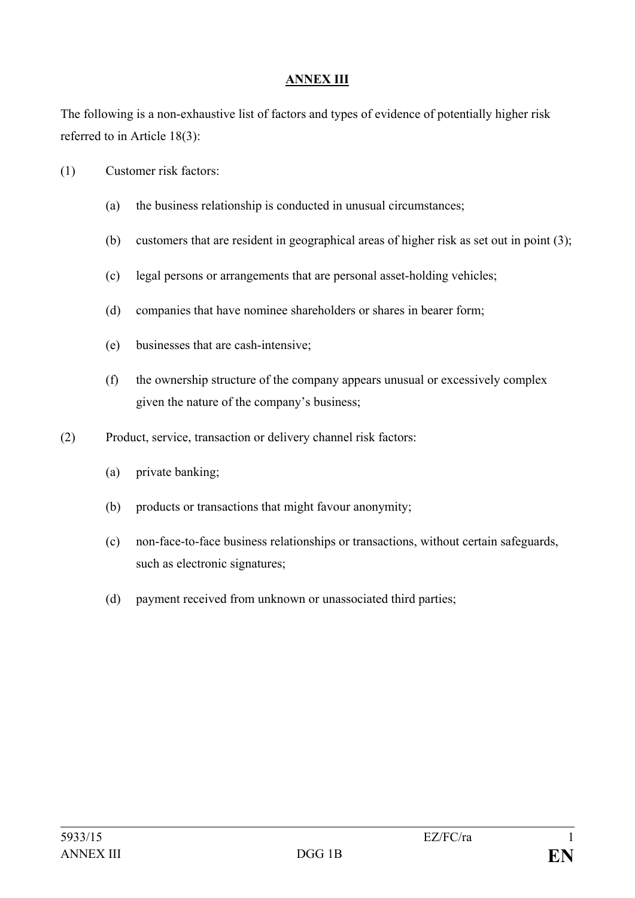# ANNEX III

The following is a non-exhaustive list of factors and types of evidence of potentially higher risk referred to in Article 18(3):

(1) Customer risk factors:

- (a) the business relationship is conducted in unusual circumstances;
- (b) customers that are resident in geographical areas of higher risk as set out in point (3);
- (c) legal persons or arrangements that are personal asset-holding vehicles;
- (d) companies that have nominee shareholders or shares in bearer form;
- (e) businesses that are cash-intensive;
- (f) the ownership structure of the company appears unusual or excessively complex given the nature of the company's business;

(2) Product, service, transaction or delivery channel risk factors:

- (a) private banking;
- (b) products or transactions that might favour anonymity;
- (c) non-face-to-face business relationships or transactions, without certain safeguards, such as electronic signatures;
- (d) payment received from unknown or unassociated third parties;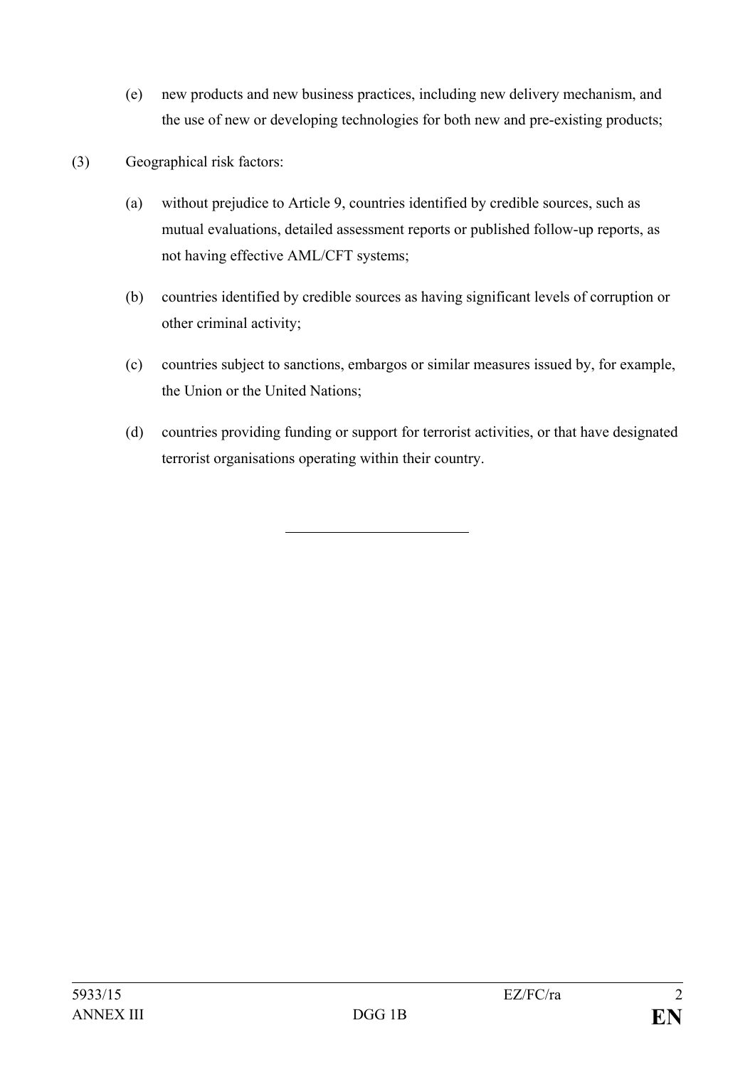(e) new products and new business practices, including new delivery mechanism, and the use of new or developing technologies for both new and pre-existing products;

(3) Geographical risk factors:

(a) without prejudice to Article 9, countries identified by credible sources, such as mutual evaluations, detailed assessment reports or published follow-up reports, as not having effective AML/CFT systems;

(b) countries identified by credible sources as having significant levels of corruption or other criminal activity;

(c) countries subject to sanctions, embargos or similar measures issued by, for example, the Union or the United Nations;

(d) countries providing funding or support for terrorist activities, or that have designated terrorist organisations operating within their country.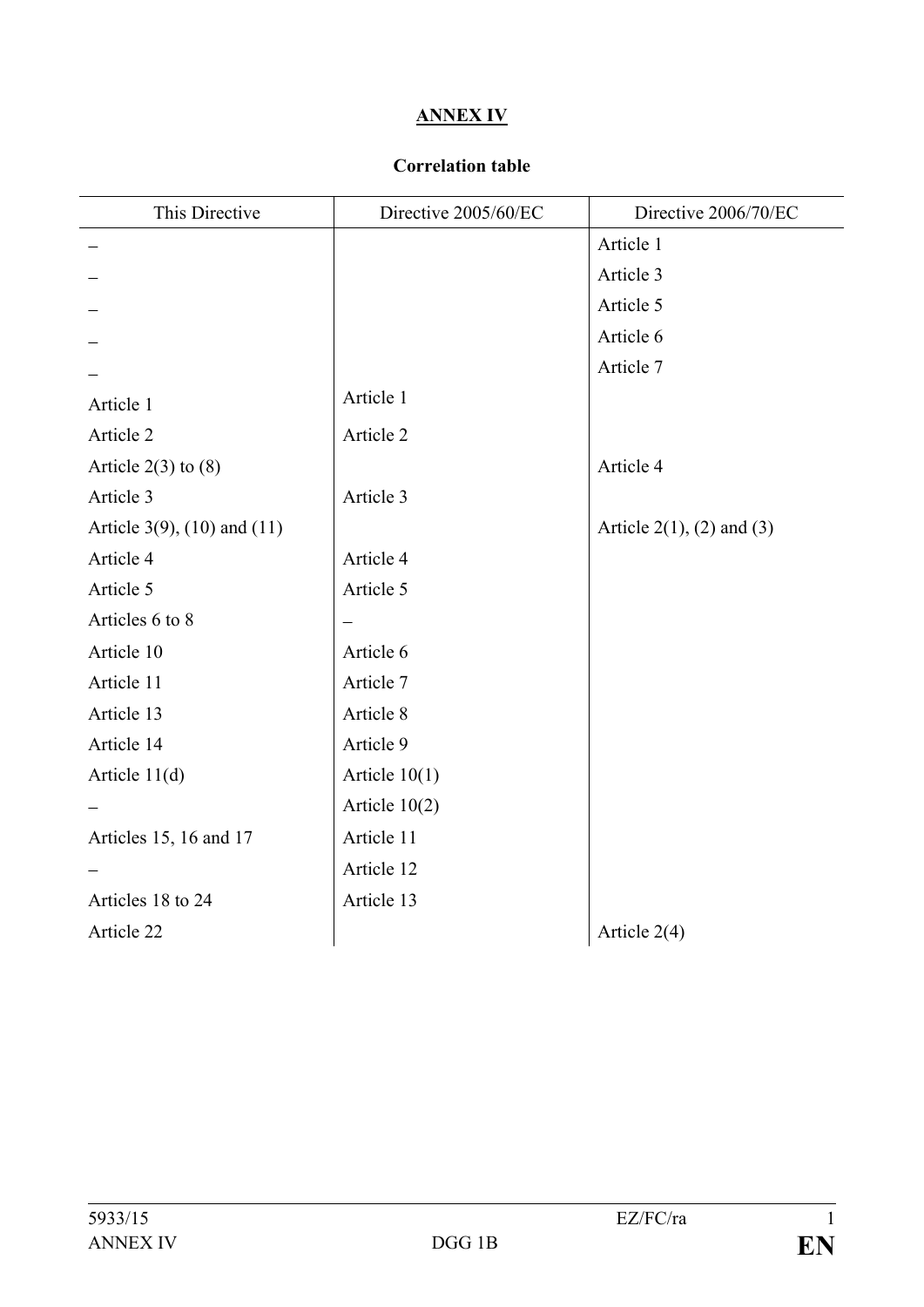## ANNEX IV

**Correlation table**

| This Directive | Directive 2005/60/EC | Directive 2006/70/EC |
|---|---|---|
| – | | Article 1 |
| – | | Article 3 |
| – | | Article 5 |
| – | | Article 6 |
| – | | Article 7 |
| Article 1 | Article 1 | |
| Article 2 | Article 2 | |
| Article 2(3) to (8) | | Article 4 |
| Article 3 | Article 3 | |
| Article 3(9), (10) and (11) | | Article 2(1), (2) and (3) |
| Article 4 | Article 4 | |
| Article 5 | Article 5 | |
| Articles 6 to 8 | – | |
| Article 10 | Article 6 | |
| Article 11 | Article 7 | |
| Article 13 | Article 8 | |
| Article 14 | Article 9 | |
| Article 11(d) | Article 10(1) | |
| – | Article 10(2) | |
| Articles 15, 16 and 17 | Article 11 | |
| – | Article 12 | |
| Articles 18 to 24 | Article 13 | |
| Article 22 | | Article 2(4) |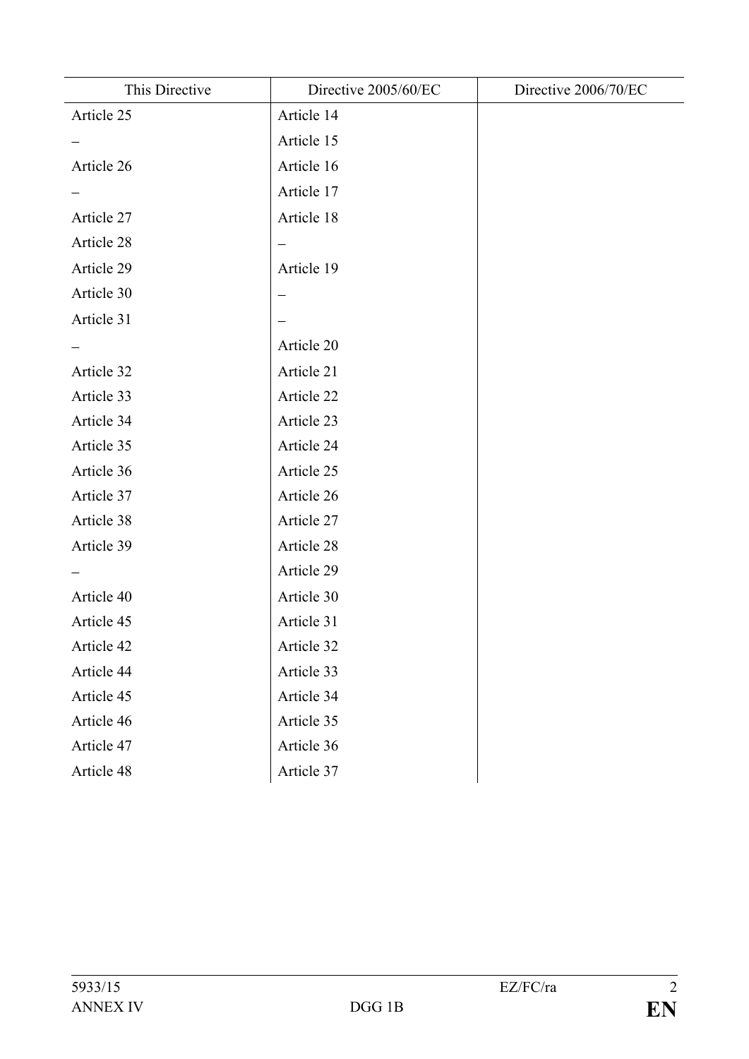| This Directive | Directive 2005/60/EC | Directive 2006/70/EC |
| --- | --- | --- |
| Article 25 | Article 14 | |
| – | Article 15 | |
| Article 26 | Article 16 | |
| – | Article 17 | |
| Article 27 | Article 18 | |
| Article 28 | – | |
| Article 29 | Article 19 | |
| Article 30 | – | |
| Article 31 | – | |
| – | Article 20 | |
| Article 32 | Article 21 | |
| Article 33 | Article 22 | |
| Article 34 | Article 23 | |
| Article 35 | Article 24 | |
| Article 36 | Article 25 | |
| Article 37 | Article 26 | |
| Article 38 | Article 27 | |
| Article 39 | Article 28 | |
| – | Article 29 | |
| Article 40 | Article 30 | |
| Article 45 | Article 31 | |
| Article 42 | Article 32 | |
| Article 44 | Article 33 | |
| Article 45 | Article 34 | |
| Article 46 | Article 35 | |
| Article 47 | Article 36 | |
| Article 48 | Article 37 | |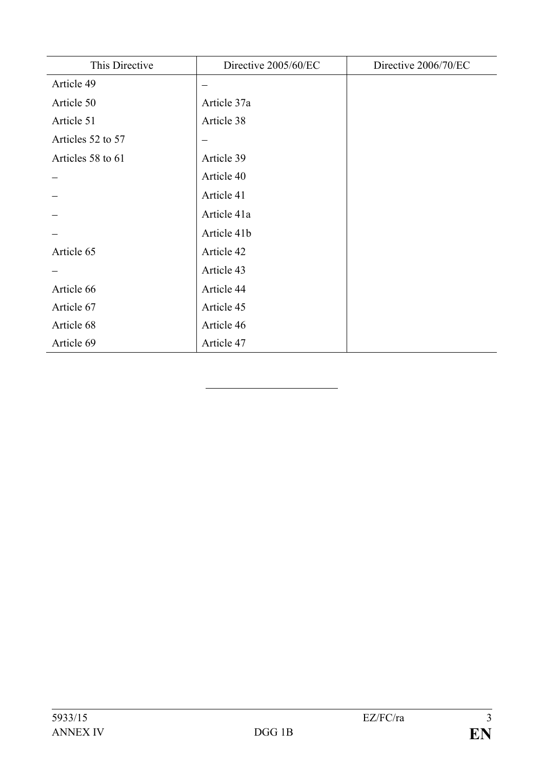| This Directive | Directive 2005/60/EC | Directive 2006/70/EC |
|---|---|---|
| Article 49 | – | |
| Article 50 | Article 37a | |
| Article 51 | Article 38 | |
| Articles 52 to 57 | – | |
| Articles 58 to 61 | Article 39 | |
| – | Article 40 | |
| – | Article 41 | |
| – | Article 41a | |
| – | Article 41b | |
| Article 65 | Article 42 | |
| – | Article 43 | |
| Article 66 | Article 44 | |
| Article 67 | Article 45 | |
| Article 68 | Article 46 | |
| Article 69 | Article 47 | |